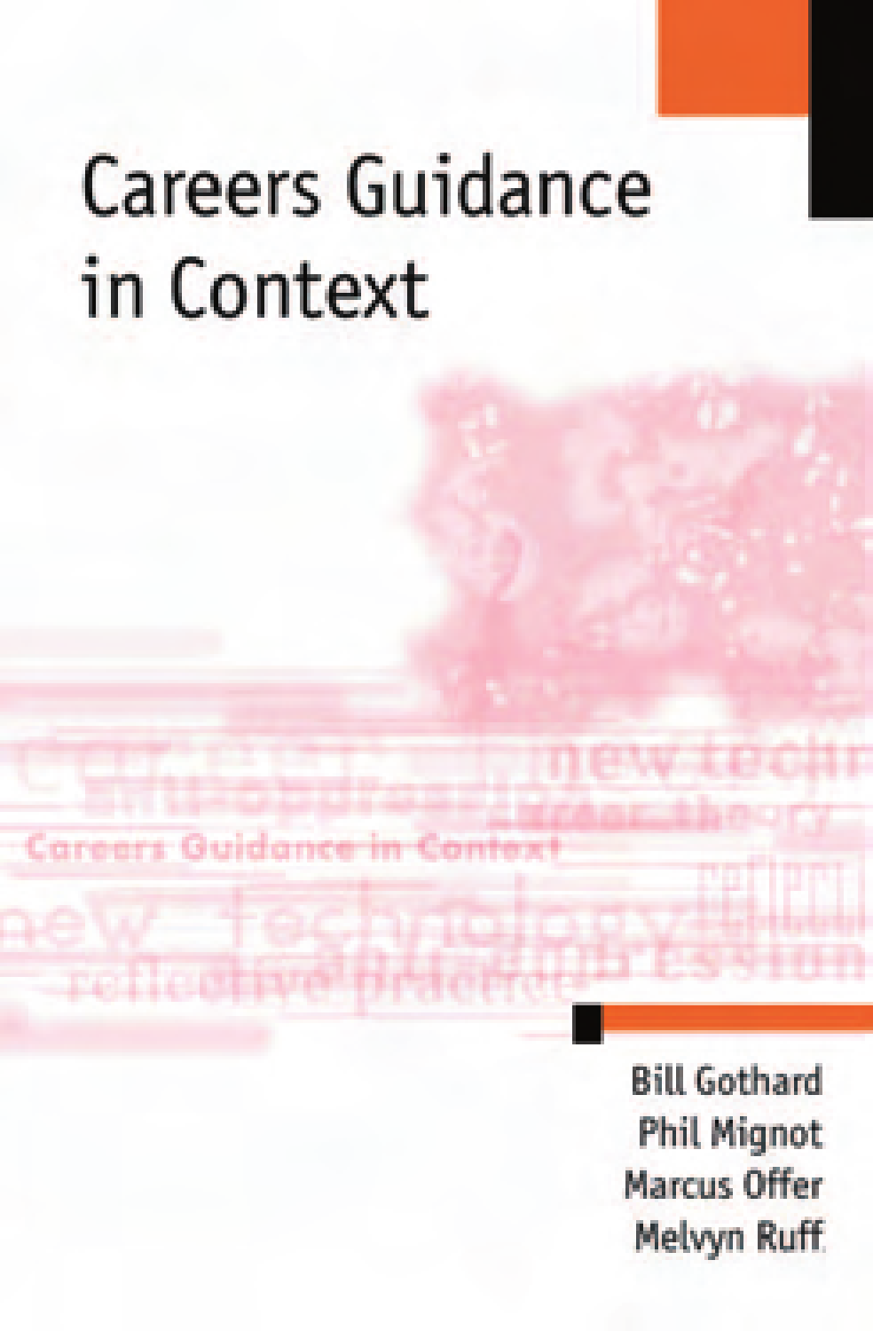# Careers Guidance in Context

Bill Gothard
Phil Mignot
Marcus Offer
Melvyn Ruff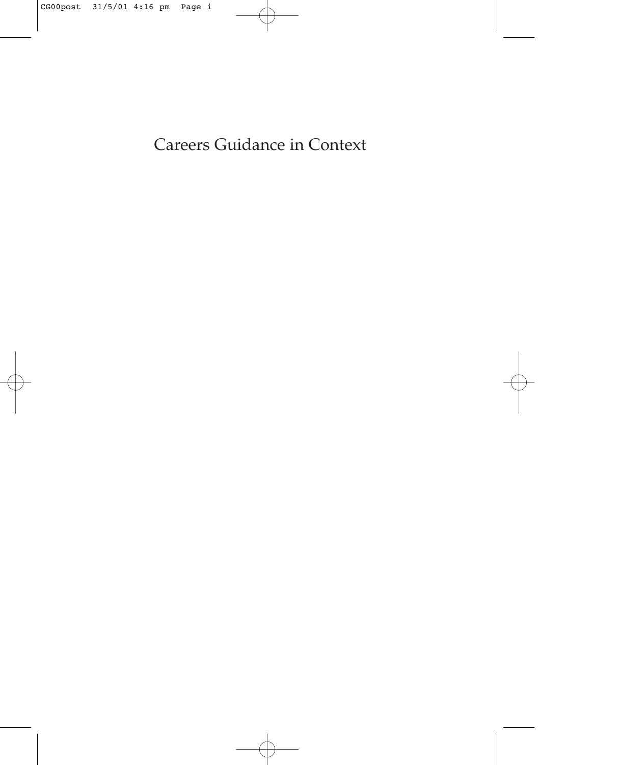Careers Guidance in Context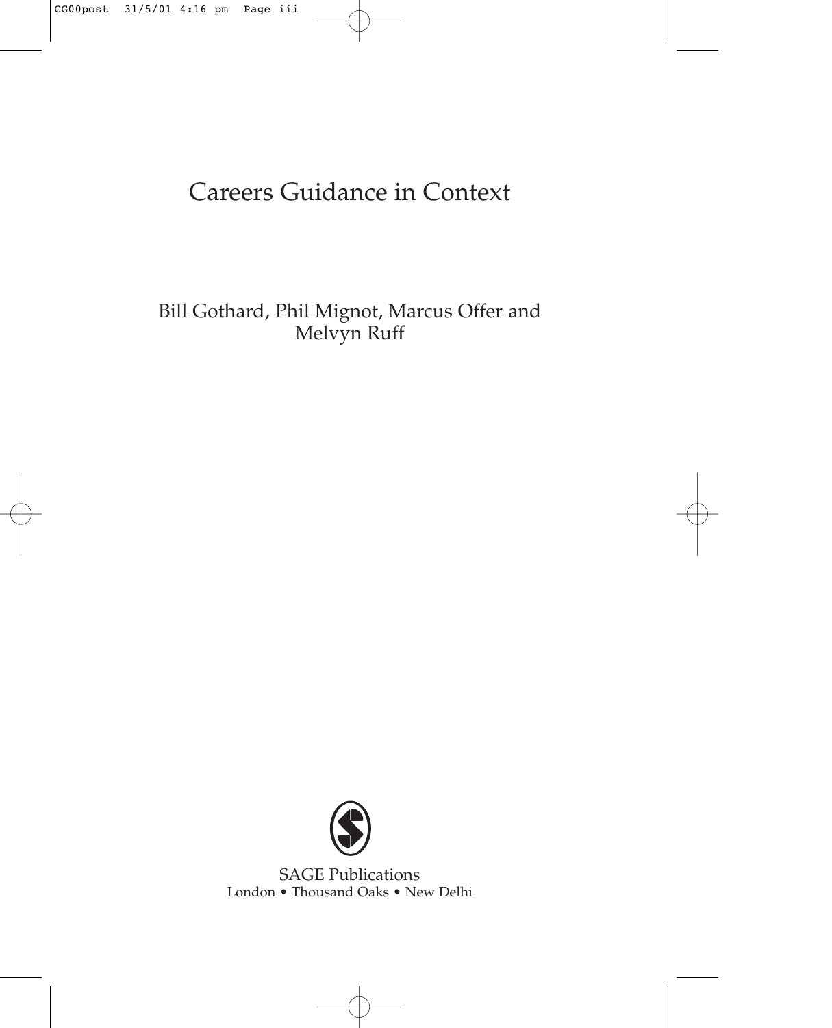# Careers Guidance in Context

Bill Gothard, Phil Mignot, Marcus Offer and Melvyn Ruff

SAGE Publications
London • Thousand Oaks • New Delhi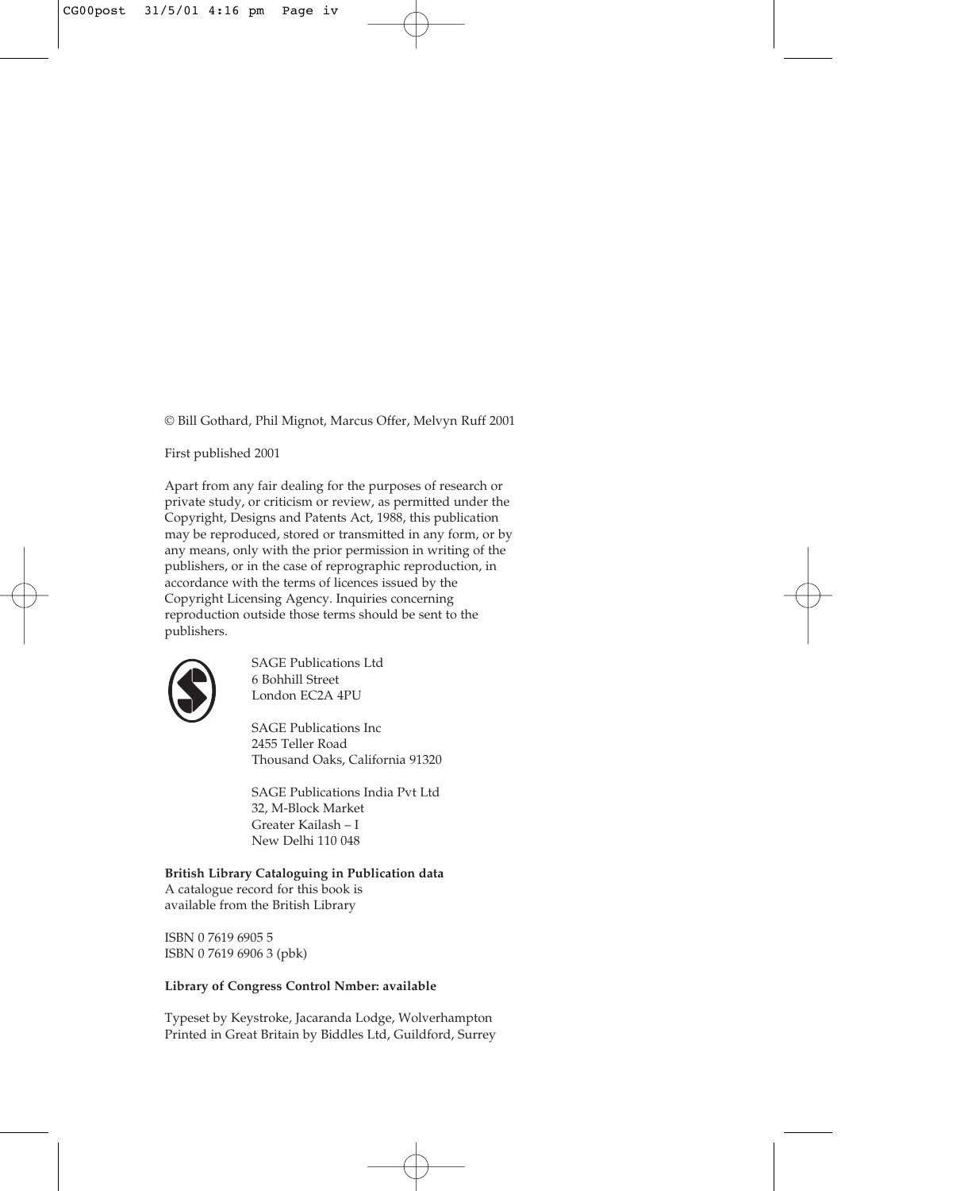© Bill Gothard, Phil Mignot, Marcus Offer, Melvyn Ruff 2001

First published 2001

Apart from any fair dealing for the purposes of research or private study, or criticism or review, as permitted under the Copyright, Designs and Patents Act, 1988, this publication may be reproduced, stored or transmitted in any form, or by any means, only with the prior permission in writing of the publishers, or in the case of reprographic reproduction, in accordance with the terms of licences issued by the Copyright Licensing Agency. Inquiries concerning reproduction outside those terms should be sent to the publishers.

SAGE Publications Ltd
6 Bohhill Street
London EC2A 4PU

SAGE Publications Inc
2455 Teller Road
Thousand Oaks, California 91320

SAGE Publications India Pvt Ltd
32, M-Block Market
Greater Kailash – I
New Delhi 110 048

**British Library Cataloguing in Publication data**
A catalogue record for this book is
available from the British Library

ISBN 0 7619 6905 5
ISBN 0 7619 6906 3 (pbk)

**Library of Congress Control Nmber: available**

Typeset by Keystroke, Jacaranda Lodge, Wolverhampton
Printed in Great Britain by Biddles Ltd, Guildford, Surrey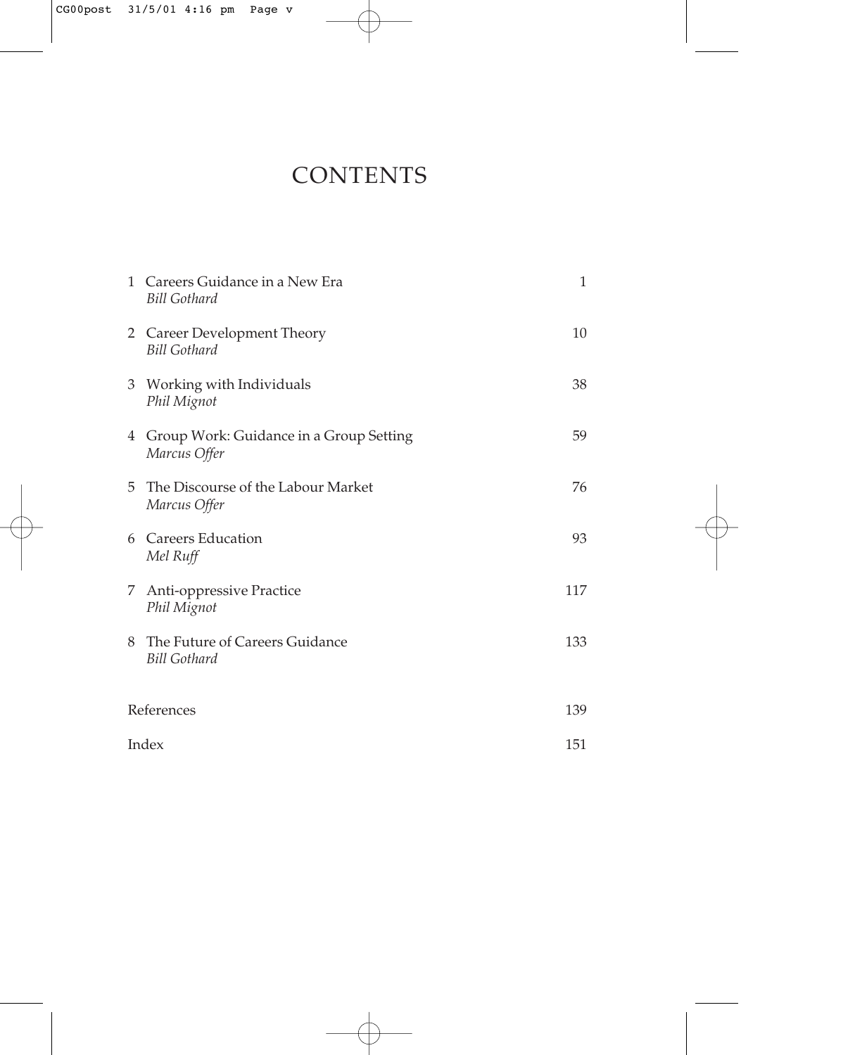# CONTENTS

| | |
|---|---|
| 1 Careers Guidance in a New Era<br>*Bill Gothard* | 1 |
| 2 Career Development Theory<br>*Bill Gothard* | 10 |
| 3 Working with Individuals<br>*Phil Mignot* | 38 |
| 4 Group Work: Guidance in a Group Setting<br>*Marcus Offer* | 59 |
| 5 The Discourse of the Labour Market<br>*Marcus Offer* | 76 |
| 6 Careers Education<br>*Mel Ruff* | 93 |
| 7 Anti-oppressive Practice<br>*Phil Mignot* | 117 |
| 8 The Future of Careers Guidance<br>*Bill Gothard* | 133 |
| References | 139 |
| Index | 151 |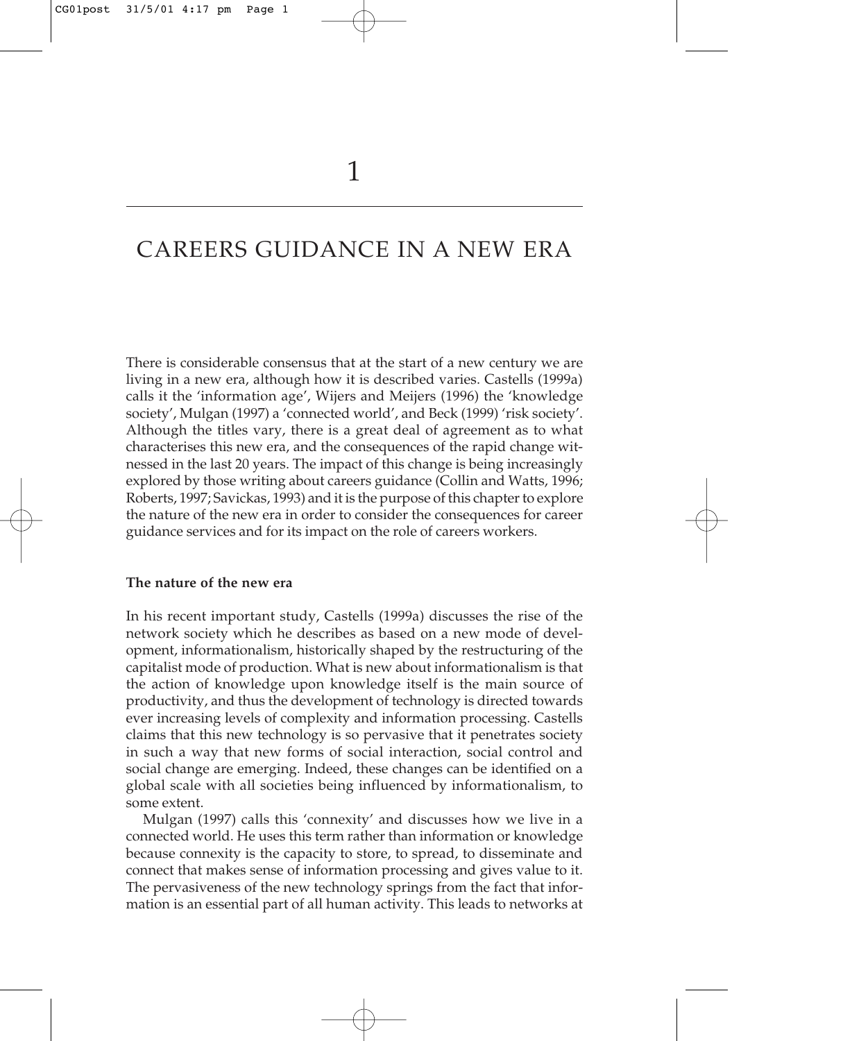# 1

# CAREERS GUIDANCE IN A NEW ERA

There is considerable consensus that at the start of a new century we are living in a new era, although how it is described varies. Castells (1999a) calls it the 'information age', Wijers and Meijers (1996) the 'knowledge society', Mulgan (1997) a 'connected world', and Beck (1999) 'risk society'. Although the titles vary, there is a great deal of agreement as to what characterises this new era, and the consequences of the rapid change witnessed in the last 20 years. The impact of this change is being increasingly explored by those writing about careers guidance (Collin and Watts, 1996; Roberts, 1997; Savickas, 1993) and it is the purpose of this chapter to explore the nature of the new era in order to consider the consequences for career guidance services and for its impact on the role of careers workers.

**The nature of the new era**

In his recent important study, Castells (1999a) discusses the rise of the network society which he describes as based on a new mode of development, informationalism, historically shaped by the restructuring of the capitalist mode of production. What is new about informationalism is that the action of knowledge upon knowledge itself is the main source of productivity, and thus the development of technology is directed towards ever increasing levels of complexity and information processing. Castells claims that this new technology is so pervasive that it penetrates society in such a way that new forms of social interaction, social control and social change are emerging. Indeed, these changes can be identified on a global scale with all societies being influenced by informationalism, to some extent.

Mulgan (1997) calls this 'connexity' and discusses how we live in a connected world. He uses this term rather than information or knowledge because connexity is the capacity to store, to spread, to disseminate and connect that makes sense of information processing and gives value to it. The pervasiveness of the new technology springs from the fact that information is an essential part of all human activity. This leads to networks at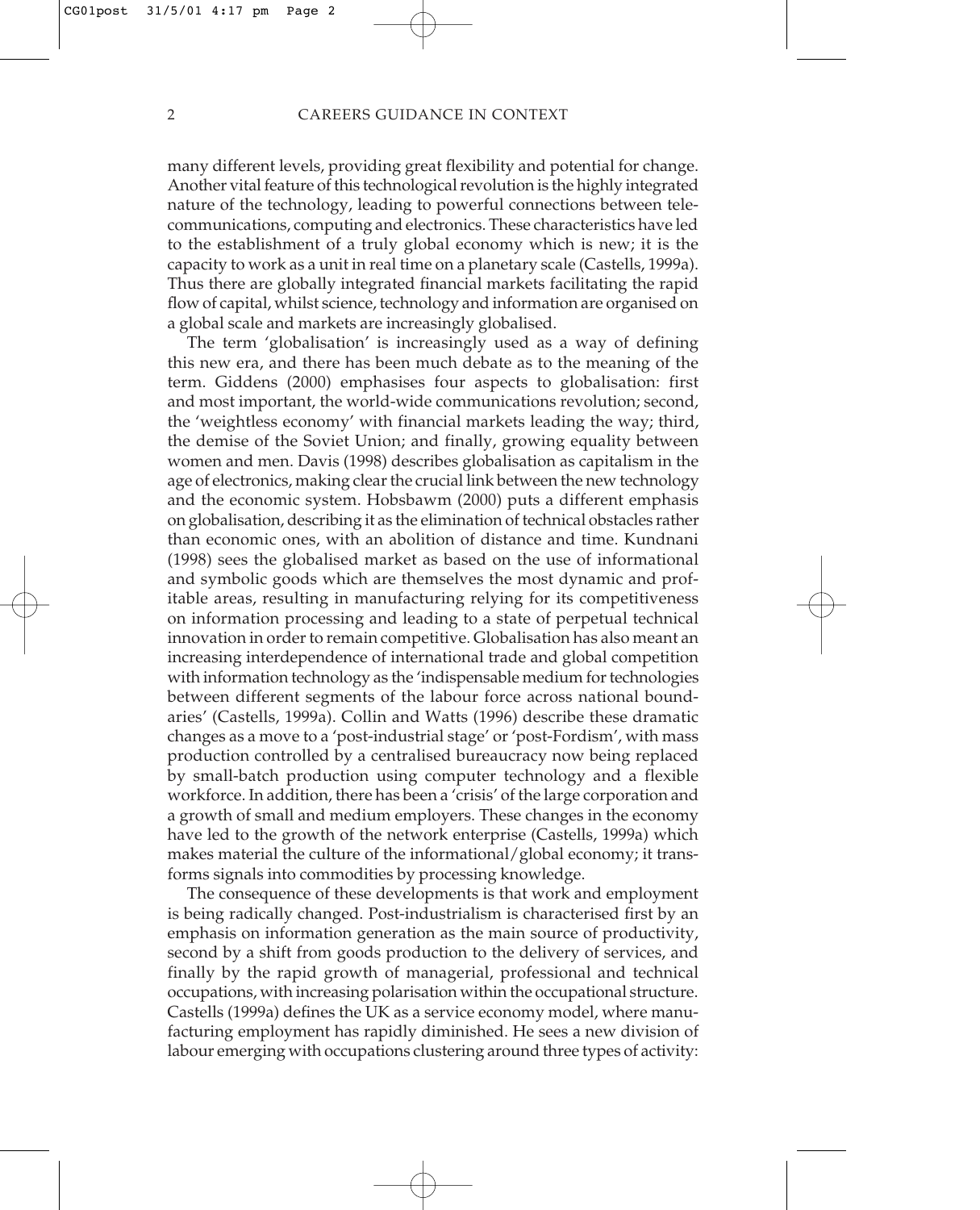many different levels, providing great flexibility and potential for change. Another vital feature of this technological revolution is the highly integrated nature of the technology, leading to powerful connections between telecommunications, computing and electronics. These characteristics have led to the establishment of a truly global economy which is new; it is the capacity to work as a unit in real time on a planetary scale (Castells, 1999a). Thus there are globally integrated financial markets facilitating the rapid flow of capital, whilst science, technology and information are organised on a global scale and markets are increasingly globalised.

The term 'globalisation' is increasingly used as a way of defining this new era, and there has been much debate as to the meaning of the term. Giddens (2000) emphasises four aspects to globalisation: first and most important, the world-wide communications revolution; second, the 'weightless economy' with financial markets leading the way; third, the demise of the Soviet Union; and finally, growing equality between women and men. Davis (1998) describes globalisation as capitalism in the age of electronics, making clear the crucial link between the new technology and the economic system. Hobsbawm (2000) puts a different emphasis on globalisation, describing it as the elimination of technical obstacles rather than economic ones, with an abolition of distance and time. Kundnani (1998) sees the globalised market as based on the use of informational and symbolic goods which are themselves the most dynamic and profitable areas, resulting in manufacturing relying for its competitiveness on information processing and leading to a state of perpetual technical innovation in order to remain competitive. Globalisation has also meant an increasing interdependence of international trade and global competition with information technology as the 'indispensable medium for technologies between different segments of the labour force across national boundaries' (Castells, 1999a). Collin and Watts (1996) describe these dramatic changes as a move to a 'post-industrial stage' or 'post-Fordism', with mass production controlled by a centralised bureaucracy now being replaced by small-batch production using computer technology and a flexible workforce. In addition, there has been a 'crisis' of the large corporation and a growth of small and medium employers. These changes in the economy have led to the growth of the network enterprise (Castells, 1999a) which makes material the culture of the informational/global economy; it transforms signals into commodities by processing knowledge.

The consequence of these developments is that work and employment is being radically changed. Post-industrialism is characterised first by an emphasis on information generation as the main source of productivity, second by a shift from goods production to the delivery of services, and finally by the rapid growth of managerial, professional and technical occupations, with increasing polarisation within the occupational structure. Castells (1999a) defines the UK as a service economy model, where manufacturing employment has rapidly diminished. He sees a new division of labour emerging with occupations clustering around three types of activity: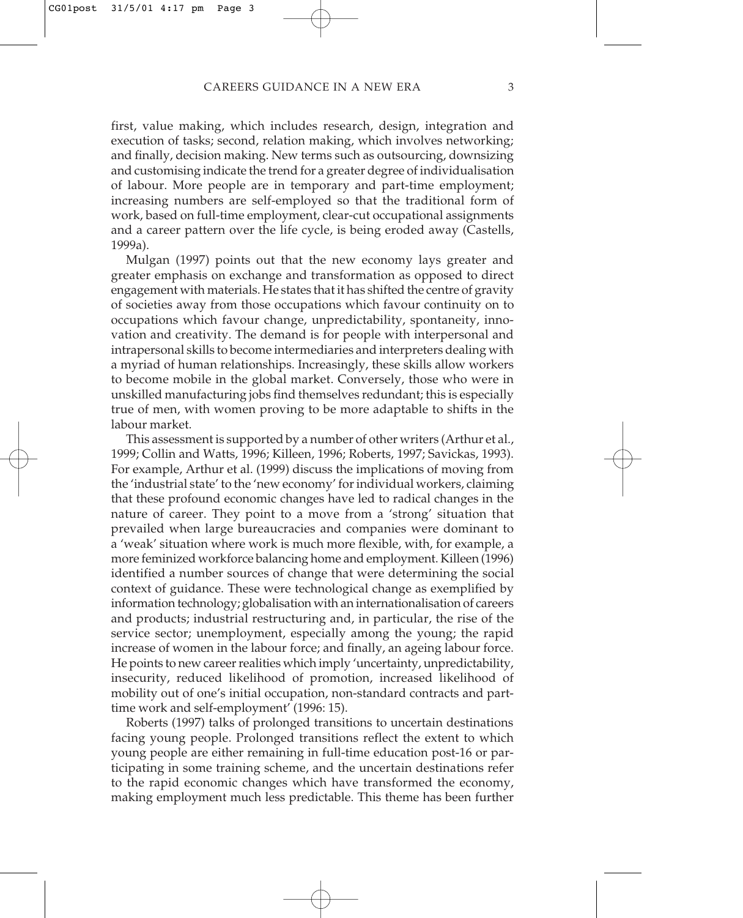first, value making, which includes research, design, integration and execution of tasks; second, relation making, which involves networking; and finally, decision making. New terms such as outsourcing, downsizing and customising indicate the trend for a greater degree of individualisation of labour. More people are in temporary and part-time employment; increasing numbers are self-employed so that the traditional form of work, based on full-time employment, clear-cut occupational assignments and a career pattern over the life cycle, is being eroded away (Castells, 1999a).

Mulgan (1997) points out that the new economy lays greater and greater emphasis on exchange and transformation as opposed to direct engagement with materials. He states that it has shifted the centre of gravity of societies away from those occupations which favour continuity on to occupations which favour change, unpredictability, spontaneity, innovation and creativity. The demand is for people with interpersonal and intrapersonal skills to become intermediaries and interpreters dealing with a myriad of human relationships. Increasingly, these skills allow workers to become mobile in the global market. Conversely, those who were in unskilled manufacturing jobs find themselves redundant; this is especially true of men, with women proving to be more adaptable to shifts in the labour market.

This assessment is supported by a number of other writers (Arthur et al., 1999; Collin and Watts, 1996; Killeen, 1996; Roberts, 1997; Savickas, 1993). For example, Arthur et al. (1999) discuss the implications of moving from the 'industrial state' to the 'new economy' for individual workers, claiming that these profound economic changes have led to radical changes in the nature of career. They point to a move from a 'strong' situation that prevailed when large bureaucracies and companies were dominant to a 'weak' situation where work is much more flexible, with, for example, a more feminized workforce balancing home and employment. Killeen (1996) identified a number sources of change that were determining the social context of guidance. These were technological change as exemplified by information technology; globalisation with an internationalisation of careers and products; industrial restructuring and, in particular, the rise of the service sector; unemployment, especially among the young; the rapid increase of women in the labour force; and finally, an ageing labour force. He points to new career realities which imply 'uncertainty, unpredictability, insecurity, reduced likelihood of promotion, increased likelihood of mobility out of one's initial occupation, non-standard contracts and part-time work and self-employment' (1996: 15).

Roberts (1997) talks of prolonged transitions to uncertain destinations facing young people. Prolonged transitions reflect the extent to which young people are either remaining in full-time education post-16 or participating in some training scheme, and the uncertain destinations refer to the rapid economic changes which have transformed the economy, making employment much less predictable. This theme has been further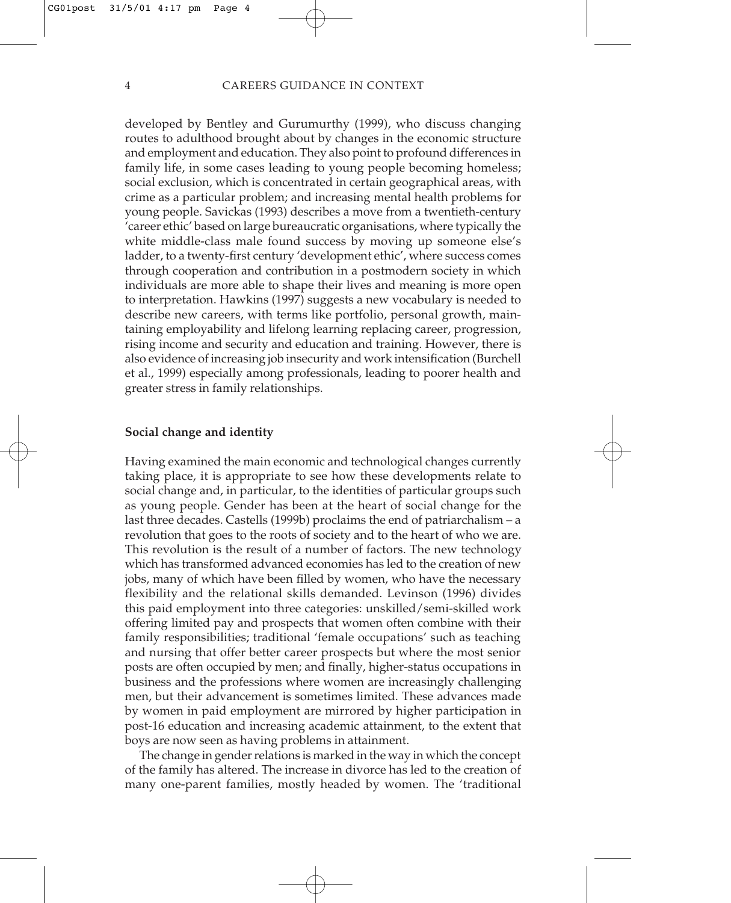developed by Bentley and Gurumurthy (1999), who discuss changing routes to adulthood brought about by changes in the economic structure and employment and education. They also point to profound differences in family life, in some cases leading to young people becoming homeless; social exclusion, which is concentrated in certain geographical areas, with crime as a particular problem; and increasing mental health problems for young people. Savickas (1993) describes a move from a twentieth-century 'career ethic' based on large bureaucratic organisations, where typically the white middle-class male found success by moving up someone else's ladder, to a twenty-first century 'development ethic', where success comes through cooperation and contribution in a postmodern society in which individuals are more able to shape their lives and meaning is more open to interpretation. Hawkins (1997) suggests a new vocabulary is needed to describe new careers, with terms like portfolio, personal growth, maintaining employability and lifelong learning replacing career, progression, rising income and security and education and training. However, there is also evidence of increasing job insecurity and work intensification (Burchell et al., 1999) especially among professionals, leading to poorer health and greater stress in family relationships.

**Social change and identity**

Having examined the main economic and technological changes currently taking place, it is appropriate to see how these developments relate to social change and, in particular, to the identities of particular groups such as young people. Gender has been at the heart of social change for the last three decades. Castells (1999b) proclaims the end of patriarchalism – a revolution that goes to the roots of society and to the heart of who we are. This revolution is the result of a number of factors. The new technology which has transformed advanced economies has led to the creation of new jobs, many of which have been filled by women, who have the necessary flexibility and the relational skills demanded. Levinson (1996) divides this paid employment into three categories: unskilled/semi-skilled work offering limited pay and prospects that women often combine with their family responsibilities; traditional 'female occupations' such as teaching and nursing that offer better career prospects but where the most senior posts are often occupied by men; and finally, higher-status occupations in business and the professions where women are increasingly challenging men, but their advancement is sometimes limited. These advances made by women in paid employment are mirrored by higher participation in post-16 education and increasing academic attainment, to the extent that boys are now seen as having problems in attainment.

The change in gender relations is marked in the way in which the concept of the family has altered. The increase in divorce has led to the creation of many one-parent families, mostly headed by women. The 'traditional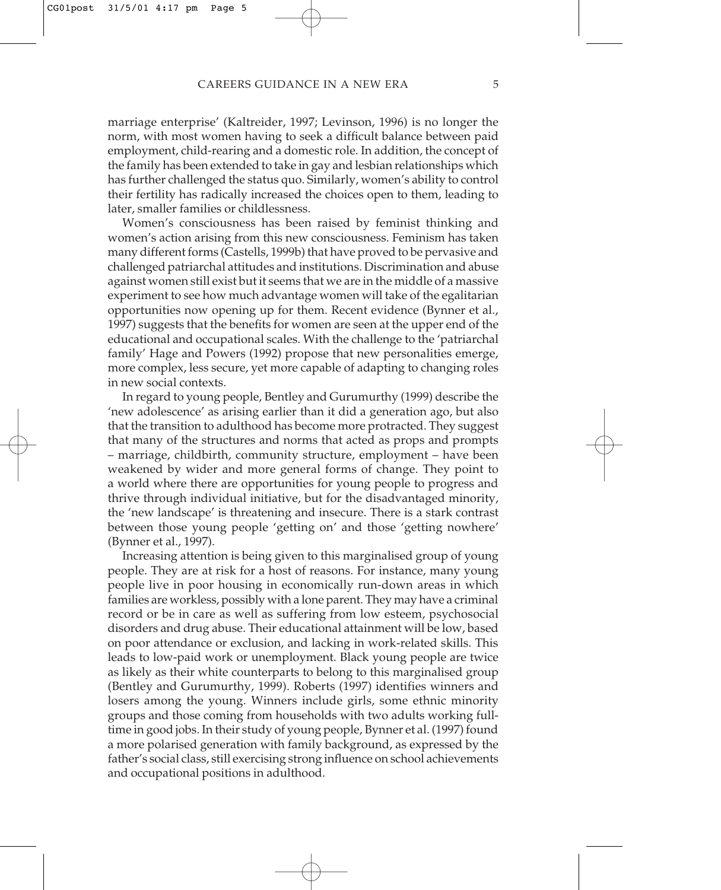marriage enterprise' (Kaltreider, 1997; Levinson, 1996) is no longer the norm, with most women having to seek a difficult balance between paid employment, child-rearing and a domestic role. In addition, the concept of the family has been extended to take in gay and lesbian relationships which has further challenged the status quo. Similarly, women's ability to control their fertility has radically increased the choices open to them, leading to later, smaller families or childlessness.

Women's consciousness has been raised by feminist thinking and women's action arising from this new consciousness. Feminism has taken many different forms (Castells, 1999b) that have proved to be pervasive and challenged patriarchal attitudes and institutions. Discrimination and abuse against women still exist but it seems that we are in the middle of a massive experiment to see how much advantage women will take of the egalitarian opportunities now opening up for them. Recent evidence (Bynner et al., 1997) suggests that the benefits for women are seen at the upper end of the educational and occupational scales. With the challenge to the 'patriarchal family' Hage and Powers (1992) propose that new personalities emerge, more complex, less secure, yet more capable of adapting to changing roles in new social contexts.

In regard to young people, Bentley and Gurumurthy (1999) describe the 'new adolescence' as arising earlier than it did a generation ago, but also that the transition to adulthood has become more protracted. They suggest that many of the structures and norms that acted as props and prompts – marriage, childbirth, community structure, employment – have been weakened by wider and more general forms of change. They point to a world where there are opportunities for young people to progress and thrive through individual initiative, but for the disadvantaged minority, the 'new landscape' is threatening and insecure. There is a stark contrast between those young people 'getting on' and those 'getting nowhere' (Bynner et al., 1997).

Increasing attention is being given to this marginalised group of young people. They are at risk for a host of reasons. For instance, many young people live in poor housing in economically run-down areas in which families are workless, possibly with a lone parent. They may have a criminal record or be in care as well as suffering from low esteem, psychosocial disorders and drug abuse. Their educational attainment will be low, based on poor attendance or exclusion, and lacking in work-related skills. This leads to low-paid work or unemployment. Black young people are twice as likely as their white counterparts to belong to this marginalised group (Bentley and Gurumurthy, 1999). Roberts (1997) identifies winners and losers among the young. Winners include girls, some ethnic minority groups and those coming from households with two adults working full-time in good jobs. In their study of young people, Bynner et al. (1997) found a more polarised generation with family background, as expressed by the father's social class, still exercising strong influence on school achievements and occupational positions in adulthood.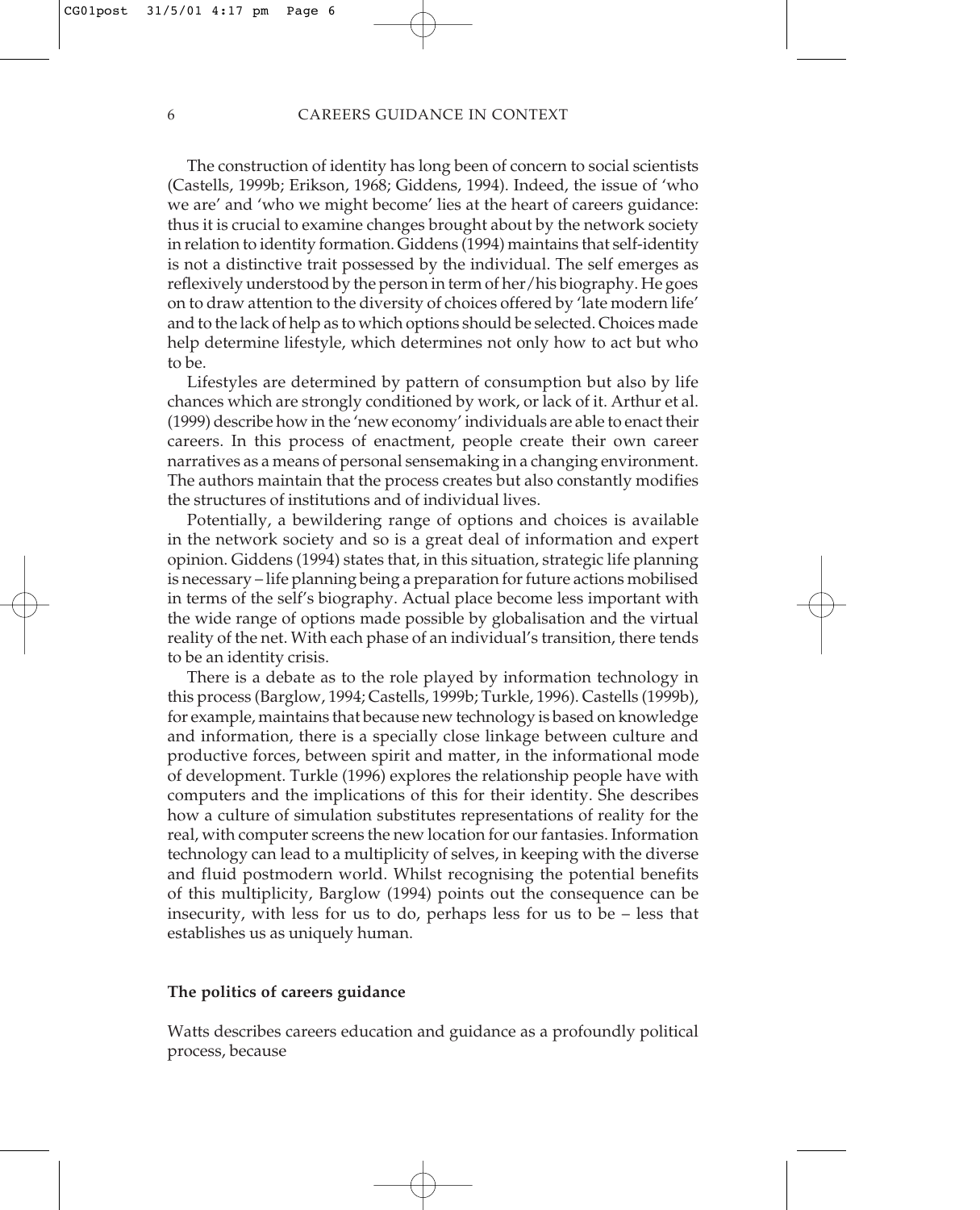The construction of identity has long been of concern to social scientists (Castells, 1999b; Erikson, 1968; Giddens, 1994). Indeed, the issue of 'who we are' and 'who we might become' lies at the heart of careers guidance: thus it is crucial to examine changes brought about by the network society in relation to identity formation. Giddens (1994) maintains that self-identity is not a distinctive trait possessed by the individual. The self emerges as reflexively understood by the person in term of her/his biography. He goes on to draw attention to the diversity of choices offered by 'late modern life' and to the lack of help as to which options should be selected. Choices made help determine lifestyle, which determines not only how to act but who to be.

Lifestyles are determined by pattern of consumption but also by life chances which are strongly conditioned by work, or lack of it. Arthur et al. (1999) describe how in the 'new economy' individuals are able to enact their careers. In this process of enactment, people create their own career narratives as a means of personal sensemaking in a changing environment. The authors maintain that the process creates but also constantly modifies the structures of institutions and of individual lives.

Potentially, a bewildering range of options and choices is available in the network society and so is a great deal of information and expert opinion. Giddens (1994) states that, in this situation, strategic life planning is necessary – life planning being a preparation for future actions mobilised in terms of the self's biography. Actual place become less important with the wide range of options made possible by globalisation and the virtual reality of the net. With each phase of an individual's transition, there tends to be an identity crisis.

There is a debate as to the role played by information technology in this process (Barglow, 1994; Castells, 1999b; Turkle, 1996). Castells (1999b), for example, maintains that because new technology is based on knowledge and information, there is a specially close linkage between culture and productive forces, between spirit and matter, in the informational mode of development. Turkle (1996) explores the relationship people have with computers and the implications of this for their identity. She describes how a culture of simulation substitutes representations of reality for the real, with computer screens the new location for our fantasies. Information technology can lead to a multiplicity of selves, in keeping with the diverse and fluid postmodern world. Whilst recognising the potential benefits of this multiplicity, Barglow (1994) points out the consequence can be insecurity, with less for us to do, perhaps less for us to be – less that establishes us as uniquely human.

### The politics of careers guidance

Watts describes careers education and guidance as a profoundly political process, because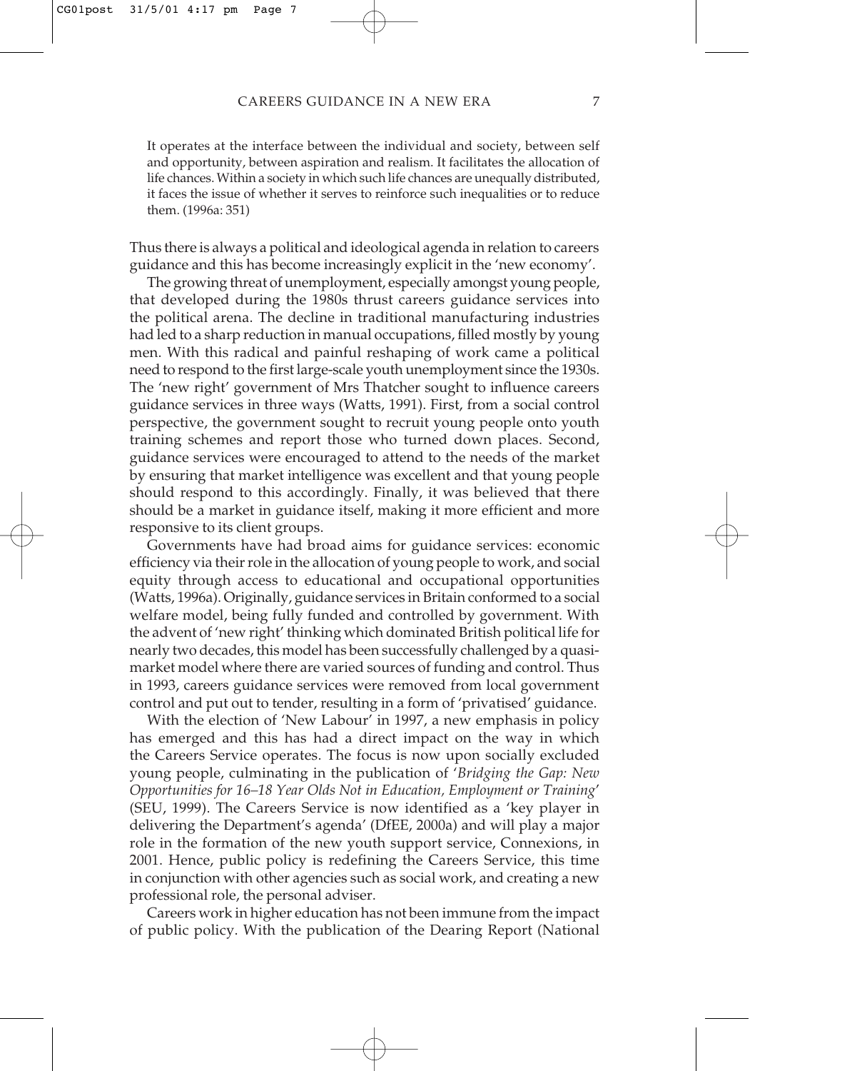> It operates at the interface between the individual and society, between self and opportunity, between aspiration and realism. It facilitates the allocation of life chances. Within a society in which such life chances are unequally distributed, it faces the issue of whether it serves to reinforce such inequalities or to reduce them. (1996a: 351)

Thus there is always a political and ideological agenda in relation to careers guidance and this has become increasingly explicit in the 'new economy'.

The growing threat of unemployment, especially amongst young people, that developed during the 1980s thrust careers guidance services into the political arena. The decline in traditional manufacturing industries had led to a sharp reduction in manual occupations, filled mostly by young men. With this radical and painful reshaping of work came a political need to respond to the first large-scale youth unemployment since the 1930s. The 'new right' government of Mrs Thatcher sought to influence careers guidance services in three ways (Watts, 1991). First, from a social control perspective, the government sought to recruit young people onto youth training schemes and report those who turned down places. Second, guidance services were encouraged to attend to the needs of the market by ensuring that market intelligence was excellent and that young people should respond to this accordingly. Finally, it was believed that there should be a market in guidance itself, making it more efficient and more responsive to its client groups.

Governments have had broad aims for guidance services: economic efficiency via their role in the allocation of young people to work, and social equity through access to educational and occupational opportunities (Watts, 1996a). Originally, guidance services in Britain conformed to a social welfare model, being fully funded and controlled by government. With the advent of 'new right' thinking which dominated British political life for nearly two decades, this model has been successfully challenged by a quasi-market model where there are varied sources of funding and control. Thus in 1993, careers guidance services were removed from local government control and put out to tender, resulting in a form of 'privatised' guidance.

With the election of 'New Labour' in 1997, a new emphasis in policy has emerged and this has had a direct impact on the way in which the Careers Service operates. The focus is now upon socially excluded young people, culminating in the publication of '*Bridging the Gap: New Opportunities for 16–18 Year Olds Not in Education, Employment or Training*' (SEU, 1999). The Careers Service is now identified as a 'key player in delivering the Department's agenda' (DfEE, 2000a) and will play a major role in the formation of the new youth support service, Connexions, in 2001. Hence, public policy is redefining the Careers Service, this time in conjunction with other agencies such as social work, and creating a new professional role, the personal adviser.

Careers work in higher education has not been immune from the impact of public policy. With the publication of the Dearing Report (National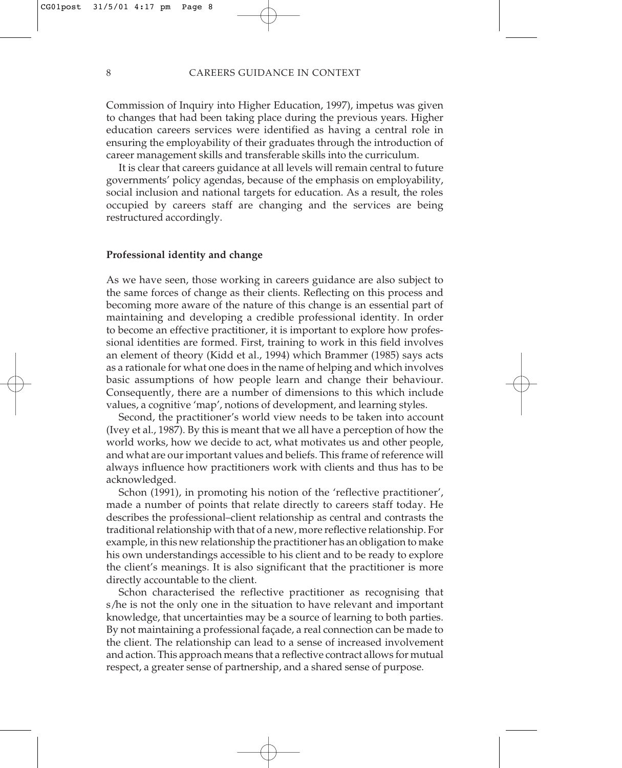Commission of Inquiry into Higher Education, 1997), impetus was given to changes that had been taking place during the previous years. Higher education careers services were identified as having a central role in ensuring the employability of their graduates through the introduction of career management skills and transferable skills into the curriculum.

It is clear that careers guidance at all levels will remain central to future governments' policy agendas, because of the emphasis on employability, social inclusion and national targets for education. As a result, the roles occupied by careers staff are changing and the services are being restructured accordingly.

## Professional identity and change

As we have seen, those working in careers guidance are also subject to the same forces of change as their clients. Reflecting on this process and becoming more aware of the nature of this change is an essential part of maintaining and developing a credible professional identity. In order to become an effective practitioner, it is important to explore how professional identities are formed. First, training to work in this field involves an element of theory (Kidd et al., 1994) which Brammer (1985) says acts as a rationale for what one does in the name of helping and which involves basic assumptions of how people learn and change their behaviour. Consequently, there are a number of dimensions to this which include values, a cognitive 'map', notions of development, and learning styles.

Second, the practitioner's world view needs to be taken into account (Ivey et al., 1987). By this is meant that we all have a perception of how the world works, how we decide to act, what motivates us and other people, and what are our important values and beliefs. This frame of reference will always influence how practitioners work with clients and thus has to be acknowledged.

Schon (1991), in promoting his notion of the 'reflective practitioner', made a number of points that relate directly to careers staff today. He describes the professional–client relationship as central and contrasts the traditional relationship with that of a new, more reflective relationship. For example, in this new relationship the practitioner has an obligation to make his own understandings accessible to his client and to be ready to explore the client's meanings. It is also significant that the practitioner is more directly accountable to the client.

Schon characterised the reflective practitioner as recognising that s/he is not the only one in the situation to have relevant and important knowledge, that uncertainties may be a source of learning to both parties. By not maintaining a professional façade, a real connection can be made to the client. The relationship can lead to a sense of increased involvement and action. This approach means that a reflective contract allows for mutual respect, a greater sense of partnership, and a shared sense of purpose.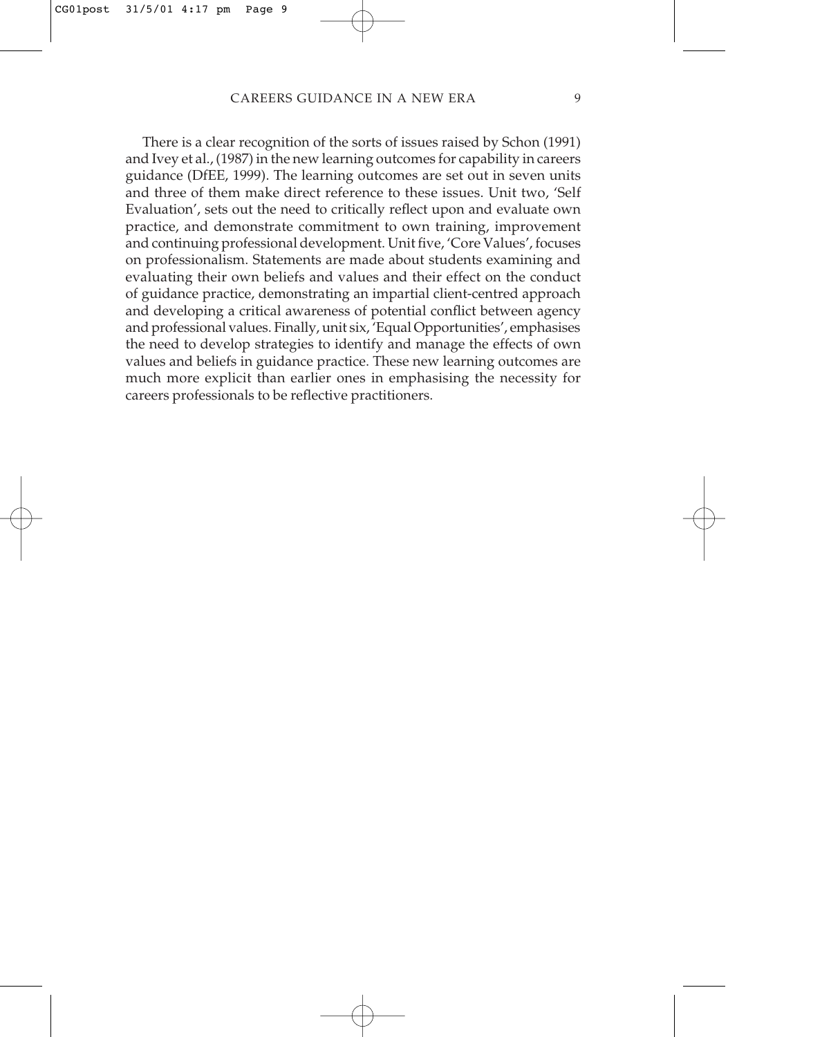There is a clear recognition of the sorts of issues raised by Schon (1991) and Ivey et al., (1987) in the new learning outcomes for capability in careers guidance (DfEE, 1999). The learning outcomes are set out in seven units and three of them make direct reference to these issues. Unit two, 'Self Evaluation', sets out the need to critically reflect upon and evaluate own practice, and demonstrate commitment to own training, improvement and continuing professional development. Unit five, 'Core Values', focuses on professionalism. Statements are made about students examining and evaluating their own beliefs and values and their effect on the conduct of guidance practice, demonstrating an impartial client-centred approach and developing a critical awareness of potential conflict between agency and professional values. Finally, unit six, 'Equal Opportunities', emphasises the need to develop strategies to identify and manage the effects of own values and beliefs in guidance practice. These new learning outcomes are much more explicit than earlier ones in emphasising the necessity for careers professionals to be reflective practitioners.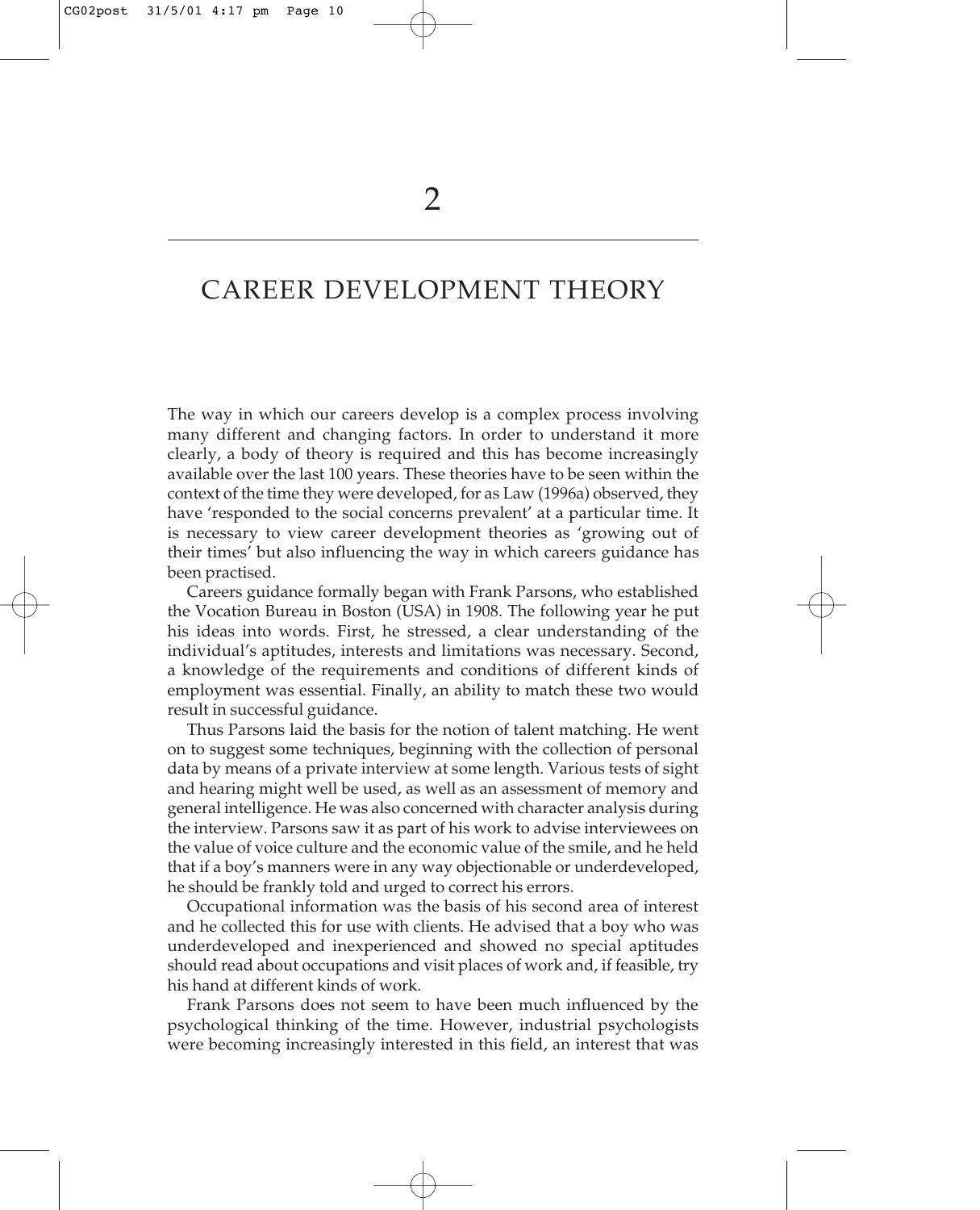# 2

# CAREER DEVELOPMENT THEORY

The way in which our careers develop is a complex process involving many different and changing factors. In order to understand it more clearly, a body of theory is required and this has become increasingly available over the last 100 years. These theories have to be seen within the context of the time they were developed, for as Law (1996a) observed, they have 'responded to the social concerns prevalent' at a particular time. It is necessary to view career development theories as 'growing out of their times' but also influencing the way in which careers guidance has been practised.

Careers guidance formally began with Frank Parsons, who established the Vocation Bureau in Boston (USA) in 1908. The following year he put his ideas into words. First, he stressed, a clear understanding of the individual's aptitudes, interests and limitations was necessary. Second, a knowledge of the requirements and conditions of different kinds of employment was essential. Finally, an ability to match these two would result in successful guidance.

Thus Parsons laid the basis for the notion of talent matching. He went on to suggest some techniques, beginning with the collection of personal data by means of a private interview at some length. Various tests of sight and hearing might well be used, as well as an assessment of memory and general intelligence. He was also concerned with character analysis during the interview. Parsons saw it as part of his work to advise interviewees on the value of voice culture and the economic value of the smile, and he held that if a boy's manners were in any way objectionable or underdeveloped, he should be frankly told and urged to correct his errors.

Occupational information was the basis of his second area of interest and he collected this for use with clients. He advised that a boy who was underdeveloped and inexperienced and showed no special aptitudes should read about occupations and visit places of work and, if feasible, try his hand at different kinds of work.

Frank Parsons does not seem to have been much influenced by the psychological thinking of the time. However, industrial psychologists were becoming increasingly interested in this field, an interest that was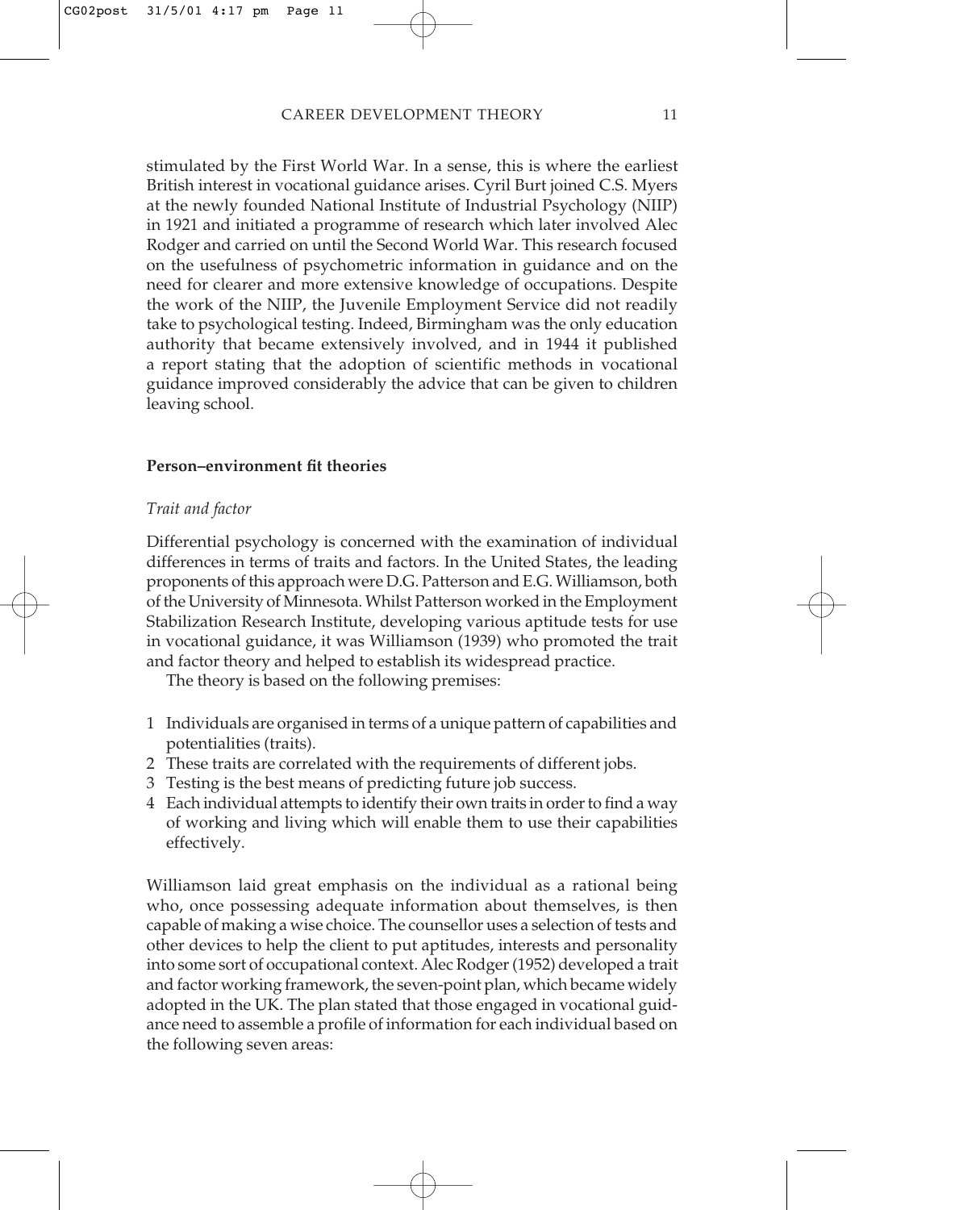stimulated by the First World War. In a sense, this is where the earliest British interest in vocational guidance arises. Cyril Burt joined C.S. Myers at the newly founded National Institute of Industrial Psychology (NIIP) in 1921 and initiated a programme of research which later involved Alec Rodger and carried on until the Second World War. This research focused on the usefulness of psychometric information in guidance and on the need for clearer and more extensive knowledge of occupations. Despite the work of the NIIP, the Juvenile Employment Service did not readily take to psychological testing. Indeed, Birmingham was the only education authority that became extensively involved, and in 1944 it published a report stating that the adoption of scientific methods in vocational guidance improved considerably the advice that can be given to children leaving school.

### Person–environment fit theories

#### *Trait and factor*

Differential psychology is concerned with the examination of individual differences in terms of traits and factors. In the United States, the leading proponents of this approach were D.G. Patterson and E.G. Williamson, both of the University of Minnesota. Whilst Patterson worked in the Employment Stabilization Research Institute, developing various aptitude tests for use in vocational guidance, it was Williamson (1939) who promoted the trait and factor theory and helped to establish its widespread practice.

The theory is based on the following premises:

1. Individuals are organised in terms of a unique pattern of capabilities and potentialities (traits).
2. These traits are correlated with the requirements of different jobs.
3. Testing is the best means of predicting future job success.
4. Each individual attempts to identify their own traits in order to find a way of working and living which will enable them to use their capabilities effectively.

Williamson laid great emphasis on the individual as a rational being who, once possessing adequate information about themselves, is then capable of making a wise choice. The counsellor uses a selection of tests and other devices to help the client to put aptitudes, interests and personality into some sort of occupational context. Alec Rodger (1952) developed a trait and factor working framework, the seven-point plan, which became widely adopted in the UK. The plan stated that those engaged in vocational guidance need to assemble a profile of information for each individual based on the following seven areas: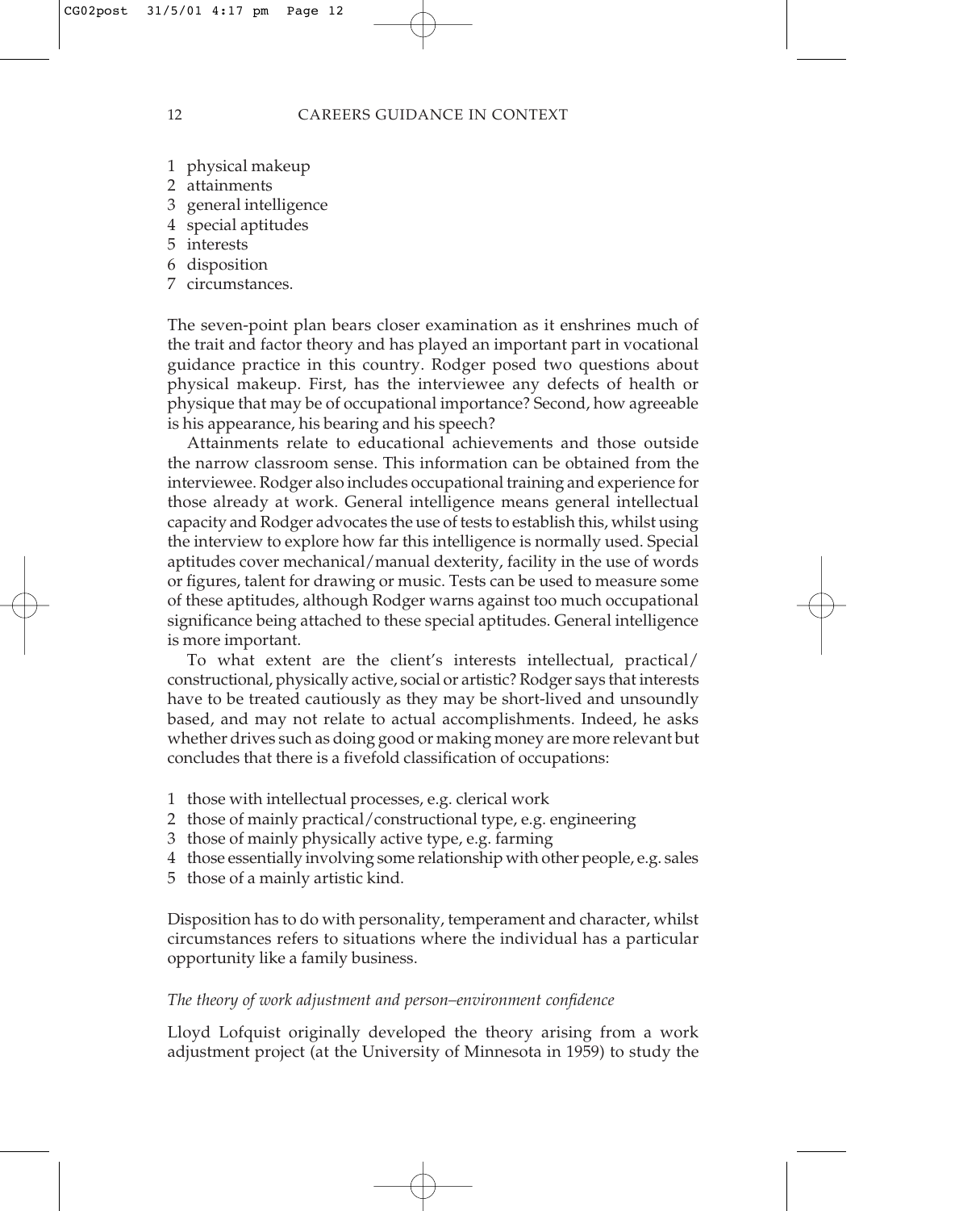1. physical makeup
2. attainments
3. general intelligence
4. special aptitudes
5. interests
6. disposition
7. circumstances.

The seven-point plan bears closer examination as it enshrines much of the trait and factor theory and has played an important part in vocational guidance practice in this country. Rodger posed two questions about physical makeup. First, has the interviewee any defects of health or physique that may be of occupational importance? Second, how agreeable is his appearance, his bearing and his speech?

Attainments relate to educational achievements and those outside the narrow classroom sense. This information can be obtained from the interviewee. Rodger also includes occupational training and experience for those already at work. General intelligence means general intellectual capacity and Rodger advocates the use of tests to establish this, whilst using the interview to explore how far this intelligence is normally used. Special aptitudes cover mechanical/manual dexterity, facility in the use of words or figures, talent for drawing or music. Tests can be used to measure some of these aptitudes, although Rodger warns against too much occupational significance being attached to these special aptitudes. General intelligence is more important.

To what extent are the client's interests intellectual, practical/constructional, physically active, social or artistic? Rodger says that interests have to be treated cautiously as they may be short-lived and unsoundly based, and may not relate to actual accomplishments. Indeed, he asks whether drives such as doing good or making money are more relevant but concludes that there is a fivefold classification of occupations:

1. those with intellectual processes, e.g. clerical work
2. those of mainly practical/constructional type, e.g. engineering
3. those of mainly physically active type, e.g. farming
4. those essentially involving some relationship with other people, e.g. sales
5. those of a mainly artistic kind.

Disposition has to do with personality, temperament and character, whilst circumstances refers to situations where the individual has a particular opportunity like a family business.

### *The theory of work adjustment and person–environment confidence*

Lloyd Lofquist originally developed the theory arising from a work adjustment project (at the University of Minnesota in 1959) to study the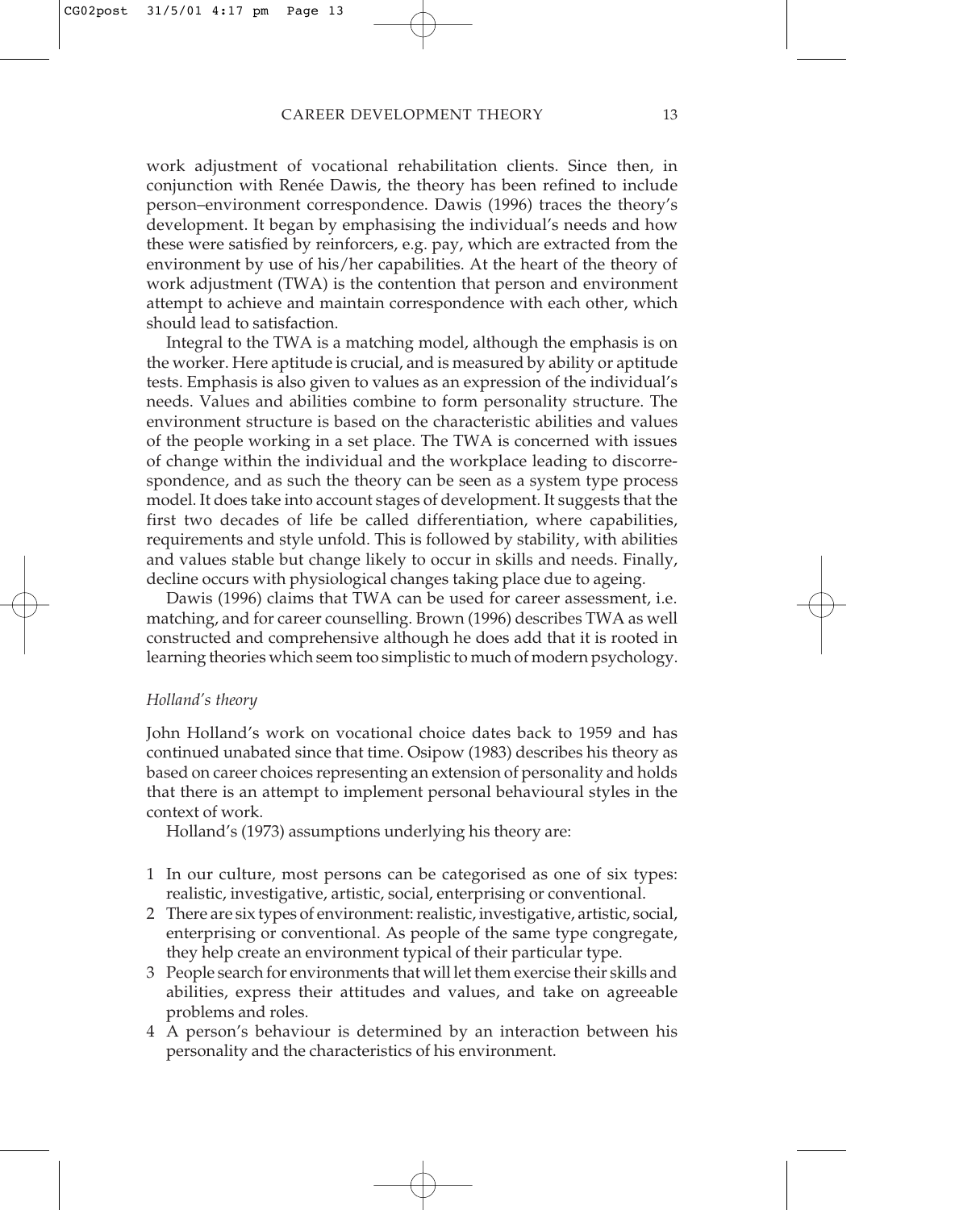work adjustment of vocational rehabilitation clients. Since then, in conjunction with Renée Dawis, the theory has been refined to include person–environment correspondence. Dawis (1996) traces the theory's development. It began by emphasising the individual's needs and how these were satisfied by reinforcers, e.g. pay, which are extracted from the environment by use of his/her capabilities. At the heart of the theory of work adjustment (TWA) is the contention that person and environment attempt to achieve and maintain correspondence with each other, which should lead to satisfaction.

Integral to the TWA is a matching model, although the emphasis is on the worker. Here aptitude is crucial, and is measured by ability or aptitude tests. Emphasis is also given to values as an expression of the individual's needs. Values and abilities combine to form personality structure. The environment structure is based on the characteristic abilities and values of the people working in a set place. The TWA is concerned with issues of change within the individual and the workplace leading to discorrespondence, and as such the theory can be seen as a system type process model. It does take into account stages of development. It suggests that the first two decades of life be called differentiation, where capabilities, requirements and style unfold. This is followed by stability, with abilities and values stable but change likely to occur in skills and needs. Finally, decline occurs with physiological changes taking place due to ageing.

Dawis (1996) claims that TWA can be used for career assessment, i.e. matching, and for career counselling. Brown (1996) describes TWA as well constructed and comprehensive although he does add that it is rooted in learning theories which seem too simplistic to much of modern psychology.

*Holland's theory*

John Holland's work on vocational choice dates back to 1959 and has continued unabated since that time. Osipow (1983) describes his theory as based on career choices representing an extension of personality and holds that there is an attempt to implement personal behavioural styles in the context of work.

Holland's (1973) assumptions underlying his theory are:

1. In our culture, most persons can be categorised as one of six types: realistic, investigative, artistic, social, enterprising or conventional.
2. There are six types of environment: realistic, investigative, artistic, social, enterprising or conventional. As people of the same type congregate, they help create an environment typical of their particular type.
3. People search for environments that will let them exercise their skills and abilities, express their attitudes and values, and take on agreeable problems and roles.
4. A person's behaviour is determined by an interaction between his personality and the characteristics of his environment.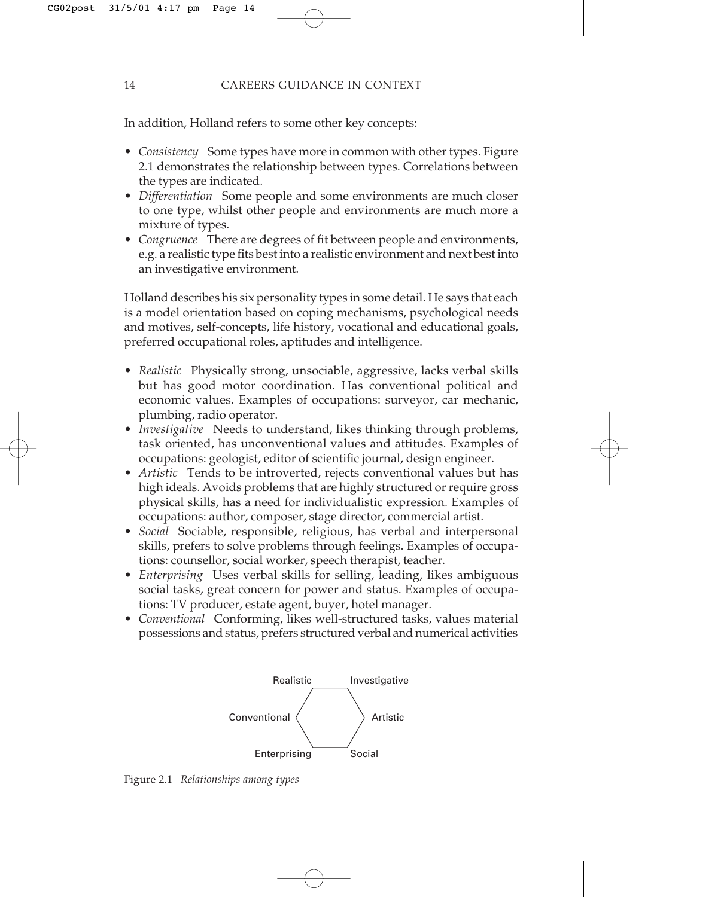In addition, Holland refers to some other key concepts:

- *Consistency* Some types have more in common with other types. Figure 2.1 demonstrates the relationship between types. Correlations between the types are indicated.
- *Differentiation* Some people and some environments are much closer to one type, whilst other people and environments are much more a mixture of types.
- *Congruence* There are degrees of fit between people and environments, e.g. a realistic type fits best into a realistic environment and next best into an investigative environment.

Holland describes his six personality types in some detail. He says that each is a model orientation based on coping mechanisms, psychological needs and motives, self-concepts, life history, vocational and educational goals, preferred occupational roles, aptitudes and intelligence.

- *Realistic* Physically strong, unsociable, aggressive, lacks verbal skills but has good motor coordination. Has conventional political and economic values. Examples of occupations: surveyor, car mechanic, plumbing, radio operator.
- *Investigative* Needs to understand, likes thinking through problems, task oriented, has unconventional values and attitudes. Examples of occupations: geologist, editor of scientific journal, design engineer.
- *Artistic* Tends to be introverted, rejects conventional values but has high ideals. Avoids problems that are highly structured or require gross physical skills, has a need for individualistic expression. Examples of occupations: author, composer, stage director, commercial artist.
- *Social* Sociable, responsible, religious, has verbal and interpersonal skills, prefers to solve problems through feelings. Examples of occupations: counsellor, social worker, speech therapist, teacher.
- *Enterprising* Uses verbal skills for selling, leading, likes ambiguous social tasks, great concern for power and status. Examples of occupations: TV producer, estate agent, buyer, hotel manager.
- *Conventional* Conforming, likes well-structured tasks, values material possessions and status, prefers structured verbal and numerical activities

Realistic — Investigative — Artistic — Social — Enterprising — Conventional

Figure 2.1 *Relationships among types*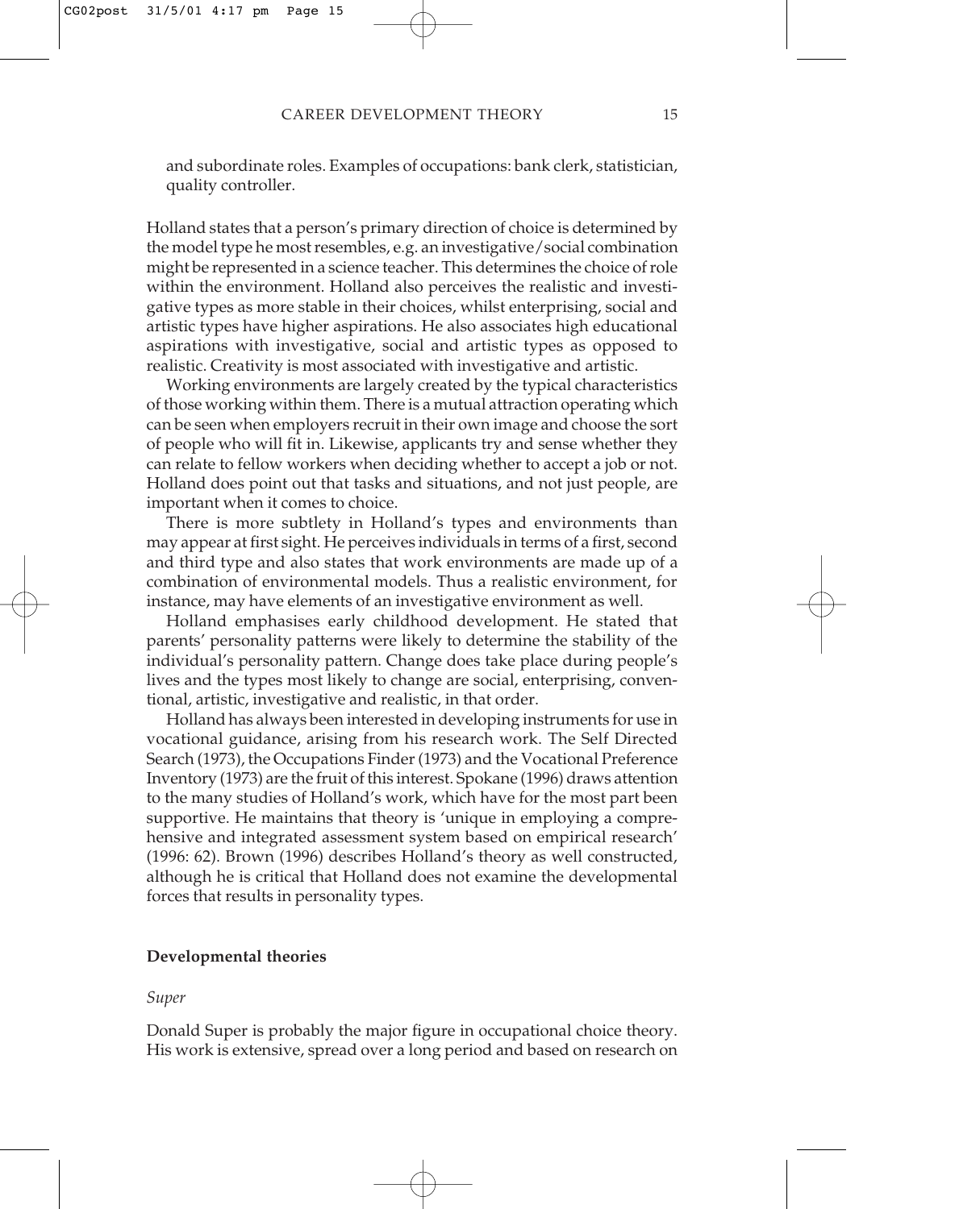and subordinate roles. Examples of occupations: bank clerk, statistician, quality controller.

Holland states that a person's primary direction of choice is determined by the model type he most resembles, e.g. an investigative/social combination might be represented in a science teacher. This determines the choice of role within the environment. Holland also perceives the realistic and investigative types as more stable in their choices, whilst enterprising, social and artistic types have higher aspirations. He also associates high educational aspirations with investigative, social and artistic types as opposed to realistic. Creativity is most associated with investigative and artistic.

Working environments are largely created by the typical characteristics of those working within them. There is a mutual attraction operating which can be seen when employers recruit in their own image and choose the sort of people who will fit in. Likewise, applicants try and sense whether they can relate to fellow workers when deciding whether to accept a job or not. Holland does point out that tasks and situations, and not just people, are important when it comes to choice.

There is more subtlety in Holland's types and environments than may appear at first sight. He perceives individuals in terms of a first, second and third type and also states that work environments are made up of a combination of environmental models. Thus a realistic environment, for instance, may have elements of an investigative environment as well.

Holland emphasises early childhood development. He stated that parents' personality patterns were likely to determine the stability of the individual's personality pattern. Change does take place during people's lives and the types most likely to change are social, enterprising, conventional, artistic, investigative and realistic, in that order.

Holland has always been interested in developing instruments for use in vocational guidance, arising from his research work. The Self Directed Search (1973), the Occupations Finder (1973) and the Vocational Preference Inventory (1973) are the fruit of this interest. Spokane (1996) draws attention to the many studies of Holland's work, which have for the most part been supportive. He maintains that theory is 'unique in employing a comprehensive and integrated assessment system based on empirical research' (1996: 62). Brown (1996) describes Holland's theory as well constructed, although he is critical that Holland does not examine the developmental forces that results in personality types.

## Developmental theories

### *Super*

Donald Super is probably the major figure in occupational choice theory. His work is extensive, spread over a long period and based on research on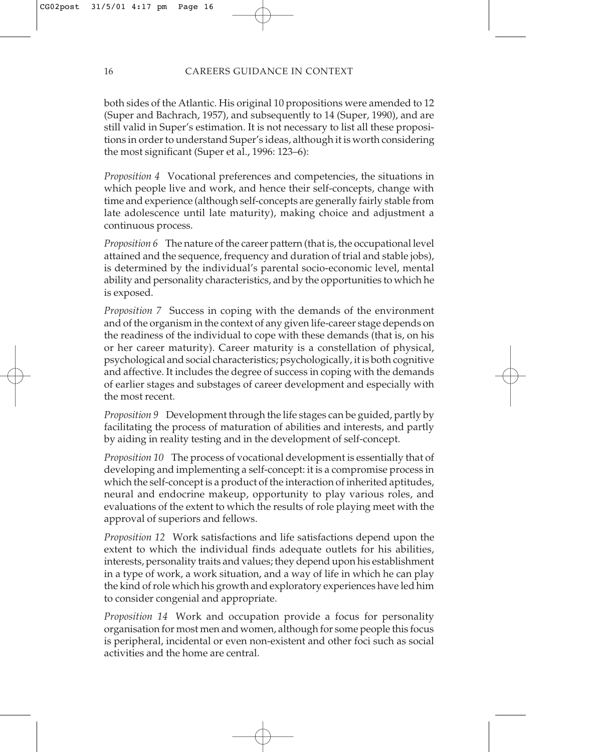both sides of the Atlantic. His original 10 propositions were amended to 12 (Super and Bachrach, 1957), and subsequently to 14 (Super, 1990), and are still valid in Super's estimation. It is not necessary to list all these propositions in order to understand Super's ideas, although it is worth considering the most significant (Super et al., 1996: 123–6):

*Proposition 4* Vocational preferences and competencies, the situations in which people live and work, and hence their self-concepts, change with time and experience (although self-concepts are generally fairly stable from late adolescence until late maturity), making choice and adjustment a continuous process.

*Proposition 6* The nature of the career pattern (that is, the occupational level attained and the sequence, frequency and duration of trial and stable jobs), is determined by the individual's parental socio-economic level, mental ability and personality characteristics, and by the opportunities to which he is exposed.

*Proposition 7* Success in coping with the demands of the environment and of the organism in the context of any given life-career stage depends on the readiness of the individual to cope with these demands (that is, on his or her career maturity). Career maturity is a constellation of physical, psychological and social characteristics; psychologically, it is both cognitive and affective. It includes the degree of success in coping with the demands of earlier stages and substages of career development and especially with the most recent.

*Proposition 9* Development through the life stages can be guided, partly by facilitating the process of maturation of abilities and interests, and partly by aiding in reality testing and in the development of self-concept.

*Proposition 10* The process of vocational development is essentially that of developing and implementing a self-concept: it is a compromise process in which the self-concept is a product of the interaction of inherited aptitudes, neural and endocrine makeup, opportunity to play various roles, and evaluations of the extent to which the results of role playing meet with the approval of superiors and fellows.

*Proposition 12* Work satisfactions and life satisfactions depend upon the extent to which the individual finds adequate outlets for his abilities, interests, personality traits and values; they depend upon his establishment in a type of work, a work situation, and a way of life in which he can play the kind of role which his growth and exploratory experiences have led him to consider congenial and appropriate.

*Proposition 14* Work and occupation provide a focus for personality organisation for most men and women, although for some people this focus is peripheral, incidental or even non-existent and other foci such as social activities and the home are central.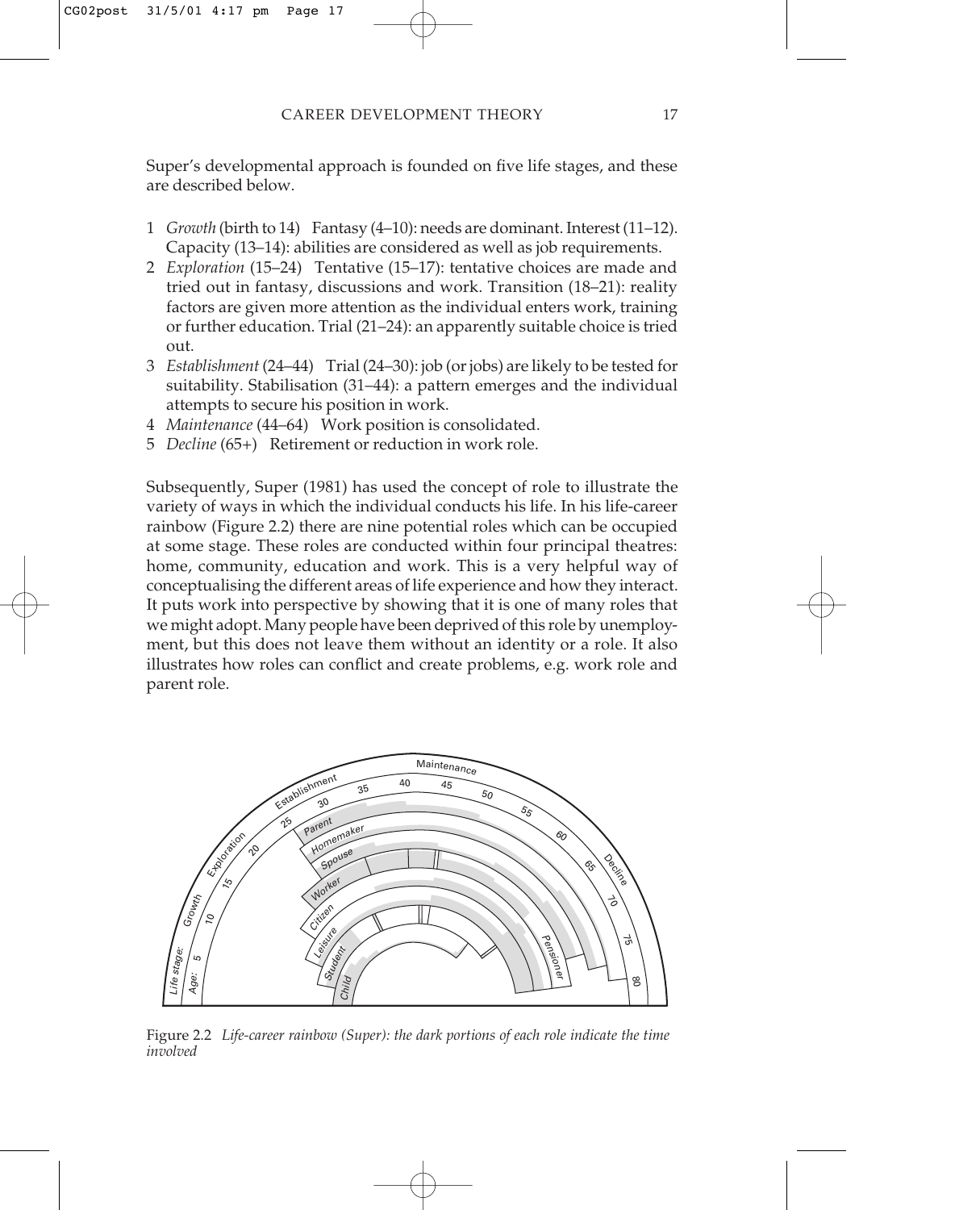Super's developmental approach is founded on five life stages, and these are described below.

1 *Growth* (birth to 14) Fantasy (4–10): needs are dominant. Interest (11–12). Capacity (13–14): abilities are considered as well as job requirements.
2 *Exploration* (15–24) Tentative (15–17): tentative choices are made and tried out in fantasy, discussions and work. Transition (18–21): reality factors are given more attention as the individual enters work, training or further education. Trial (21–24): an apparently suitable choice is tried out.
3 *Establishment* (24–44) Trial (24–30): job (or jobs) are likely to be tested for suitability. Stabilisation (31–44): a pattern emerges and the individual attempts to secure his position in work.
4 *Maintenance* (44–64) Work position is consolidated.
5 *Decline* (65+) Retirement or reduction in work role.

Subsequently, Super (1981) has used the concept of role to illustrate the variety of ways in which the individual conducts his life. In his life-career rainbow (Figure 2.2) there are nine potential roles which can be occupied at some stage. These roles are conducted within four principal theatres: home, community, education and work. This is a very helpful way of conceptualising the different areas of life experience and how they interact. It puts work into perspective by showing that it is one of many roles that we might adopt. Many people have been deprived of this role by unemployment, but this does not leave them without an identity or a role. It also illustrates how roles can conflict and create problems, e.g. work role and parent role.

Figure 2.2 *Life-career rainbow (Super): the dark portions of each role indicate the time involved*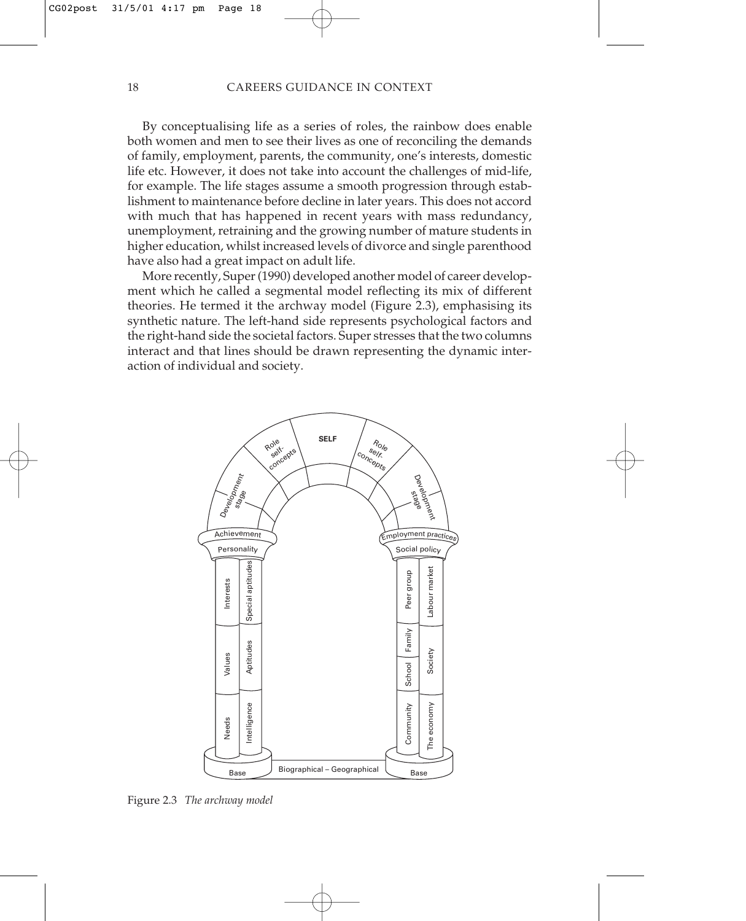By conceptualising life as a series of roles, the rainbow does enable both women and men to see their lives as one of reconciling the demands of family, employment, parents, the community, one's interests, domestic life etc. However, it does not take into account the challenges of mid-life, for example. The life stages assume a smooth progression through establishment to maintenance before decline in later years. This does not accord with much that has happened in recent years with mass redundancy, unemployment, retraining and the growing number of mature students in higher education, whilst increased levels of divorce and single parenthood have also had a great impact on adult life.

More recently, Super (1990) developed another model of career development which he called a segmental model reflecting its mix of different theories. He termed it the archway model (Figure 2.3), emphasising its synthetic nature. The left-hand side represents psychological factors and the right-hand side the societal factors. Super stresses that the two columns interact and that lines should be drawn representing the dynamic interaction of individual and society.

Figure 2.3 *The archway model*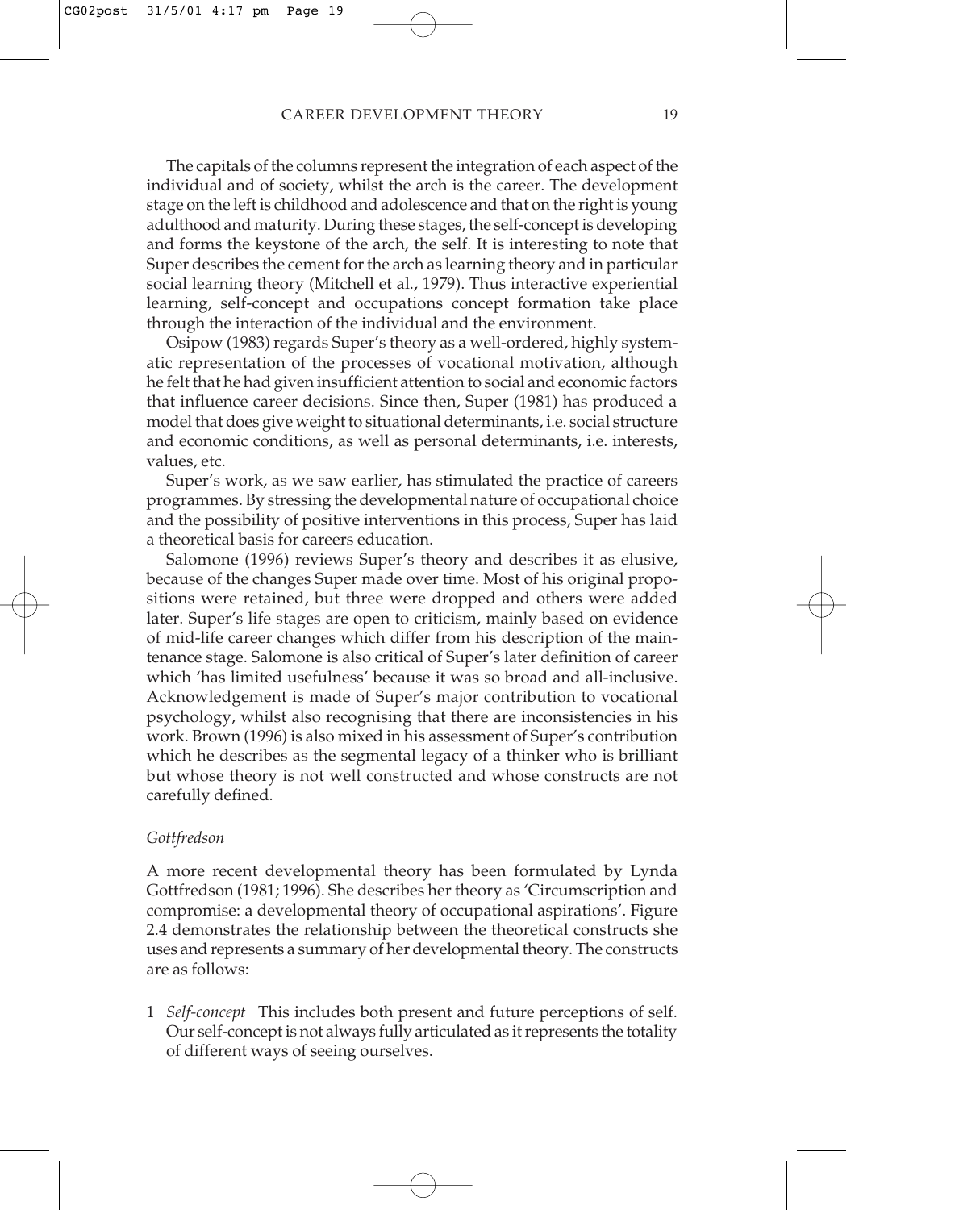The capitals of the columns represent the integration of each aspect of the individual and of society, whilst the arch is the career. The development stage on the left is childhood and adolescence and that on the right is young adulthood and maturity. During these stages, the self-concept is developing and forms the keystone of the arch, the self. It is interesting to note that Super describes the cement for the arch as learning theory and in particular social learning theory (Mitchell et al., 1979). Thus interactive experiential learning, self-concept and occupations concept formation take place through the interaction of the individual and the environment.

Osipow (1983) regards Super's theory as a well-ordered, highly systematic representation of the processes of vocational motivation, although he felt that he had given insufficient attention to social and economic factors that influence career decisions. Since then, Super (1981) has produced a model that does give weight to situational determinants, i.e. social structure and economic conditions, as well as personal determinants, i.e. interests, values, etc.

Super's work, as we saw earlier, has stimulated the practice of careers programmes. By stressing the developmental nature of occupational choice and the possibility of positive interventions in this process, Super has laid a theoretical basis for careers education.

Salomone (1996) reviews Super's theory and describes it as elusive, because of the changes Super made over time. Most of his original propositions were retained, but three were dropped and others were added later. Super's life stages are open to criticism, mainly based on evidence of mid-life career changes which differ from his description of the maintenance stage. Salomone is also critical of Super's later definition of career which 'has limited usefulness' because it was so broad and all-inclusive. Acknowledgement is made of Super's major contribution to vocational psychology, whilst also recognising that there are inconsistencies in his work. Brown (1996) is also mixed in his assessment of Super's contribution which he describes as the segmental legacy of a thinker who is brilliant but whose theory is not well constructed and whose constructs are not carefully defined.

### *Gottfredson*

A more recent developmental theory has been formulated by Lynda Gottfredson (1981; 1996). She describes her theory as 'Circumscription and compromise: a developmental theory of occupational aspirations'. Figure 2.4 demonstrates the relationship between the theoretical constructs she uses and represents a summary of her developmental theory. The constructs are as follows:

1 *Self-concept* This includes both present and future perceptions of self. Our self-concept is not always fully articulated as it represents the totality of different ways of seeing ourselves.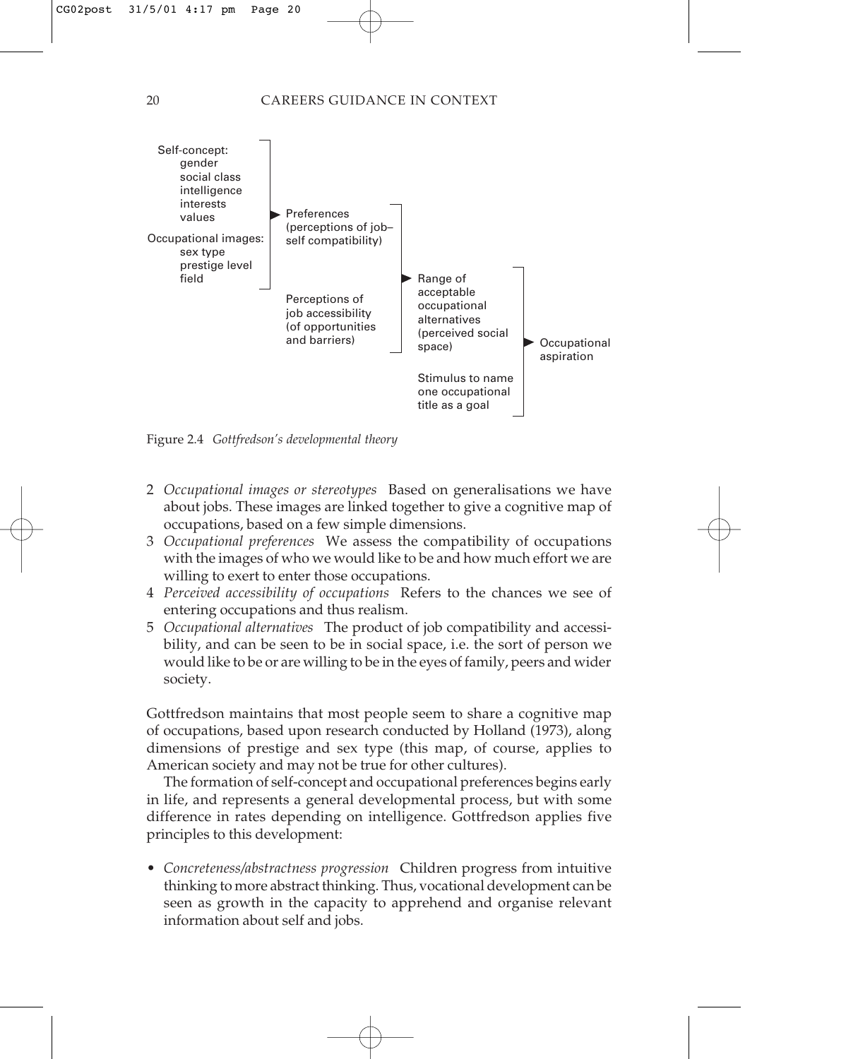Self-concept:
- gender
- social class
- intelligence
- interests
- values

Occupational images:
- sex type
- prestige level
- field

→ Preferences (perceptions of job–self compatibility)

Perceptions of job accessibility (of opportunities and barriers)

→ Range of acceptable occupational alternatives (perceived social space)

Stimulus to name one occupational title as a goal

→ Occupational aspiration

Figure 2.4 *Gottfredson's developmental theory*

2 *Occupational images or stereotypes* Based on generalisations we have about jobs. These images are linked together to give a cognitive map of occupations, based on a few simple dimensions.
3 *Occupational preferences* We assess the compatibility of occupations with the images of who we would like to be and how much effort we are willing to exert to enter those occupations.
4 *Perceived accessibility of occupations* Refers to the chances we see of entering occupations and thus realism.
5 *Occupational alternatives* The product of job compatibility and accessibility, and can be seen to be in social space, i.e. the sort of person we would like to be or are willing to be in the eyes of family, peers and wider society.

Gottfredson maintains that most people seem to share a cognitive map of occupations, based upon research conducted by Holland (1973), along dimensions of prestige and sex type (this map, of course, applies to American society and may not be true for other cultures).

The formation of self-concept and occupational preferences begins early in life, and represents a general developmental process, but with some difference in rates depending on intelligence. Gottfredson applies five principles to this development:

- *Concreteness/abstractness progression* Children progress from intuitive thinking to more abstract thinking. Thus, vocational development can be seen as growth in the capacity to apprehend and organise relevant information about self and jobs.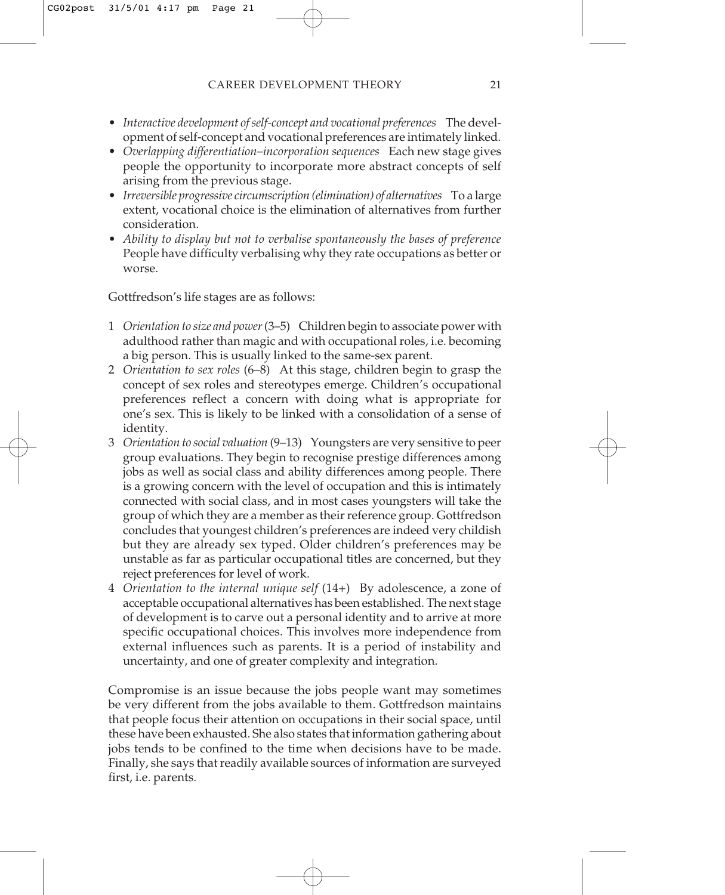- *Interactive development of self-concept and vocational preferences* The development of self-concept and vocational preferences are intimately linked.
- *Overlapping differentiation–incorporation sequences* Each new stage gives people the opportunity to incorporate more abstract concepts of self arising from the previous stage.
- *Irreversible progressive circumscription (elimination) of alternatives* To a large extent, vocational choice is the elimination of alternatives from further consideration.
- *Ability to display but not to verbalise spontaneously the bases of preference* People have difficulty verbalising why they rate occupations as better or worse.

Gottfredson's life stages are as follows:

1. *Orientation to size and power* (3–5) Children begin to associate power with adulthood rather than magic and with occupational roles, i.e. becoming a big person. This is usually linked to the same-sex parent.
2. *Orientation to sex roles* (6–8) At this stage, children begin to grasp the concept of sex roles and stereotypes emerge. Children's occupational preferences reflect a concern with doing what is appropriate for one's sex. This is likely to be linked with a consolidation of a sense of identity.
3. *Orientation to social valuation* (9–13) Youngsters are very sensitive to peer group evaluations. They begin to recognise prestige differences among jobs as well as social class and ability differences among people. There is a growing concern with the level of occupation and this is intimately connected with social class, and in most cases youngsters will take the group of which they are a member as their reference group. Gottfredson concludes that youngest children's preferences are indeed very childish but they are already sex typed. Older children's preferences may be unstable as far as particular occupational titles are concerned, but they reject preferences for level of work.
4. *Orientation to the internal unique self* (14+) By adolescence, a zone of acceptable occupational alternatives has been established. The next stage of development is to carve out a personal identity and to arrive at more specific occupational choices. This involves more independence from external influences such as parents. It is a period of instability and uncertainty, and one of greater complexity and integration.

Compromise is an issue because the jobs people want may sometimes be very different from the jobs available to them. Gottfredson maintains that people focus their attention on occupations in their social space, until these have been exhausted. She also states that information gathering about jobs tends to be confined to the time when decisions have to be made. Finally, she says that readily available sources of information are surveyed first, i.e. parents.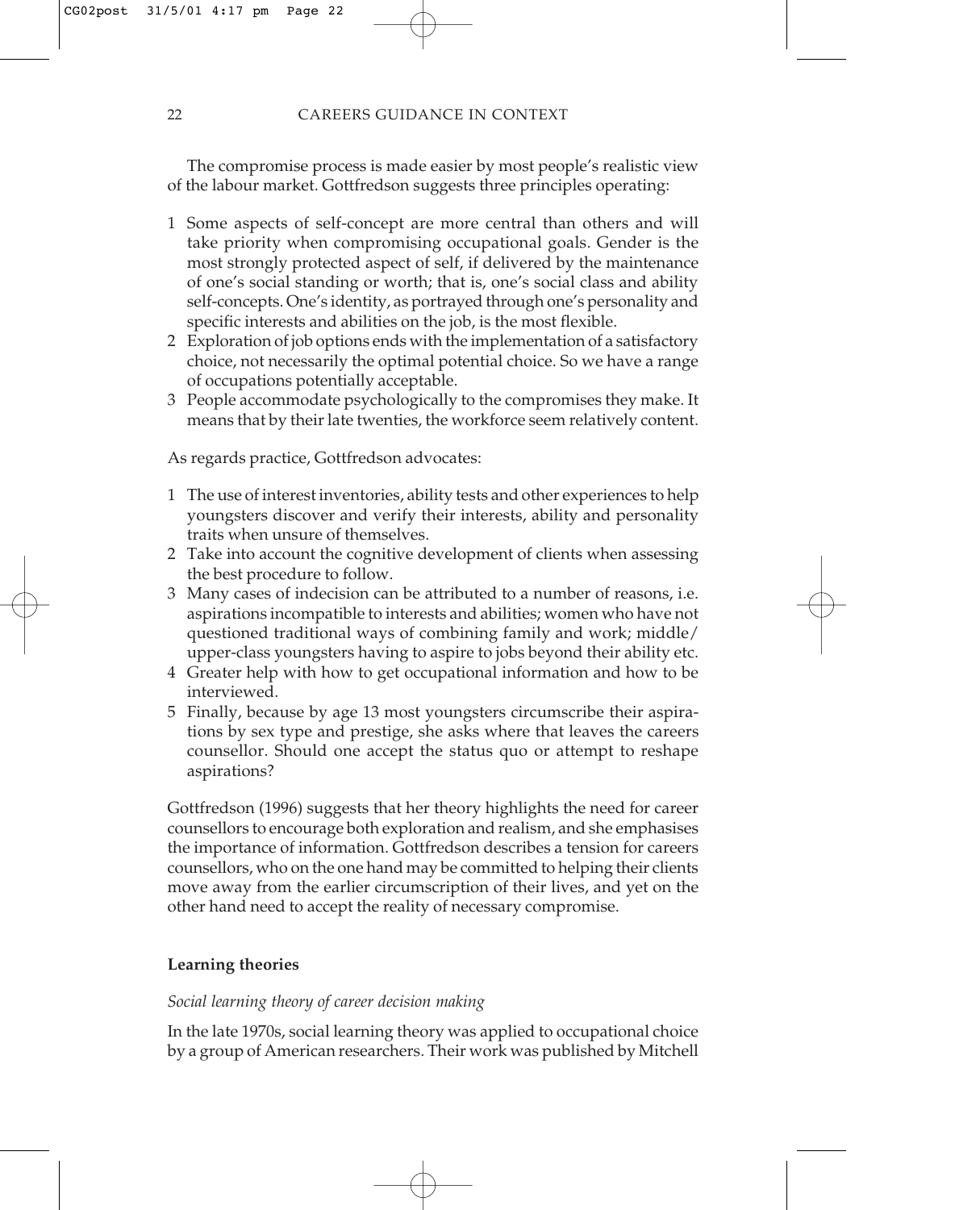The compromise process is made easier by most people's realistic view of the labour market. Gottfredson suggests three principles operating:

1. Some aspects of self-concept are more central than others and will take priority when compromising occupational goals. Gender is the most strongly protected aspect of self, if delivered by the maintenance of one's social standing or worth; that is, one's social class and ability self-concepts. One's identity, as portrayed through one's personality and specific interests and abilities on the job, is the most flexible.
2. Exploration of job options ends with the implementation of a satisfactory choice, not necessarily the optimal potential choice. So we have a range of occupations potentially acceptable.
3. People accommodate psychologically to the compromises they make. It means that by their late twenties, the workforce seem relatively content.

As regards practice, Gottfredson advocates:

1. The use of interest inventories, ability tests and other experiences to help youngsters discover and verify their interests, ability and personality traits when unsure of themselves.
2. Take into account the cognitive development of clients when assessing the best procedure to follow.
3. Many cases of indecision can be attributed to a number of reasons, i.e. aspirations incompatible to interests and abilities; women who have not questioned traditional ways of combining family and work; middle/upper-class youngsters having to aspire to jobs beyond their ability etc.
4. Greater help with how to get occupational information and how to be interviewed.
5. Finally, because by age 13 most youngsters circumscribe their aspirations by sex type and prestige, she asks where that leaves the careers counsellor. Should one accept the status quo or attempt to reshape aspirations?

Gottfredson (1996) suggests that her theory highlights the need for career counsellors to encourage both exploration and realism, and she emphasises the importance of information. Gottfredson describes a tension for careers counsellors, who on the one hand may be committed to helping their clients move away from the earlier circumscription of their lives, and yet on the other hand need to accept the reality of necessary compromise.

### Learning theories

#### *Social learning theory of career decision making*

In the late 1970s, social learning theory was applied to occupational choice by a group of American researchers. Their work was published by Mitchell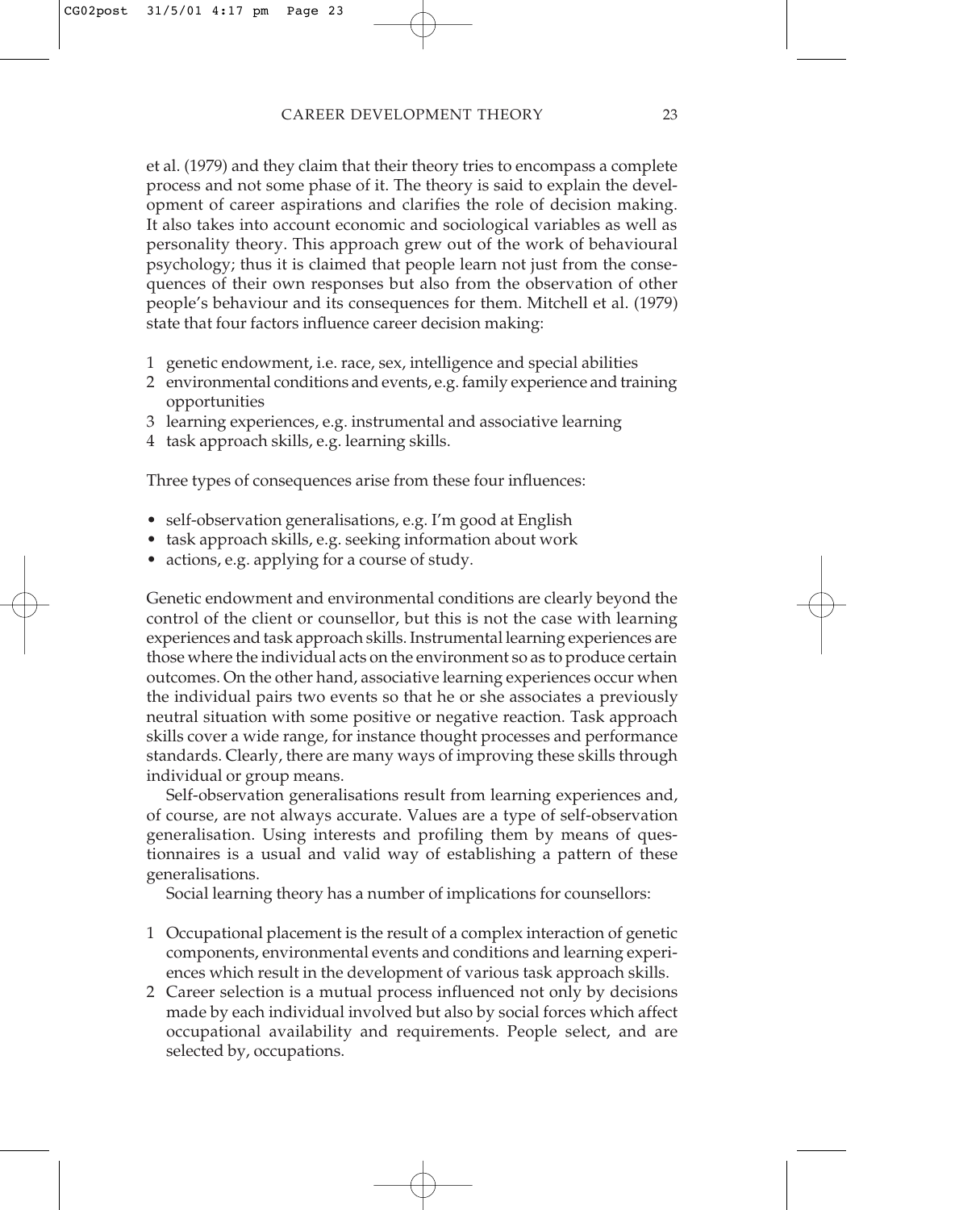et al. (1979) and they claim that their theory tries to encompass a complete process and not some phase of it. The theory is said to explain the development of career aspirations and clarifies the role of decision making. It also takes into account economic and sociological variables as well as personality theory. This approach grew out of the work of behavioural psychology; thus it is claimed that people learn not just from the consequences of their own responses but also from the observation of other people's behaviour and its consequences for them. Mitchell et al. (1979) state that four factors influence career decision making:

1 genetic endowment, i.e. race, sex, intelligence and special abilities
2 environmental conditions and events, e.g. family experience and training opportunities
3 learning experiences, e.g. instrumental and associative learning
4 task approach skills, e.g. learning skills.

Three types of consequences arise from these four influences:

- self-observation generalisations, e.g. I'm good at English
- task approach skills, e.g. seeking information about work
- actions, e.g. applying for a course of study.

Genetic endowment and environmental conditions are clearly beyond the control of the client or counsellor, but this is not the case with learning experiences and task approach skills. Instrumental learning experiences are those where the individual acts on the environment so as to produce certain outcomes. On the other hand, associative learning experiences occur when the individual pairs two events so that he or she associates a previously neutral situation with some positive or negative reaction. Task approach skills cover a wide range, for instance thought processes and performance standards. Clearly, there are many ways of improving these skills through individual or group means.

Self-observation generalisations result from learning experiences and, of course, are not always accurate. Values are a type of self-observation generalisation. Using interests and profiling them by means of questionnaires is a usual and valid way of establishing a pattern of these generalisations.

Social learning theory has a number of implications for counsellors:

1 Occupational placement is the result of a complex interaction of genetic components, environmental events and conditions and learning experiences which result in the development of various task approach skills.
2 Career selection is a mutual process influenced not only by decisions made by each individual involved but also by social forces which affect occupational availability and requirements. People select, and are selected by, occupations.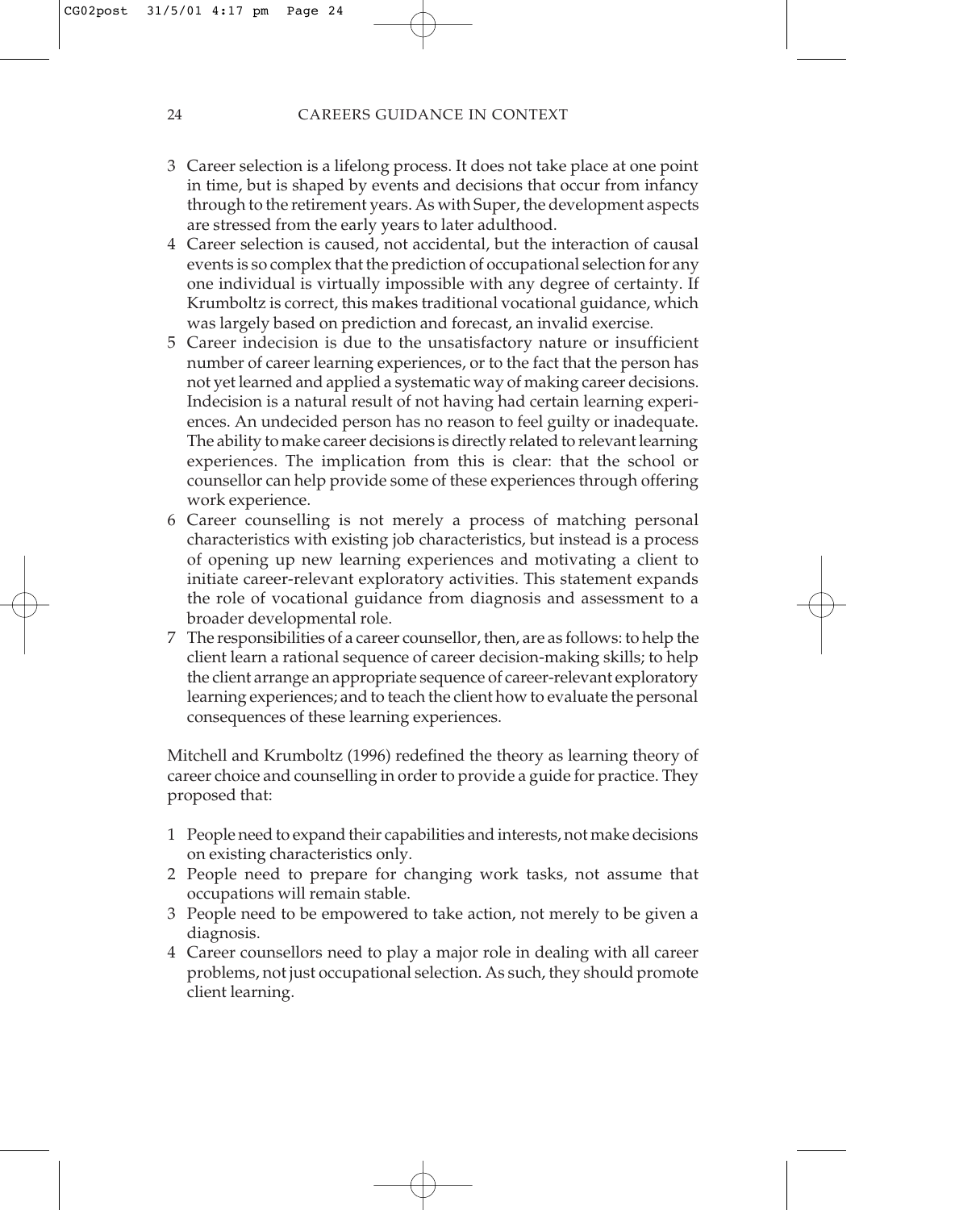3 Career selection is a lifelong process. It does not take place at one point in time, but is shaped by events and decisions that occur from infancy through to the retirement years. As with Super, the development aspects are stressed from the early years to later adulthood.
4 Career selection is caused, not accidental, but the interaction of causal events is so complex that the prediction of occupational selection for any one individual is virtually impossible with any degree of certainty. If Krumboltz is correct, this makes traditional vocational guidance, which was largely based on prediction and forecast, an invalid exercise.
5 Career indecision is due to the unsatisfactory nature or insufficient number of career learning experiences, or to the fact that the person has not yet learned and applied a systematic way of making career decisions. Indecision is a natural result of not having had certain learning experiences. An undecided person has no reason to feel guilty or inadequate. The ability to make career decisions is directly related to relevant learning experiences. The implication from this is clear: that the school or counsellor can help provide some of these experiences through offering work experience.
6 Career counselling is not merely a process of matching personal characteristics with existing job characteristics, but instead is a process of opening up new learning experiences and motivating a client to initiate career-relevant exploratory activities. This statement expands the role of vocational guidance from diagnosis and assessment to a broader developmental role.
7 The responsibilities of a career counsellor, then, are as follows: to help the client learn a rational sequence of career decision-making skills; to help the client arrange an appropriate sequence of career-relevant exploratory learning experiences; and to teach the client how to evaluate the personal consequences of these learning experiences.

Mitchell and Krumboltz (1996) redefined the theory as learning theory of career choice and counselling in order to provide a guide for practice. They proposed that:

1 People need to expand their capabilities and interests, not make decisions on existing characteristics only.
2 People need to prepare for changing work tasks, not assume that occupations will remain stable.
3 People need to be empowered to take action, not merely to be given a diagnosis.
4 Career counsellors need to play a major role in dealing with all career problems, not just occupational selection. As such, they should promote client learning.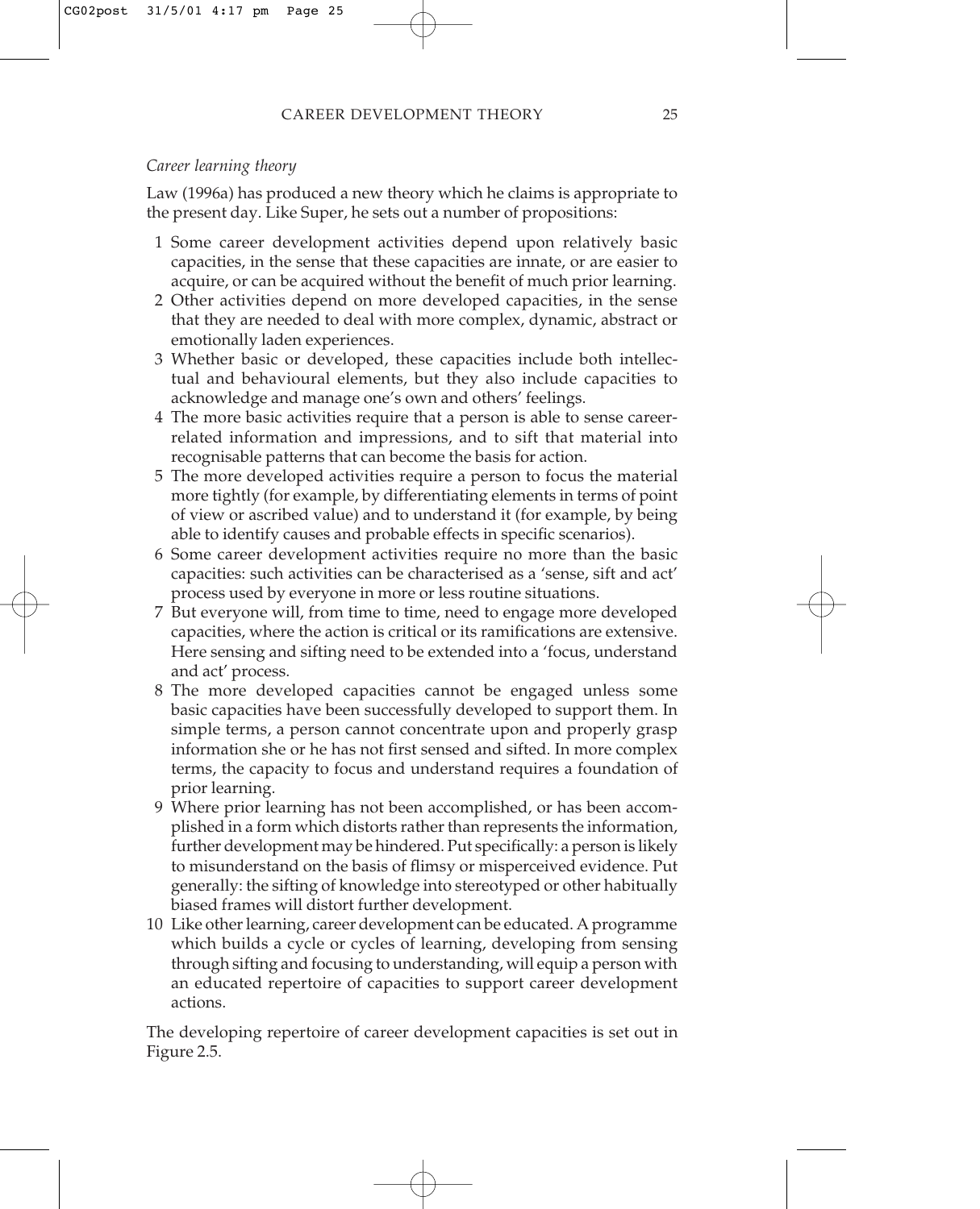*Career learning theory*

Law (1996a) has produced a new theory which he claims is appropriate to the present day. Like Super, he sets out a number of propositions:

1. Some career development activities depend upon relatively basic capacities, in the sense that these capacities are innate, or are easier to acquire, or can be acquired without the benefit of much prior learning.
2. Other activities depend on more developed capacities, in the sense that they are needed to deal with more complex, dynamic, abstract or emotionally laden experiences.
3. Whether basic or developed, these capacities include both intellectual and behavioural elements, but they also include capacities to acknowledge and manage one's own and others' feelings.
4. The more basic activities require that a person is able to sense career-related information and impressions, and to sift that material into recognisable patterns that can become the basis for action.
5. The more developed activities require a person to focus the material more tightly (for example, by differentiating elements in terms of point of view or ascribed value) and to understand it (for example, by being able to identify causes and probable effects in specific scenarios).
6. Some career development activities require no more than the basic capacities: such activities can be characterised as a 'sense, sift and act' process used by everyone in more or less routine situations.
7. But everyone will, from time to time, need to engage more developed capacities, where the action is critical or its ramifications are extensive. Here sensing and sifting need to be extended into a 'focus, understand and act' process.
8. The more developed capacities cannot be engaged unless some basic capacities have been successfully developed to support them. In simple terms, a person cannot concentrate upon and properly grasp information she or he has not first sensed and sifted. In more complex terms, the capacity to focus and understand requires a foundation of prior learning.
9. Where prior learning has not been accomplished, or has been accomplished in a form which distorts rather than represents the information, further development may be hindered. Put specifically: a person is likely to misunderstand on the basis of flimsy or misperceived evidence. Put generally: the sifting of knowledge into stereotyped or other habitually biased frames will distort further development.
10. Like other learning, career development can be educated. A programme which builds a cycle or cycles of learning, developing from sensing through sifting and focusing to understanding, will equip a person with an educated repertoire of capacities to support career development actions.

The developing repertoire of career development capacities is set out in Figure 2.5.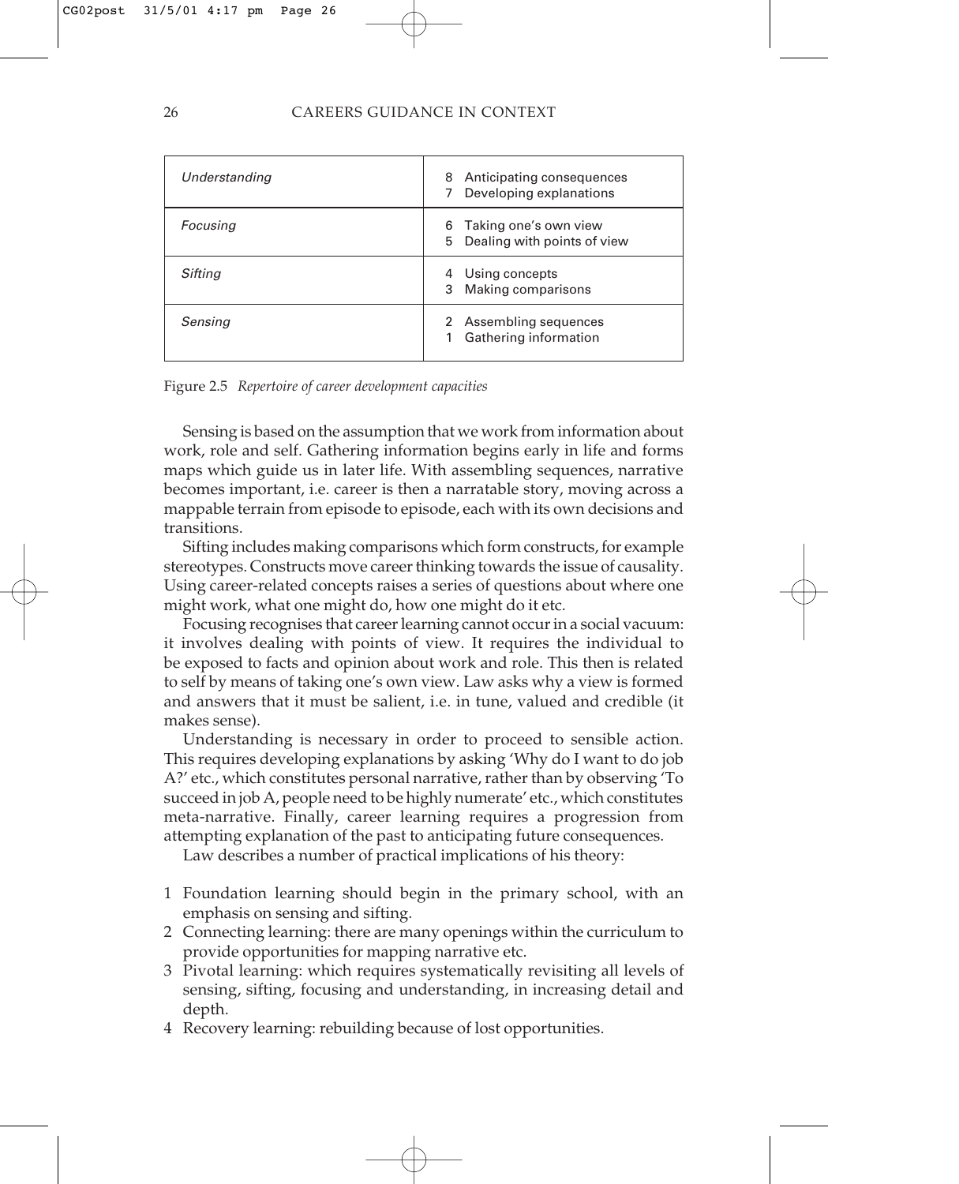| | |
|---|---|
| *Understanding* | 8 Anticipating consequences<br>7 Developing explanations |
| *Focusing* | 6 Taking one's own view<br>5 Dealing with points of view |
| *Sifting* | 4 Using concepts<br>3 Making comparisons |
| *Sensing* | 2 Assembling sequences<br>1 Gathering information |

Figure 2.5 *Repertoire of career development capacities*

Sensing is based on the assumption that we work from information about work, role and self. Gathering information begins early in life and forms maps which guide us in later life. With assembling sequences, narrative becomes important, i.e. career is then a narratable story, moving across a mappable terrain from episode to episode, each with its own decisions and transitions.

Sifting includes making comparisons which form constructs, for example stereotypes. Constructs move career thinking towards the issue of causality. Using career-related concepts raises a series of questions about where one might work, what one might do, how one might do it etc.

Focusing recognises that career learning cannot occur in a social vacuum: it involves dealing with points of view. It requires the individual to be exposed to facts and opinion about work and role. This then is related to self by means of taking one's own view. Law asks why a view is formed and answers that it must be salient, i.e. in tune, valued and credible (it makes sense).

Understanding is necessary in order to proceed to sensible action. This requires developing explanations by asking 'Why do I want to do job A?' etc., which constitutes personal narrative, rather than by observing 'To succeed in job A, people need to be highly numerate' etc., which constitutes meta-narrative. Finally, career learning requires a progression from attempting explanation of the past to anticipating future consequences.

Law describes a number of practical implications of his theory:

1. Foundation learning should begin in the primary school, with an emphasis on sensing and sifting.
2. Connecting learning: there are many openings within the curriculum to provide opportunities for mapping narrative etc.
3. Pivotal learning: which requires systematically revisiting all levels of sensing, sifting, focusing and understanding, in increasing detail and depth.
4. Recovery learning: rebuilding because of lost opportunities.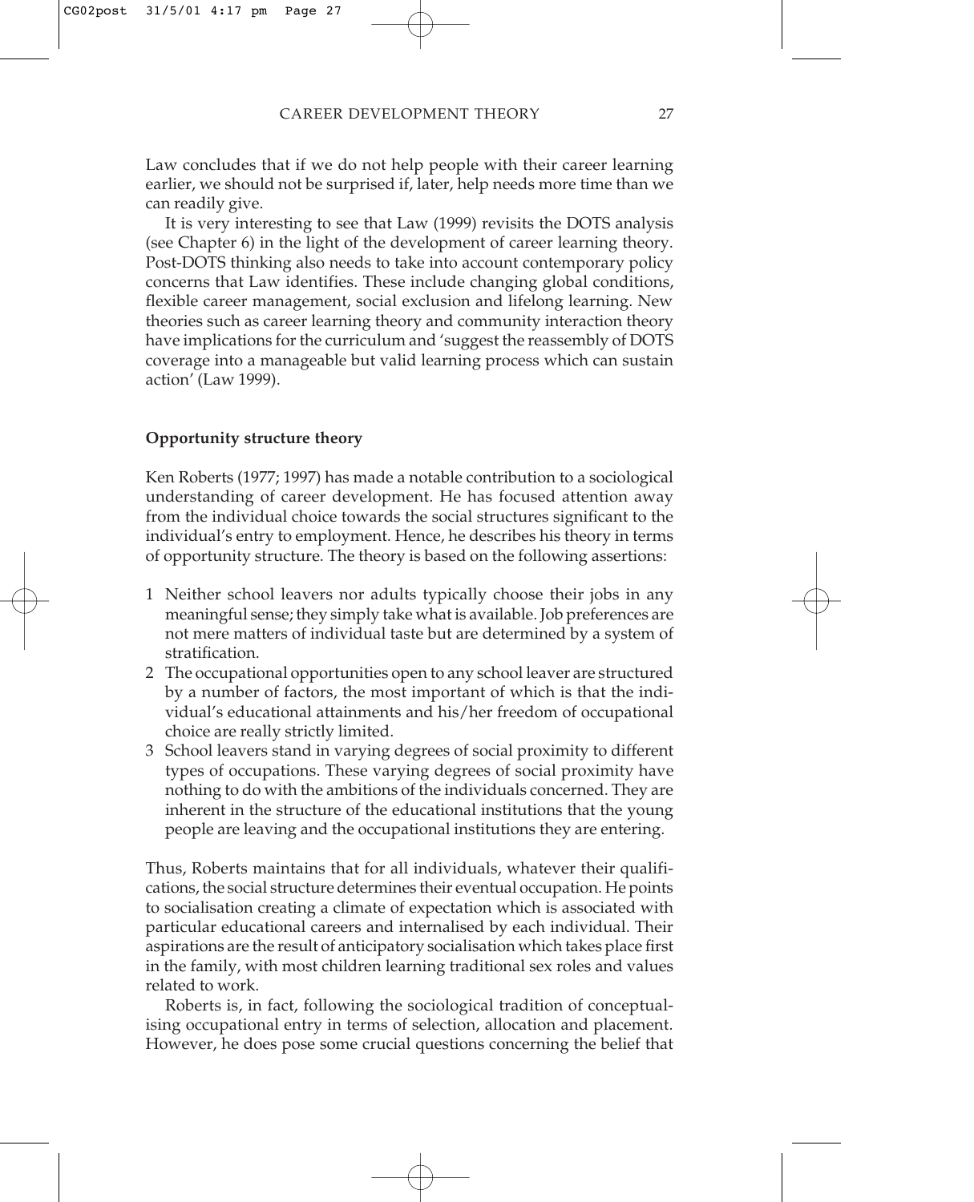Law concludes that if we do not help people with their career learning earlier, we should not be surprised if, later, help needs more time than we can readily give.

It is very interesting to see that Law (1999) revisits the DOTS analysis (see Chapter 6) in the light of the development of career learning theory. Post-DOTS thinking also needs to take into account contemporary policy concerns that Law identifies. These include changing global conditions, flexible career management, social exclusion and lifelong learning. New theories such as career learning theory and community interaction theory have implications for the curriculum and 'suggest the reassembly of DOTS coverage into a manageable but valid learning process which can sustain action' (Law 1999).

### Opportunity structure theory

Ken Roberts (1977; 1997) has made a notable contribution to a sociological understanding of career development. He has focused attention away from the individual choice towards the social structures significant to the individual's entry to employment. Hence, he describes his theory in terms of opportunity structure. The theory is based on the following assertions:

1. Neither school leavers nor adults typically choose their jobs in any meaningful sense; they simply take what is available. Job preferences are not mere matters of individual taste but are determined by a system of stratification.
2. The occupational opportunities open to any school leaver are structured by a number of factors, the most important of which is that the individual's educational attainments and his/her freedom of occupational choice are really strictly limited.
3. School leavers stand in varying degrees of social proximity to different types of occupations. These varying degrees of social proximity have nothing to do with the ambitions of the individuals concerned. They are inherent in the structure of the educational institutions that the young people are leaving and the occupational institutions they are entering.

Thus, Roberts maintains that for all individuals, whatever their qualifications, the social structure determines their eventual occupation. He points to socialisation creating a climate of expectation which is associated with particular educational careers and internalised by each individual. Their aspirations are the result of anticipatory socialisation which takes place first in the family, with most children learning traditional sex roles and values related to work.

Roberts is, in fact, following the sociological tradition of conceptualising occupational entry in terms of selection, allocation and placement. However, he does pose some crucial questions concerning the belief that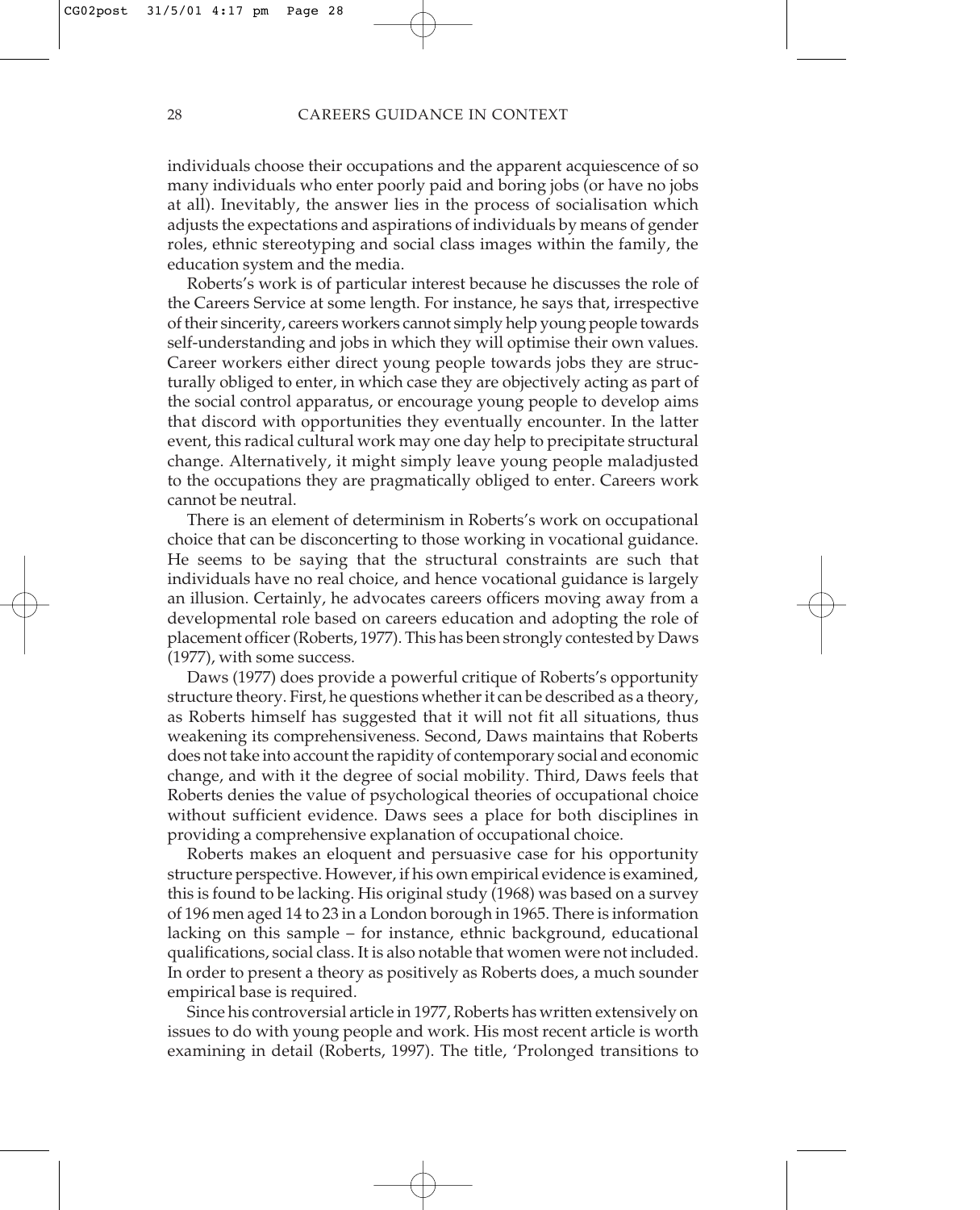individuals choose their occupations and the apparent acquiescence of so many individuals who enter poorly paid and boring jobs (or have no jobs at all). Inevitably, the answer lies in the process of socialisation which adjusts the expectations and aspirations of individuals by means of gender roles, ethnic stereotyping and social class images within the family, the education system and the media.

Roberts's work is of particular interest because he discusses the role of the Careers Service at some length. For instance, he says that, irrespective of their sincerity, careers workers cannot simply help young people towards self-understanding and jobs in which they will optimise their own values. Career workers either direct young people towards jobs they are structurally obliged to enter, in which case they are objectively acting as part of the social control apparatus, or encourage young people to develop aims that discord with opportunities they eventually encounter. In the latter event, this radical cultural work may one day help to precipitate structural change. Alternatively, it might simply leave young people maladjusted to the occupations they are pragmatically obliged to enter. Careers work cannot be neutral.

There is an element of determinism in Roberts's work on occupational choice that can be disconcerting to those working in vocational guidance. He seems to be saying that the structural constraints are such that individuals have no real choice, and hence vocational guidance is largely an illusion. Certainly, he advocates careers officers moving away from a developmental role based on careers education and adopting the role of placement officer (Roberts, 1977). This has been strongly contested by Daws (1977), with some success.

Daws (1977) does provide a powerful critique of Roberts's opportunity structure theory. First, he questions whether it can be described as a theory, as Roberts himself has suggested that it will not fit all situations, thus weakening its comprehensiveness. Second, Daws maintains that Roberts does not take into account the rapidity of contemporary social and economic change, and with it the degree of social mobility. Third, Daws feels that Roberts denies the value of psychological theories of occupational choice without sufficient evidence. Daws sees a place for both disciplines in providing a comprehensive explanation of occupational choice.

Roberts makes an eloquent and persuasive case for his opportunity structure perspective. However, if his own empirical evidence is examined, this is found to be lacking. His original study (1968) was based on a survey of 196 men aged 14 to 23 in a London borough in 1965. There is information lacking on this sample – for instance, ethnic background, educational qualifications, social class. It is also notable that women were not included. In order to present a theory as positively as Roberts does, a much sounder empirical base is required.

Since his controversial article in 1977, Roberts has written extensively on issues to do with young people and work. His most recent article is worth examining in detail (Roberts, 1997). The title, 'Prolonged transitions to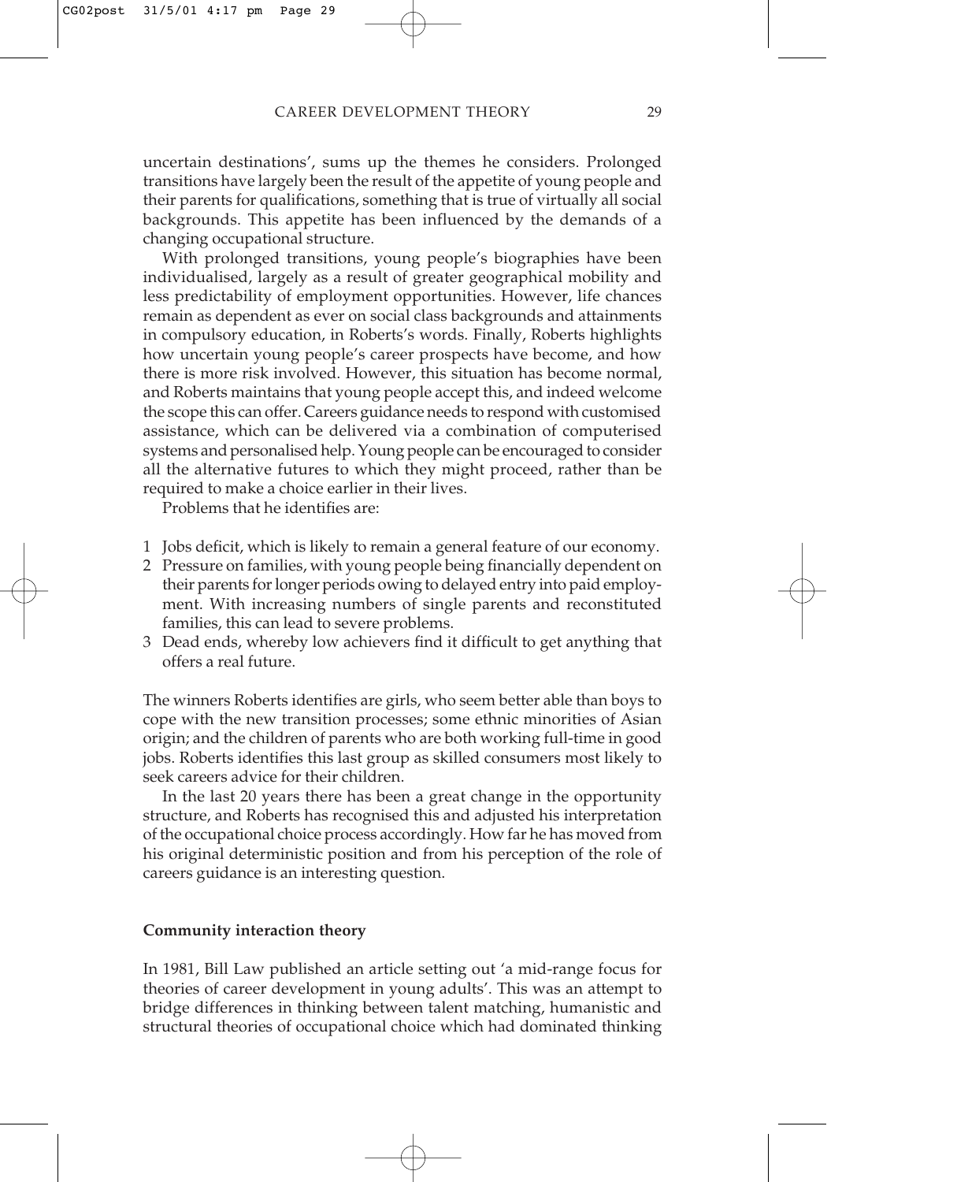uncertain destinations', sums up the themes he considers. Prolonged transitions have largely been the result of the appetite of young people and their parents for qualifications, something that is true of virtually all social backgrounds. This appetite has been influenced by the demands of a changing occupational structure.

With prolonged transitions, young people's biographies have been individualised, largely as a result of greater geographical mobility and less predictability of employment opportunities. However, life chances remain as dependent as ever on social class backgrounds and attainments in compulsory education, in Roberts's words. Finally, Roberts highlights how uncertain young people's career prospects have become, and how there is more risk involved. However, this situation has become normal, and Roberts maintains that young people accept this, and indeed welcome the scope this can offer. Careers guidance needs to respond with customised assistance, which can be delivered via a combination of computerised systems and personalised help. Young people can be encouraged to consider all the alternative futures to which they might proceed, rather than be required to make a choice earlier in their lives.

Problems that he identifies are:

1. Jobs deficit, which is likely to remain a general feature of our economy.
2. Pressure on families, with young people being financially dependent on their parents for longer periods owing to delayed entry into paid employment. With increasing numbers of single parents and reconstituted families, this can lead to severe problems.
3. Dead ends, whereby low achievers find it difficult to get anything that offers a real future.

The winners Roberts identifies are girls, who seem better able than boys to cope with the new transition processes; some ethnic minorities of Asian origin; and the children of parents who are both working full-time in good jobs. Roberts identifies this last group as skilled consumers most likely to seek careers advice for their children.

In the last 20 years there has been a great change in the opportunity structure, and Roberts has recognised this and adjusted his interpretation of the occupational choice process accordingly. How far he has moved from his original deterministic position and from his perception of the role of careers guidance is an interesting question.

**Community interaction theory**

In 1981, Bill Law published an article setting out 'a mid-range focus for theories of career development in young adults'. This was an attempt to bridge differences in thinking between talent matching, humanistic and structural theories of occupational choice which had dominated thinking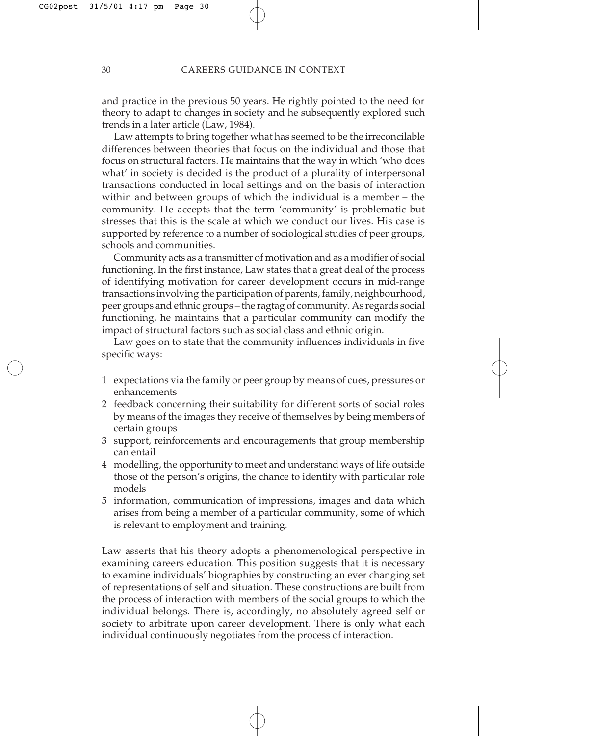and practice in the previous 50 years. He rightly pointed to the need for theory to adapt to changes in society and he subsequently explored such trends in a later article (Law, 1984).

Law attempts to bring together what has seemed to be the irreconcilable differences between theories that focus on the individual and those that focus on structural factors. He maintains that the way in which 'who does what' in society is decided is the product of a plurality of interpersonal transactions conducted in local settings and on the basis of interaction within and between groups of which the individual is a member – the community. He accepts that the term 'community' is problematic but stresses that this is the scale at which we conduct our lives. His case is supported by reference to a number of sociological studies of peer groups, schools and communities.

Community acts as a transmitter of motivation and as a modifier of social functioning. In the first instance, Law states that a great deal of the process of identifying motivation for career development occurs in mid-range transactions involving the participation of parents, family, neighbourhood, peer groups and ethnic groups – the ragtag of community. As regards social functioning, he maintains that a particular community can modify the impact of structural factors such as social class and ethnic origin.

Law goes on to state that the community influences individuals in five specific ways:

1 expectations via the family or peer group by means of cues, pressures or enhancements
2 feedback concerning their suitability for different sorts of social roles by means of the images they receive of themselves by being members of certain groups
3 support, reinforcements and encouragements that group membership can entail
4 modelling, the opportunity to meet and understand ways of life outside those of the person's origins, the chance to identify with particular role models
5 information, communication of impressions, images and data which arises from being a member of a particular community, some of which is relevant to employment and training.

Law asserts that his theory adopts a phenomenological perspective in examining careers education. This position suggests that it is necessary to examine individuals' biographies by constructing an ever changing set of representations of self and situation. These constructions are built from the process of interaction with members of the social groups to which the individual belongs. There is, accordingly, no absolutely agreed self or society to arbitrate upon career development. There is only what each individual continuously negotiates from the process of interaction.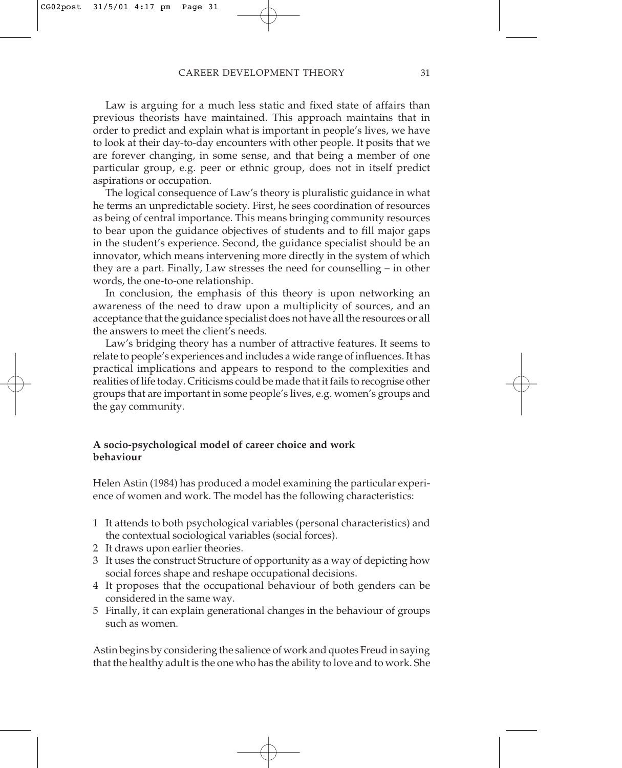Law is arguing for a much less static and fixed state of affairs than previous theorists have maintained. This approach maintains that in order to predict and explain what is important in people's lives, we have to look at their day-to-day encounters with other people. It posits that we are forever changing, in some sense, and that being a member of one particular group, e.g. peer or ethnic group, does not in itself predict aspirations or occupation.

The logical consequence of Law's theory is pluralistic guidance in what he terms an unpredictable society. First, he sees coordination of resources as being of central importance. This means bringing community resources to bear upon the guidance objectives of students and to fill major gaps in the student's experience. Second, the guidance specialist should be an innovator, which means intervening more directly in the system of which they are a part. Finally, Law stresses the need for counselling – in other words, the one-to-one relationship.

In conclusion, the emphasis of this theory is upon networking an awareness of the need to draw upon a multiplicity of sources, and an acceptance that the guidance specialist does not have all the resources or all the answers to meet the client's needs.

Law's bridging theory has a number of attractive features. It seems to relate to people's experiences and includes a wide range of influences. It has practical implications and appears to respond to the complexities and realities of life today. Criticisms could be made that it fails to recognise other groups that are important in some people's lives, e.g. women's groups and the gay community.

### A socio-psychological model of career choice and work behaviour

Helen Astin (1984) has produced a model examining the particular experience of women and work. The model has the following characteristics:

1. It attends to both psychological variables (personal characteristics) and the contextual sociological variables (social forces).
2. It draws upon earlier theories.
3. It uses the construct Structure of opportunity as a way of depicting how social forces shape and reshape occupational decisions.
4. It proposes that the occupational behaviour of both genders can be considered in the same way.
5. Finally, it can explain generational changes in the behaviour of groups such as women.

Astin begins by considering the salience of work and quotes Freud in saying that the healthy adult is the one who has the ability to love and to work. She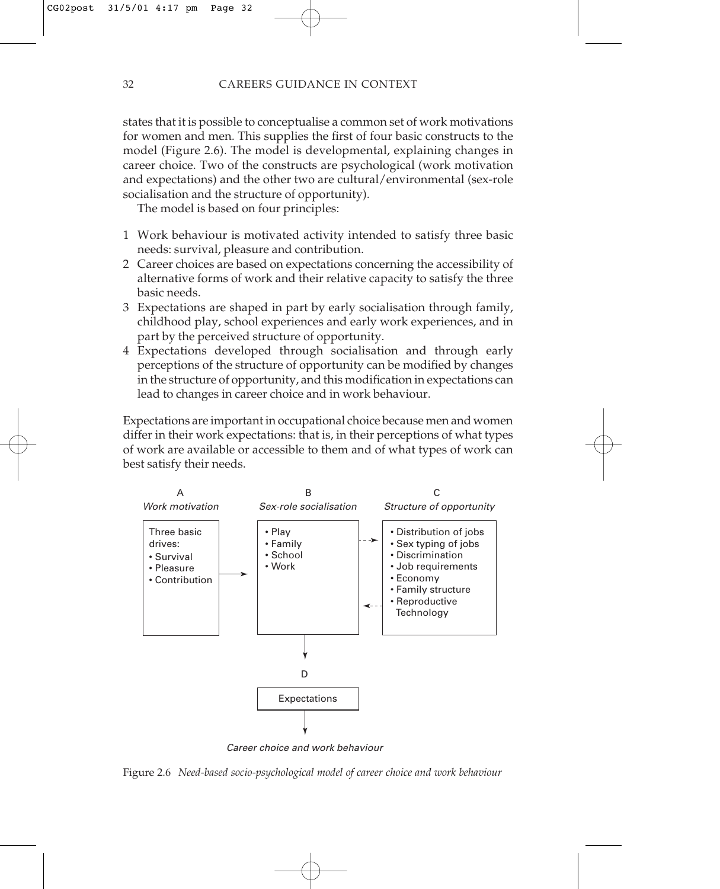states that it is possible to conceptualise a common set of work motivations for women and men. This supplies the first of four basic constructs to the model (Figure 2.6). The model is developmental, explaining changes in career choice. Two of the constructs are psychological (work motivation and expectations) and the other two are cultural/environmental (sex-role socialisation and the structure of opportunity).

The model is based on four principles:

1. Work behaviour is motivated activity intended to satisfy three basic needs: survival, pleasure and contribution.
2. Career choices are based on expectations concerning the accessibility of alternative forms of work and their relative capacity to satisfy the three basic needs.
3. Expectations are shaped in part by early socialisation through family, childhood play, school experiences and early work experiences, and in part by the perceived structure of opportunity.
4. Expectations developed through socialisation and through early perceptions of the structure of opportunity can be modified by changes in the structure of opportunity, and this modification in expectations can lead to changes in career choice and in work behaviour.

Expectations are important in occupational choice because men and women differ in their work expectations: that is, in their perceptions of what types of work are available or accessible to them and of what types of work can best satisfy their needs.

A — *Work motivation*
Three basic drives:
- Survival
- Pleasure
- Contribution

B — *Sex-role socialisation*
- Play
- Family
- School
- Work

C — *Structure of opportunity*
- Distribution of jobs
- Sex typing of jobs
- Discrimination
- Job requirements
- Economy
- Family structure
- Reproductive Technology

D — Expectations

*Career choice and work behaviour*

Figure 2.6 *Need-based socio-psychological model of career choice and work behaviour*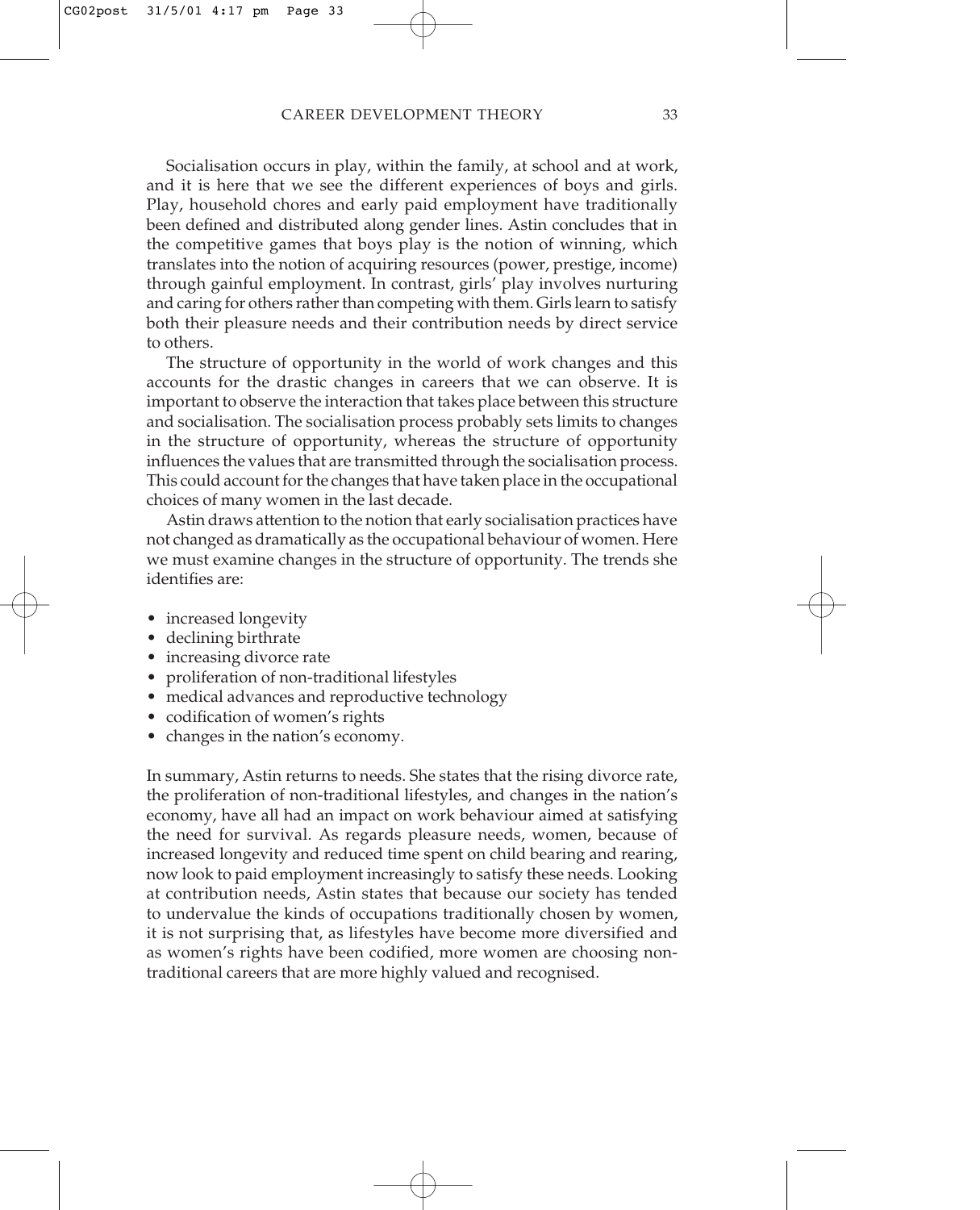Socialisation occurs in play, within the family, at school and at work, and it is here that we see the different experiences of boys and girls. Play, household chores and early paid employment have traditionally been defined and distributed along gender lines. Astin concludes that in the competitive games that boys play is the notion of winning, which translates into the notion of acquiring resources (power, prestige, income) through gainful employment. In contrast, girls' play involves nurturing and caring for others rather than competing with them. Girls learn to satisfy both their pleasure needs and their contribution needs by direct service to others.

The structure of opportunity in the world of work changes and this accounts for the drastic changes in careers that we can observe. It is important to observe the interaction that takes place between this structure and socialisation. The socialisation process probably sets limits to changes in the structure of opportunity, whereas the structure of opportunity influences the values that are transmitted through the socialisation process. This could account for the changes that have taken place in the occupational choices of many women in the last decade.

Astin draws attention to the notion that early socialisation practices have not changed as dramatically as the occupational behaviour of women. Here we must examine changes in the structure of opportunity. The trends she identifies are:

- increased longevity
- declining birthrate
- increasing divorce rate
- proliferation of non-traditional lifestyles
- medical advances and reproductive technology
- codification of women's rights
- changes in the nation's economy.

In summary, Astin returns to needs. She states that the rising divorce rate, the proliferation of non-traditional lifestyles, and changes in the nation's economy, have all had an impact on work behaviour aimed at satisfying the need for survival. As regards pleasure needs, women, because of increased longevity and reduced time spent on child bearing and rearing, now look to paid employment increasingly to satisfy these needs. Looking at contribution needs, Astin states that because our society has tended to undervalue the kinds of occupations traditionally chosen by women, it is not surprising that, as lifestyles have become more diversified and as women's rights have been codified, more women are choosing non-traditional careers that are more highly valued and recognised.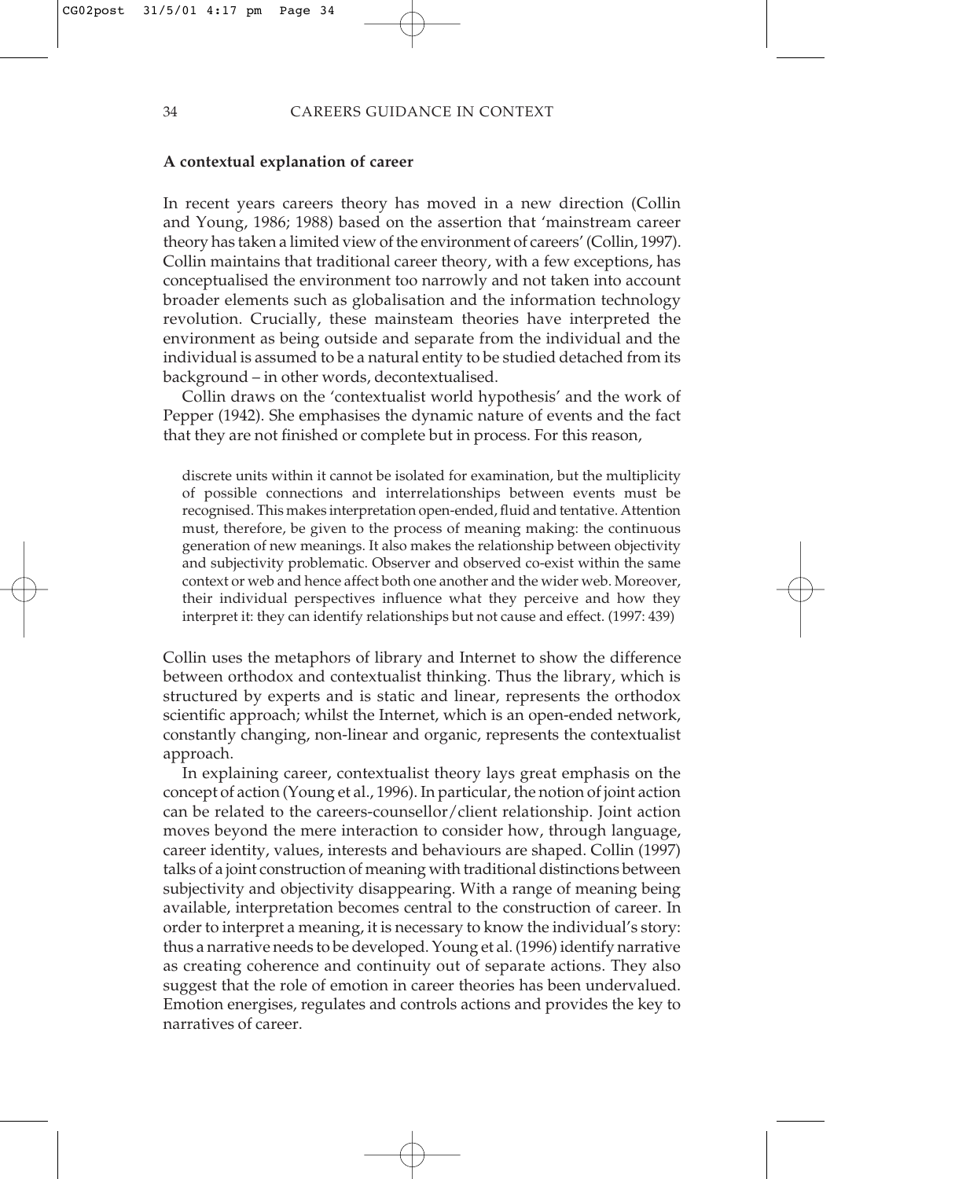### A contextual explanation of career

In recent years careers theory has moved in a new direction (Collin and Young, 1986; 1988) based on the assertion that 'mainstream career theory has taken a limited view of the environment of careers' (Collin, 1997). Collin maintains that traditional career theory, with a few exceptions, has conceptualised the environment too narrowly and not taken into account broader elements such as globalisation and the information technology revolution. Crucially, these mainsteam theories have interpreted the environment as being outside and separate from the individual and the individual is assumed to be a natural entity to be studied detached from its background – in other words, decontextualised.

Collin draws on the 'contextualist world hypothesis' and the work of Pepper (1942). She emphasises the dynamic nature of events and the fact that they are not finished or complete but in process. For this reason,

> discrete units within it cannot be isolated for examination, but the multiplicity of possible connections and interrelationships between events must be recognised. This makes interpretation open-ended, fluid and tentative. Attention must, therefore, be given to the process of meaning making: the continuous generation of new meanings. It also makes the relationship between objectivity and subjectivity problematic. Observer and observed co-exist within the same context or web and hence affect both one another and the wider web. Moreover, their individual perspectives influence what they perceive and how they interpret it: they can identify relationships but not cause and effect. (1997: 439)

Collin uses the metaphors of library and Internet to show the difference between orthodox and contextualist thinking. Thus the library, which is structured by experts and is static and linear, represents the orthodox scientific approach; whilst the Internet, which is an open-ended network, constantly changing, non-linear and organic, represents the contextualist approach.

In explaining career, contextualist theory lays great emphasis on the concept of action (Young et al., 1996). In particular, the notion of joint action can be related to the careers-counsellor/client relationship. Joint action moves beyond the mere interaction to consider how, through language, career identity, values, interests and behaviours are shaped. Collin (1997) talks of a joint construction of meaning with traditional distinctions between subjectivity and objectivity disappearing. With a range of meaning being available, interpretation becomes central to the construction of career. In order to interpret a meaning, it is necessary to know the individual's story: thus a narrative needs to be developed. Young et al. (1996) identify narrative as creating coherence and continuity out of separate actions. They also suggest that the role of emotion in career theories has been undervalued. Emotion energises, regulates and controls actions and provides the key to narratives of career.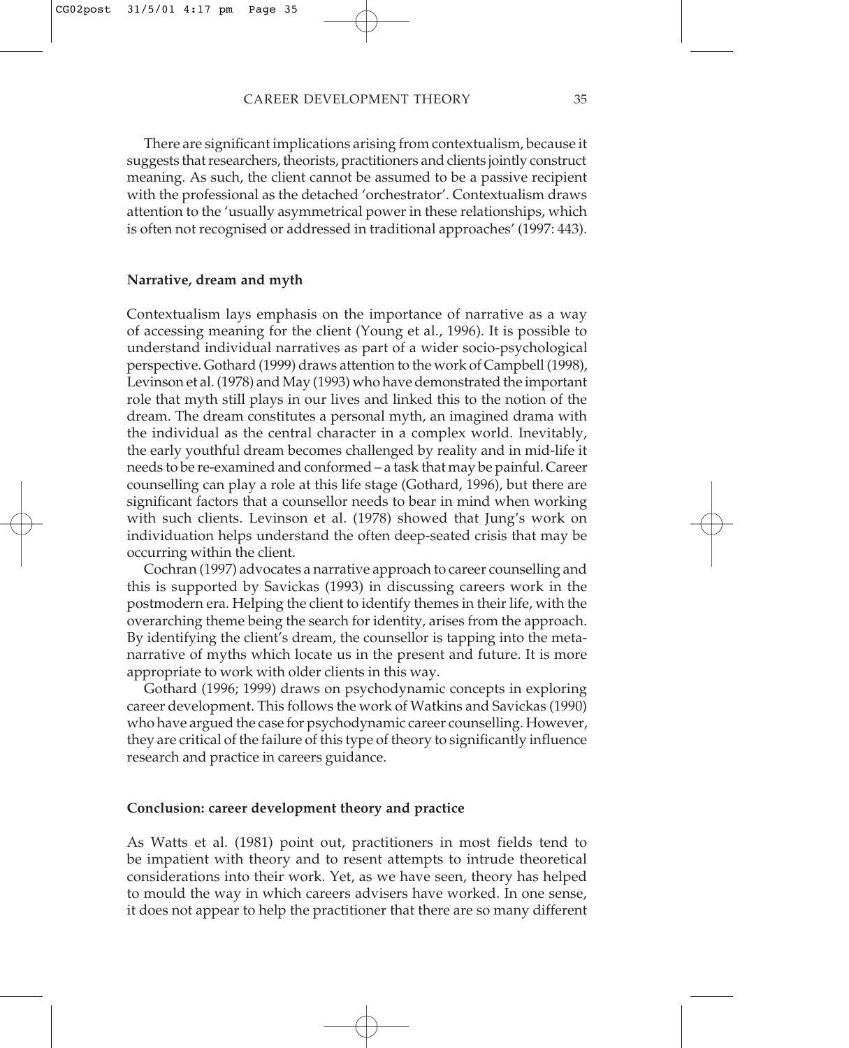There are significant implications arising from contextualism, because it suggests that researchers, theorists, practitioners and clients jointly construct meaning. As such, the client cannot be assumed to be a passive recipient with the professional as the detached 'orchestrator'. Contextualism draws attention to the 'usually asymmetrical power in these relationships, which is often not recognised or addressed in traditional approaches' (1997: 443).

### Narrative, dream and myth

Contextualism lays emphasis on the importance of narrative as a way of accessing meaning for the client (Young et al., 1996). It is possible to understand individual narratives as part of a wider socio-psychological perspective. Gothard (1999) draws attention to the work of Campbell (1998), Levinson et al. (1978) and May (1993) who have demonstrated the important role that myth still plays in our lives and linked this to the notion of the dream. The dream constitutes a personal myth, an imagined drama with the individual as the central character in a complex world. Inevitably, the early youthful dream becomes challenged by reality and in mid-life it needs to be re-examined and conformed – a task that may be painful. Career counselling can play a role at this life stage (Gothard, 1996), but there are significant factors that a counsellor needs to bear in mind when working with such clients. Levinson et al. (1978) showed that Jung's work on individuation helps understand the often deep-seated crisis that may be occurring within the client.

Cochran (1997) advocates a narrative approach to career counselling and this is supported by Savickas (1993) in discussing careers work in the postmodern era. Helping the client to identify themes in their life, with the overarching theme being the search for identity, arises from the approach. By identifying the client's dream, the counsellor is tapping into the meta-narrative of myths which locate us in the present and future. It is more appropriate to work with older clients in this way.

Gothard (1996; 1999) draws on psychodynamic concepts in exploring career development. This follows the work of Watkins and Savickas (1990) who have argued the case for psychodynamic career counselling. However, they are critical of the failure of this type of theory to significantly influence research and practice in careers guidance.

### Conclusion: career development theory and practice

As Watts et al. (1981) point out, practitioners in most fields tend to be impatient with theory and to resent attempts to intrude theoretical considerations into their work. Yet, as we have seen, theory has helped to mould the way in which careers advisers have worked. In one sense, it does not appear to help the practitioner that there are so many different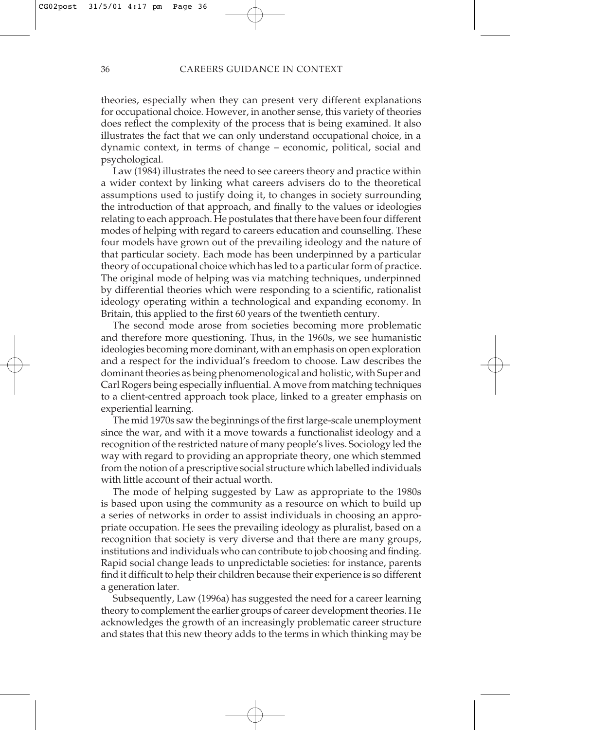theories, especially when they can present very different explanations for occupational choice. However, in another sense, this variety of theories does reflect the complexity of the process that is being examined. It also illustrates the fact that we can only understand occupational choice, in a dynamic context, in terms of change – economic, political, social and psychological.

Law (1984) illustrates the need to see careers theory and practice within a wider context by linking what careers advisers do to the theoretical assumptions used to justify doing it, to changes in society surrounding the introduction of that approach, and finally to the values or ideologies relating to each approach. He postulates that there have been four different modes of helping with regard to careers education and counselling. These four models have grown out of the prevailing ideology and the nature of that particular society. Each mode has been underpinned by a particular theory of occupational choice which has led to a particular form of practice. The original mode of helping was via matching techniques, underpinned by differential theories which were responding to a scientific, rationalist ideology operating within a technological and expanding economy. In Britain, this applied to the first 60 years of the twentieth century.

The second mode arose from societies becoming more problematic and therefore more questioning. Thus, in the 1960s, we see humanistic ideologies becoming more dominant, with an emphasis on open exploration and a respect for the individual's freedom to choose. Law describes the dominant theories as being phenomenological and holistic, with Super and Carl Rogers being especially influential. A move from matching techniques to a client-centred approach took place, linked to a greater emphasis on experiential learning.

The mid 1970s saw the beginnings of the first large-scale unemployment since the war, and with it a move towards a functionalist ideology and a recognition of the restricted nature of many people's lives. Sociology led the way with regard to providing an appropriate theory, one which stemmed from the notion of a prescriptive social structure which labelled individuals with little account of their actual worth.

The mode of helping suggested by Law as appropriate to the 1980s is based upon using the community as a resource on which to build up a series of networks in order to assist individuals in choosing an appropriate occupation. He sees the prevailing ideology as pluralist, based on a recognition that society is very diverse and that there are many groups, institutions and individuals who can contribute to job choosing and finding. Rapid social change leads to unpredictable societies: for instance, parents find it difficult to help their children because their experience is so different a generation later.

Subsequently, Law (1996a) has suggested the need for a career learning theory to complement the earlier groups of career development theories. He acknowledges the growth of an increasingly problematic career structure and states that this new theory adds to the terms in which thinking may be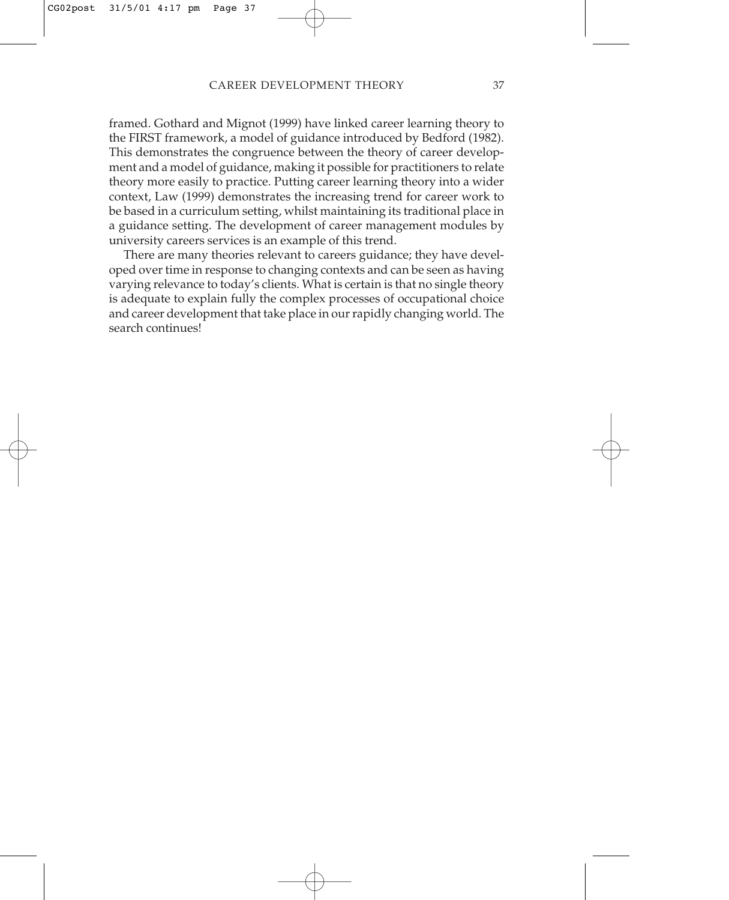framed. Gothard and Mignot (1999) have linked career learning theory to the FIRST framework, a model of guidance introduced by Bedford (1982). This demonstrates the congruence between the theory of career development and a model of guidance, making it possible for practitioners to relate theory more easily to practice. Putting career learning theory into a wider context, Law (1999) demonstrates the increasing trend for career work to be based in a curriculum setting, whilst maintaining its traditional place in a guidance setting. The development of career management modules by university careers services is an example of this trend.

There are many theories relevant to careers guidance; they have developed over time in response to changing contexts and can be seen as having varying relevance to today's clients. What is certain is that no single theory is adequate to explain fully the complex processes of occupational choice and career development that take place in our rapidly changing world. The search continues!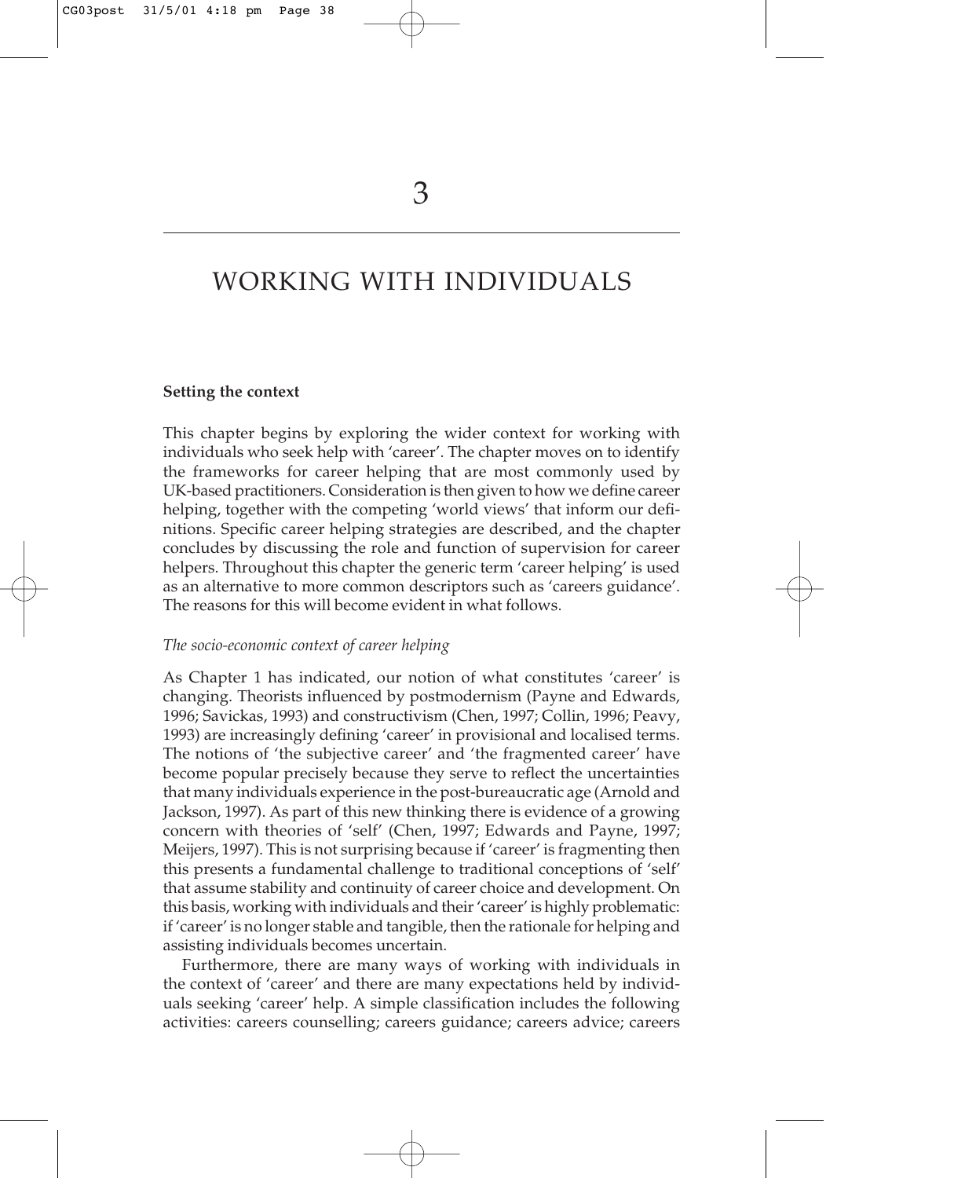# 3

# WORKING WITH INDIVIDUALS

**Setting the context**

This chapter begins by exploring the wider context for working with individuals who seek help with 'career'. The chapter moves on to identify the frameworks for career helping that are most commonly used by UK-based practitioners. Consideration is then given to how we define career helping, together with the competing 'world views' that inform our definitions. Specific career helping strategies are described, and the chapter concludes by discussing the role and function of supervision for career helpers. Throughout this chapter the generic term 'career helping' is used as an alternative to more common descriptors such as 'careers guidance'. The reasons for this will become evident in what follows.

*The socio-economic context of career helping*

As Chapter 1 has indicated, our notion of what constitutes 'career' is changing. Theorists influenced by postmodernism (Payne and Edwards, 1996; Savickas, 1993) and constructivism (Chen, 1997; Collin, 1996; Peavy, 1993) are increasingly defining 'career' in provisional and localised terms. The notions of 'the subjective career' and 'the fragmented career' have become popular precisely because they serve to reflect the uncertainties that many individuals experience in the post-bureaucratic age (Arnold and Jackson, 1997). As part of this new thinking there is evidence of a growing concern with theories of 'self' (Chen, 1997; Edwards and Payne, 1997; Meijers, 1997). This is not surprising because if 'career' is fragmenting then this presents a fundamental challenge to traditional conceptions of 'self' that assume stability and continuity of career choice and development. On this basis, working with individuals and their 'career' is highly problematic: if 'career' is no longer stable and tangible, then the rationale for helping and assisting individuals becomes uncertain.

Furthermore, there are many ways of working with individuals in the context of 'career' and there are many expectations held by individuals seeking 'career' help. A simple classification includes the following activities: careers counselling; careers guidance; careers advice; careers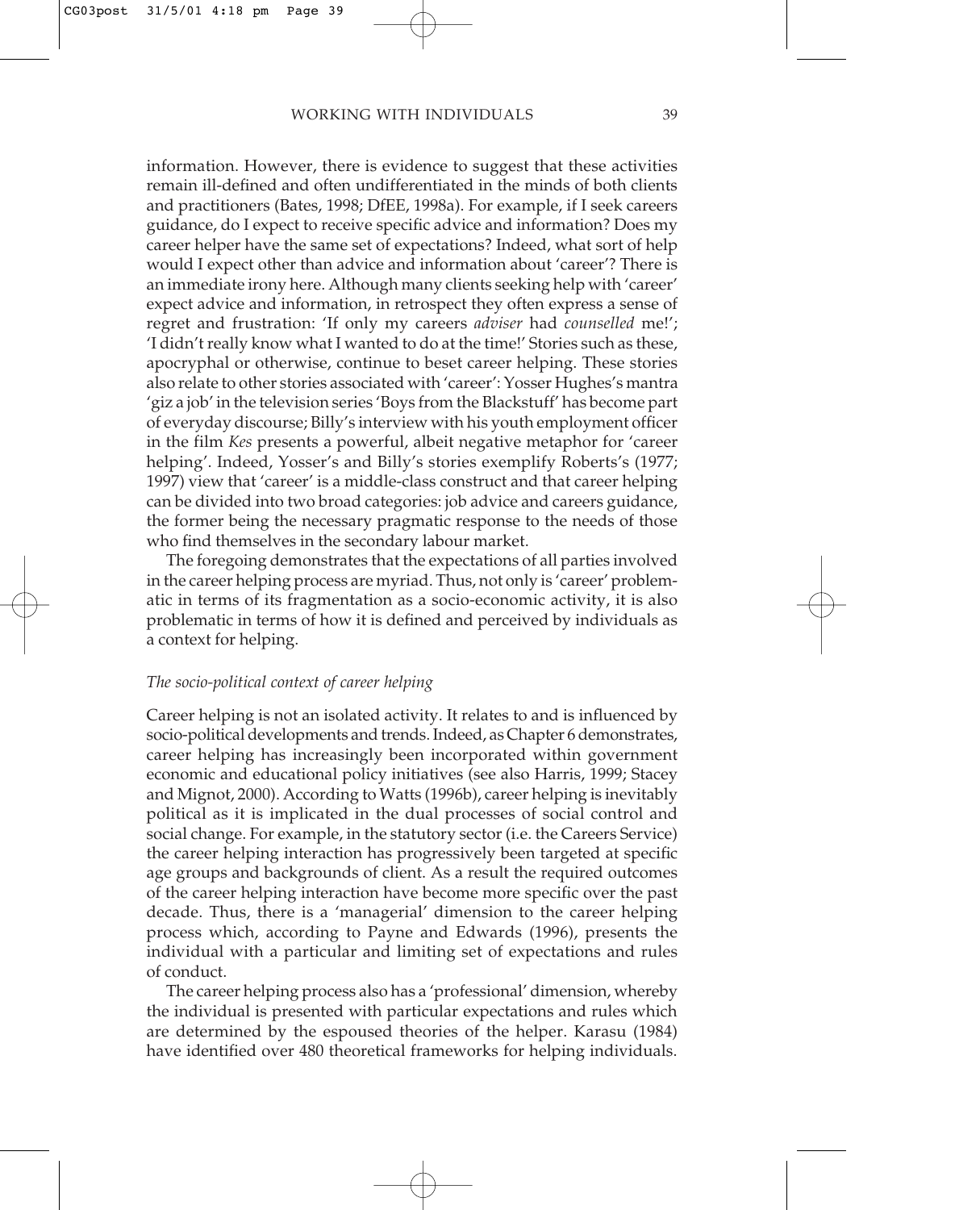information. However, there is evidence to suggest that these activities remain ill-defined and often undifferentiated in the minds of both clients and practitioners (Bates, 1998; DfEE, 1998a). For example, if I seek careers guidance, do I expect to receive specific advice and information? Does my career helper have the same set of expectations? Indeed, what sort of help would I expect other than advice and information about 'career'? There is an immediate irony here. Although many clients seeking help with 'career' expect advice and information, in retrospect they often express a sense of regret and frustration: 'If only my careers *adviser* had *counselled* me!'; 'I didn't really know what I wanted to do at the time!' Stories such as these, apocryphal or otherwise, continue to beset career helping. These stories also relate to other stories associated with 'career': Yosser Hughes's mantra 'giz a job' in the television series 'Boys from the Blackstuff' has become part of everyday discourse; Billy's interview with his youth employment officer in the film *Kes* presents a powerful, albeit negative metaphor for 'career helping'. Indeed, Yosser's and Billy's stories exemplify Roberts's (1977; 1997) view that 'career' is a middle-class construct and that career helping can be divided into two broad categories: job advice and careers guidance, the former being the necessary pragmatic response to the needs of those who find themselves in the secondary labour market.

The foregoing demonstrates that the expectations of all parties involved in the career helping process are myriad. Thus, not only is 'career' problematic in terms of its fragmentation as a socio-economic activity, it is also problematic in terms of how it is defined and perceived by individuals as a context for helping.

### *The socio-political context of career helping*

Career helping is not an isolated activity. It relates to and is influenced by socio-political developments and trends. Indeed, as Chapter 6 demonstrates, career helping has increasingly been incorporated within government economic and educational policy initiatives (see also Harris, 1999; Stacey and Mignot, 2000). According to Watts (1996b), career helping is inevitably political as it is implicated in the dual processes of social control and social change. For example, in the statutory sector (i.e. the Careers Service) the career helping interaction has progressively been targeted at specific age groups and backgrounds of client. As a result the required outcomes of the career helping interaction have become more specific over the past decade. Thus, there is a 'managerial' dimension to the career helping process which, according to Payne and Edwards (1996), presents the individual with a particular and limiting set of expectations and rules of conduct.

The career helping process also has a 'professional' dimension, whereby the individual is presented with particular expectations and rules which are determined by the espoused theories of the helper. Karasu (1984) have identified over 480 theoretical frameworks for helping individuals.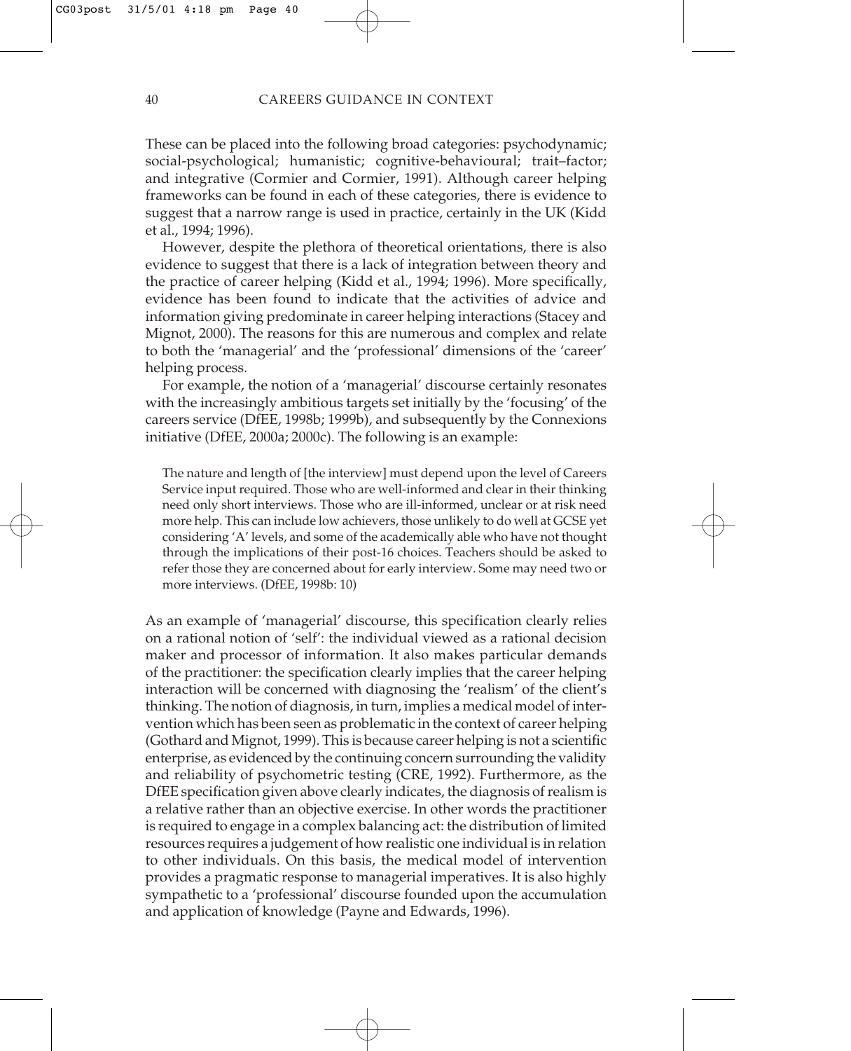These can be placed into the following broad categories: psychodynamic; social-psychological; humanistic; cognitive-behavioural; trait–factor; and integrative (Cormier and Cormier, 1991). Although career helping frameworks can be found in each of these categories, there is evidence to suggest that a narrow range is used in practice, certainly in the UK (Kidd et al., 1994; 1996).

However, despite the plethora of theoretical orientations, there is also evidence to suggest that there is a lack of integration between theory and the practice of career helping (Kidd et al., 1994; 1996). More specifically, evidence has been found to indicate that the activities of advice and information giving predominate in career helping interactions (Stacey and Mignot, 2000). The reasons for this are numerous and complex and relate to both the 'managerial' and the 'professional' dimensions of the 'career' helping process.

For example, the notion of a 'managerial' discourse certainly resonates with the increasingly ambitious targets set initially by the 'focusing' of the careers service (DfEE, 1998b; 1999b), and subsequently by the Connexions initiative (DfEE, 2000a; 2000c). The following is an example:

> The nature and length of [the interview] must depend upon the level of Careers Service input required. Those who are well-informed and clear in their thinking need only short interviews. Those who are ill-informed, unclear or at risk need more help. This can include low achievers, those unlikely to do well at GCSE yet considering 'A' levels, and some of the academically able who have not thought through the implications of their post-16 choices. Teachers should be asked to refer those they are concerned about for early interview. Some may need two or more interviews. (DfEE, 1998b: 10)

As an example of 'managerial' discourse, this specification clearly relies on a rational notion of 'self': the individual viewed as a rational decision maker and processor of information. It also makes particular demands of the practitioner: the specification clearly implies that the career helping interaction will be concerned with diagnosing the 'realism' of the client's thinking. The notion of diagnosis, in turn, implies a medical model of intervention which has been seen as problematic in the context of career helping (Gothard and Mignot, 1999). This is because career helping is not a scientific enterprise, as evidenced by the continuing concern surrounding the validity and reliability of psychometric testing (CRE, 1992). Furthermore, as the DfEE specification given above clearly indicates, the diagnosis of realism is a relative rather than an objective exercise. In other words the practitioner is required to engage in a complex balancing act: the distribution of limited resources requires a judgement of how realistic one individual is in relation to other individuals. On this basis, the medical model of intervention provides a pragmatic response to managerial imperatives. It is also highly sympathetic to a 'professional' discourse founded upon the accumulation and application of knowledge (Payne and Edwards, 1996).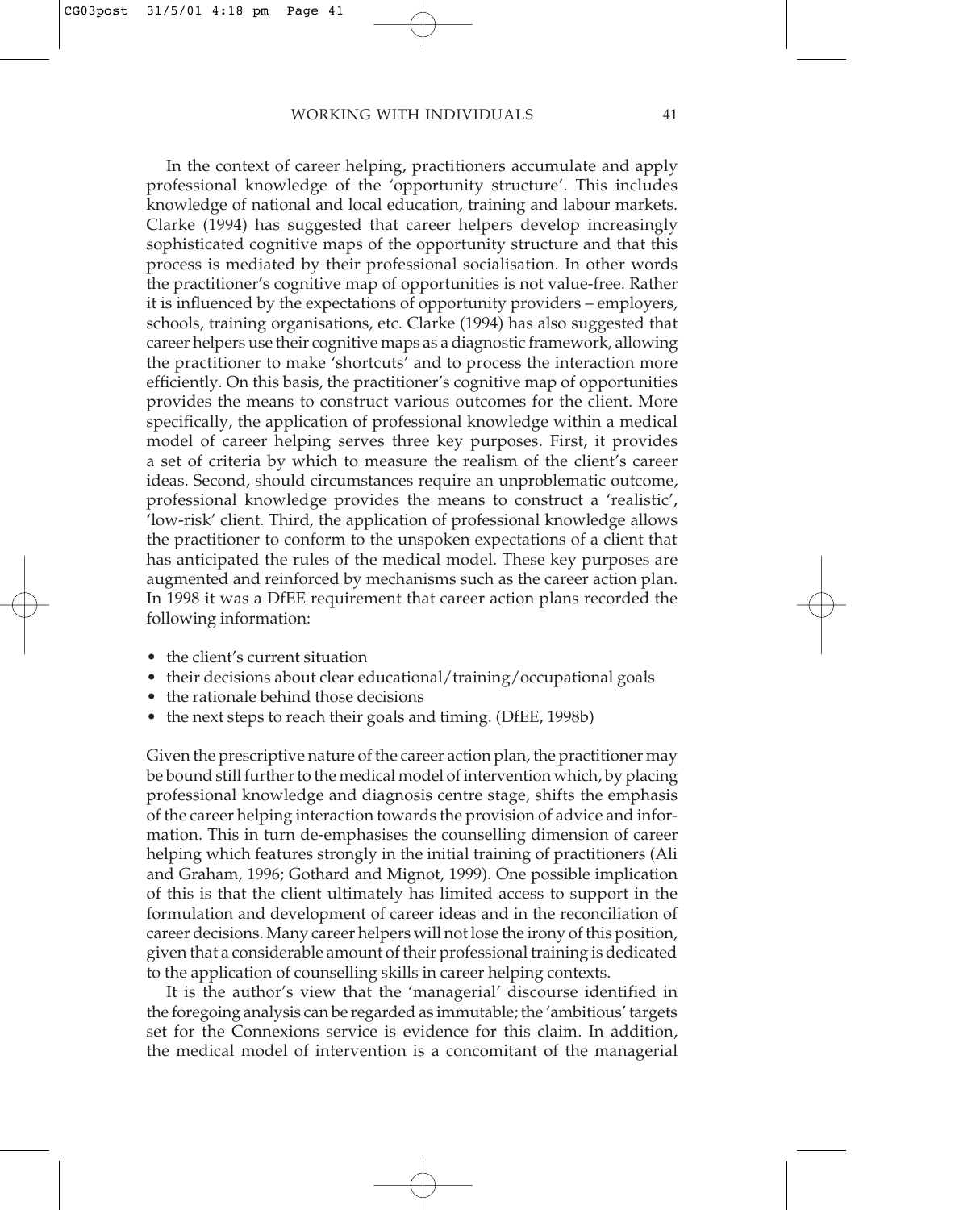In the context of career helping, practitioners accumulate and apply professional knowledge of the 'opportunity structure'. This includes knowledge of national and local education, training and labour markets. Clarke (1994) has suggested that career helpers develop increasingly sophisticated cognitive maps of the opportunity structure and that this process is mediated by their professional socialisation. In other words the practitioner's cognitive map of opportunities is not value-free. Rather it is influenced by the expectations of opportunity providers – employers, schools, training organisations, etc. Clarke (1994) has also suggested that career helpers use their cognitive maps as a diagnostic framework, allowing the practitioner to make 'shortcuts' and to process the interaction more efficiently. On this basis, the practitioner's cognitive map of opportunities provides the means to construct various outcomes for the client. More specifically, the application of professional knowledge within a medical model of career helping serves three key purposes. First, it provides a set of criteria by which to measure the realism of the client's career ideas. Second, should circumstances require an unproblematic outcome, professional knowledge provides the means to construct a 'realistic', 'low-risk' client. Third, the application of professional knowledge allows the practitioner to conform to the unspoken expectations of a client that has anticipated the rules of the medical model. These key purposes are augmented and reinforced by mechanisms such as the career action plan. In 1998 it was a DfEE requirement that career action plans recorded the following information:

- the client's current situation
- their decisions about clear educational/training/occupational goals
- the rationale behind those decisions
- the next steps to reach their goals and timing. (DfEE, 1998b)

Given the prescriptive nature of the career action plan, the practitioner may be bound still further to the medical model of intervention which, by placing professional knowledge and diagnosis centre stage, shifts the emphasis of the career helping interaction towards the provision of advice and information. This in turn de-emphasises the counselling dimension of career helping which features strongly in the initial training of practitioners (Ali and Graham, 1996; Gothard and Mignot, 1999). One possible implication of this is that the client ultimately has limited access to support in the formulation and development of career ideas and in the reconciliation of career decisions. Many career helpers will not lose the irony of this position, given that a considerable amount of their professional training is dedicated to the application of counselling skills in career helping contexts.

It is the author's view that the 'managerial' discourse identified in the foregoing analysis can be regarded as immutable; the 'ambitious' targets set for the Connexions service is evidence for this claim. In addition, the medical model of intervention is a concomitant of the managerial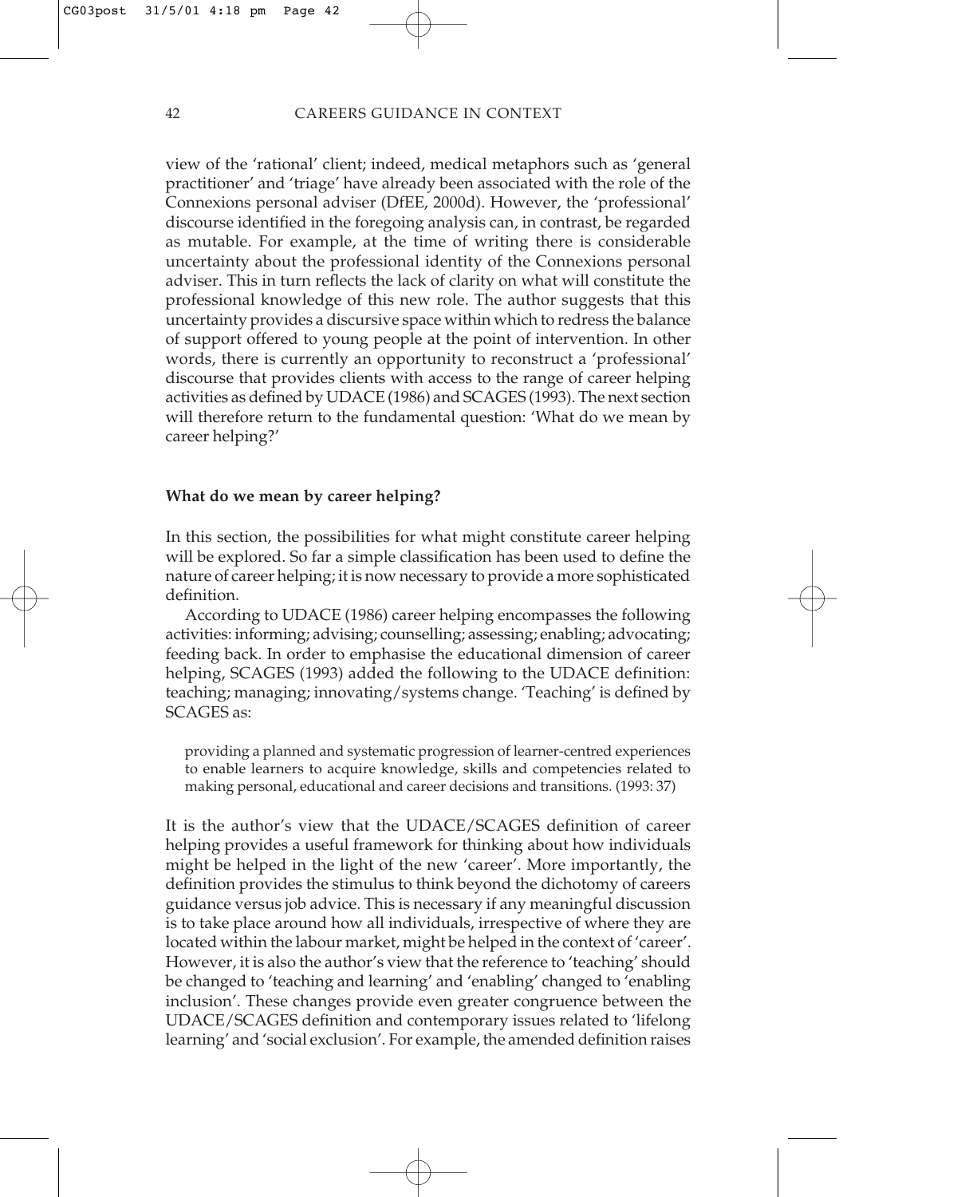view of the 'rational' client; indeed, medical metaphors such as 'general practitioner' and 'triage' have already been associated with the role of the Connexions personal adviser (DfEE, 2000d). However, the 'professional' discourse identified in the foregoing analysis can, in contrast, be regarded as mutable. For example, at the time of writing there is considerable uncertainty about the professional identity of the Connexions personal adviser. This in turn reflects the lack of clarity on what will constitute the professional knowledge of this new role. The author suggests that this uncertainty provides a discursive space within which to redress the balance of support offered to young people at the point of intervention. In other words, there is currently an opportunity to reconstruct a 'professional' discourse that provides clients with access to the range of career helping activities as defined by UDACE (1986) and SCAGES (1993). The next section will therefore return to the fundamental question: 'What do we mean by career helping?'

### What do we mean by career helping?

In this section, the possibilities for what might constitute career helping will be explored. So far a simple classification has been used to define the nature of career helping; it is now necessary to provide a more sophisticated definition.

According to UDACE (1986) career helping encompasses the following activities: informing; advising; counselling; assessing; enabling; advocating; feeding back. In order to emphasise the educational dimension of career helping, SCAGES (1993) added the following to the UDACE definition: teaching; managing; innovating/systems change. 'Teaching' is defined by SCAGES as:

> providing a planned and systematic progression of learner-centred experiences to enable learners to acquire knowledge, skills and competencies related to making personal, educational and career decisions and transitions. (1993: 37)

It is the author's view that the UDACE/SCAGES definition of career helping provides a useful framework for thinking about how individuals might be helped in the light of the new 'career'. More importantly, the definition provides the stimulus to think beyond the dichotomy of careers guidance versus job advice. This is necessary if any meaningful discussion is to take place around how all individuals, irrespective of where they are located within the labour market, might be helped in the context of 'career'. However, it is also the author's view that the reference to 'teaching' should be changed to 'teaching and learning' and 'enabling' changed to 'enabling inclusion'. These changes provide even greater congruence between the UDACE/SCAGES definition and contemporary issues related to 'lifelong learning' and 'social exclusion'. For example, the amended definition raises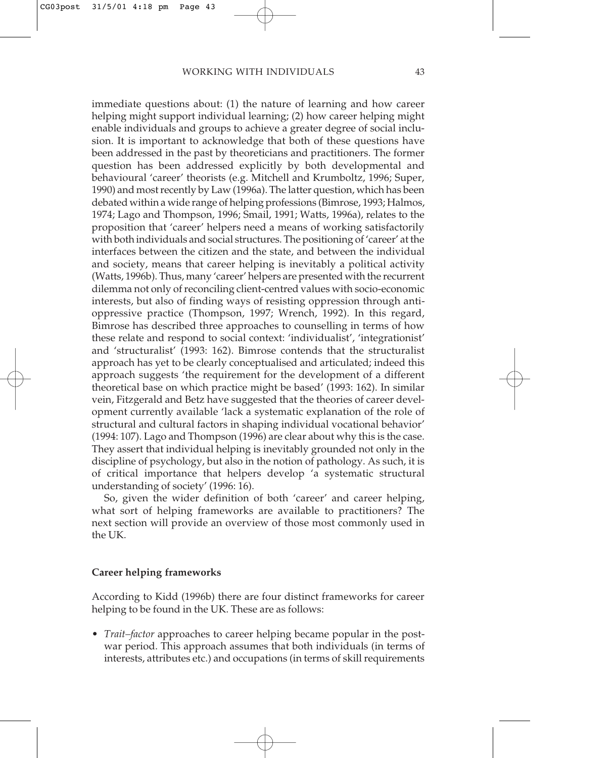immediate questions about: (1) the nature of learning and how career helping might support individual learning; (2) how career helping might enable individuals and groups to achieve a greater degree of social inclusion. It is important to acknowledge that both of these questions have been addressed in the past by theoreticians and practitioners. The former question has been addressed explicitly by both developmental and behavioural 'career' theorists (e.g. Mitchell and Krumboltz, 1996; Super, 1990) and most recently by Law (1996a). The latter question, which has been debated within a wide range of helping professions (Bimrose, 1993; Halmos, 1974; Lago and Thompson, 1996; Smail, 1991; Watts, 1996a), relates to the proposition that 'career' helpers need a means of working satisfactorily with both individuals and social structures. The positioning of 'career' at the interfaces between the citizen and the state, and between the individual and society, means that career helping is inevitably a political activity (Watts, 1996b). Thus, many 'career' helpers are presented with the recurrent dilemma not only of reconciling client-centred values with socio-economic interests, but also of finding ways of resisting oppression through anti-oppressive practice (Thompson, 1997; Wrench, 1992). In this regard, Bimrose has described three approaches to counselling in terms of how these relate and respond to social context: 'individualist', 'integrationist' and 'structuralist' (1993: 162). Bimrose contends that the structuralist approach has yet to be clearly conceptualised and articulated; indeed this approach suggests 'the requirement for the development of a different theoretical base on which practice might be based' (1993: 162). In similar vein, Fitzgerald and Betz have suggested that the theories of career development currently available 'lack a systematic explanation of the role of structural and cultural factors in shaping individual vocational behavior' (1994: 107). Lago and Thompson (1996) are clear about why this is the case. They assert that individual helping is inevitably grounded not only in the discipline of psychology, but also in the notion of pathology. As such, it is of critical importance that helpers develop 'a systematic structural understanding of society' (1996: 16).

So, given the wider definition of both 'career' and career helping, what sort of helping frameworks are available to practitioners? The next section will provide an overview of those most commonly used in the UK.

**Career helping frameworks**

According to Kidd (1996b) there are four distinct frameworks for career helping to be found in the UK. These are as follows:

- *Trait–factor* approaches to career helping became popular in the post-war period. This approach assumes that both individuals (in terms of interests, attributes etc.) and occupations (in terms of skill requirements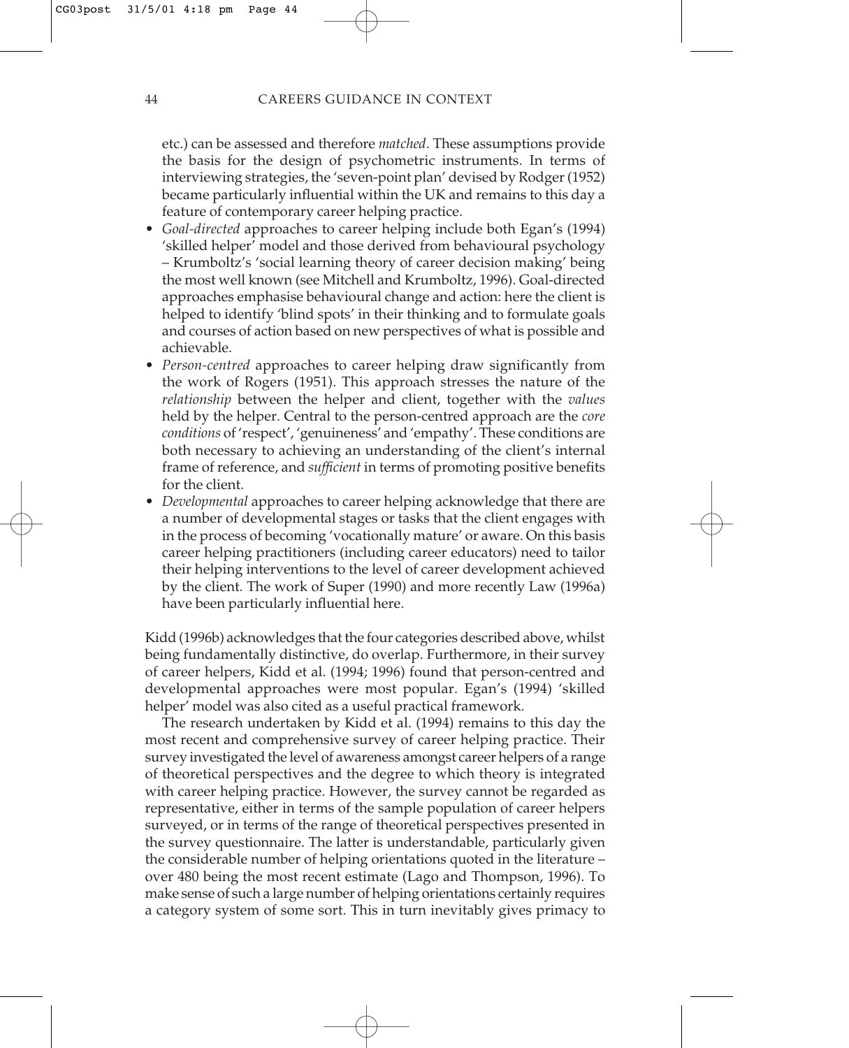etc.) can be assessed and therefore *matched*. These assumptions provide the basis for the design of psychometric instruments. In terms of interviewing strategies, the 'seven-point plan' devised by Rodger (1952) became particularly influential within the UK and remains to this day a feature of contemporary career helping practice.

- *Goal-directed* approaches to career helping include both Egan's (1994) 'skilled helper' model and those derived from behavioural psychology – Krumboltz's 'social learning theory of career decision making' being the most well known (see Mitchell and Krumboltz, 1996). Goal-directed approaches emphasise behavioural change and action: here the client is helped to identify 'blind spots' in their thinking and to formulate goals and courses of action based on new perspectives of what is possible and achievable.
- *Person-centred* approaches to career helping draw significantly from the work of Rogers (1951). This approach stresses the nature of the *relationship* between the helper and client, together with the *values* held by the helper. Central to the person-centred approach are the *core conditions* of 'respect', 'genuineness' and 'empathy'. These conditions are both necessary to achieving an understanding of the client's internal frame of reference, and *sufficient* in terms of promoting positive benefits for the client.
- *Developmental* approaches to career helping acknowledge that there are a number of developmental stages or tasks that the client engages with in the process of becoming 'vocationally mature' or aware. On this basis career helping practitioners (including career educators) need to tailor their helping interventions to the level of career development achieved by the client. The work of Super (1990) and more recently Law (1996a) have been particularly influential here.

Kidd (1996b) acknowledges that the four categories described above, whilst being fundamentally distinctive, do overlap. Furthermore, in their survey of career helpers, Kidd et al. (1994; 1996) found that person-centred and developmental approaches were most popular. Egan's (1994) 'skilled helper' model was also cited as a useful practical framework.

The research undertaken by Kidd et al. (1994) remains to this day the most recent and comprehensive survey of career helping practice. Their survey investigated the level of awareness amongst career helpers of a range of theoretical perspectives and the degree to which theory is integrated with career helping practice. However, the survey cannot be regarded as representative, either in terms of the sample population of career helpers surveyed, or in terms of the range of theoretical perspectives presented in the survey questionnaire. The latter is understandable, particularly given the considerable number of helping orientations quoted in the literature – over 480 being the most recent estimate (Lago and Thompson, 1996). To make sense of such a large number of helping orientations certainly requires a category system of some sort. This in turn inevitably gives primacy to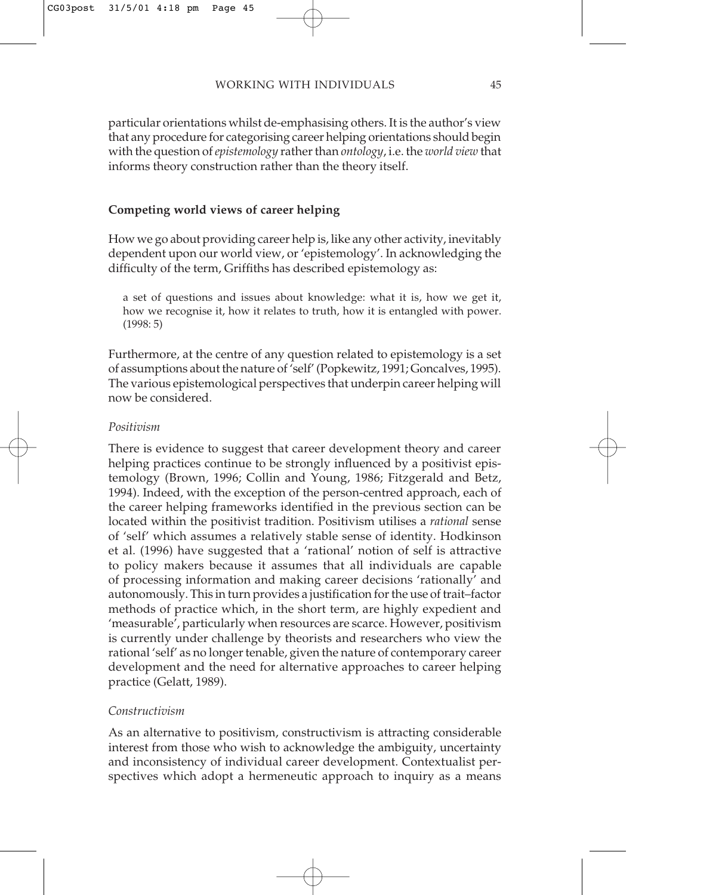particular orientations whilst de-emphasising others. It is the author's view that any procedure for categorising career helping orientations should begin with the question of *epistemology* rather than *ontology*, i.e. the *world view* that informs theory construction rather than the theory itself.

### Competing world views of career helping

How we go about providing career help is, like any other activity, inevitably dependent upon our world view, or 'epistemology'. In acknowledging the difficulty of the term, Griffiths has described epistemology as:

> a set of questions and issues about knowledge: what it is, how we get it, how we recognise it, how it relates to truth, how it is entangled with power. (1998: 5)

Furthermore, at the centre of any question related to epistemology is a set of assumptions about the nature of 'self' (Popkewitz, 1991; Goncalves, 1995). The various epistemological perspectives that underpin career helping will now be considered.

#### *Positivism*

There is evidence to suggest that career development theory and career helping practices continue to be strongly influenced by a positivist epistemology (Brown, 1996; Collin and Young, 1986; Fitzgerald and Betz, 1994). Indeed, with the exception of the person-centred approach, each of the career helping frameworks identified in the previous section can be located within the positivist tradition. Positivism utilises a *rational* sense of 'self' which assumes a relatively stable sense of identity. Hodkinson et al. (1996) have suggested that a 'rational' notion of self is attractive to policy makers because it assumes that all individuals are capable of processing information and making career decisions 'rationally' and autonomously. This in turn provides a justification for the use of trait–factor methods of practice which, in the short term, are highly expedient and 'measurable', particularly when resources are scarce. However, positivism is currently under challenge by theorists and researchers who view the rational 'self' as no longer tenable, given the nature of contemporary career development and the need for alternative approaches to career helping practice (Gelatt, 1989).

#### *Constructivism*

As an alternative to positivism, constructivism is attracting considerable interest from those who wish to acknowledge the ambiguity, uncertainty and inconsistency of individual career development. Contextualist perspectives which adopt a hermeneutic approach to inquiry as a means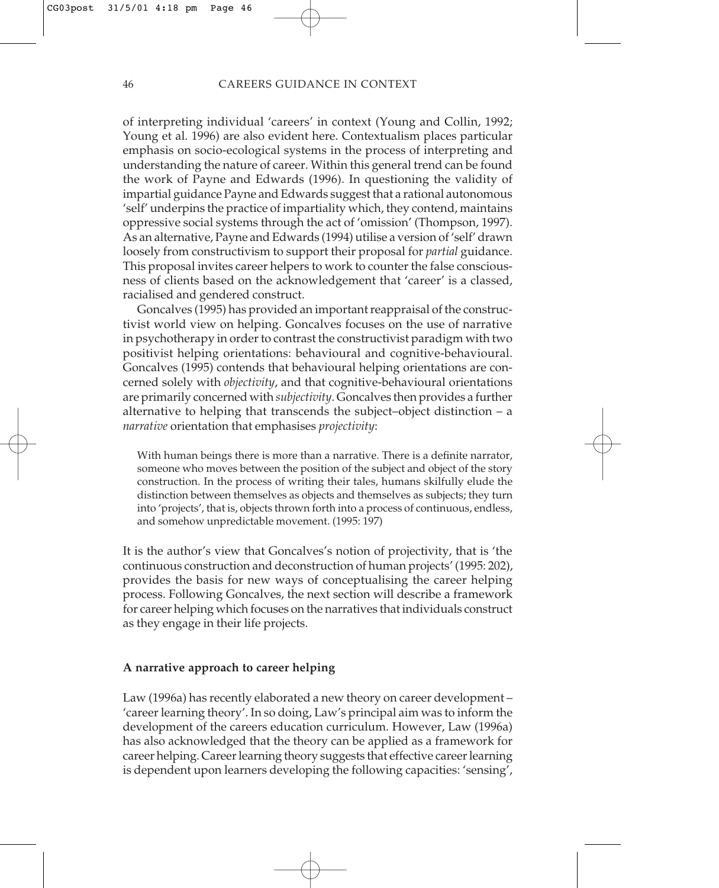of interpreting individual 'careers' in context (Young and Collin, 1992; Young et al. 1996) are also evident here. Contextualism places particular emphasis on socio-ecological systems in the process of interpreting and understanding the nature of career. Within this general trend can be found the work of Payne and Edwards (1996). In questioning the validity of impartial guidance Payne and Edwards suggest that a rational autonomous 'self' underpins the practice of impartiality which, they contend, maintains oppressive social systems through the act of 'omission' (Thompson, 1997). As an alternative, Payne and Edwards (1994) utilise a version of 'self' drawn loosely from constructivism to support their proposal for *partial* guidance. This proposal invites career helpers to work to counter the false consciousness of clients based on the acknowledgement that 'career' is a classed, racialised and gendered construct.

Goncalves (1995) has provided an important reappraisal of the constructivist world view on helping. Goncalves focuses on the use of narrative in psychotherapy in order to contrast the constructivist paradigm with two positivist helping orientations: behavioural and cognitive-behavioural. Goncalves (1995) contends that behavioural helping orientations are concerned solely with *objectivity*, and that cognitive-behavioural orientations are primarily concerned with *subjectivity*. Goncalves then provides a further alternative to helping that transcends the subject–object distinction – a *narrative* orientation that emphasises *projectivity*:

> With human beings there is more than a narrative. There is a definite narrator, someone who moves between the position of the subject and object of the story construction. In the process of writing their tales, humans skilfully elude the distinction between themselves as objects and themselves as subjects; they turn into 'projects', that is, objects thrown forth into a process of continuous, endless, and somehow unpredictable movement. (1995: 197)

It is the author's view that Goncalves's notion of projectivity, that is 'the continuous construction and deconstruction of human projects' (1995: 202), provides the basis for new ways of conceptualising the career helping process. Following Goncalves, the next section will describe a framework for career helping which focuses on the narratives that individuals construct as they engage in their life projects.

### A narrative approach to career helping

Law (1996a) has recently elaborated a new theory on career development – 'career learning theory'. In so doing, Law's principal aim was to inform the development of the careers education curriculum. However, Law (1996a) has also acknowledged that the theory can be applied as a framework for career helping. Career learning theory suggests that effective career learning is dependent upon learners developing the following capacities: 'sensing',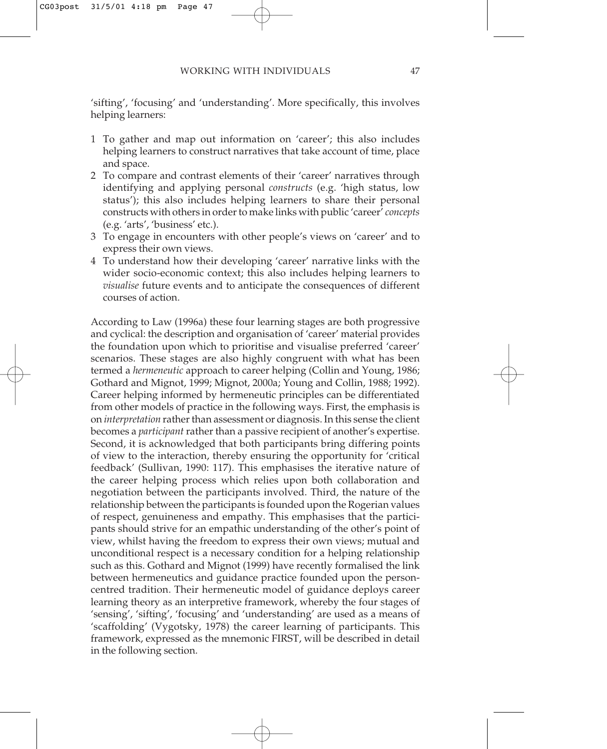'sifting', 'focusing' and 'understanding'. More specifically, this involves helping learners:

1. To gather and map out information on 'career'; this also includes helping learners to construct narratives that take account of time, place and space.
2. To compare and contrast elements of their 'career' narratives through identifying and applying personal *constructs* (e.g. 'high status, low status'); this also includes helping learners to share their personal constructs with others in order to make links with public 'career' *concepts* (e.g. 'arts', 'business' etc.).
3. To engage in encounters with other people's views on 'career' and to express their own views.
4. To understand how their developing 'career' narrative links with the wider socio-economic context; this also includes helping learners to *visualise* future events and to anticipate the consequences of different courses of action.

According to Law (1996a) these four learning stages are both progressive and cyclical: the description and organisation of 'career' material provides the foundation upon which to prioritise and visualise preferred 'career' scenarios. These stages are also highly congruent with what has been termed a *hermeneutic* approach to career helping (Collin and Young, 1986; Gothard and Mignot, 1999; Mignot, 2000a; Young and Collin, 1988; 1992). Career helping informed by hermeneutic principles can be differentiated from other models of practice in the following ways. First, the emphasis is on *interpretation* rather than assessment or diagnosis. In this sense the client becomes a *participant* rather than a passive recipient of another's expertise. Second, it is acknowledged that both participants bring differing points of view to the interaction, thereby ensuring the opportunity for 'critical feedback' (Sullivan, 1990: 117). This emphasises the iterative nature of the career helping process which relies upon both collaboration and negotiation between the participants involved. Third, the nature of the relationship between the participants is founded upon the Rogerian values of respect, genuineness and empathy. This emphasises that the participants should strive for an empathic understanding of the other's point of view, whilst having the freedom to express their own views; mutual and unconditional respect is a necessary condition for a helping relationship such as this. Gothard and Mignot (1999) have recently formalised the link between hermeneutics and guidance practice founded upon the person-centred tradition. Their hermeneutic model of guidance deploys career learning theory as an interpretive framework, whereby the four stages of 'sensing', 'sifting', 'focusing' and 'understanding' are used as a means of 'scaffolding' (Vygotsky, 1978) the career learning of participants. This framework, expressed as the mnemonic FIRST, will be described in detail in the following section.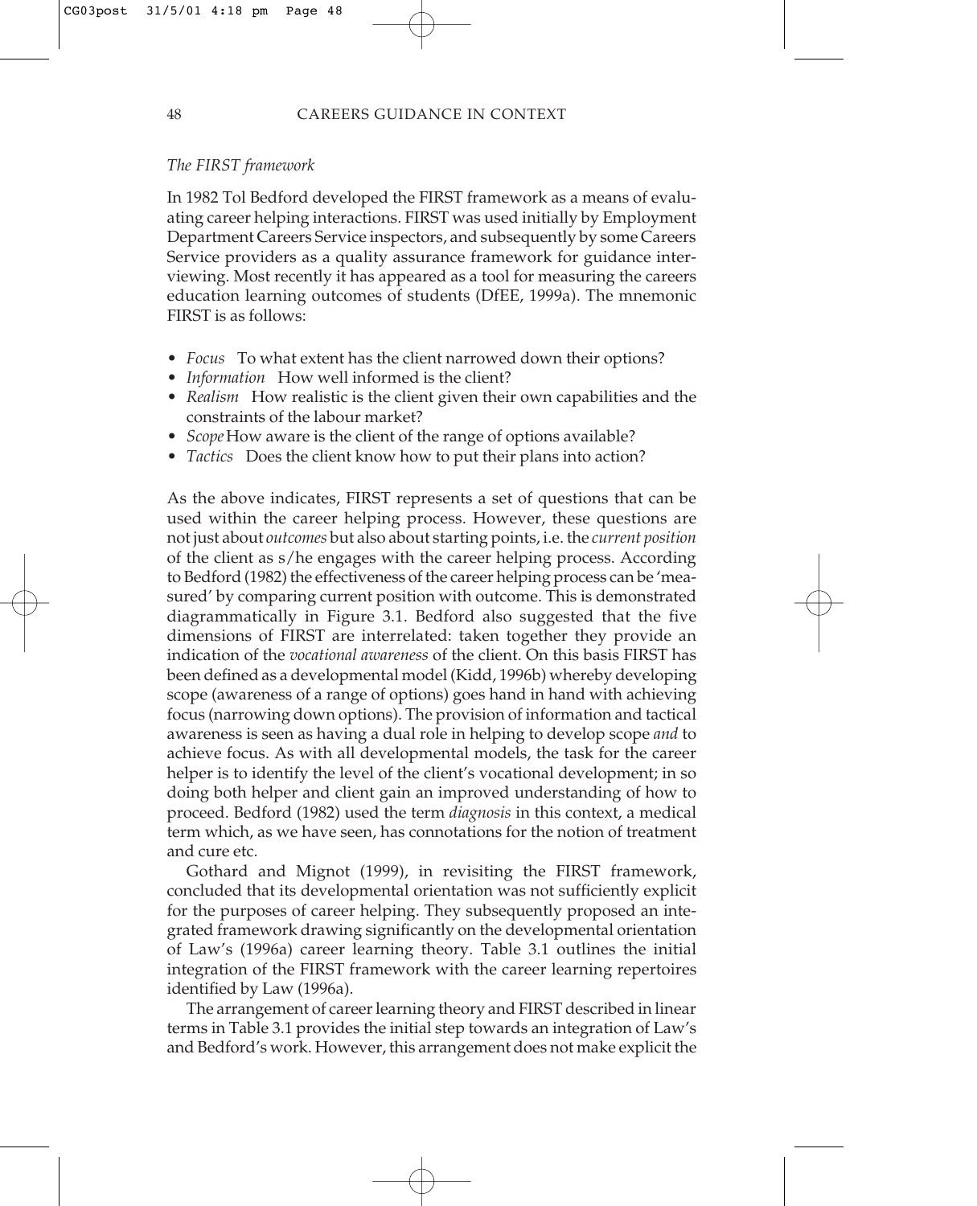*The FIRST framework*

In 1982 Tol Bedford developed the FIRST framework as a means of evaluating career helping interactions. FIRST was used initially by Employment Department Careers Service inspectors, and subsequently by some Careers Service providers as a quality assurance framework for guidance interviewing. Most recently it has appeared as a tool for measuring the careers education learning outcomes of students (DfEE, 1999a). The mnemonic FIRST is as follows:

- *Focus* To what extent has the client narrowed down their options?
- *Information* How well informed is the client?
- *Realism* How realistic is the client given their own capabilities and the constraints of the labour market?
- *Scope* How aware is the client of the range of options available?
- *Tactics* Does the client know how to put their plans into action?

As the above indicates, FIRST represents a set of questions that can be used within the career helping process. However, these questions are not just about *outcomes* but also about starting points, i.e. the *current position* of the client as s/he engages with the career helping process. According to Bedford (1982) the effectiveness of the career helping process can be 'measured' by comparing current position with outcome. This is demonstrated diagrammatically in Figure 3.1. Bedford also suggested that the five dimensions of FIRST are interrelated: taken together they provide an indication of the *vocational awareness* of the client. On this basis FIRST has been defined as a developmental model (Kidd, 1996b) whereby developing scope (awareness of a range of options) goes hand in hand with achieving focus (narrowing down options). The provision of information and tactical awareness is seen as having a dual role in helping to develop scope *and* to achieve focus. As with all developmental models, the task for the career helper is to identify the level of the client's vocational development; in so doing both helper and client gain an improved understanding of how to proceed. Bedford (1982) used the term *diagnosis* in this context, a medical term which, as we have seen, has connotations for the notion of treatment and cure etc.

Gothard and Mignot (1999), in revisiting the FIRST framework, concluded that its developmental orientation was not sufficiently explicit for the purposes of career helping. They subsequently proposed an integrated framework drawing significantly on the developmental orientation of Law's (1996a) career learning theory. Table 3.1 outlines the initial integration of the FIRST framework with the career learning repertoires identified by Law (1996a).

The arrangement of career learning theory and FIRST described in linear terms in Table 3.1 provides the initial step towards an integration of Law's and Bedford's work. However, this arrangement does not make explicit the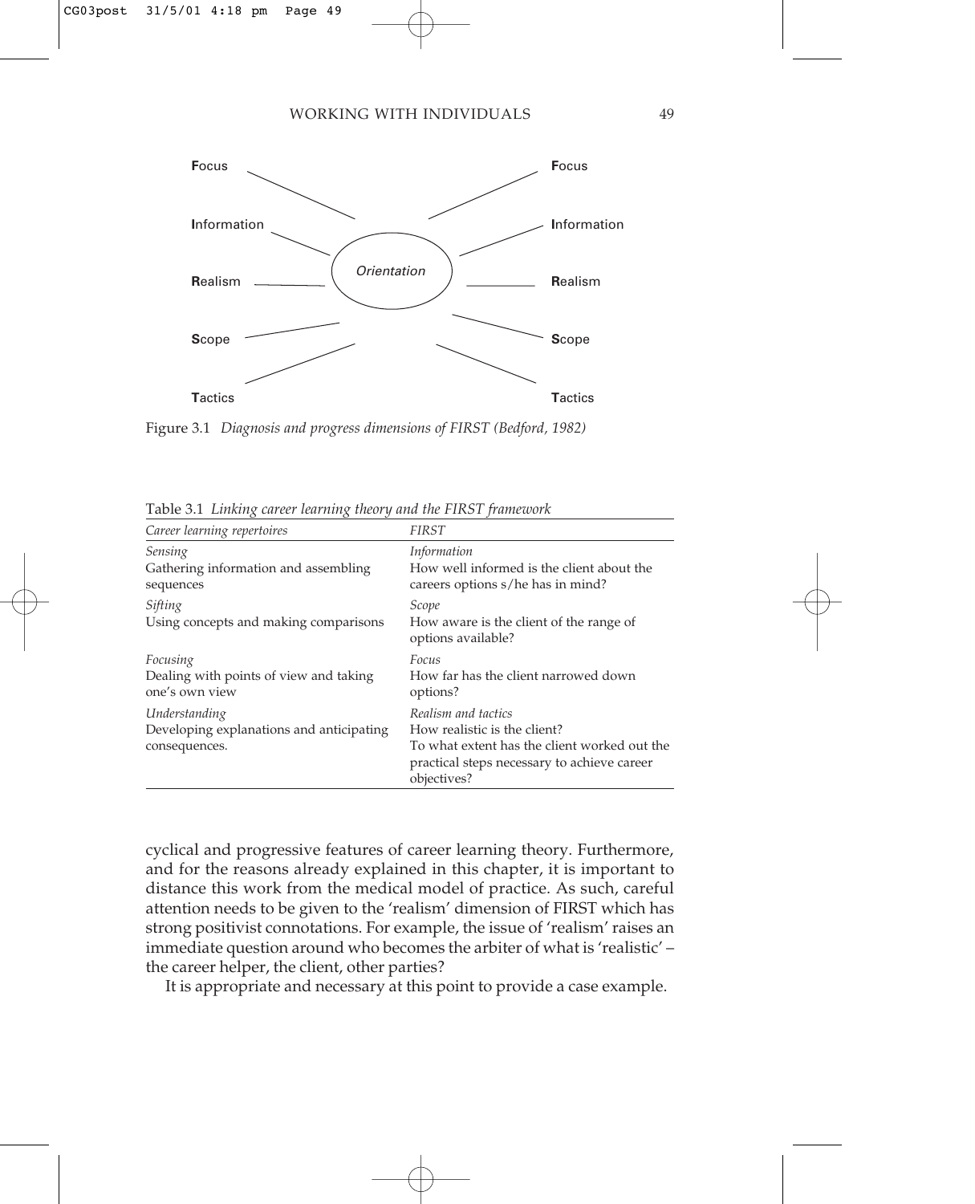Focus

Information

Realism

Scope

Tactics

*Orientation*

Focus

Information

Realism

Scope

Tactics

Figure 3.1 *Diagnosis and progress dimensions of FIRST (Bedford, 1982)*

Table 3.1 *Linking career learning theory and the FIRST framework*

| *Career learning repertoires* | *FIRST* |
|---|---|
| *Sensing*<br>Gathering information and assembling sequences | *Information*<br>How well informed is the client about the careers options s/he has in mind? |
| *Sifting*<br>Using concepts and making comparisons | *Scope*<br>How aware is the client of the range of options available? |
| *Focusing*<br>Dealing with points of view and taking one's own view | *Focus*<br>How far has the client narrowed down options? |
| *Understanding*<br>Developing explanations and anticipating consequences. | *Realism and tactics*<br>How realistic is the client?<br>To what extent has the client worked out the practical steps necessary to achieve career objectives? |

cyclical and progressive features of career learning theory. Furthermore, and for the reasons already explained in this chapter, it is important to distance this work from the medical model of practice. As such, careful attention needs to be given to the 'realism' dimension of FIRST which has strong positivist connotations. For example, the issue of 'realism' raises an immediate question around who becomes the arbiter of what is 'realistic' – the career helper, the client, other parties?

It is appropriate and necessary at this point to provide a case example.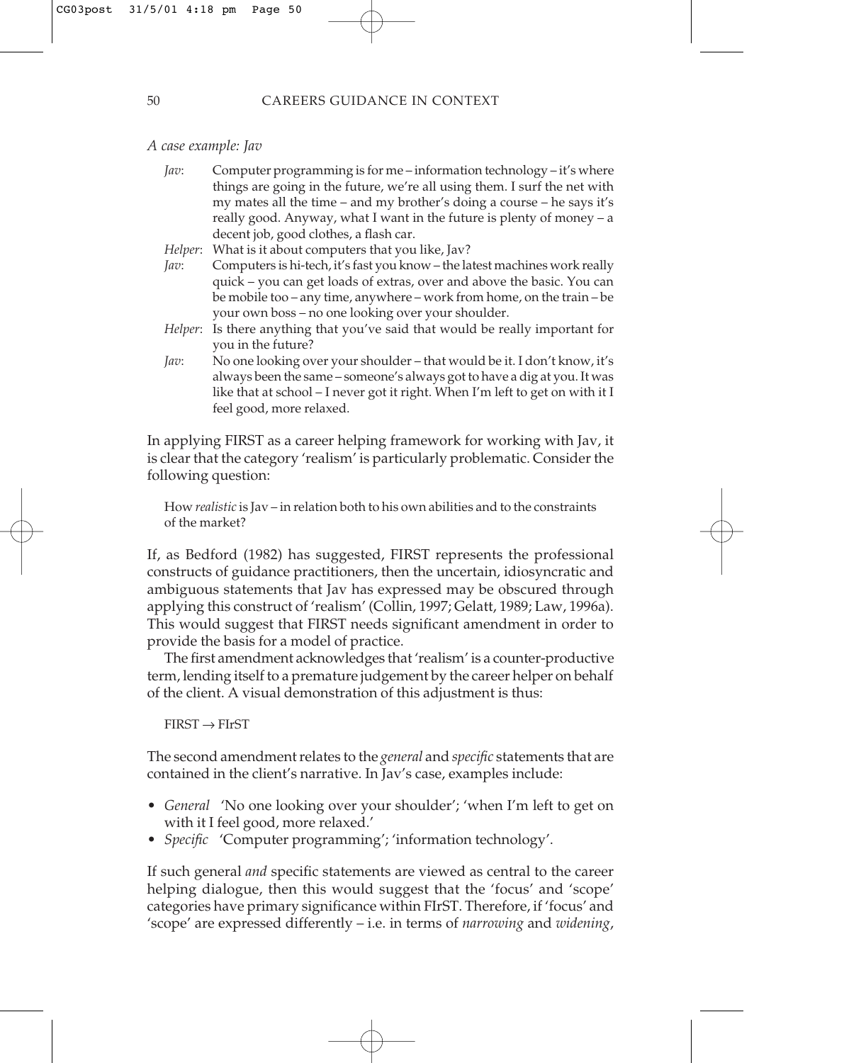*A case example: Jav*

> *Jav*: Computer programming is for me – information technology – it's where things are going in the future, we're all using them. I surf the net with my mates all the time – and my brother's doing a course – he says it's really good. Anyway, what I want in the future is plenty of money – a decent job, good clothes, a flash car.
>
> *Helper*: What is it about computers that you like, Jav?
>
> *Jav*: Computers is hi-tech, it's fast you know – the latest machines work really quick – you can get loads of extras, over and above the basic. You can be mobile too – any time, anywhere – work from home, on the train – be your own boss – no one looking over your shoulder.
>
> *Helper*: Is there anything that you've said that would be really important for you in the future?
>
> *Jav*: No one looking over your shoulder – that would be it. I don't know, it's always been the same – someone's always got to have a dig at you. It was like that at school – I never got it right. When I'm left to get on with it I feel good, more relaxed.

In applying FIRST as a career helping framework for working with Jav, it is clear that the category 'realism' is particularly problematic. Consider the following question:

> How *realistic* is Jav – in relation both to his own abilities and to the constraints of the market?

If, as Bedford (1982) has suggested, FIRST represents the professional constructs of guidance practitioners, then the uncertain, idiosyncratic and ambiguous statements that Jav has expressed may be obscured through applying this construct of 'realism' (Collin, 1997; Gelatt, 1989; Law, 1996a). This would suggest that FIRST needs significant amendment in order to provide the basis for a model of practice.

The first amendment acknowledges that 'realism' is a counter-productive term, lending itself to a premature judgement by the career helper on behalf of the client. A visual demonstration of this adjustment is thus:

> FIRST → FIrST

The second amendment relates to the *general* and *specific* statements that are contained in the client's narrative. In Jav's case, examples include:

- *General* 'No one looking over your shoulder'; 'when I'm left to get on with it I feel good, more relaxed.'
- *Specific* 'Computer programming'; 'information technology'.

If such general *and* specific statements are viewed as central to the career helping dialogue, then this would suggest that the 'focus' and 'scope' categories have primary significance within FIrST. Therefore, if 'focus' and 'scope' are expressed differently – i.e. in terms of *narrowing* and *widening*,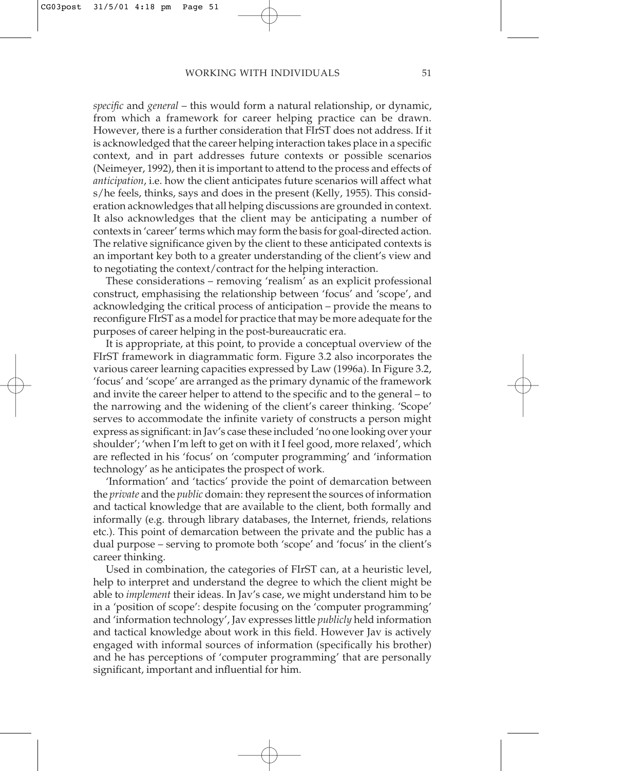*specific* and *general* – this would form a natural relationship, or dynamic, from which a framework for career helping practice can be drawn. However, there is a further consideration that FIrST does not address. If it is acknowledged that the career helping interaction takes place in a specific context, and in part addresses future contexts or possible scenarios (Neimeyer, 1992), then it is important to attend to the process and effects of *anticipation*, i.e. how the client anticipates future scenarios will affect what s/he feels, thinks, says and does in the present (Kelly, 1955). This consideration acknowledges that all helping discussions are grounded in context. It also acknowledges that the client may be anticipating a number of contexts in 'career' terms which may form the basis for goal-directed action. The relative significance given by the client to these anticipated contexts is an important key both to a greater understanding of the client's view and to negotiating the context/contract for the helping interaction.

These considerations – removing 'realism' as an explicit professional construct, emphasising the relationship between 'focus' and 'scope', and acknowledging the critical process of anticipation – provide the means to reconfigure FIrST as a model for practice that may be more adequate for the purposes of career helping in the post-bureaucratic era.

It is appropriate, at this point, to provide a conceptual overview of the FIrST framework in diagrammatic form. Figure 3.2 also incorporates the various career learning capacities expressed by Law (1996a). In Figure 3.2, 'focus' and 'scope' are arranged as the primary dynamic of the framework and invite the career helper to attend to the specific and to the general – to the narrowing and the widening of the client's career thinking. 'Scope' serves to accommodate the infinite variety of constructs a person might express as significant: in Jav's case these included 'no one looking over your shoulder'; 'when I'm left to get on with it I feel good, more relaxed', which are reflected in his 'focus' on 'computer programming' and 'information technology' as he anticipates the prospect of work.

'Information' and 'tactics' provide the point of demarcation between the *private* and the *public* domain: they represent the sources of information and tactical knowledge that are available to the client, both formally and informally (e.g. through library databases, the Internet, friends, relations etc.). This point of demarcation between the private and the public has a dual purpose – serving to promote both 'scope' and 'focus' in the client's career thinking.

Used in combination, the categories of FIrST can, at a heuristic level, help to interpret and understand the degree to which the client might be able to *implement* their ideas. In Jav's case, we might understand him to be in a 'position of scope': despite focusing on the 'computer programming' and 'information technology', Jav expresses little *publicly* held information and tactical knowledge about work in this field. However Jav is actively engaged with informal sources of information (specifically his brother) and he has perceptions of 'computer programming' that are personally significant, important and influential for him.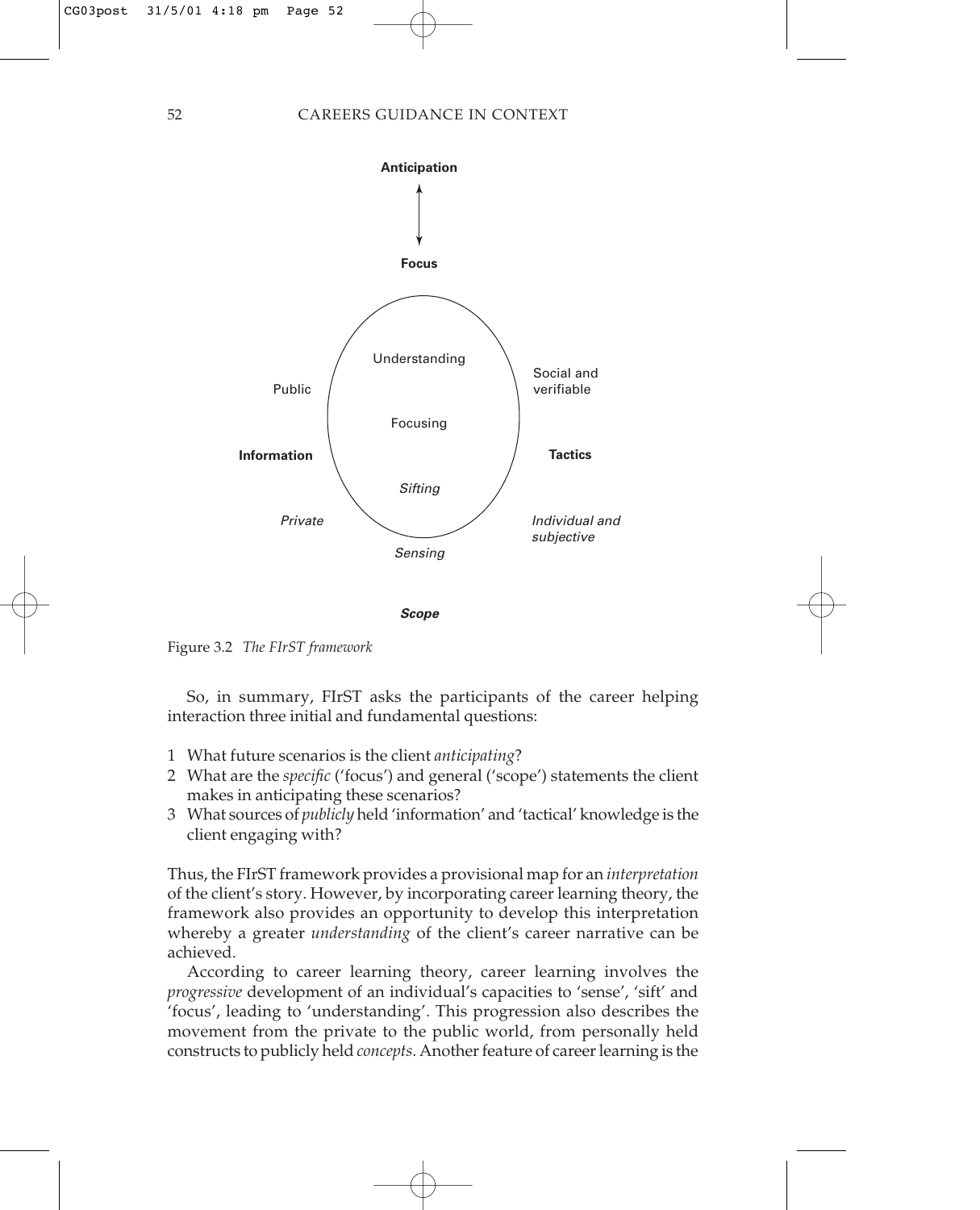Anticipation

Focus

Understanding

Public

Social and verifiable

Focusing

**Information**

**Tactics**

*Sifting*

*Private*

*Individual and subjective*

*Sensing*

***Scope***

Figure 3.2 *The FIrST framework*

So, in summary, FIrST asks the participants of the career helping interaction three initial and fundamental questions:

1 What future scenarios is the client *anticipating*?
2 What are the *specific* ('focus') and general ('scope') statements the client makes in anticipating these scenarios?
3 What sources of *publicly* held 'information' and 'tactical' knowledge is the client engaging with?

Thus, the FIrST framework provides a provisional map for an *interpretation* of the client's story. However, by incorporating career learning theory, the framework also provides an opportunity to develop this interpretation whereby a greater *understanding* of the client's career narrative can be achieved.

According to career learning theory, career learning involves the *progressive* development of an individual's capacities to 'sense', 'sift' and 'focus', leading to 'understanding'. This progression also describes the movement from the private to the public world, from personally held constructs to publicly held *concepts*. Another feature of career learning is the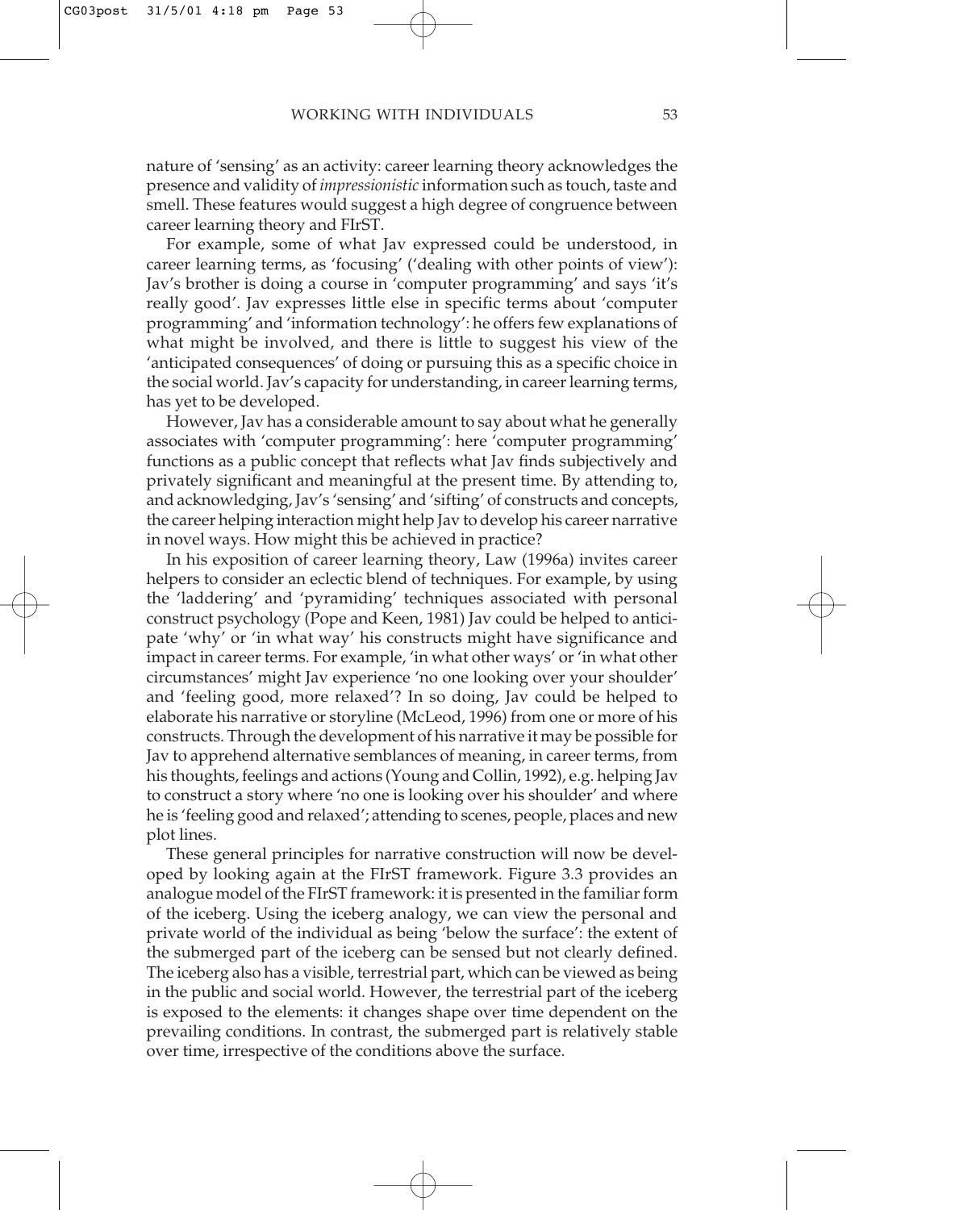nature of 'sensing' as an activity: career learning theory acknowledges the presence and validity of *impressionistic* information such as touch, taste and smell. These features would suggest a high degree of congruence between career learning theory and FIrST.

For example, some of what Jav expressed could be understood, in career learning terms, as 'focusing' ('dealing with other points of view'): Jav's brother is doing a course in 'computer programming' and says 'it's really good'. Jav expresses little else in specific terms about 'computer programming' and 'information technology': he offers few explanations of what might be involved, and there is little to suggest his view of the 'anticipated consequences' of doing or pursuing this as a specific choice in the social world. Jav's capacity for understanding, in career learning terms, has yet to be developed.

However, Jav has a considerable amount to say about what he generally associates with 'computer programming': here 'computer programming' functions as a public concept that reflects what Jav finds subjectively and privately significant and meaningful at the present time. By attending to, and acknowledging, Jav's 'sensing' and 'sifting' of constructs and concepts, the career helping interaction might help Jav to develop his career narrative in novel ways. How might this be achieved in practice?

In his exposition of career learning theory, Law (1996a) invites career helpers to consider an eclectic blend of techniques. For example, by using the 'laddering' and 'pyramiding' techniques associated with personal construct psychology (Pope and Keen, 1981) Jav could be helped to anticipate 'why' or 'in what way' his constructs might have significance and impact in career terms. For example, 'in what other ways' or 'in what other circumstances' might Jav experience 'no one looking over your shoulder' and 'feeling good, more relaxed'? In so doing, Jav could be helped to elaborate his narrative or storyline (McLeod, 1996) from one or more of his constructs. Through the development of his narrative it may be possible for Jav to apprehend alternative semblances of meaning, in career terms, from his thoughts, feelings and actions (Young and Collin, 1992), e.g. helping Jav to construct a story where 'no one is looking over his shoulder' and where he is 'feeling good and relaxed'; attending to scenes, people, places and new plot lines.

These general principles for narrative construction will now be developed by looking again at the FIrST framework. Figure 3.3 provides an analogue model of the FIrST framework: it is presented in the familiar form of the iceberg. Using the iceberg analogy, we can view the personal and private world of the individual as being 'below the surface': the extent of the submerged part of the iceberg can be sensed but not clearly defined. The iceberg also has a visible, terrestrial part, which can be viewed as being in the public and social world. However, the terrestrial part of the iceberg is exposed to the elements: it changes shape over time dependent on the prevailing conditions. In contrast, the submerged part is relatively stable over time, irrespective of the conditions above the surface.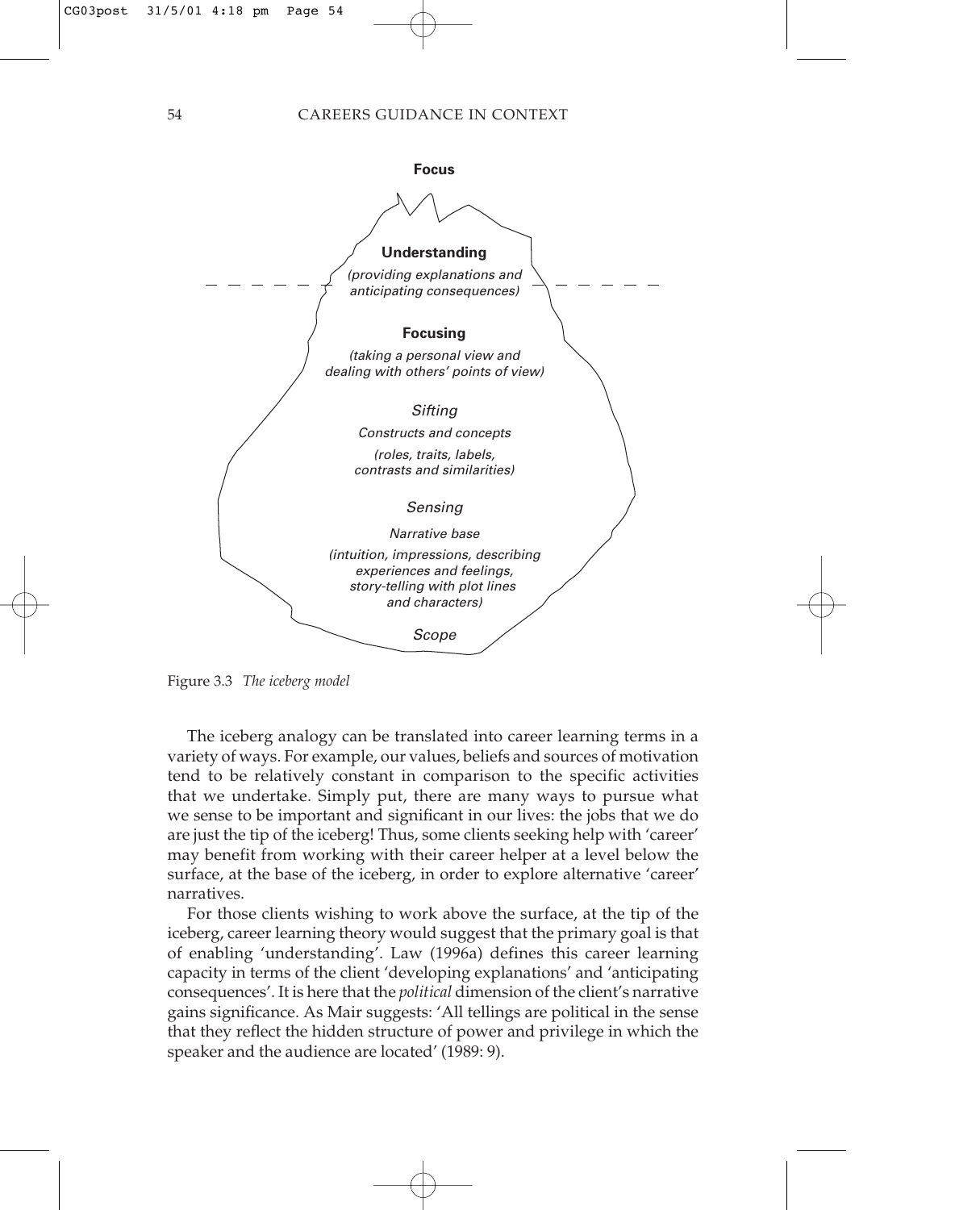**Focus**

**Understanding**

*(providing explanations and anticipating consequences)*

**Focusing**

*(taking a personal view and dealing with others' points of view)*

*Sifting*

*Constructs and concepts*

*(roles, traits, labels, contrasts and similarities)*

*Sensing*

*Narrative base*

*(intuition, impressions, describing experiences and feelings, story-telling with plot lines and characters)*

*Scope*

Figure 3.3 *The iceberg model*

The iceberg analogy can be translated into career learning terms in a variety of ways. For example, our values, beliefs and sources of motivation tend to be relatively constant in comparison to the specific activities that we undertake. Simply put, there are many ways to pursue what we sense to be important and significant in our lives: the jobs that we do are just the tip of the iceberg! Thus, some clients seeking help with 'career' may benefit from working with their career helper at a level below the surface, at the base of the iceberg, in order to explore alternative 'career' narratives.

For those clients wishing to work above the surface, at the tip of the iceberg, career learning theory would suggest that the primary goal is that of enabling 'understanding'. Law (1996a) defines this career learning capacity in terms of the client 'developing explanations' and 'anticipating consequences'. It is here that the *political* dimension of the client's narrative gains significance. As Mair suggests: 'All tellings are political in the sense that they reflect the hidden structure of power and privilege in which the speaker and the audience are located' (1989: 9).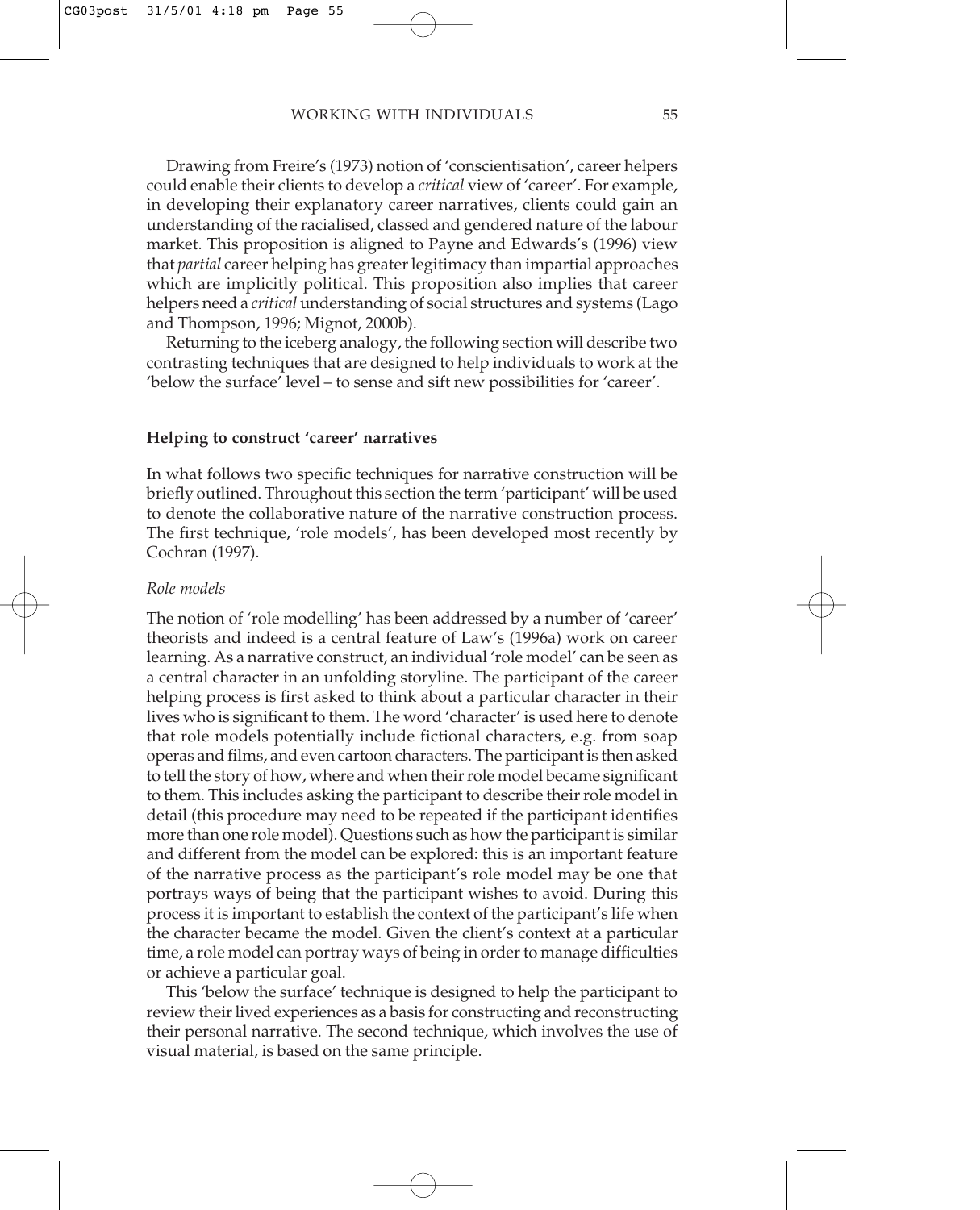Drawing from Freire's (1973) notion of 'conscientisation', career helpers could enable their clients to develop a *critical* view of 'career'. For example, in developing their explanatory career narratives, clients could gain an understanding of the racialised, classed and gendered nature of the labour market. This proposition is aligned to Payne and Edwards's (1996) view that *partial* career helping has greater legitimacy than impartial approaches which are implicitly political. This proposition also implies that career helpers need a *critical* understanding of social structures and systems (Lago and Thompson, 1996; Mignot, 2000b).

Returning to the iceberg analogy, the following section will describe two contrasting techniques that are designed to help individuals to work at the 'below the surface' level – to sense and sift new possibilities for 'career'.

### Helping to construct 'career' narratives

In what follows two specific techniques for narrative construction will be briefly outlined. Throughout this section the term 'participant' will be used to denote the collaborative nature of the narrative construction process. The first technique, 'role models', has been developed most recently by Cochran (1997).

#### *Role models*

The notion of 'role modelling' has been addressed by a number of 'career' theorists and indeed is a central feature of Law's (1996a) work on career learning. As a narrative construct, an individual 'role model' can be seen as a central character in an unfolding storyline. The participant of the career helping process is first asked to think about a particular character in their lives who is significant to them. The word 'character' is used here to denote that role models potentially include fictional characters, e.g. from soap operas and films, and even cartoon characters. The participant is then asked to tell the story of how, where and when their role model became significant to them. This includes asking the participant to describe their role model in detail (this procedure may need to be repeated if the participant identifies more than one role model). Questions such as how the participant is similar and different from the model can be explored: this is an important feature of the narrative process as the participant's role model may be one that portrays ways of being that the participant wishes to avoid. During this process it is important to establish the context of the participant's life when the character became the model. Given the client's context at a particular time, a role model can portray ways of being in order to manage difficulties or achieve a particular goal.

This 'below the surface' technique is designed to help the participant to review their lived experiences as a basis for constructing and reconstructing their personal narrative. The second technique, which involves the use of visual material, is based on the same principle.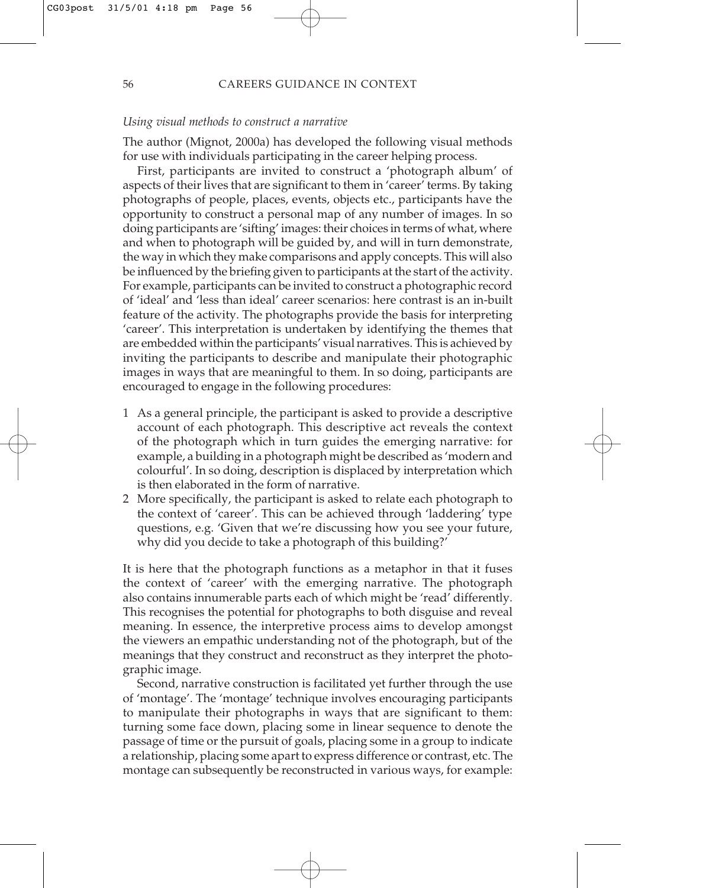*Using visual methods to construct a narrative*

The author (Mignot, 2000a) has developed the following visual methods for use with individuals participating in the career helping process.

First, participants are invited to construct a 'photograph album' of aspects of their lives that are significant to them in 'career' terms. By taking photographs of people, places, events, objects etc., participants have the opportunity to construct a personal map of any number of images. In so doing participants are 'sifting' images: their choices in terms of what, where and when to photograph will be guided by, and will in turn demonstrate, the way in which they make comparisons and apply concepts. This will also be influenced by the briefing given to participants at the start of the activity. For example, participants can be invited to construct a photographic record of 'ideal' and 'less than ideal' career scenarios: here contrast is an in-built feature of the activity. The photographs provide the basis for interpreting 'career'. This interpretation is undertaken by identifying the themes that are embedded within the participants' visual narratives. This is achieved by inviting the participants to describe and manipulate their photographic images in ways that are meaningful to them. In so doing, participants are encouraged to engage in the following procedures:

1. As a general principle, the participant is asked to provide a descriptive account of each photograph. This descriptive act reveals the context of the photograph which in turn guides the emerging narrative: for example, a building in a photograph might be described as 'modern and colourful'. In so doing, description is displaced by interpretation which is then elaborated in the form of narrative.
2. More specifically, the participant is asked to relate each photograph to the context of 'career'. This can be achieved through 'laddering' type questions, e.g. 'Given that we're discussing how you see your future, why did you decide to take a photograph of this building?'

It is here that the photograph functions as a metaphor in that it fuses the context of 'career' with the emerging narrative. The photograph also contains innumerable parts each of which might be 'read' differently. This recognises the potential for photographs to both disguise and reveal meaning. In essence, the interpretive process aims to develop amongst the viewers an empathic understanding not of the photograph, but of the meanings that they construct and reconstruct as they interpret the photographic image.

Second, narrative construction is facilitated yet further through the use of 'montage'. The 'montage' technique involves encouraging participants to manipulate their photographs in ways that are significant to them: turning some face down, placing some in linear sequence to denote the passage of time or the pursuit of goals, placing some in a group to indicate a relationship, placing some apart to express difference or contrast, etc. The montage can subsequently be reconstructed in various ways, for example: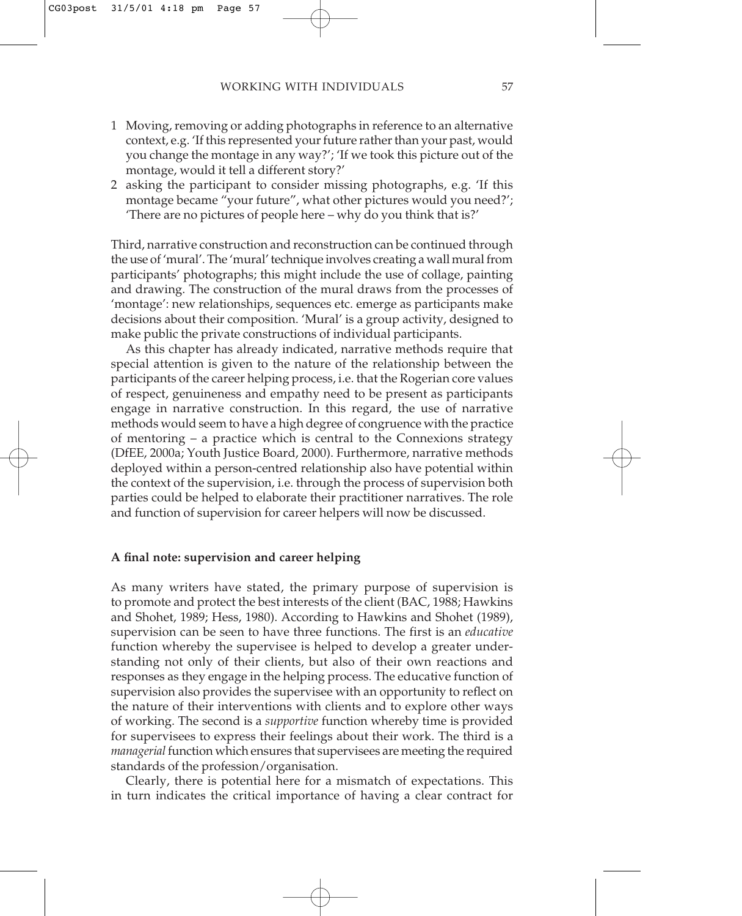1 Moving, removing or adding photographs in reference to an alternative context, e.g. 'If this represented your future rather than your past, would you change the montage in any way?'; 'If we took this picture out of the montage, would it tell a different story?'
2 asking the participant to consider missing photographs, e.g. 'If this montage became "your future", what other pictures would you need?'; 'There are no pictures of people here – why do you think that is?'

Third, narrative construction and reconstruction can be continued through the use of 'mural'. The 'mural' technique involves creating a wall mural from participants' photographs; this might include the use of collage, painting and drawing. The construction of the mural draws from the processes of 'montage': new relationships, sequences etc. emerge as participants make decisions about their composition. 'Mural' is a group activity, designed to make public the private constructions of individual participants.

As this chapter has already indicated, narrative methods require that special attention is given to the nature of the relationship between the participants of the career helping process, i.e. that the Rogerian core values of respect, genuineness and empathy need to be present as participants engage in narrative construction. In this regard, the use of narrative methods would seem to have a high degree of congruence with the practice of mentoring – a practice which is central to the Connexions strategy (DfEE, 2000a; Youth Justice Board, 2000). Furthermore, narrative methods deployed within a person-centred relationship also have potential within the context of the supervision, i.e. through the process of supervision both parties could be helped to elaborate their practitioner narratives. The role and function of supervision for career helpers will now be discussed.

### A final note: supervision and career helping

As many writers have stated, the primary purpose of supervision is to promote and protect the best interests of the client (BAC, 1988; Hawkins and Shohet, 1989; Hess, 1980). According to Hawkins and Shohet (1989), supervision can be seen to have three functions. The first is an *educative* function whereby the supervisee is helped to develop a greater understanding not only of their clients, but also of their own reactions and responses as they engage in the helping process. The educative function of supervision also provides the supervisee with an opportunity to reflect on the nature of their interventions with clients and to explore other ways of working. The second is a *supportive* function whereby time is provided for supervisees to express their feelings about their work. The third is a *managerial* function which ensures that supervisees are meeting the required standards of the profession/organisation.

Clearly, there is potential here for a mismatch of expectations. This in turn indicates the critical importance of having a clear contract for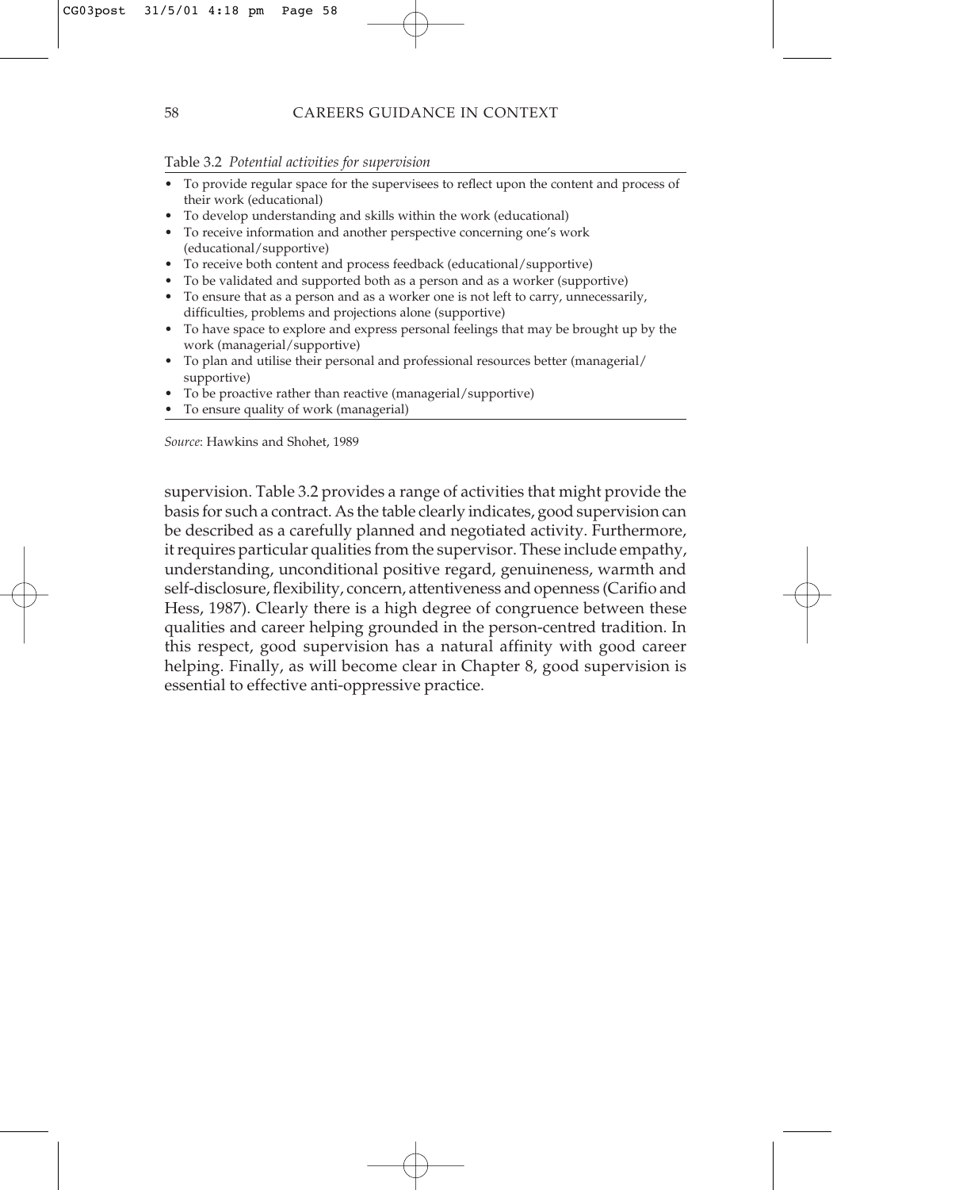Table 3.2 *Potential activities for supervision*

- To provide regular space for the supervisees to reflect upon the content and process of their work (educational)
- To develop understanding and skills within the work (educational)
- To receive information and another perspective concerning one's work (educational/supportive)
- To receive both content and process feedback (educational/supportive)
- To be validated and supported both as a person and as a worker (supportive)
- To ensure that as a person and as a worker one is not left to carry, unnecessarily, difficulties, problems and projections alone (supportive)
- To have space to explore and express personal feelings that may be brought up by the work (managerial/supportive)
- To plan and utilise their personal and professional resources better (managerial/supportive)
- To be proactive rather than reactive (managerial/supportive)
- To ensure quality of work (managerial)

*Source*: Hawkins and Shohet, 1989

supervision. Table 3.2 provides a range of activities that might provide the basis for such a contract. As the table clearly indicates, good supervision can be described as a carefully planned and negotiated activity. Furthermore, it requires particular qualities from the supervisor. These include empathy, understanding, unconditional positive regard, genuineness, warmth and self-disclosure, flexibility, concern, attentiveness and openness (Carifio and Hess, 1987). Clearly there is a high degree of congruence between these qualities and career helping grounded in the person-centred tradition. In this respect, good supervision has a natural affinity with good career helping. Finally, as will become clear in Chapter 8, good supervision is essential to effective anti-oppressive practice.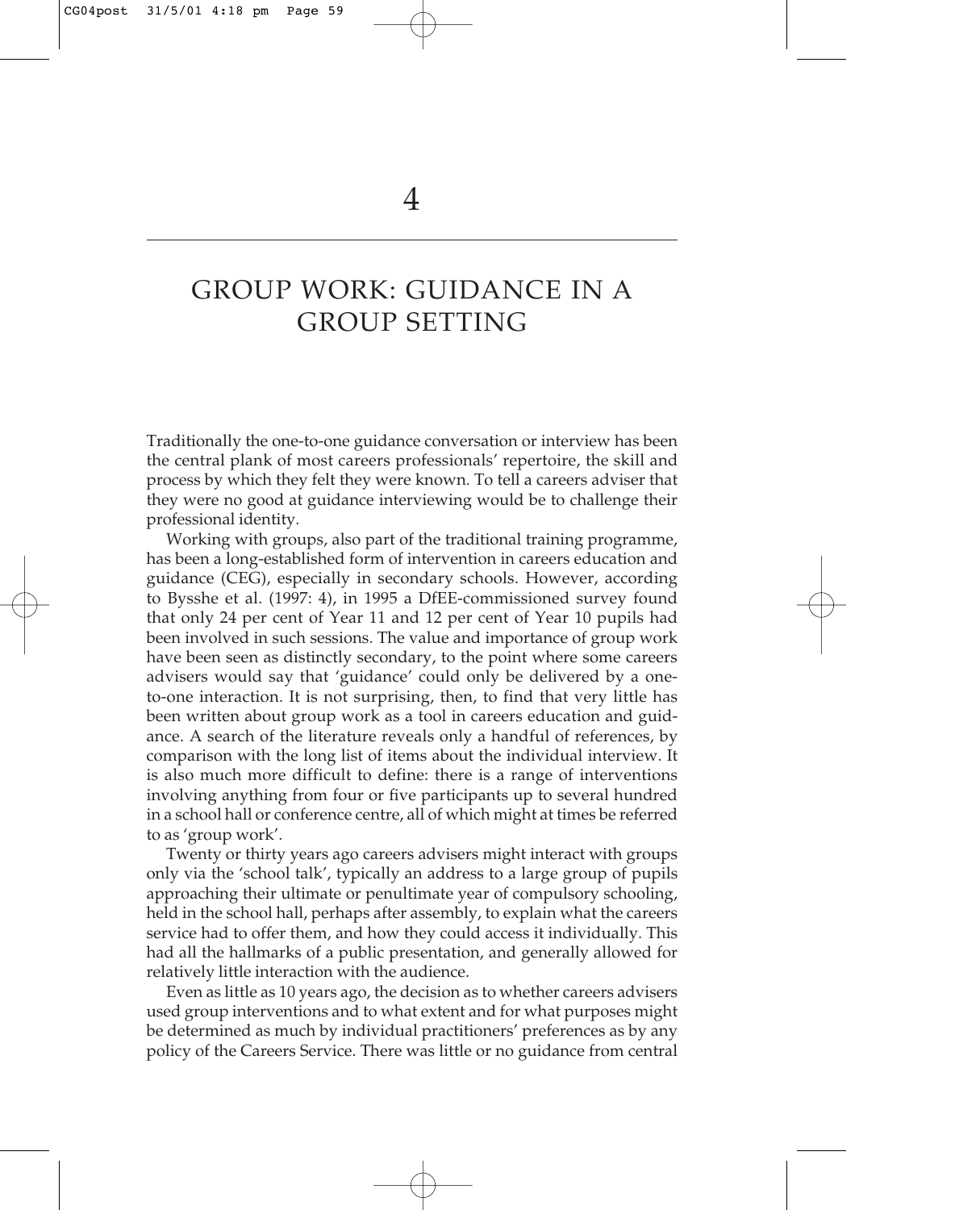# 4

## GROUP WORK: GUIDANCE IN A GROUP SETTING

Traditionally the one-to-one guidance conversation or interview has been the central plank of most careers professionals' repertoire, the skill and process by which they felt they were known. To tell a careers adviser that they were no good at guidance interviewing would be to challenge their professional identity.

Working with groups, also part of the traditional training programme, has been a long-established form of intervention in careers education and guidance (CEG), especially in secondary schools. However, according to Bysshe et al. (1997: 4), in 1995 a DfEE-commissioned survey found that only 24 per cent of Year 11 and 12 per cent of Year 10 pupils had been involved in such sessions. The value and importance of group work have been seen as distinctly secondary, to the point where some careers advisers would say that 'guidance' could only be delivered by a one-to-one interaction. It is not surprising, then, to find that very little has been written about group work as a tool in careers education and guidance. A search of the literature reveals only a handful of references, by comparison with the long list of items about the individual interview. It is also much more difficult to define: there is a range of interventions involving anything from four or five participants up to several hundred in a school hall or conference centre, all of which might at times be referred to as 'group work'.

Twenty or thirty years ago careers advisers might interact with groups only via the 'school talk', typically an address to a large group of pupils approaching their ultimate or penultimate year of compulsory schooling, held in the school hall, perhaps after assembly, to explain what the careers service had to offer them, and how they could access it individually. This had all the hallmarks of a public presentation, and generally allowed for relatively little interaction with the audience.

Even as little as 10 years ago, the decision as to whether careers advisers used group interventions and to what extent and for what purposes might be determined as much by individual practitioners' preferences as by any policy of the Careers Service. There was little or no guidance from central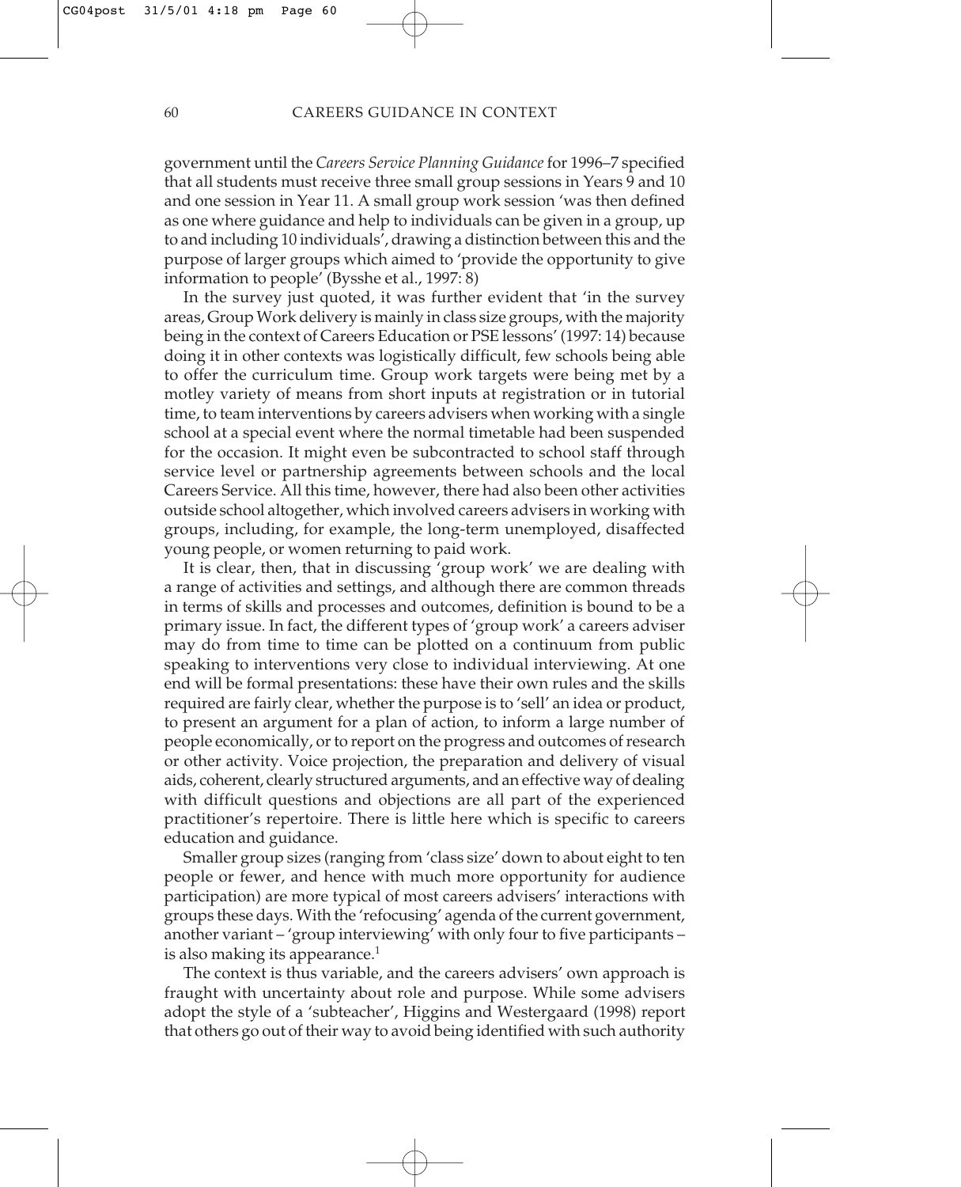government until the *Careers Service Planning Guidance* for 1996–7 specified that all students must receive three small group sessions in Years 9 and 10 and one session in Year 11. A small group work session 'was then defined as one where guidance and help to individuals can be given in a group, up to and including 10 individuals', drawing a distinction between this and the purpose of larger groups which aimed to 'provide the opportunity to give information to people' (Bysshe et al., 1997: 8)

In the survey just quoted, it was further evident that 'in the survey areas, Group Work delivery is mainly in class size groups, with the majority being in the context of Careers Education or PSE lessons' (1997: 14) because doing it in other contexts was logistically difficult, few schools being able to offer the curriculum time. Group work targets were being met by a motley variety of means from short inputs at registration or in tutorial time, to team interventions by careers advisers when working with a single school at a special event where the normal timetable had been suspended for the occasion. It might even be subcontracted to school staff through service level or partnership agreements between schools and the local Careers Service. All this time, however, there had also been other activities outside school altogether, which involved careers advisers in working with groups, including, for example, the long-term unemployed, disaffected young people, or women returning to paid work.

It is clear, then, that in discussing 'group work' we are dealing with a range of activities and settings, and although there are common threads in terms of skills and processes and outcomes, definition is bound to be a primary issue. In fact, the different types of 'group work' a careers adviser may do from time to time can be plotted on a continuum from public speaking to interventions very close to individual interviewing. At one end will be formal presentations: these have their own rules and the skills required are fairly clear, whether the purpose is to 'sell' an idea or product, to present an argument for a plan of action, to inform a large number of people economically, or to report on the progress and outcomes of research or other activity. Voice projection, the preparation and delivery of visual aids, coherent, clearly structured arguments, and an effective way of dealing with difficult questions and objections are all part of the experienced practitioner's repertoire. There is little here which is specific to careers education and guidance.

Smaller group sizes (ranging from 'class size' down to about eight to ten people or fewer, and hence with much more opportunity for audience participation) are more typical of most careers advisers' interactions with groups these days. With the 'refocusing' agenda of the current government, another variant – 'group interviewing' with only four to five participants – is also making its appearance.[1]

The context is thus variable, and the careers advisers' own approach is fraught with uncertainty about role and purpose. While some advisers adopt the style of a 'subteacher', Higgins and Westergaard (1998) report that others go out of their way to avoid being identified with such authority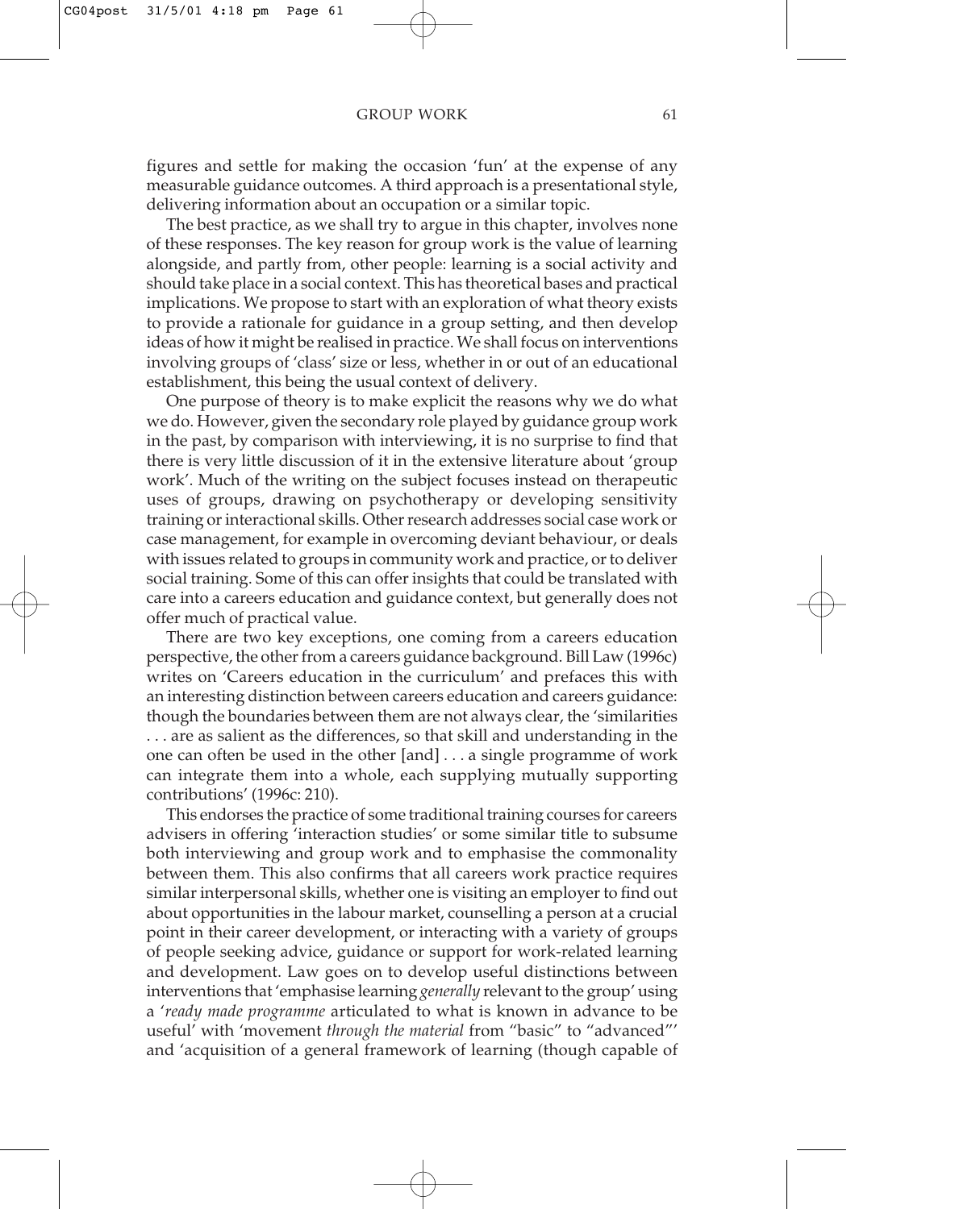figures and settle for making the occasion 'fun' at the expense of any measurable guidance outcomes. A third approach is a presentational style, delivering information about an occupation or a similar topic.

The best practice, as we shall try to argue in this chapter, involves none of these responses. The key reason for group work is the value of learning alongside, and partly from, other people: learning is a social activity and should take place in a social context. This has theoretical bases and practical implications. We propose to start with an exploration of what theory exists to provide a rationale for guidance in a group setting, and then develop ideas of how it might be realised in practice. We shall focus on interventions involving groups of 'class' size or less, whether in or out of an educational establishment, this being the usual context of delivery.

One purpose of theory is to make explicit the reasons why we do what we do. However, given the secondary role played by guidance group work in the past, by comparison with interviewing, it is no surprise to find that there is very little discussion of it in the extensive literature about 'group work'. Much of the writing on the subject focuses instead on therapeutic uses of groups, drawing on psychotherapy or developing sensitivity training or interactional skills. Other research addresses social case work or case management, for example in overcoming deviant behaviour, or deals with issues related to groups in community work and practice, or to deliver social training. Some of this can offer insights that could be translated with care into a careers education and guidance context, but generally does not offer much of practical value.

There are two key exceptions, one coming from a careers education perspective, the other from a careers guidance background. Bill Law (1996c) writes on 'Careers education in the curriculum' and prefaces this with an interesting distinction between careers education and careers guidance: though the boundaries between them are not always clear, the 'similarities . . . are as salient as the differences, so that skill and understanding in the one can often be used in the other [and] . . . a single programme of work can integrate them into a whole, each supplying mutually supporting contributions' (1996c: 210).

This endorses the practice of some traditional training courses for careers advisers in offering 'interaction studies' or some similar title to subsume both interviewing and group work and to emphasise the commonality between them. This also confirms that all careers work practice requires similar interpersonal skills, whether one is visiting an employer to find out about opportunities in the labour market, counselling a person at a crucial point in their career development, or interacting with a variety of groups of people seeking advice, guidance or support for work-related learning and development. Law goes on to develop useful distinctions between interventions that 'emphasise learning *generally* relevant to the group' using a '*ready made programme* articulated to what is known in advance to be useful' with 'movement *through the material* from "basic" to "advanced"' and 'acquisition of a general framework of learning (though capable of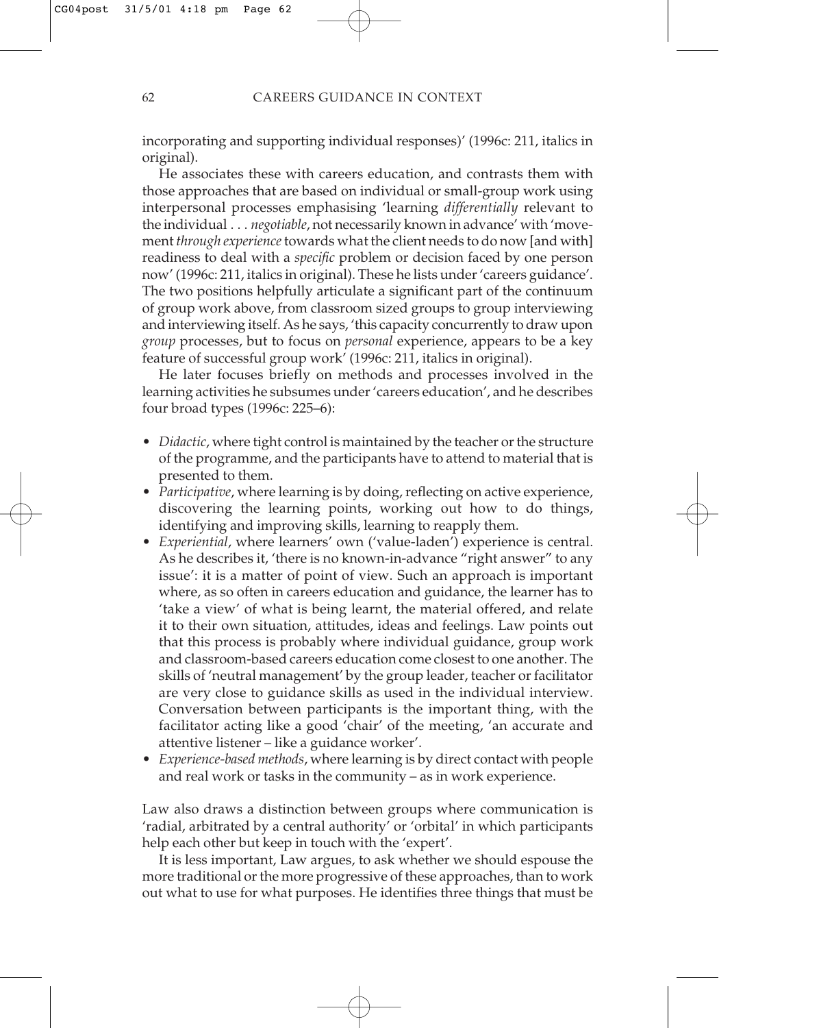incorporating and supporting individual responses)' (1996c: 211, italics in original).

He associates these with careers education, and contrasts them with those approaches that are based on individual or small-group work using interpersonal processes emphasising 'learning *differentially* relevant to the individual . . . *negotiable*, not necessarily known in advance' with 'movement *through experience* towards what the client needs to do now [and with] readiness to deal with a *specific* problem or decision faced by one person now' (1996c: 211, italics in original). These he lists under 'careers guidance'. The two positions helpfully articulate a significant part of the continuum of group work above, from classroom sized groups to group interviewing and interviewing itself. As he says, 'this capacity concurrently to draw upon *group* processes, but to focus on *personal* experience, appears to be a key feature of successful group work' (1996c: 211, italics in original).

He later focuses briefly on methods and processes involved in the learning activities he subsumes under 'careers education', and he describes four broad types (1996c: 225–6):

- *Didactic*, where tight control is maintained by the teacher or the structure of the programme, and the participants have to attend to material that is presented to them.
- *Participative*, where learning is by doing, reflecting on active experience, discovering the learning points, working out how to do things, identifying and improving skills, learning to reapply them.
- *Experiential*, where learners' own ('value-laden') experience is central. As he describes it, 'there is no known-in-advance "right answer" to any issue': it is a matter of point of view. Such an approach is important where, as so often in careers education and guidance, the learner has to 'take a view' of what is being learnt, the material offered, and relate it to their own situation, attitudes, ideas and feelings. Law points out that this process is probably where individual guidance, group work and classroom-based careers education come closest to one another. The skills of 'neutral management' by the group leader, teacher or facilitator are very close to guidance skills as used in the individual interview. Conversation between participants is the important thing, with the facilitator acting like a good 'chair' of the meeting, 'an accurate and attentive listener – like a guidance worker'.
- *Experience-based methods*, where learning is by direct contact with people and real work or tasks in the community – as in work experience.

Law also draws a distinction between groups where communication is 'radial, arbitrated by a central authority' or 'orbital' in which participants help each other but keep in touch with the 'expert'.

It is less important, Law argues, to ask whether we should espouse the more traditional or the more progressive of these approaches, than to work out what to use for what purposes. He identifies three things that must be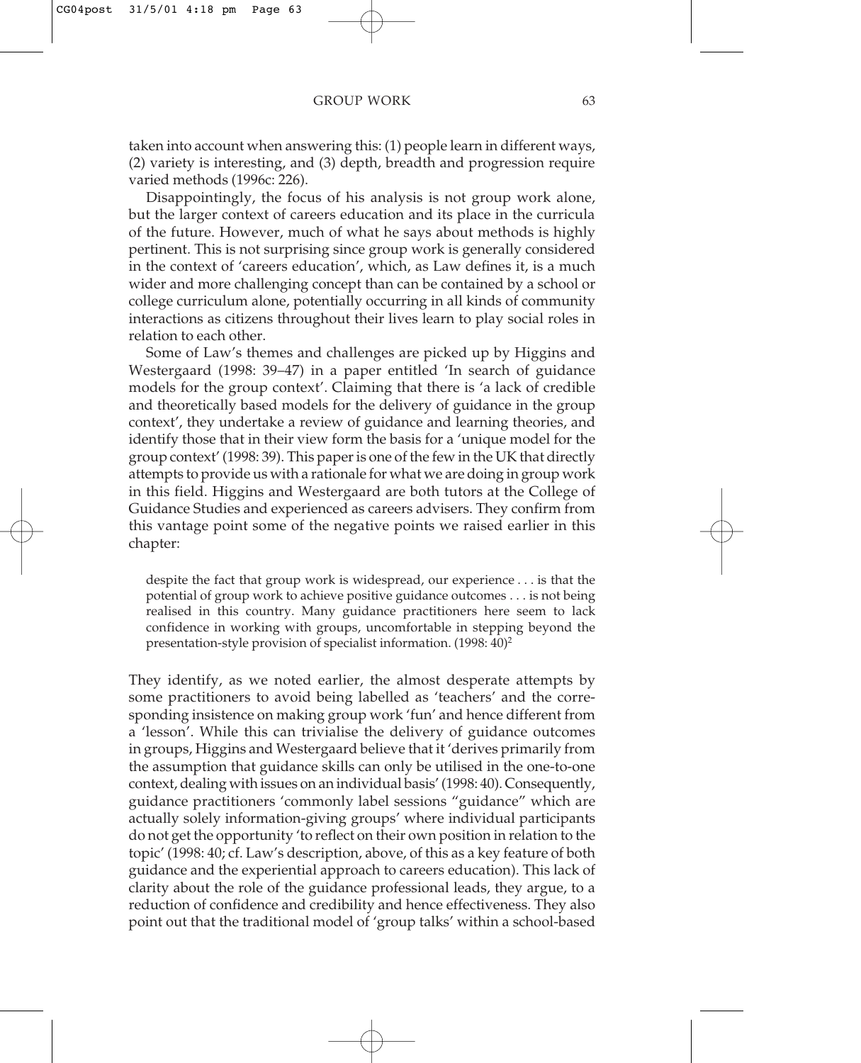taken into account when answering this: (1) people learn in different ways, (2) variety is interesting, and (3) depth, breadth and progression require varied methods (1996c: 226).

Disappointingly, the focus of his analysis is not group work alone, but the larger context of careers education and its place in the curricula of the future. However, much of what he says about methods is highly pertinent. This is not surprising since group work is generally considered in the context of 'careers education', which, as Law defines it, is a much wider and more challenging concept than can be contained by a school or college curriculum alone, potentially occurring in all kinds of community interactions as citizens throughout their lives learn to play social roles in relation to each other.

Some of Law's themes and challenges are picked up by Higgins and Westergaard (1998: 39–47) in a paper entitled 'In search of guidance models for the group context'. Claiming that there is 'a lack of credible and theoretically based models for the delivery of guidance in the group context', they undertake a review of guidance and learning theories, and identify those that in their view form the basis for a 'unique model for the group context' (1998: 39). This paper is one of the few in the UK that directly attempts to provide us with a rationale for what we are doing in group work in this field. Higgins and Westergaard are both tutors at the College of Guidance Studies and experienced as careers advisers. They confirm from this vantage point some of the negative points we raised earlier in this chapter:

> despite the fact that group work is widespread, our experience . . . is that the potential of group work to achieve positive guidance outcomes . . . is not being realised in this country. Many guidance practitioners here seem to lack confidence in working with groups, uncomfortable in stepping beyond the presentation-style provision of specialist information. (1998: 40)[2]

They identify, as we noted earlier, the almost desperate attempts by some practitioners to avoid being labelled as 'teachers' and the corresponding insistence on making group work 'fun' and hence different from a 'lesson'. While this can trivialise the delivery of guidance outcomes in groups, Higgins and Westergaard believe that it 'derives primarily from the assumption that guidance skills can only be utilised in the one-to-one context, dealing with issues on an individual basis' (1998: 40). Consequently, guidance practitioners 'commonly label sessions "guidance" which are actually solely information-giving groups' where individual participants do not get the opportunity 'to reflect on their own position in relation to the topic' (1998: 40; cf. Law's description, above, of this as a key feature of both guidance and the experiential approach to careers education). This lack of clarity about the role of the guidance professional leads, they argue, to a reduction of confidence and credibility and hence effectiveness. They also point out that the traditional model of 'group talks' within a school-based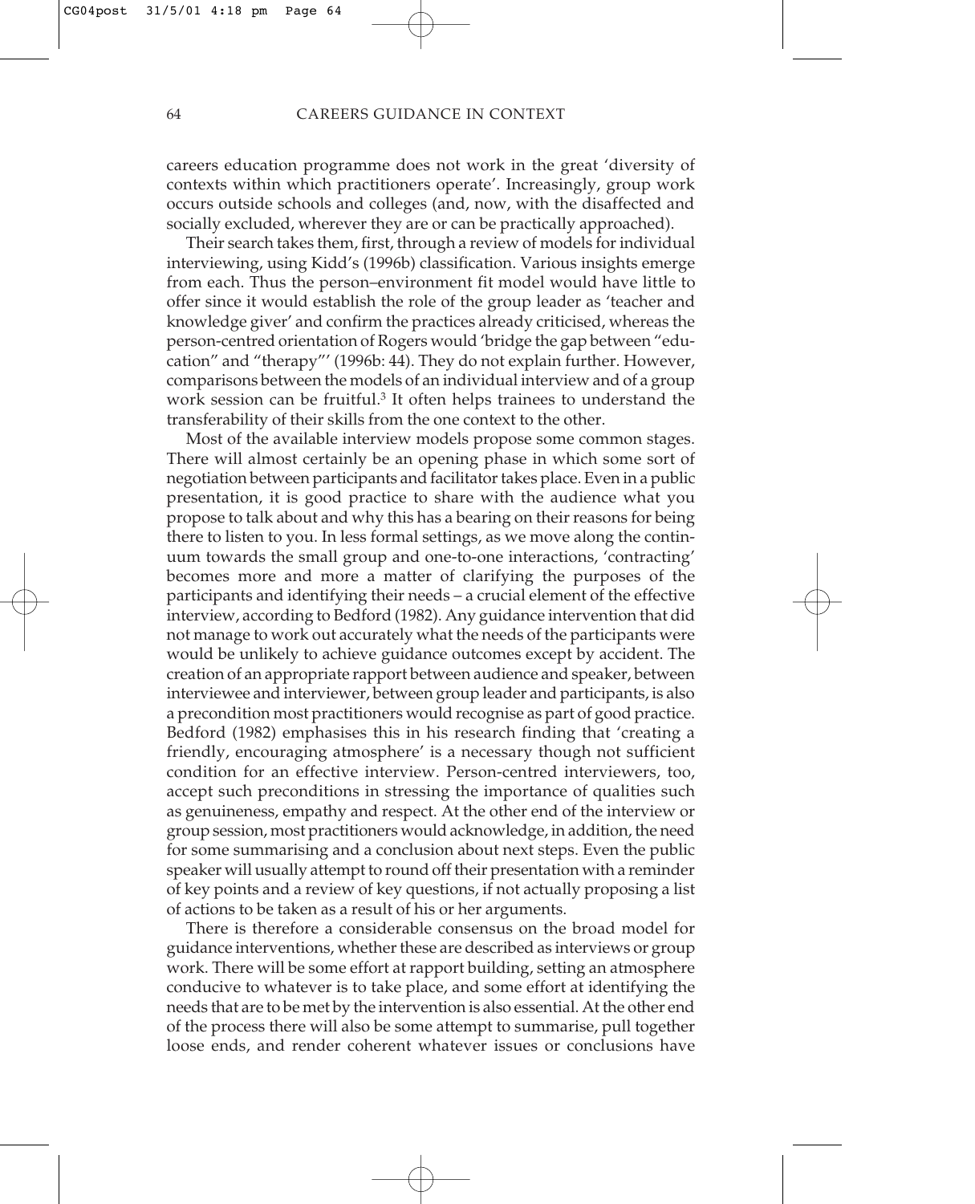careers education programme does not work in the great 'diversity of contexts within which practitioners operate'. Increasingly, group work occurs outside schools and colleges (and, now, with the disaffected and socially excluded, wherever they are or can be practically approached).

Their search takes them, first, through a review of models for individual interviewing, using Kidd's (1996b) classification. Various insights emerge from each. Thus the person–environment fit model would have little to offer since it would establish the role of the group leader as 'teacher and knowledge giver' and confirm the practices already criticised, whereas the person-centred orientation of Rogers would 'bridge the gap between "education" and "therapy"' (1996b: 44). They do not explain further. However, comparisons between the models of an individual interview and of a group work session can be fruitful.[3] It often helps trainees to understand the transferability of their skills from the one context to the other.

Most of the available interview models propose some common stages. There will almost certainly be an opening phase in which some sort of negotiation between participants and facilitator takes place. Even in a public presentation, it is good practice to share with the audience what you propose to talk about and why this has a bearing on their reasons for being there to listen to you. In less formal settings, as we move along the continuum towards the small group and one-to-one interactions, 'contracting' becomes more and more a matter of clarifying the purposes of the participants and identifying their needs – a crucial element of the effective interview, according to Bedford (1982). Any guidance intervention that did not manage to work out accurately what the needs of the participants were would be unlikely to achieve guidance outcomes except by accident. The creation of an appropriate rapport between audience and speaker, between interviewee and interviewer, between group leader and participants, is also a precondition most practitioners would recognise as part of good practice. Bedford (1982) emphasises this in his research finding that 'creating a friendly, encouraging atmosphere' is a necessary though not sufficient condition for an effective interview. Person-centred interviewers, too, accept such preconditions in stressing the importance of qualities such as genuineness, empathy and respect. At the other end of the interview or group session, most practitioners would acknowledge, in addition, the need for some summarising and a conclusion about next steps. Even the public speaker will usually attempt to round off their presentation with a reminder of key points and a review of key questions, if not actually proposing a list of actions to be taken as a result of his or her arguments.

There is therefore a considerable consensus on the broad model for guidance interventions, whether these are described as interviews or group work. There will be some effort at rapport building, setting an atmosphere conducive to whatever is to take place, and some effort at identifying the needs that are to be met by the intervention is also essential. At the other end of the process there will also be some attempt to summarise, pull together loose ends, and render coherent whatever issues or conclusions have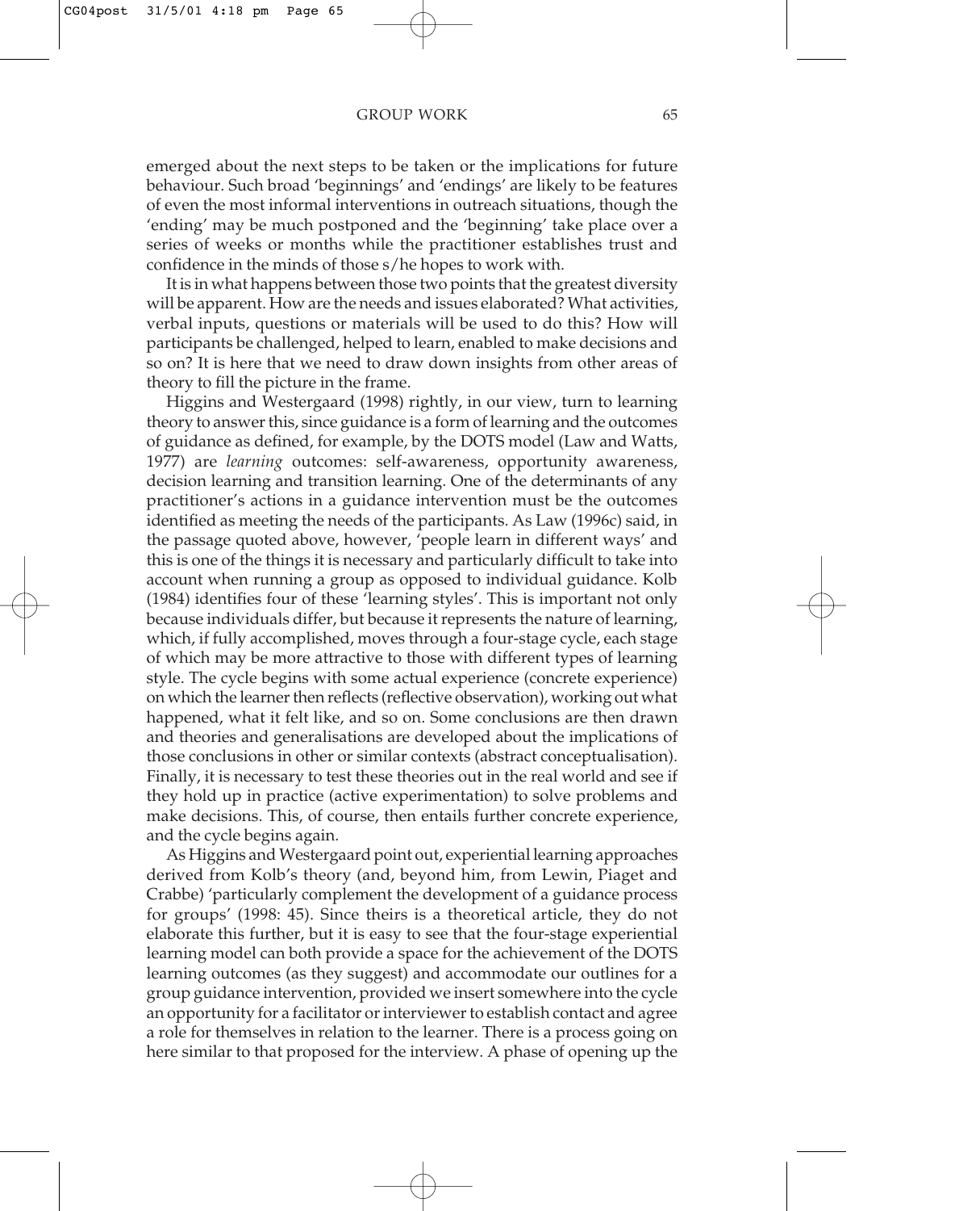emerged about the next steps to be taken or the implications for future behaviour. Such broad 'beginnings' and 'endings' are likely to be features of even the most informal interventions in outreach situations, though the 'ending' may be much postponed and the 'beginning' take place over a series of weeks or months while the practitioner establishes trust and confidence in the minds of those s/he hopes to work with.

It is in what happens between those two points that the greatest diversity will be apparent. How are the needs and issues elaborated? What activities, verbal inputs, questions or materials will be used to do this? How will participants be challenged, helped to learn, enabled to make decisions and so on? It is here that we need to draw down insights from other areas of theory to fill the picture in the frame.

Higgins and Westergaard (1998) rightly, in our view, turn to learning theory to answer this, since guidance is a form of learning and the outcomes of guidance as defined, for example, by the DOTS model (Law and Watts, 1977) are *learning* outcomes: self-awareness, opportunity awareness, decision learning and transition learning. One of the determinants of any practitioner's actions in a guidance intervention must be the outcomes identified as meeting the needs of the participants. As Law (1996c) said, in the passage quoted above, however, 'people learn in different ways' and this is one of the things it is necessary and particularly difficult to take into account when running a group as opposed to individual guidance. Kolb (1984) identifies four of these 'learning styles'. This is important not only because individuals differ, but because it represents the nature of learning, which, if fully accomplished, moves through a four-stage cycle, each stage of which may be more attractive to those with different types of learning style. The cycle begins with some actual experience (concrete experience) on which the learner then reflects (reflective observation), working out what happened, what it felt like, and so on. Some conclusions are then drawn and theories and generalisations are developed about the implications of those conclusions in other or similar contexts (abstract conceptualisation). Finally, it is necessary to test these theories out in the real world and see if they hold up in practice (active experimentation) to solve problems and make decisions. This, of course, then entails further concrete experience, and the cycle begins again.

As Higgins and Westergaard point out, experiential learning approaches derived from Kolb's theory (and, beyond him, from Lewin, Piaget and Crabbe) 'particularly complement the development of a guidance process for groups' (1998: 45). Since theirs is a theoretical article, they do not elaborate this further, but it is easy to see that the four-stage experiential learning model can both provide a space for the achievement of the DOTS learning outcomes (as they suggest) and accommodate our outlines for a group guidance intervention, provided we insert somewhere into the cycle an opportunity for a facilitator or interviewer to establish contact and agree a role for themselves in relation to the learner. There is a process going on here similar to that proposed for the interview. A phase of opening up the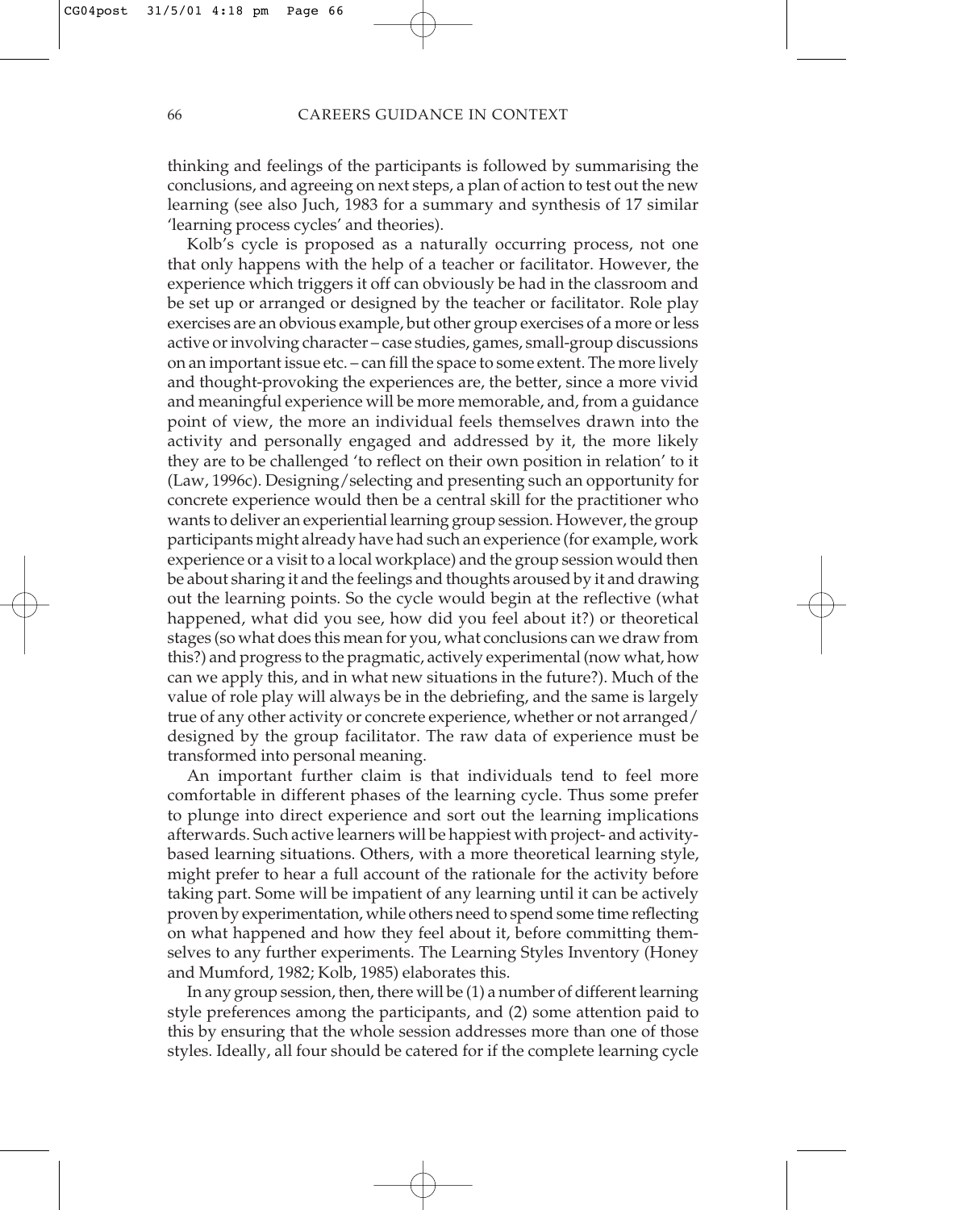thinking and feelings of the participants is followed by summarising the conclusions, and agreeing on next steps, a plan of action to test out the new learning (see also Juch, 1983 for a summary and synthesis of 17 similar 'learning process cycles' and theories).

Kolb's cycle is proposed as a naturally occurring process, not one that only happens with the help of a teacher or facilitator. However, the experience which triggers it off can obviously be had in the classroom and be set up or arranged or designed by the teacher or facilitator. Role play exercises are an obvious example, but other group exercises of a more or less active or involving character – case studies, games, small-group discussions on an important issue etc. – can fill the space to some extent. The more lively and thought-provoking the experiences are, the better, since a more vivid and meaningful experience will be more memorable, and, from a guidance point of view, the more an individual feels themselves drawn into the activity and personally engaged and addressed by it, the more likely they are to be challenged 'to reflect on their own position in relation' to it (Law, 1996c). Designing/selecting and presenting such an opportunity for concrete experience would then be a central skill for the practitioner who wants to deliver an experiential learning group session. However, the group participants might already have had such an experience (for example, work experience or a visit to a local workplace) and the group session would then be about sharing it and the feelings and thoughts aroused by it and drawing out the learning points. So the cycle would begin at the reflective (what happened, what did you see, how did you feel about it?) or theoretical stages (so what does this mean for you, what conclusions can we draw from this?) and progress to the pragmatic, actively experimental (now what, how can we apply this, and in what new situations in the future?). Much of the value of role play will always be in the debriefing, and the same is largely true of any other activity or concrete experience, whether or not arranged/designed by the group facilitator. The raw data of experience must be transformed into personal meaning.

An important further claim is that individuals tend to feel more comfortable in different phases of the learning cycle. Thus some prefer to plunge into direct experience and sort out the learning implications afterwards. Such active learners will be happiest with project- and activity-based learning situations. Others, with a more theoretical learning style, might prefer to hear a full account of the rationale for the activity before taking part. Some will be impatient of any learning until it can be actively proven by experimentation, while others need to spend some time reflecting on what happened and how they feel about it, before committing themselves to any further experiments. The Learning Styles Inventory (Honey and Mumford, 1982; Kolb, 1985) elaborates this.

In any group session, then, there will be (1) a number of different learning style preferences among the participants, and (2) some attention paid to this by ensuring that the whole session addresses more than one of those styles. Ideally, all four should be catered for if the complete learning cycle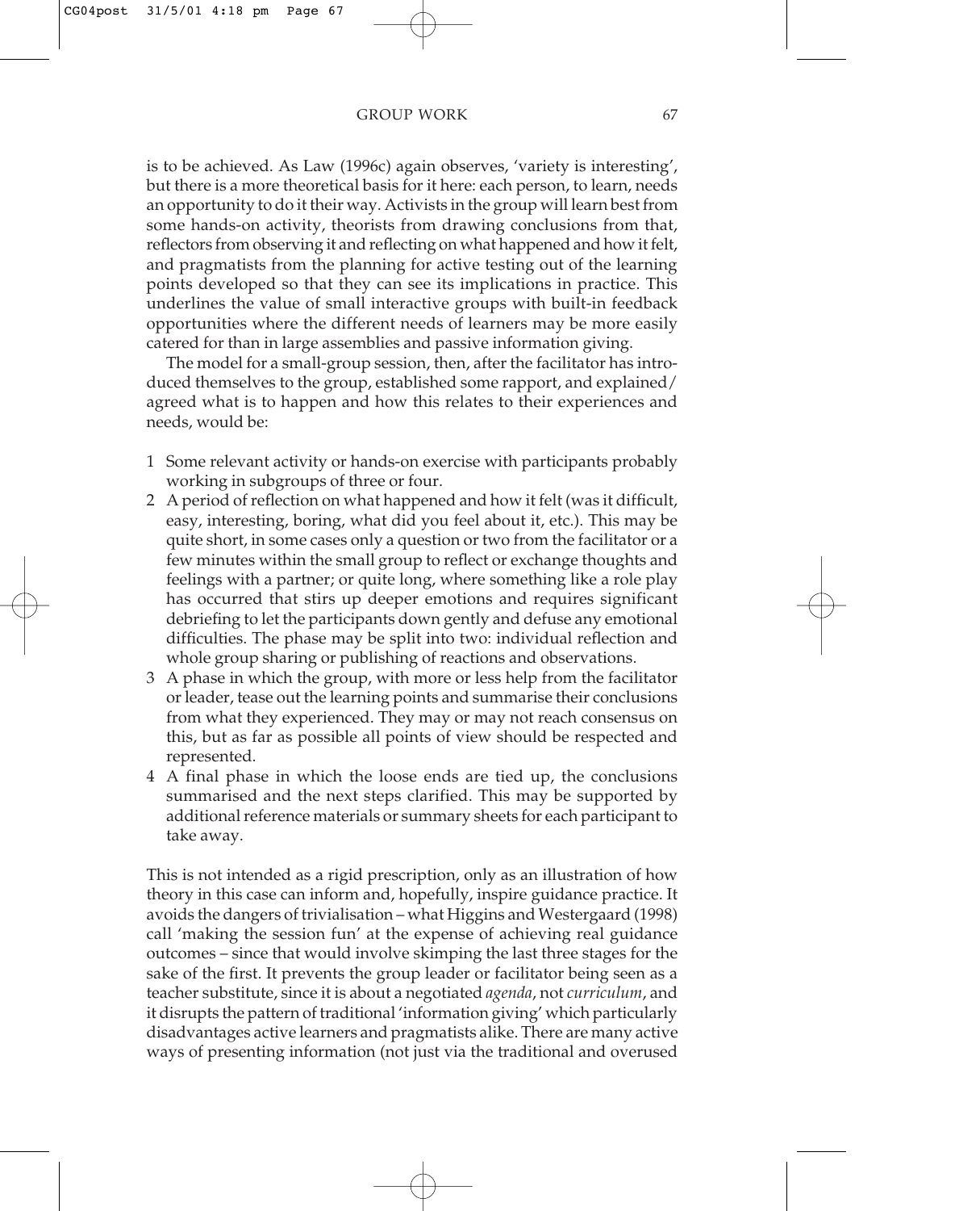is to be achieved. As Law (1996c) again observes, 'variety is interesting', but there is a more theoretical basis for it here: each person, to learn, needs an opportunity to do it their way. Activists in the group will learn best from some hands-on activity, theorists from drawing conclusions from that, reflectors from observing it and reflecting on what happened and how it felt, and pragmatists from the planning for active testing out of the learning points developed so that they can see its implications in practice. This underlines the value of small interactive groups with built-in feedback opportunities where the different needs of learners may be more easily catered for than in large assemblies and passive information giving.

The model for a small-group session, then, after the facilitator has introduced themselves to the group, established some rapport, and explained/agreed what is to happen and how this relates to their experiences and needs, would be:

1 Some relevant activity or hands-on exercise with participants probably working in subgroups of three or four.
2 A period of reflection on what happened and how it felt (was it difficult, easy, interesting, boring, what did you feel about it, etc.). This may be quite short, in some cases only a question or two from the facilitator or a few minutes within the small group to reflect or exchange thoughts and feelings with a partner; or quite long, where something like a role play has occurred that stirs up deeper emotions and requires significant debriefing to let the participants down gently and defuse any emotional difficulties. The phase may be split into two: individual reflection and whole group sharing or publishing of reactions and observations.
3 A phase in which the group, with more or less help from the facilitator or leader, tease out the learning points and summarise their conclusions from what they experienced. They may or may not reach consensus on this, but as far as possible all points of view should be respected and represented.
4 A final phase in which the loose ends are tied up, the conclusions summarised and the next steps clarified. This may be supported by additional reference materials or summary sheets for each participant to take away.

This is not intended as a rigid prescription, only as an illustration of how theory in this case can inform and, hopefully, inspire guidance practice. It avoids the dangers of trivialisation – what Higgins and Westergaard (1998) call 'making the session fun' at the expense of achieving real guidance outcomes – since that would involve skimping the last three stages for the sake of the first. It prevents the group leader or facilitator being seen as a teacher substitute, since it is about a negotiated *agenda*, not *curriculum*, and it disrupts the pattern of traditional 'information giving' which particularly disadvantages active learners and pragmatists alike. There are many active ways of presenting information (not just via the traditional and overused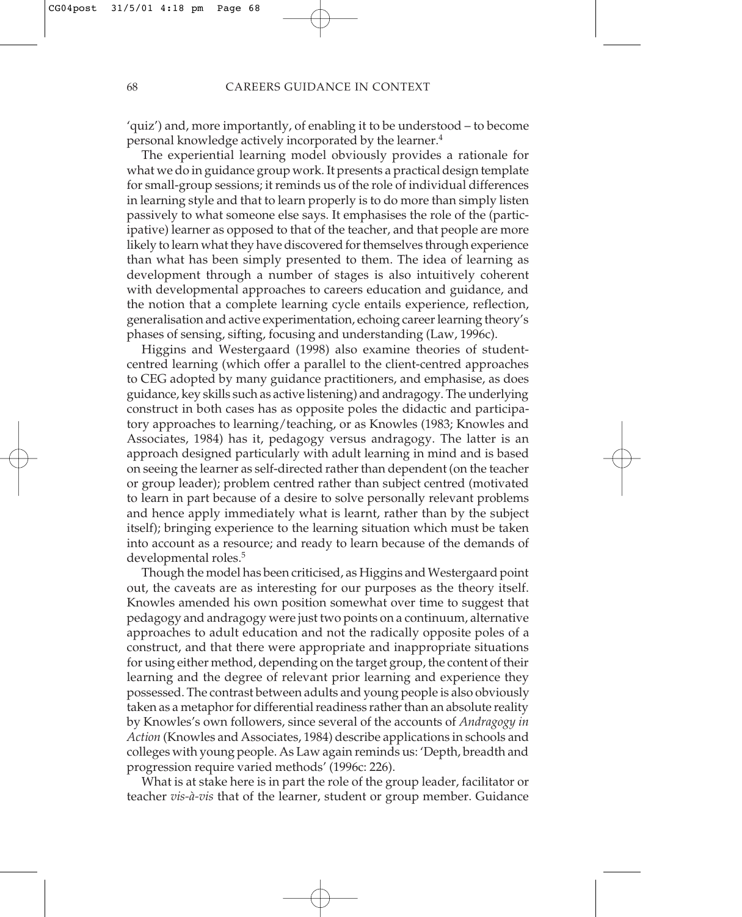'quiz') and, more importantly, of enabling it to be understood – to become personal knowledge actively incorporated by the learner.[4]

The experiential learning model obviously provides a rationale for what we do in guidance group work. It presents a practical design template for small-group sessions; it reminds us of the role of individual differences in learning style and that to learn properly is to do more than simply listen passively to what someone else says. It emphasises the role of the (participative) learner as opposed to that of the teacher, and that people are more likely to learn what they have discovered for themselves through experience than what has been simply presented to them. The idea of learning as development through a number of stages is also intuitively coherent with developmental approaches to careers education and guidance, and the notion that a complete learning cycle entails experience, reflection, generalisation and active experimentation, echoing career learning theory's phases of sensing, sifting, focusing and understanding (Law, 1996c).

Higgins and Westergaard (1998) also examine theories of student-centred learning (which offer a parallel to the client-centred approaches to CEG adopted by many guidance practitioners, and emphasise, as does guidance, key skills such as active listening) and andragogy. The underlying construct in both cases has as opposite poles the didactic and participatory approaches to learning/teaching, or as Knowles (1983; Knowles and Associates, 1984) has it, pedagogy versus andragogy. The latter is an approach designed particularly with adult learning in mind and is based on seeing the learner as self-directed rather than dependent (on the teacher or group leader); problem centred rather than subject centred (motivated to learn in part because of a desire to solve personally relevant problems and hence apply immediately what is learnt, rather than by the subject itself); bringing experience to the learning situation which must be taken into account as a resource; and ready to learn because of the demands of developmental roles.[5]

Though the model has been criticised, as Higgins and Westergaard point out, the caveats are as interesting for our purposes as the theory itself. Knowles amended his own position somewhat over time to suggest that pedagogy and andragogy were just two points on a continuum, alternative approaches to adult education and not the radically opposite poles of a construct, and that there were appropriate and inappropriate situations for using either method, depending on the target group, the content of their learning and the degree of relevant prior learning and experience they possessed. The contrast between adults and young people is also obviously taken as a metaphor for differential readiness rather than an absolute reality by Knowles's own followers, since several of the accounts of *Andragogy in Action* (Knowles and Associates, 1984) describe applications in schools and colleges with young people. As Law again reminds us: 'Depth, breadth and progression require varied methods' (1996c: 226).

What is at stake here is in part the role of the group leader, facilitator or teacher *vis-à-vis* that of the learner, student or group member. Guidance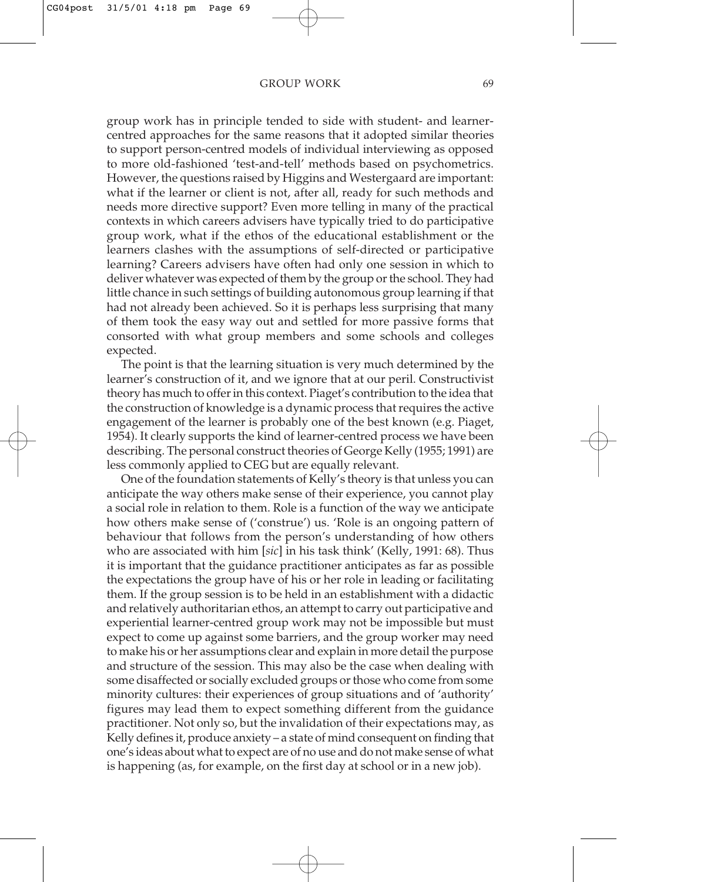group work has in principle tended to side with student- and learner-centred approaches for the same reasons that it adopted similar theories to support person-centred models of individual interviewing as opposed to more old-fashioned 'test-and-tell' methods based on psychometrics. However, the questions raised by Higgins and Westergaard are important: what if the learner or client is not, after all, ready for such methods and needs more directive support? Even more telling in many of the practical contexts in which careers advisers have typically tried to do participative group work, what if the ethos of the educational establishment or the learners clashes with the assumptions of self-directed or participative learning? Careers advisers have often had only one session in which to deliver whatever was expected of them by the group or the school. They had little chance in such settings of building autonomous group learning if that had not already been achieved. So it is perhaps less surprising that many of them took the easy way out and settled for more passive forms that consorted with what group members and some schools and colleges expected.

The point is that the learning situation is very much determined by the learner's construction of it, and we ignore that at our peril. Constructivist theory has much to offer in this context. Piaget's contribution to the idea that the construction of knowledge is a dynamic process that requires the active engagement of the learner is probably one of the best known (e.g. Piaget, 1954). It clearly supports the kind of learner-centred process we have been describing. The personal construct theories of George Kelly (1955; 1991) are less commonly applied to CEG but are equally relevant.

One of the foundation statements of Kelly's theory is that unless you can anticipate the way others make sense of their experience, you cannot play a social role in relation to them. Role is a function of the way we anticipate how others make sense of ('construe') us. 'Role is an ongoing pattern of behaviour that follows from the person's understanding of how others who are associated with him [*sic*] in his task think' (Kelly, 1991: 68). Thus it is important that the guidance practitioner anticipates as far as possible the expectations the group have of his or her role in leading or facilitating them. If the group session is to be held in an establishment with a didactic and relatively authoritarian ethos, an attempt to carry out participative and experiential learner-centred group work may not be impossible but must expect to come up against some barriers, and the group worker may need to make his or her assumptions clear and explain in more detail the purpose and structure of the session. This may also be the case when dealing with some disaffected or socially excluded groups or those who come from some minority cultures: their experiences of group situations and of 'authority' figures may lead them to expect something different from the guidance practitioner. Not only so, but the invalidation of their expectations may, as Kelly defines it, produce anxiety – a state of mind consequent on finding that one's ideas about what to expect are of no use and do not make sense of what is happening (as, for example, on the first day at school or in a new job).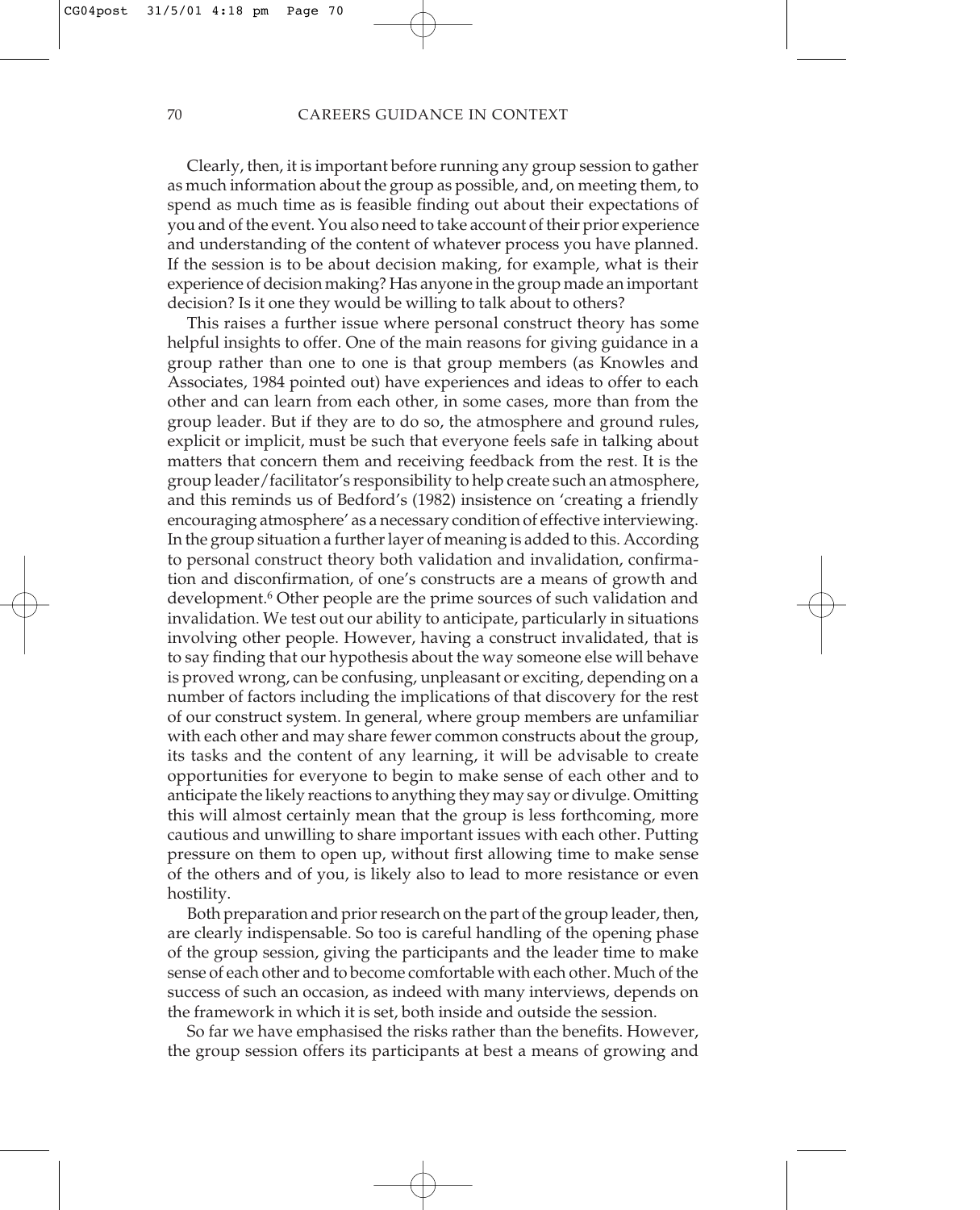Clearly, then, it is important before running any group session to gather as much information about the group as possible, and, on meeting them, to spend as much time as is feasible finding out about their expectations of you and of the event. You also need to take account of their prior experience and understanding of the content of whatever process you have planned. If the session is to be about decision making, for example, what is their experience of decision making? Has anyone in the group made an important decision? Is it one they would be willing to talk about to others?

This raises a further issue where personal construct theory has some helpful insights to offer. One of the main reasons for giving guidance in a group rather than one to one is that group members (as Knowles and Associates, 1984 pointed out) have experiences and ideas to offer to each other and can learn from each other, in some cases, more than from the group leader. But if they are to do so, the atmosphere and ground rules, explicit or implicit, must be such that everyone feels safe in talking about matters that concern them and receiving feedback from the rest. It is the group leader/facilitator's responsibility to help create such an atmosphere, and this reminds us of Bedford's (1982) insistence on 'creating a friendly encouraging atmosphere' as a necessary condition of effective interviewing. In the group situation a further layer of meaning is added to this. According to personal construct theory both validation and invalidation, confirmation and disconfirmation, of one's constructs are a means of growth and development.[6] Other people are the prime sources of such validation and invalidation. We test out our ability to anticipate, particularly in situations involving other people. However, having a construct invalidated, that is to say finding that our hypothesis about the way someone else will behave is proved wrong, can be confusing, unpleasant or exciting, depending on a number of factors including the implications of that discovery for the rest of our construct system. In general, where group members are unfamiliar with each other and may share fewer common constructs about the group, its tasks and the content of any learning, it will be advisable to create opportunities for everyone to begin to make sense of each other and to anticipate the likely reactions to anything they may say or divulge. Omitting this will almost certainly mean that the group is less forthcoming, more cautious and unwilling to share important issues with each other. Putting pressure on them to open up, without first allowing time to make sense of the others and of you, is likely also to lead to more resistance or even hostility.

Both preparation and prior research on the part of the group leader, then, are clearly indispensable. So too is careful handling of the opening phase of the group session, giving the participants and the leader time to make sense of each other and to become comfortable with each other. Much of the success of such an occasion, as indeed with many interviews, depends on the framework in which it is set, both inside and outside the session.

So far we have emphasised the risks rather than the benefits. However, the group session offers its participants at best a means of growing and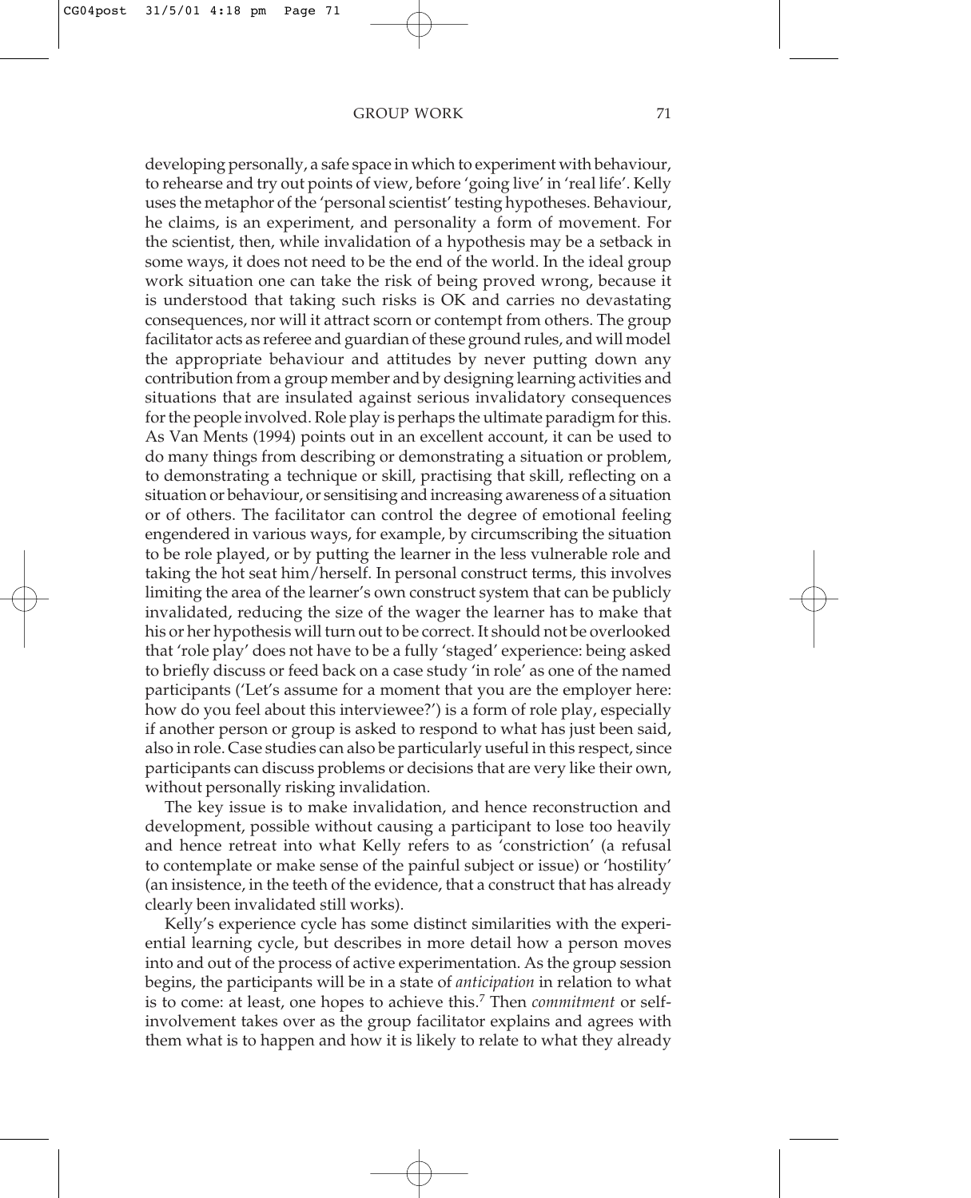developing personally, a safe space in which to experiment with behaviour, to rehearse and try out points of view, before 'going live' in 'real life'. Kelly uses the metaphor of the 'personal scientist' testing hypotheses. Behaviour, he claims, is an experiment, and personality a form of movement. For the scientist, then, while invalidation of a hypothesis may be a setback in some ways, it does not need to be the end of the world. In the ideal group work situation one can take the risk of being proved wrong, because it is understood that taking such risks is OK and carries no devastating consequences, nor will it attract scorn or contempt from others. The group facilitator acts as referee and guardian of these ground rules, and will model the appropriate behaviour and attitudes by never putting down any contribution from a group member and by designing learning activities and situations that are insulated against serious invalidatory consequences for the people involved. Role play is perhaps the ultimate paradigm for this. As Van Ments (1994) points out in an excellent account, it can be used to do many things from describing or demonstrating a situation or problem, to demonstrating a technique or skill, practising that skill, reflecting on a situation or behaviour, or sensitising and increasing awareness of a situation or of others. The facilitator can control the degree of emotional feeling engendered in various ways, for example, by circumscribing the situation to be role played, or by putting the learner in the less vulnerable role and taking the hot seat him/herself. In personal construct terms, this involves limiting the area of the learner's own construct system that can be publicly invalidated, reducing the size of the wager the learner has to make that his or her hypothesis will turn out to be correct. It should not be overlooked that 'role play' does not have to be a fully 'staged' experience: being asked to briefly discuss or feed back on a case study 'in role' as one of the named participants ('Let's assume for a moment that you are the employer here: how do you feel about this interviewee?') is a form of role play, especially if another person or group is asked to respond to what has just been said, also in role. Case studies can also be particularly useful in this respect, since participants can discuss problems or decisions that are very like their own, without personally risking invalidation.

The key issue is to make invalidation, and hence reconstruction and development, possible without causing a participant to lose too heavily and hence retreat into what Kelly refers to as 'constriction' (a refusal to contemplate or make sense of the painful subject or issue) or 'hostility' (an insistence, in the teeth of the evidence, that a construct that has already clearly been invalidated still works).

Kelly's experience cycle has some distinct similarities with the experiential learning cycle, but describes in more detail how a person moves into and out of the process of active experimentation. As the group session begins, the participants will be in a state of *anticipation* in relation to what is to come: at least, one hopes to achieve this.[7] Then *commitment* or self-involvement takes over as the group facilitator explains and agrees with them what is to happen and how it is likely to relate to what they already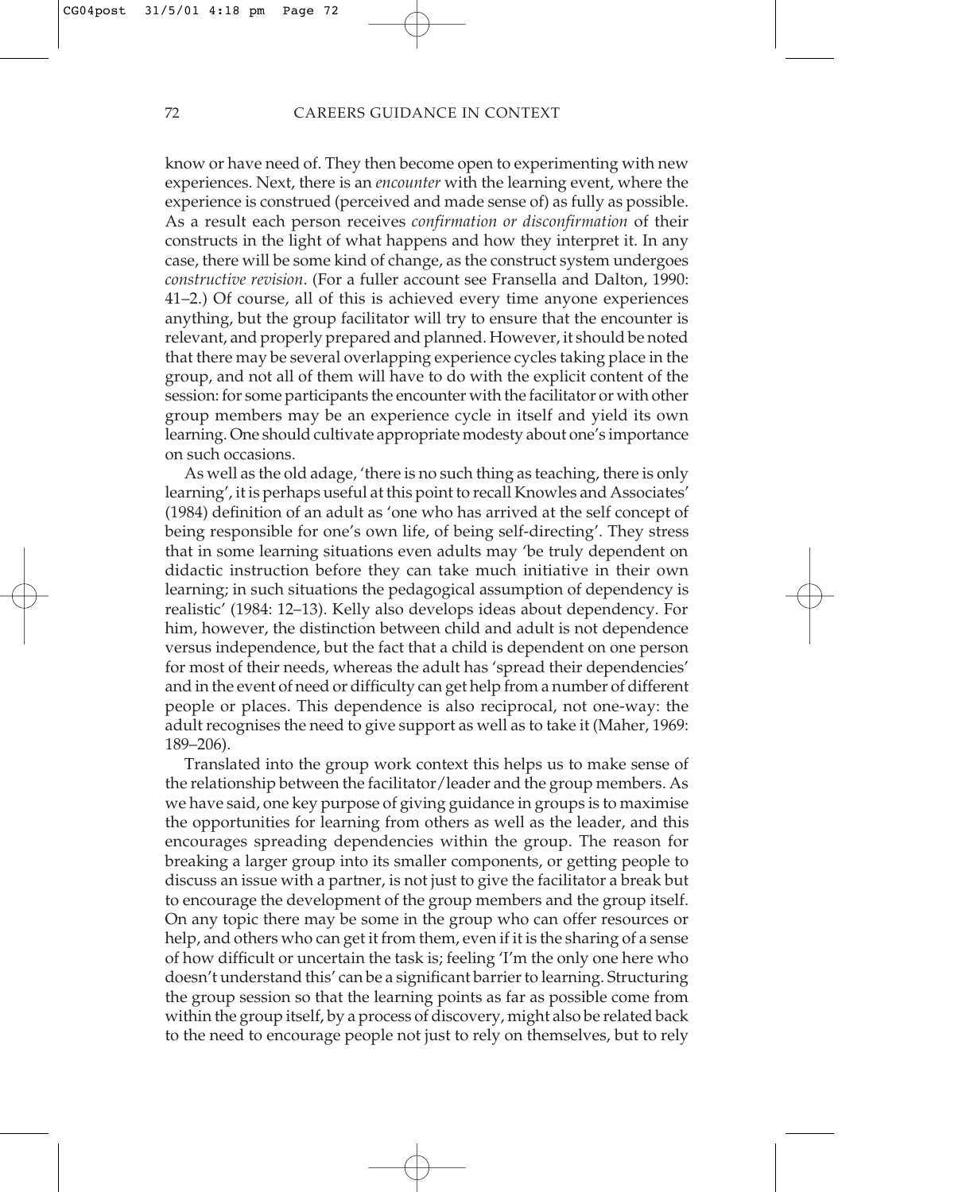know or have need of. They then become open to experimenting with new experiences. Next, there is an *encounter* with the learning event, where the experience is construed (perceived and made sense of) as fully as possible. As a result each person receives *confirmation or disconfirmation* of their constructs in the light of what happens and how they interpret it. In any case, there will be some kind of change, as the construct system undergoes *constructive revision*. (For a fuller account see Fransella and Dalton, 1990: 41–2.) Of course, all of this is achieved every time anyone experiences anything, but the group facilitator will try to ensure that the encounter is relevant, and properly prepared and planned. However, it should be noted that there may be several overlapping experience cycles taking place in the group, and not all of them will have to do with the explicit content of the session: for some participants the encounter with the facilitator or with other group members may be an experience cycle in itself and yield its own learning. One should cultivate appropriate modesty about one's importance on such occasions.

As well as the old adage, 'there is no such thing as teaching, there is only learning', it is perhaps useful at this point to recall Knowles and Associates' (1984) definition of an adult as 'one who has arrived at the self concept of being responsible for one's own life, of being self-directing'. They stress that in some learning situations even adults may 'be truly dependent on didactic instruction before they can take much initiative in their own learning; in such situations the pedagogical assumption of dependency is realistic' (1984: 12–13). Kelly also develops ideas about dependency. For him, however, the distinction between child and adult is not dependence versus independence, but the fact that a child is dependent on one person for most of their needs, whereas the adult has 'spread their dependencies' and in the event of need or difficulty can get help from a number of different people or places. This dependence is also reciprocal, not one-way: the adult recognises the need to give support as well as to take it (Maher, 1969: 189–206).

Translated into the group work context this helps us to make sense of the relationship between the facilitator/leader and the group members. As we have said, one key purpose of giving guidance in groups is to maximise the opportunities for learning from others as well as the leader, and this encourages spreading dependencies within the group. The reason for breaking a larger group into its smaller components, or getting people to discuss an issue with a partner, is not just to give the facilitator a break but to encourage the development of the group members and the group itself. On any topic there may be some in the group who can offer resources or help, and others who can get it from them, even if it is the sharing of a sense of how difficult or uncertain the task is; feeling 'I'm the only one here who doesn't understand this' can be a significant barrier to learning. Structuring the group session so that the learning points as far as possible come from within the group itself, by a process of discovery, might also be related back to the need to encourage people not just to rely on themselves, but to rely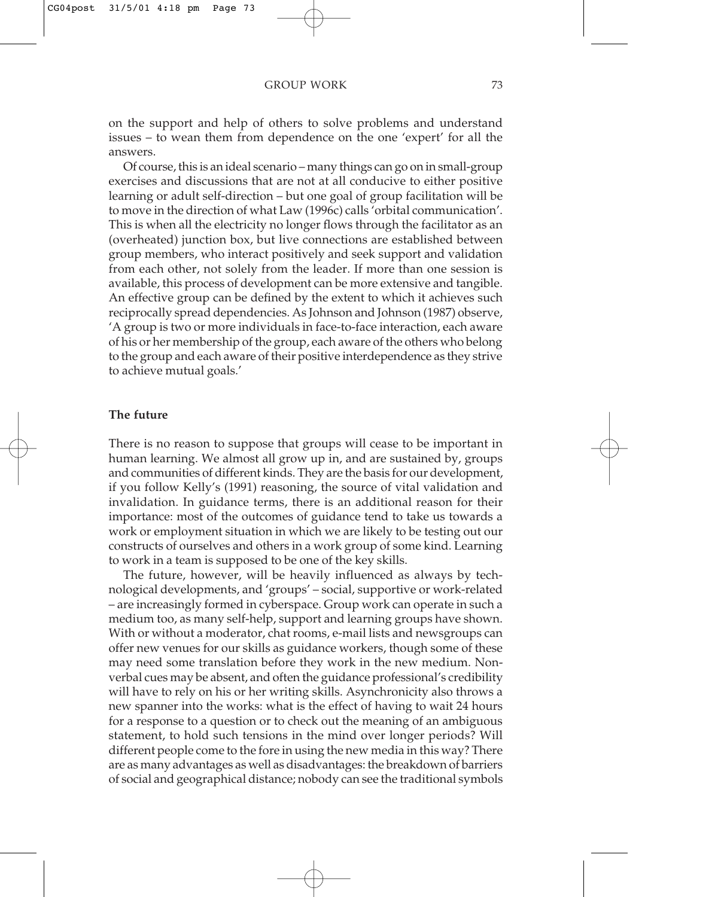on the support and help of others to solve problems and understand issues – to wean them from dependence on the one 'expert' for all the answers.

Of course, this is an ideal scenario – many things can go on in small-group exercises and discussions that are not at all conducive to either positive learning or adult self-direction – but one goal of group facilitation will be to move in the direction of what Law (1996c) calls 'orbital communication'. This is when all the electricity no longer flows through the facilitator as an (overheated) junction box, but live connections are established between group members, who interact positively and seek support and validation from each other, not solely from the leader. If more than one session is available, this process of development can be more extensive and tangible. An effective group can be defined by the extent to which it achieves such reciprocally spread dependencies. As Johnson and Johnson (1987) observe, 'A group is two or more individuals in face-to-face interaction, each aware of his or her membership of the group, each aware of the others who belong to the group and each aware of their positive interdependence as they strive to achieve mutual goals.'

**The future**

There is no reason to suppose that groups will cease to be important in human learning. We almost all grow up in, and are sustained by, groups and communities of different kinds. They are the basis for our development, if you follow Kelly's (1991) reasoning, the source of vital validation and invalidation. In guidance terms, there is an additional reason for their importance: most of the outcomes of guidance tend to take us towards a work or employment situation in which we are likely to be testing out our constructs of ourselves and others in a work group of some kind. Learning to work in a team is supposed to be one of the key skills.

The future, however, will be heavily influenced as always by technological developments, and 'groups' – social, supportive or work-related – are increasingly formed in cyberspace. Group work can operate in such a medium too, as many self-help, support and learning groups have shown. With or without a moderator, chat rooms, e-mail lists and newsgroups can offer new venues for our skills as guidance workers, though some of these may need some translation before they work in the new medium. Non-verbal cues may be absent, and often the guidance professional's credibility will have to rely on his or her writing skills. Asynchronicity also throws a new spanner into the works: what is the effect of having to wait 24 hours for a response to a question or to check out the meaning of an ambiguous statement, to hold such tensions in the mind over longer periods? Will different people come to the fore in using the new media in this way? There are as many advantages as well as disadvantages: the breakdown of barriers of social and geographical distance; nobody can see the traditional symbols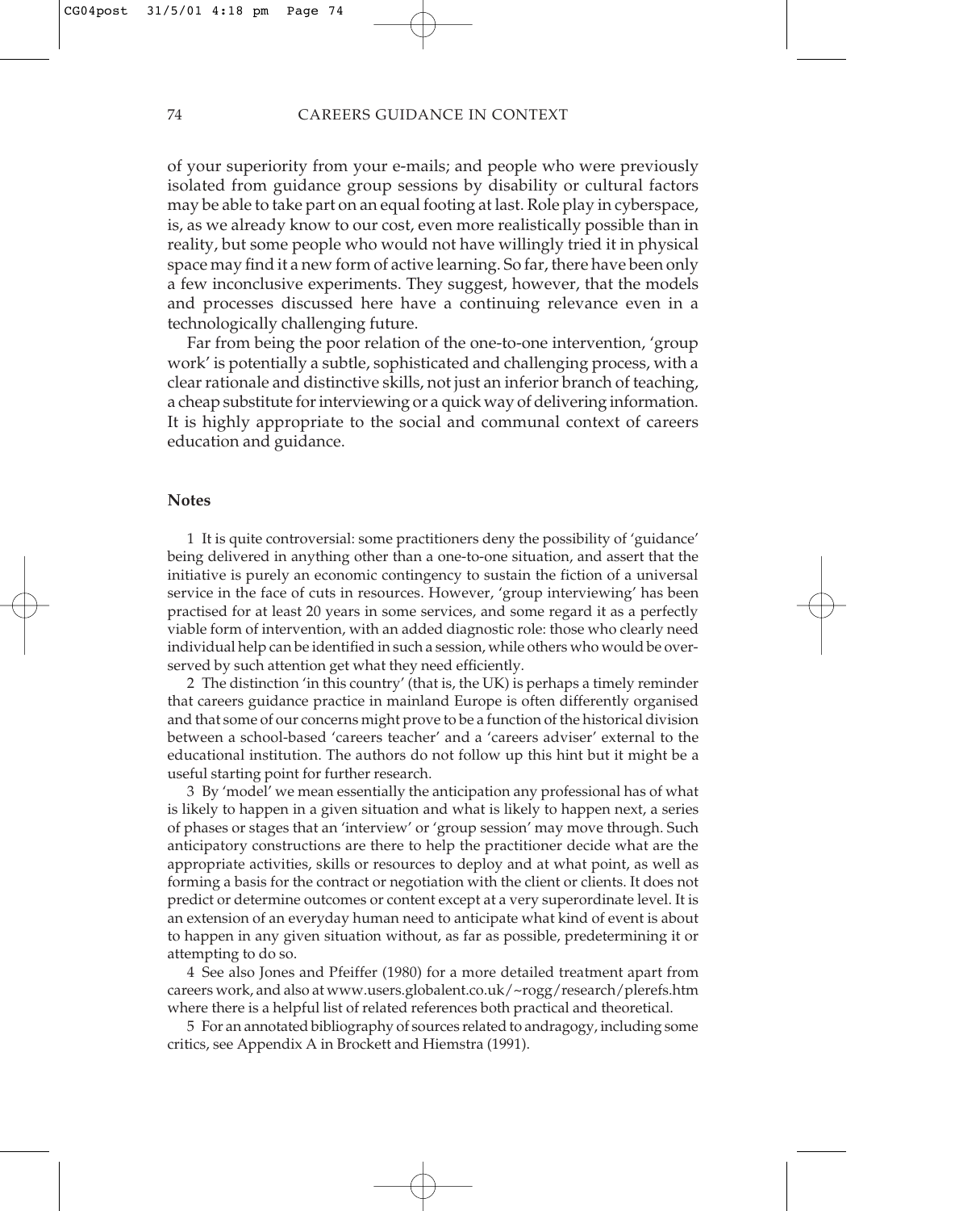of your superiority from your e-mails; and people who were previously isolated from guidance group sessions by disability or cultural factors may be able to take part on an equal footing at last. Role play in cyberspace, is, as we already know to our cost, even more realistically possible than in reality, but some people who would not have willingly tried it in physical space may find it a new form of active learning. So far, there have been only a few inconclusive experiments. They suggest, however, that the models and processes discussed here have a continuing relevance even in a technologically challenging future.

Far from being the poor relation of the one-to-one intervention, 'group work' is potentially a subtle, sophisticated and challenging process, with a clear rationale and distinctive skills, not just an inferior branch of teaching, a cheap substitute for interviewing or a quick way of delivering information. It is highly appropriate to the social and communal context of careers education and guidance.

## Notes

1 It is quite controversial: some practitioners deny the possibility of 'guidance' being delivered in anything other than a one-to-one situation, and assert that the initiative is purely an economic contingency to sustain the fiction of a universal service in the face of cuts in resources. However, 'group interviewing' has been practised for at least 20 years in some services, and some regard it as a perfectly viable form of intervention, with an added diagnostic role: those who clearly need individual help can be identified in such a session, while others who would be over-served by such attention get what they need efficiently.

2 The distinction 'in this country' (that is, the UK) is perhaps a timely reminder that careers guidance practice in mainland Europe is often differently organised and that some of our concerns might prove to be a function of the historical division between a school-based 'careers teacher' and a 'careers adviser' external to the educational institution. The authors do not follow up this hint but it might be a useful starting point for further research.

3 By 'model' we mean essentially the anticipation any professional has of what is likely to happen in a given situation and what is likely to happen next, a series of phases or stages that an 'interview' or 'group session' may move through. Such anticipatory constructions are there to help the practitioner decide what are the appropriate activities, skills or resources to deploy and at what point, as well as forming a basis for the contract or negotiation with the client or clients. It does not predict or determine outcomes or content except at a very superordinate level. It is an extension of an everyday human need to anticipate what kind of event is about to happen in any given situation without, as far as possible, predetermining it or attempting to do so.

4 See also Jones and Pfeiffer (1980) for a more detailed treatment apart from careers work, and also at www.users.globalent.co.uk/~rogg/research/plerefs.htm where there is a helpful list of related references both practical and theoretical.

5 For an annotated bibliography of sources related to andragogy, including some critics, see Appendix A in Brockett and Hiemstra (1991).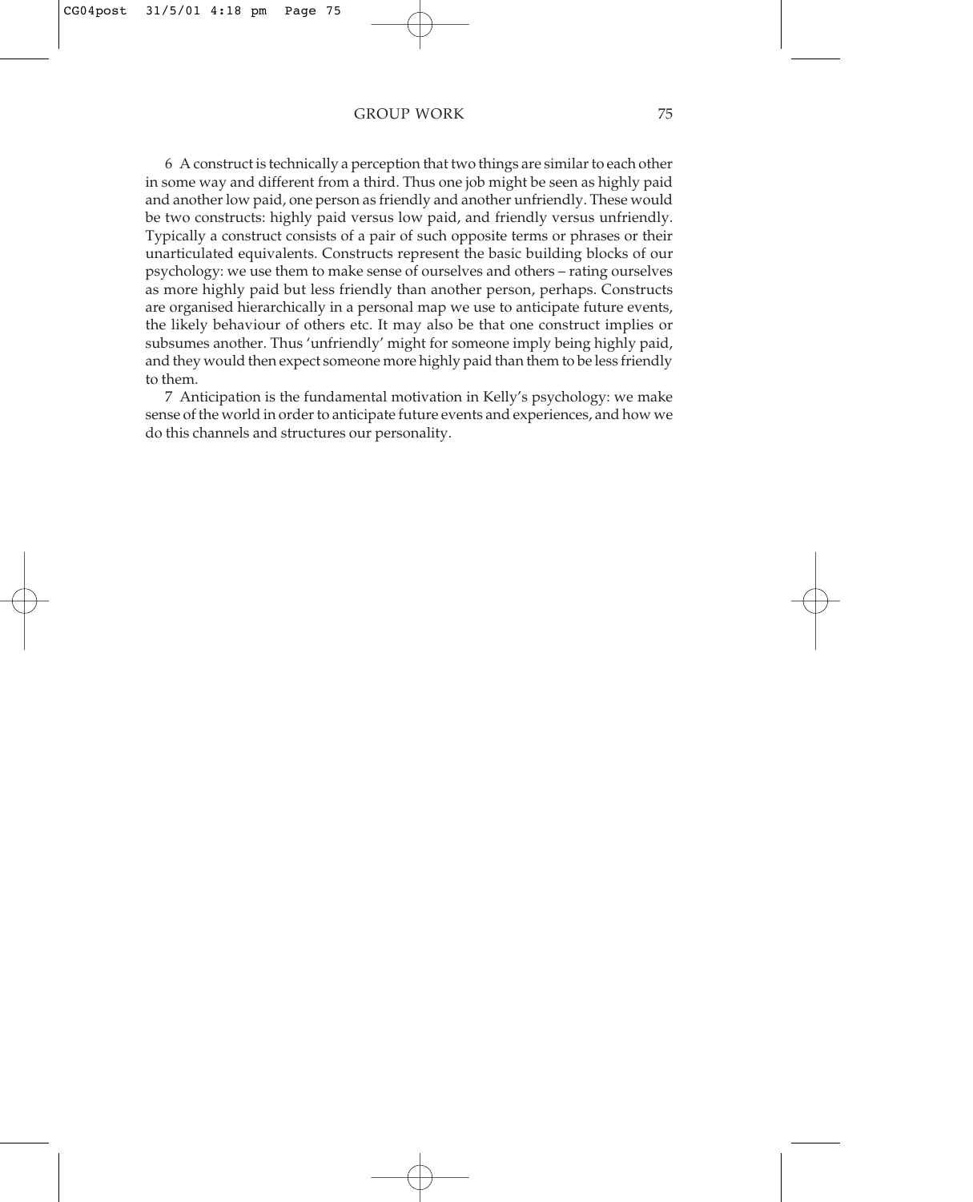6 A construct is technically a perception that two things are similar to each other in some way and different from a third. Thus one job might be seen as highly paid and another low paid, one person as friendly and another unfriendly. These would be two constructs: highly paid versus low paid, and friendly versus unfriendly. Typically a construct consists of a pair of such opposite terms or phrases or their unarticulated equivalents. Constructs represent the basic building blocks of our psychology: we use them to make sense of ourselves and others – rating ourselves as more highly paid but less friendly than another person, perhaps. Constructs are organised hierarchically in a personal map we use to anticipate future events, the likely behaviour of others etc. It may also be that one construct implies or subsumes another. Thus 'unfriendly' might for someone imply being highly paid, and they would then expect someone more highly paid than them to be less friendly to them.

7 Anticipation is the fundamental motivation in Kelly's psychology: we make sense of the world in order to anticipate future events and experiences, and how we do this channels and structures our personality.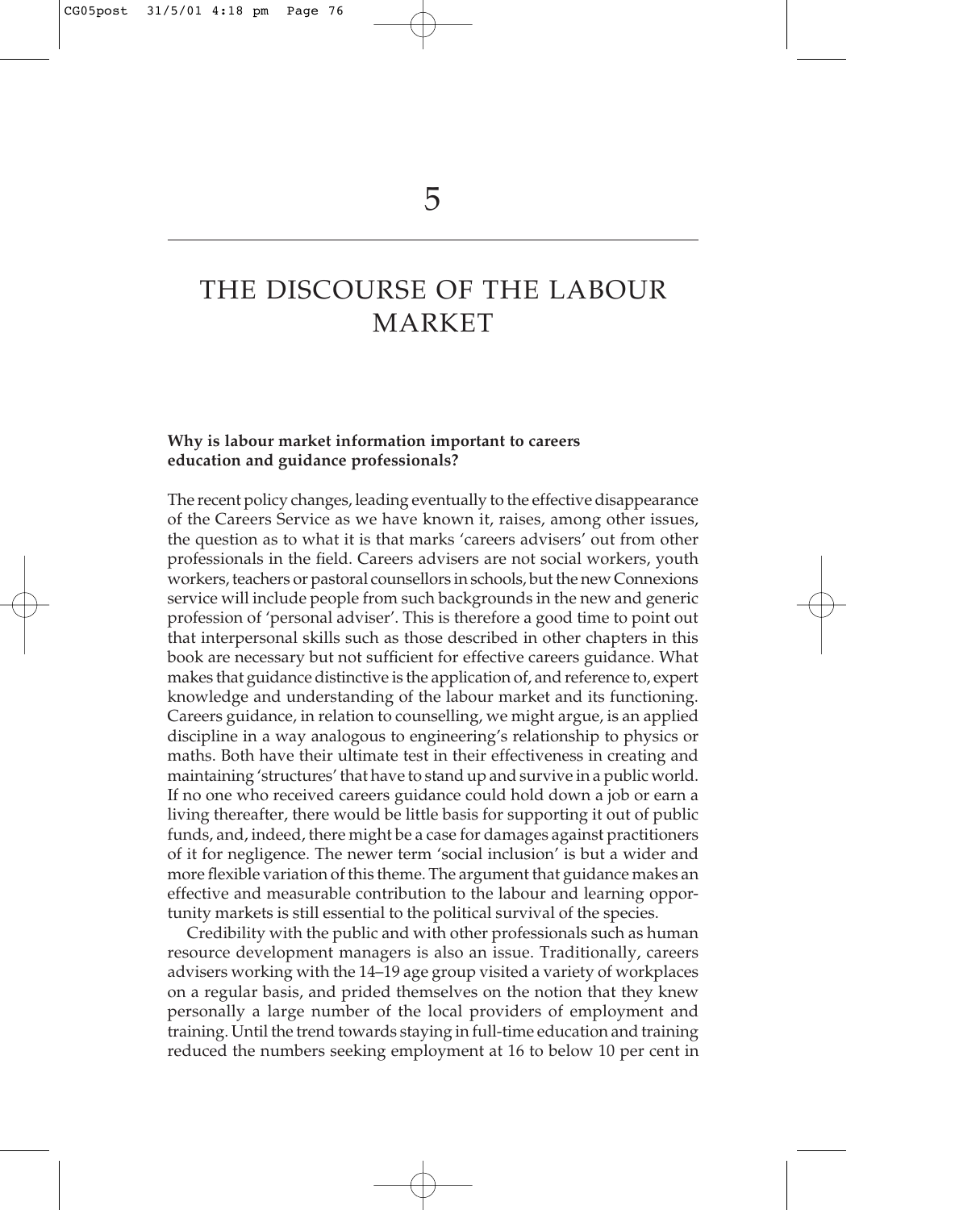# 5

# THE DISCOURSE OF THE LABOUR MARKET

**Why is labour market information important to careers education and guidance professionals?**

The recent policy changes, leading eventually to the effective disappearance of the Careers Service as we have known it, raises, among other issues, the question as to what it is that marks 'careers advisers' out from other professionals in the field. Careers advisers are not social workers, youth workers, teachers or pastoral counsellors in schools, but the new Connexions service will include people from such backgrounds in the new and generic profession of 'personal adviser'. This is therefore a good time to point out that interpersonal skills such as those described in other chapters in this book are necessary but not sufficient for effective careers guidance. What makes that guidance distinctive is the application of, and reference to, expert knowledge and understanding of the labour market and its functioning. Careers guidance, in relation to counselling, we might argue, is an applied discipline in a way analogous to engineering's relationship to physics or maths. Both have their ultimate test in their effectiveness in creating and maintaining 'structures' that have to stand up and survive in a public world. If no one who received careers guidance could hold down a job or earn a living thereafter, there would be little basis for supporting it out of public funds, and, indeed, there might be a case for damages against practitioners of it for negligence. The newer term 'social inclusion' is but a wider and more flexible variation of this theme. The argument that guidance makes an effective and measurable contribution to the labour and learning opportunity markets is still essential to the political survival of the species.

Credibility with the public and with other professionals such as human resource development managers is also an issue. Traditionally, careers advisers working with the 14–19 age group visited a variety of workplaces on a regular basis, and prided themselves on the notion that they knew personally a large number of the local providers of employment and training. Until the trend towards staying in full-time education and training reduced the numbers seeking employment at 16 to below 10 per cent in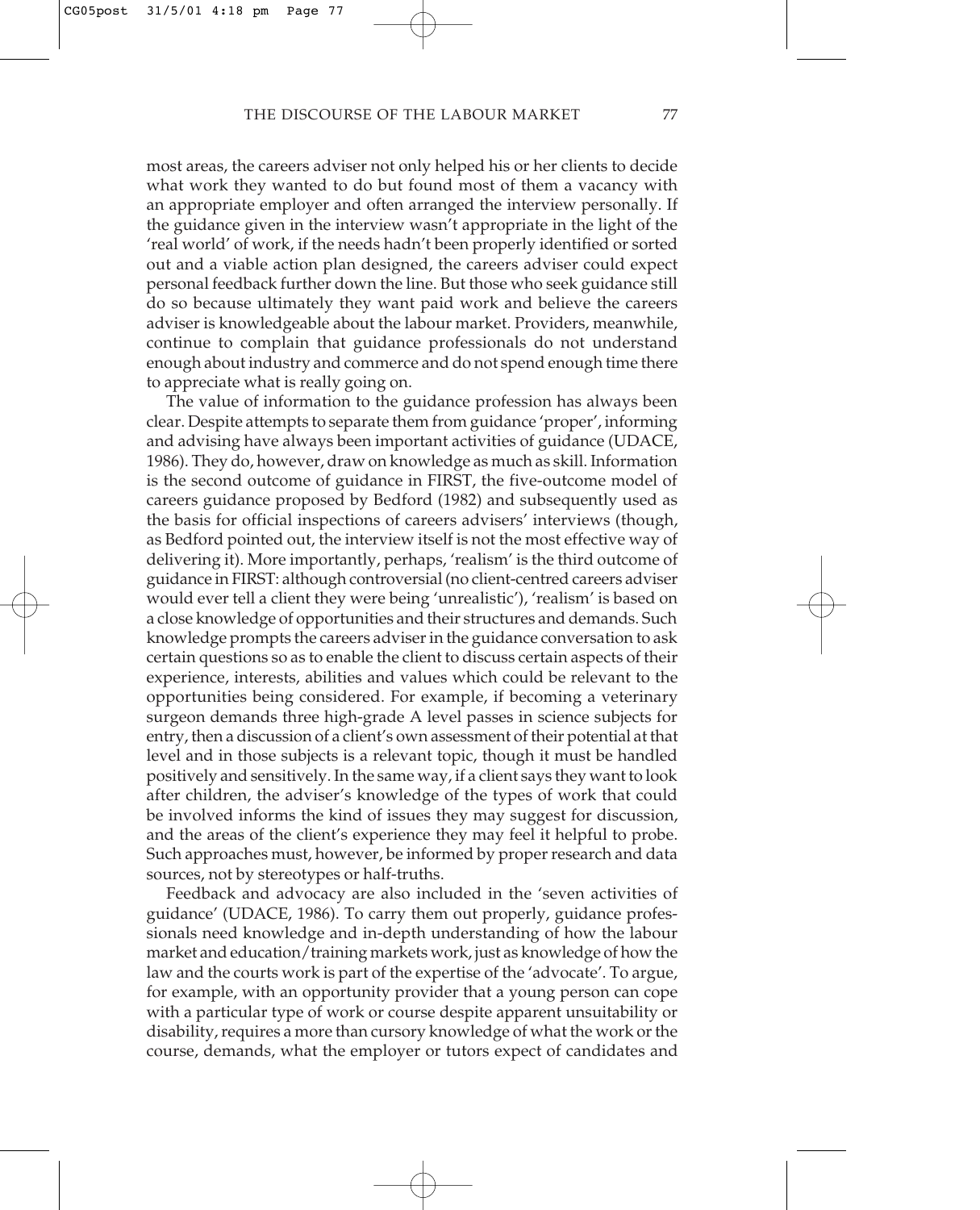most areas, the careers adviser not only helped his or her clients to decide what work they wanted to do but found most of them a vacancy with an appropriate employer and often arranged the interview personally. If the guidance given in the interview wasn't appropriate in the light of the 'real world' of work, if the needs hadn't been properly identified or sorted out and a viable action plan designed, the careers adviser could expect personal feedback further down the line. But those who seek guidance still do so because ultimately they want paid work and believe the careers adviser is knowledgeable about the labour market. Providers, meanwhile, continue to complain that guidance professionals do not understand enough about industry and commerce and do not spend enough time there to appreciate what is really going on.

The value of information to the guidance profession has always been clear. Despite attempts to separate them from guidance 'proper', informing and advising have always been important activities of guidance (UDACE, 1986). They do, however, draw on knowledge as much as skill. Information is the second outcome of guidance in FIRST, the five-outcome model of careers guidance proposed by Bedford (1982) and subsequently used as the basis for official inspections of careers advisers' interviews (though, as Bedford pointed out, the interview itself is not the most effective way of delivering it). More importantly, perhaps, 'realism' is the third outcome of guidance in FIRST: although controversial (no client-centred careers adviser would ever tell a client they were being 'unrealistic'), 'realism' is based on a close knowledge of opportunities and their structures and demands. Such knowledge prompts the careers adviser in the guidance conversation to ask certain questions so as to enable the client to discuss certain aspects of their experience, interests, abilities and values which could be relevant to the opportunities being considered. For example, if becoming a veterinary surgeon demands three high-grade A level passes in science subjects for entry, then a discussion of a client's own assessment of their potential at that level and in those subjects is a relevant topic, though it must be handled positively and sensitively. In the same way, if a client says they want to look after children, the adviser's knowledge of the types of work that could be involved informs the kind of issues they may suggest for discussion, and the areas of the client's experience they may feel it helpful to probe. Such approaches must, however, be informed by proper research and data sources, not by stereotypes or half-truths.

Feedback and advocacy are also included in the 'seven activities of guidance' (UDACE, 1986). To carry them out properly, guidance professionals need knowledge and in-depth understanding of how the labour market and education/training markets work, just as knowledge of how the law and the courts work is part of the expertise of the 'advocate'. To argue, for example, with an opportunity provider that a young person can cope with a particular type of work or course despite apparent unsuitability or disability, requires a more than cursory knowledge of what the work or the course, demands, what the employer or tutors expect of candidates and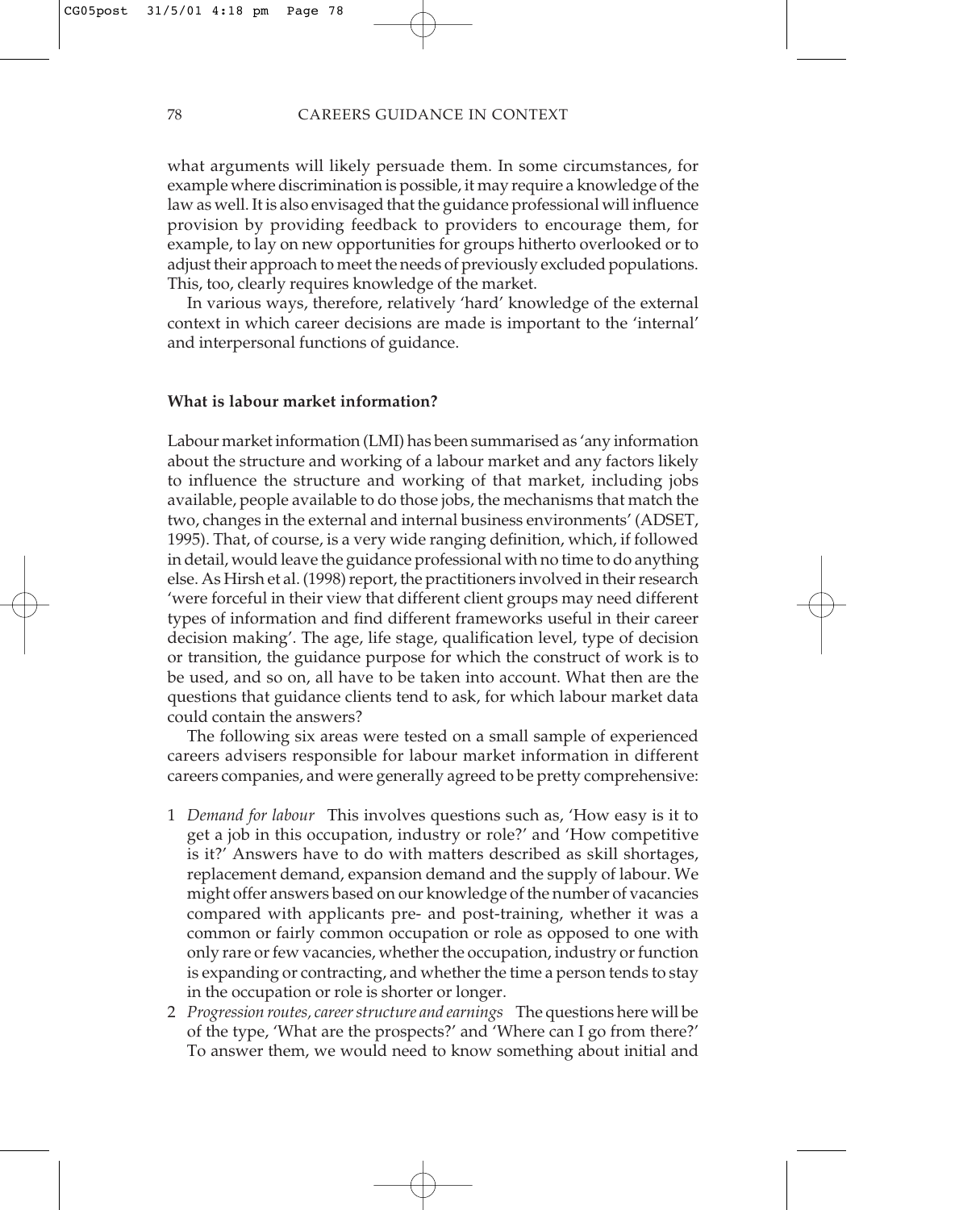what arguments will likely persuade them. In some circumstances, for example where discrimination is possible, it may require a knowledge of the law as well. It is also envisaged that the guidance professional will influence provision by providing feedback to providers to encourage them, for example, to lay on new opportunities for groups hitherto overlooked or to adjust their approach to meet the needs of previously excluded populations. This, too, clearly requires knowledge of the market.

In various ways, therefore, relatively 'hard' knowledge of the external context in which career decisions are made is important to the 'internal' and interpersonal functions of guidance.

**What is labour market information?**

Labour market information (LMI) has been summarised as 'any information about the structure and working of a labour market and any factors likely to influence the structure and working of that market, including jobs available, people available to do those jobs, the mechanisms that match the two, changes in the external and internal business environments' (ADSET, 1995). That, of course, is a very wide ranging definition, which, if followed in detail, would leave the guidance professional with no time to do anything else. As Hirsh et al. (1998) report, the practitioners involved in their research 'were forceful in their view that different client groups may need different types of information and find different frameworks useful in their career decision making'. The age, life stage, qualification level, type of decision or transition, the guidance purpose for which the construct of work is to be used, and so on, all have to be taken into account. What then are the questions that guidance clients tend to ask, for which labour market data could contain the answers?

The following six areas were tested on a small sample of experienced careers advisers responsible for labour market information in different careers companies, and were generally agreed to be pretty comprehensive:

1. *Demand for labour* This involves questions such as, 'How easy is it to get a job in this occupation, industry or role?' and 'How competitive is it?' Answers have to do with matters described as skill shortages, replacement demand, expansion demand and the supply of labour. We might offer answers based on our knowledge of the number of vacancies compared with applicants pre- and post-training, whether it was a common or fairly common occupation or role as opposed to one with only rare or few vacancies, whether the occupation, industry or function is expanding or contracting, and whether the time a person tends to stay in the occupation or role is shorter or longer.
2. *Progression routes, career structure and earnings* The questions here will be of the type, 'What are the prospects?' and 'Where can I go from there?' To answer them, we would need to know something about initial and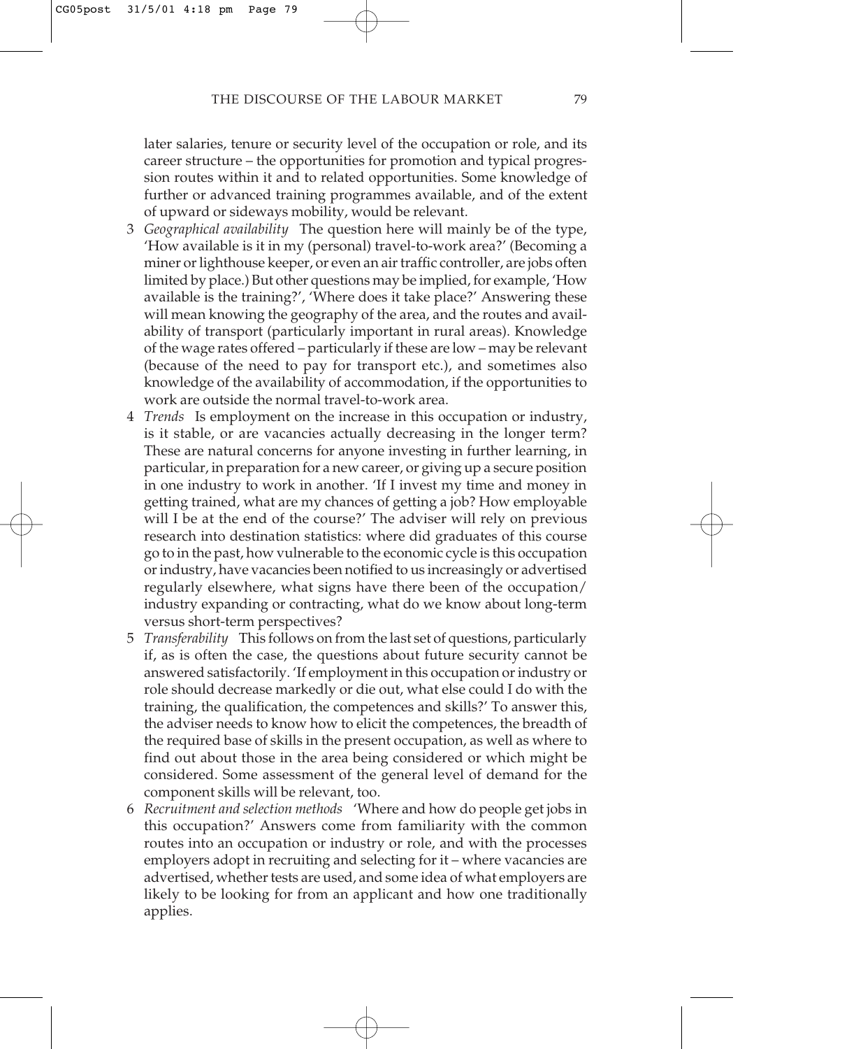later salaries, tenure or security level of the occupation or role, and its career structure – the opportunities for promotion and typical progression routes within it and to related opportunities. Some knowledge of further or advanced training programmes available, and of the extent of upward or sideways mobility, would be relevant.

3 *Geographical availability* The question here will mainly be of the type, 'How available is it in my (personal) travel-to-work area?' (Becoming a miner or lighthouse keeper, or even an air traffic controller, are jobs often limited by place.) But other questions may be implied, for example, 'How available is the training?', 'Where does it take place?' Answering these will mean knowing the geography of the area, and the routes and availability of transport (particularly important in rural areas). Knowledge of the wage rates offered – particularly if these are low – may be relevant (because of the need to pay for transport etc.), and sometimes also knowledge of the availability of accommodation, if the opportunities to work are outside the normal travel-to-work area.

4 *Trends* Is employment on the increase in this occupation or industry, is it stable, or are vacancies actually decreasing in the longer term? These are natural concerns for anyone investing in further learning, in particular, in preparation for a new career, or giving up a secure position in one industry to work in another. 'If I invest my time and money in getting trained, what are my chances of getting a job? How employable will I be at the end of the course?' The adviser will rely on previous research into destination statistics: where did graduates of this course go to in the past, how vulnerable to the economic cycle is this occupation or industry, have vacancies been notified to us increasingly or advertised regularly elsewhere, what signs have there been of the occupation/industry expanding or contracting, what do we know about long-term versus short-term perspectives?

5 *Transferability* This follows on from the last set of questions, particularly if, as is often the case, the questions about future security cannot be answered satisfactorily. 'If employment in this occupation or industry or role should decrease markedly or die out, what else could I do with the training, the qualification, the competences and skills?' To answer this, the adviser needs to know how to elicit the competences, the breadth of the required base of skills in the present occupation, as well as where to find out about those in the area being considered or which might be considered. Some assessment of the general level of demand for the component skills will be relevant, too.

6 *Recruitment and selection methods* 'Where and how do people get jobs in this occupation?' Answers come from familiarity with the common routes into an occupation or industry or role, and with the processes employers adopt in recruiting and selecting for it – where vacancies are advertised, whether tests are used, and some idea of what employers are likely to be looking for from an applicant and how one traditionally applies.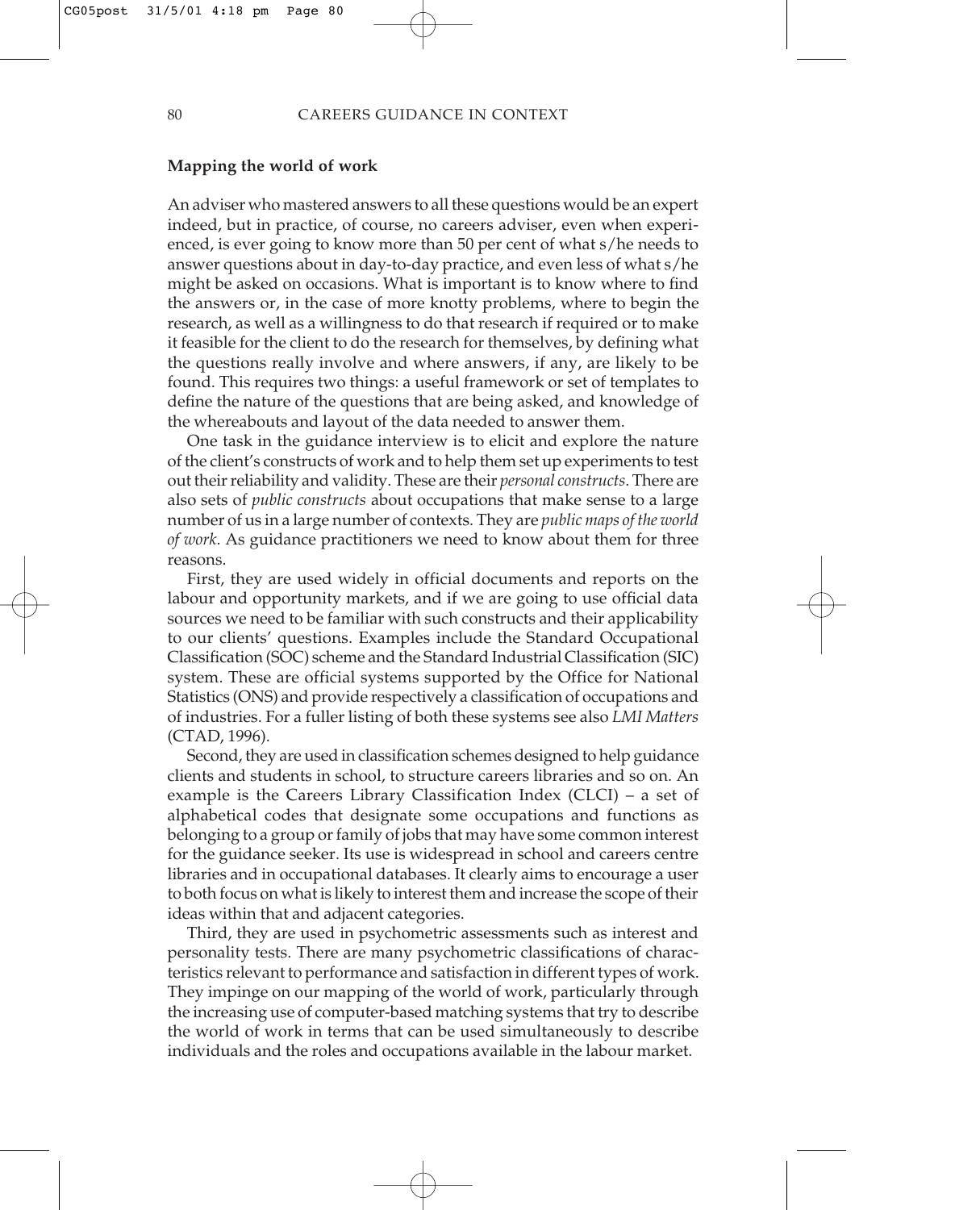## Mapping the world of work

An adviser who mastered answers to all these questions would be an expert indeed, but in practice, of course, no careers adviser, even when experienced, is ever going to know more than 50 per cent of what s/he needs to answer questions about in day-to-day practice, and even less of what s/he might be asked on occasions. What is important is to know where to find the answers or, in the case of more knotty problems, where to begin the research, as well as a willingness to do that research if required or to make it feasible for the client to do the research for themselves, by defining what the questions really involve and where answers, if any, are likely to be found. This requires two things: a useful framework or set of templates to define the nature of the questions that are being asked, and knowledge of the whereabouts and layout of the data needed to answer them.

One task in the guidance interview is to elicit and explore the nature of the client's constructs of work and to help them set up experiments to test out their reliability and validity. These are their *personal constructs*. There are also sets of *public constructs* about occupations that make sense to a large number of us in a large number of contexts. They are *public maps of the world of work*. As guidance practitioners we need to know about them for three reasons.

First, they are used widely in official documents and reports on the labour and opportunity markets, and if we are going to use official data sources we need to be familiar with such constructs and their applicability to our clients' questions. Examples include the Standard Occupational Classification (SOC) scheme and the Standard Industrial Classification (SIC) system. These are official systems supported by the Office for National Statistics (ONS) and provide respectively a classification of occupations and of industries. For a fuller listing of both these systems see also *LMI Matters* (CTAD, 1996).

Second, they are used in classification schemes designed to help guidance clients and students in school, to structure careers libraries and so on. An example is the Careers Library Classification Index (CLCI) – a set of alphabetical codes that designate some occupations and functions as belonging to a group or family of jobs that may have some common interest for the guidance seeker. Its use is widespread in school and careers centre libraries and in occupational databases. It clearly aims to encourage a user to both focus on what is likely to interest them and increase the scope of their ideas within that and adjacent categories.

Third, they are used in psychometric assessments such as interest and personality tests. There are many psychometric classifications of characteristics relevant to performance and satisfaction in different types of work. They impinge on our mapping of the world of work, particularly through the increasing use of computer-based matching systems that try to describe the world of work in terms that can be used simultaneously to describe individuals and the roles and occupations available in the labour market.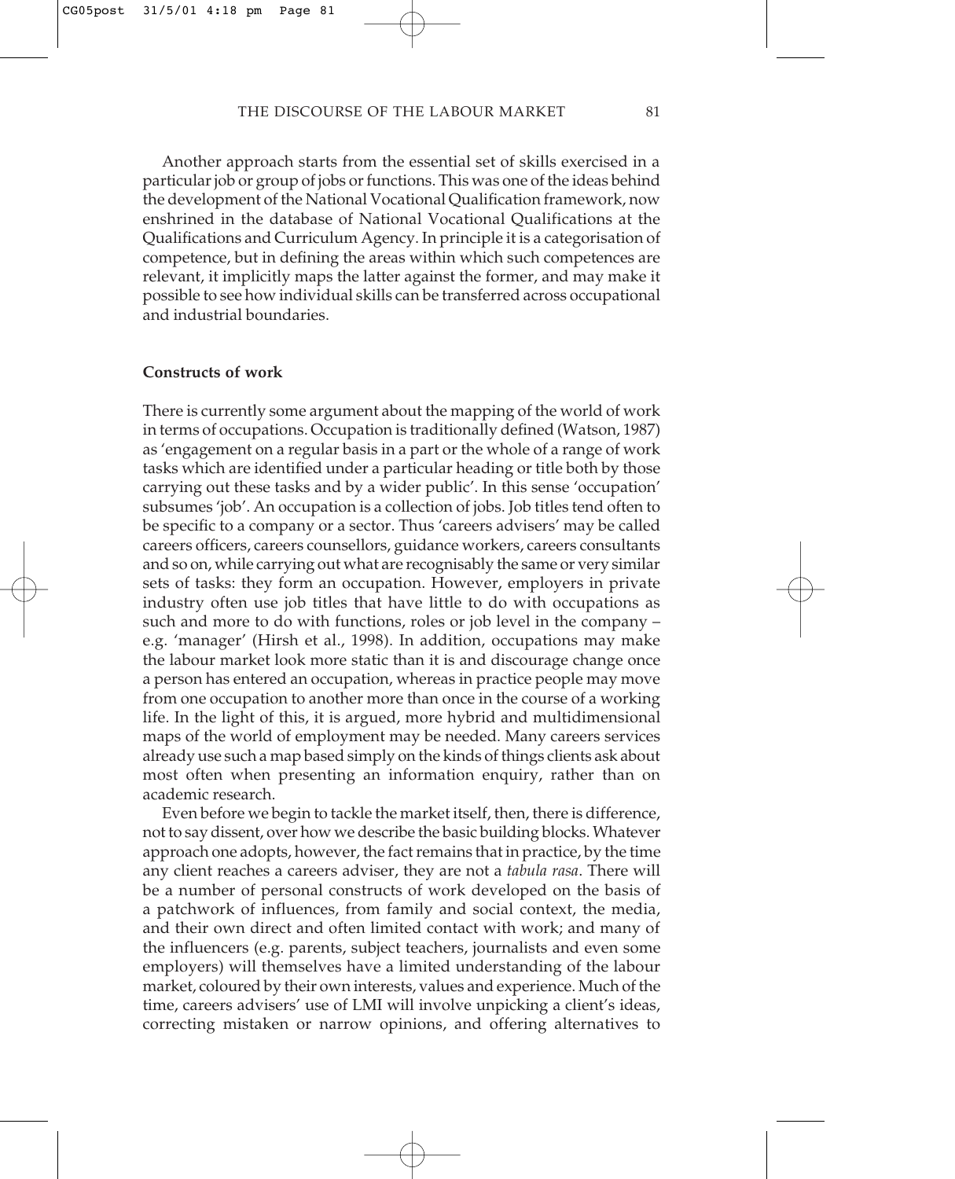Another approach starts from the essential set of skills exercised in a particular job or group of jobs or functions. This was one of the ideas behind the development of the National Vocational Qualification framework, now enshrined in the database of National Vocational Qualifications at the Qualifications and Curriculum Agency. In principle it is a categorisation of competence, but in defining the areas within which such competences are relevant, it implicitly maps the latter against the former, and may make it possible to see how individual skills can be transferred across occupational and industrial boundaries.

**Constructs of work**

There is currently some argument about the mapping of the world of work in terms of occupations. Occupation is traditionally defined (Watson, 1987) as 'engagement on a regular basis in a part or the whole of a range of work tasks which are identified under a particular heading or title both by those carrying out these tasks and by a wider public'. In this sense 'occupation' subsumes 'job'. An occupation is a collection of jobs. Job titles tend often to be specific to a company or a sector. Thus 'careers advisers' may be called careers officers, careers counsellors, guidance workers, careers consultants and so on, while carrying out what are recognisably the same or very similar sets of tasks: they form an occupation. However, employers in private industry often use job titles that have little to do with occupations as such and more to do with functions, roles or job level in the company – e.g. 'manager' (Hirsh et al., 1998). In addition, occupations may make the labour market look more static than it is and discourage change once a person has entered an occupation, whereas in practice people may move from one occupation to another more than once in the course of a working life. In the light of this, it is argued, more hybrid and multidimensional maps of the world of employment may be needed. Many careers services already use such a map based simply on the kinds of things clients ask about most often when presenting an information enquiry, rather than on academic research.

Even before we begin to tackle the market itself, then, there is difference, not to say dissent, over how we describe the basic building blocks. Whatever approach one adopts, however, the fact remains that in practice, by the time any client reaches a careers adviser, they are not a *tabula rasa*. There will be a number of personal constructs of work developed on the basis of a patchwork of influences, from family and social context, the media, and their own direct and often limited contact with work; and many of the influencers (e.g. parents, subject teachers, journalists and even some employers) will themselves have a limited understanding of the labour market, coloured by their own interests, values and experience. Much of the time, careers advisers' use of LMI will involve unpicking a client's ideas, correcting mistaken or narrow opinions, and offering alternatives to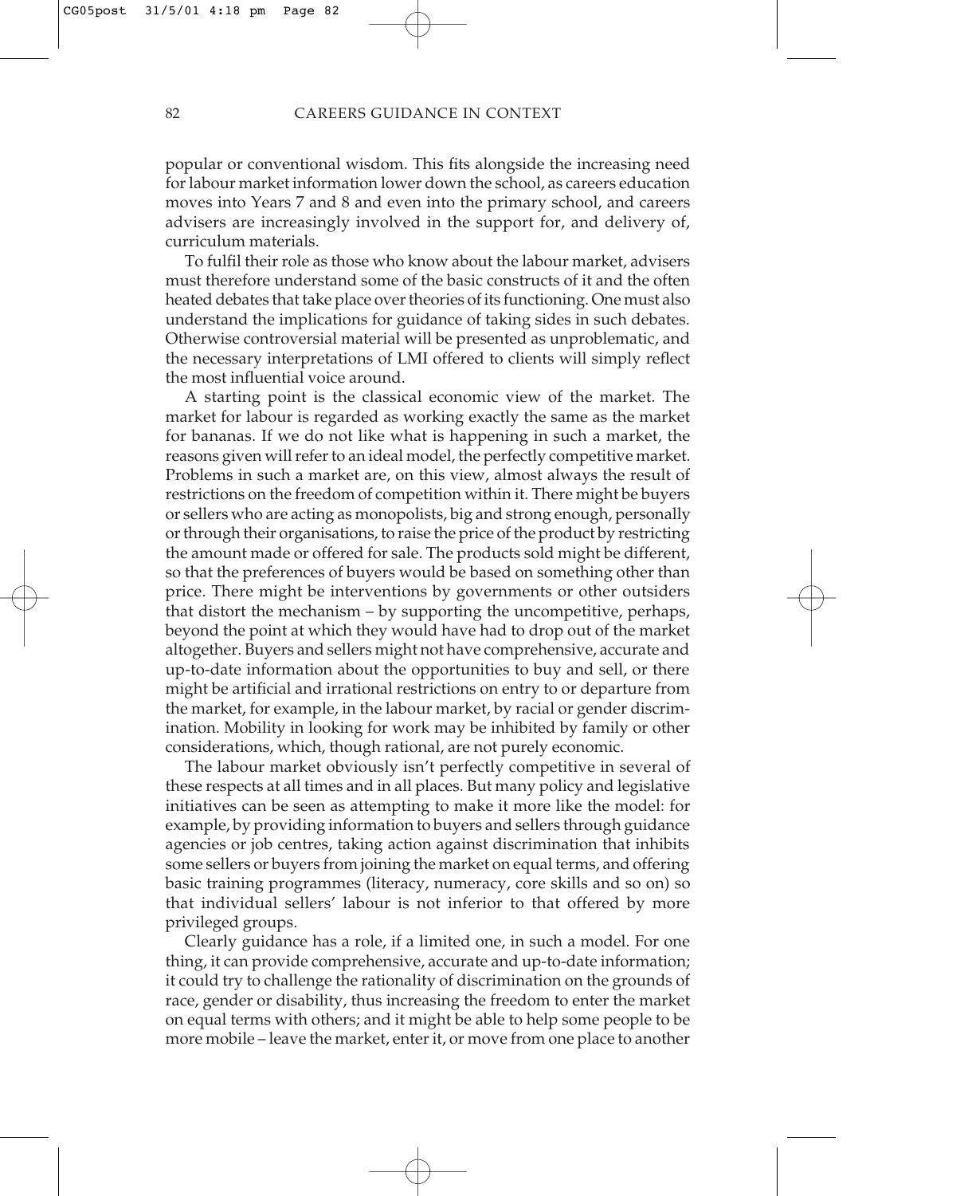popular or conventional wisdom. This fits alongside the increasing need for labour market information lower down the school, as careers education moves into Years 7 and 8 and even into the primary school, and careers advisers are increasingly involved in the support for, and delivery of, curriculum materials.

To fulfil their role as those who know about the labour market, advisers must therefore understand some of the basic constructs of it and the often heated debates that take place over theories of its functioning. One must also understand the implications for guidance of taking sides in such debates. Otherwise controversial material will be presented as unproblematic, and the necessary interpretations of LMI offered to clients will simply reflect the most influential voice around.

A starting point is the classical economic view of the market. The market for labour is regarded as working exactly the same as the market for bananas. If we do not like what is happening in such a market, the reasons given will refer to an ideal model, the perfectly competitive market. Problems in such a market are, on this view, almost always the result of restrictions on the freedom of competition within it. There might be buyers or sellers who are acting as monopolists, big and strong enough, personally or through their organisations, to raise the price of the product by restricting the amount made or offered for sale. The products sold might be different, so that the preferences of buyers would be based on something other than price. There might be interventions by governments or other outsiders that distort the mechanism – by supporting the uncompetitive, perhaps, beyond the point at which they would have had to drop out of the market altogether. Buyers and sellers might not have comprehensive, accurate and up-to-date information about the opportunities to buy and sell, or there might be artificial and irrational restrictions on entry to or departure from the market, for example, in the labour market, by racial or gender discrimination. Mobility in looking for work may be inhibited by family or other considerations, which, though rational, are not purely economic.

The labour market obviously isn't perfectly competitive in several of these respects at all times and in all places. But many policy and legislative initiatives can be seen as attempting to make it more like the model: for example, by providing information to buyers and sellers through guidance agencies or job centres, taking action against discrimination that inhibits some sellers or buyers from joining the market on equal terms, and offering basic training programmes (literacy, numeracy, core skills and so on) so that individual sellers' labour is not inferior to that offered by more privileged groups.

Clearly guidance has a role, if a limited one, in such a model. For one thing, it can provide comprehensive, accurate and up-to-date information; it could try to challenge the rationality of discrimination on the grounds of race, gender or disability, thus increasing the freedom to enter the market on equal terms with others; and it might be able to help some people to be more mobile – leave the market, enter it, or move from one place to another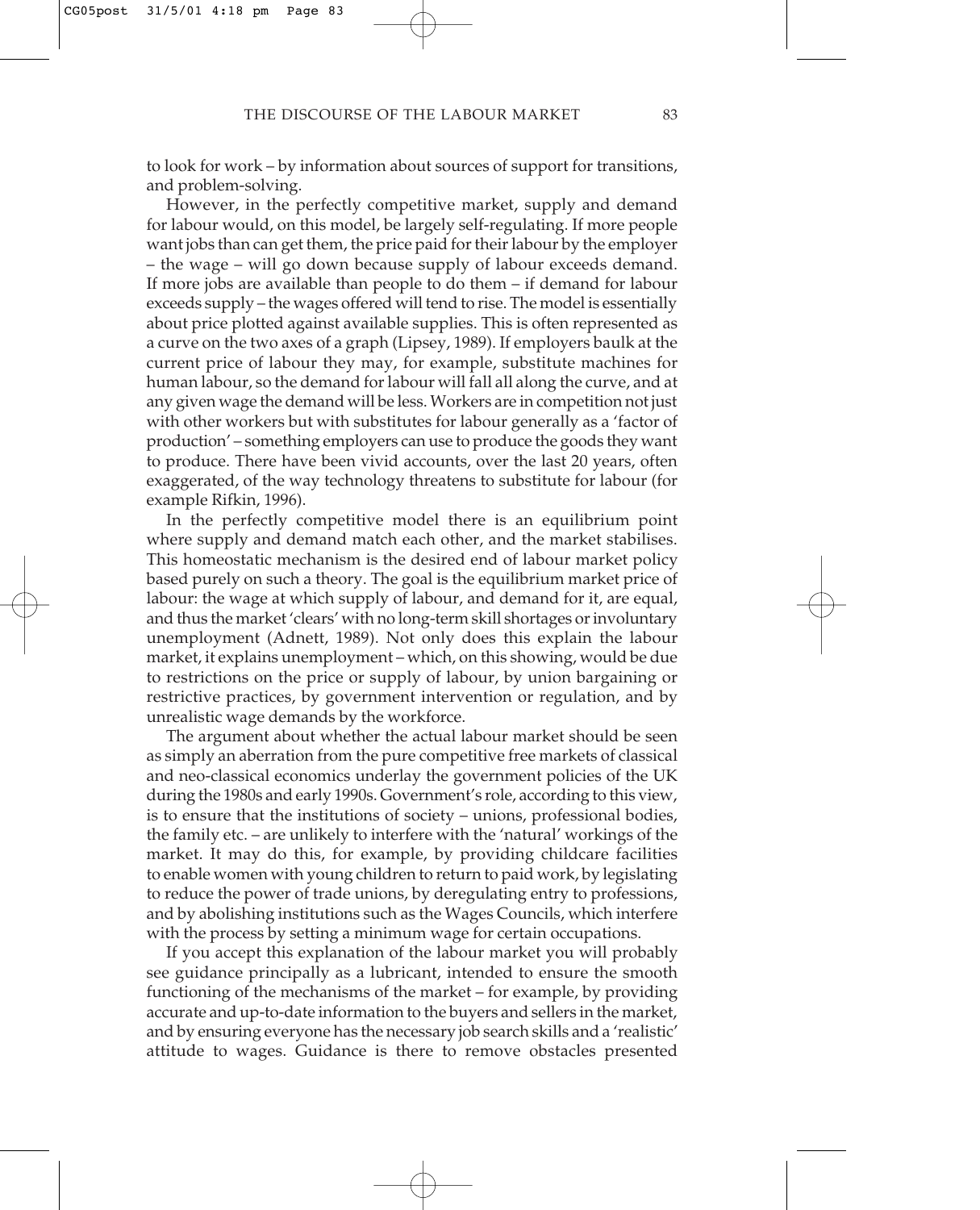to look for work – by information about sources of support for transitions, and problem-solving.

However, in the perfectly competitive market, supply and demand for labour would, on this model, be largely self-regulating. If more people want jobs than can get them, the price paid for their labour by the employer – the wage – will go down because supply of labour exceeds demand. If more jobs are available than people to do them – if demand for labour exceeds supply – the wages offered will tend to rise. The model is essentially about price plotted against available supplies. This is often represented as a curve on the two axes of a graph (Lipsey, 1989). If employers baulk at the current price of labour they may, for example, substitute machines for human labour, so the demand for labour will fall all along the curve, and at any given wage the demand will be less. Workers are in competition not just with other workers but with substitutes for labour generally as a 'factor of production' – something employers can use to produce the goods they want to produce. There have been vivid accounts, over the last 20 years, often exaggerated, of the way technology threatens to substitute for labour (for example Rifkin, 1996).

In the perfectly competitive model there is an equilibrium point where supply and demand match each other, and the market stabilises. This homeostatic mechanism is the desired end of labour market policy based purely on such a theory. The goal is the equilibrium market price of labour: the wage at which supply of labour, and demand for it, are equal, and thus the market 'clears' with no long-term skill shortages or involuntary unemployment (Adnett, 1989). Not only does this explain the labour market, it explains unemployment – which, on this showing, would be due to restrictions on the price or supply of labour, by union bargaining or restrictive practices, by government intervention or regulation, and by unrealistic wage demands by the workforce.

The argument about whether the actual labour market should be seen as simply an aberration from the pure competitive free markets of classical and neo-classical economics underlay the government policies of the UK during the 1980s and early 1990s. Government's role, according to this view, is to ensure that the institutions of society – unions, professional bodies, the family etc. – are unlikely to interfere with the 'natural' workings of the market. It may do this, for example, by providing childcare facilities to enable women with young children to return to paid work, by legislating to reduce the power of trade unions, by deregulating entry to professions, and by abolishing institutions such as the Wages Councils, which interfere with the process by setting a minimum wage for certain occupations.

If you accept this explanation of the labour market you will probably see guidance principally as a lubricant, intended to ensure the smooth functioning of the mechanisms of the market – for example, by providing accurate and up-to-date information to the buyers and sellers in the market, and by ensuring everyone has the necessary job search skills and a 'realistic' attitude to wages. Guidance is there to remove obstacles presented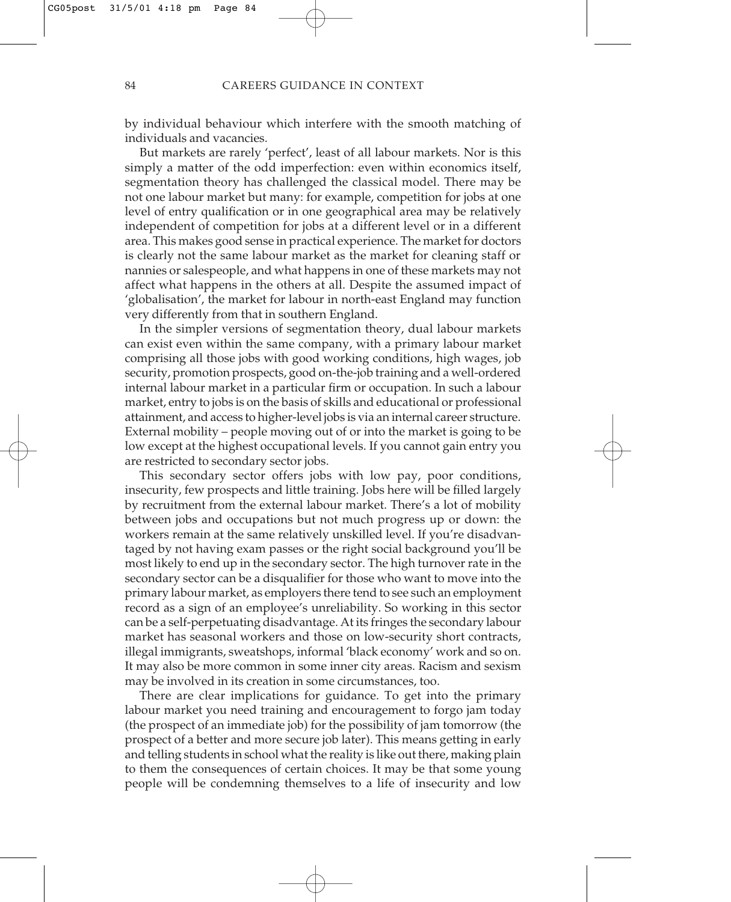by individual behaviour which interfere with the smooth matching of individuals and vacancies.

But markets are rarely 'perfect', least of all labour markets. Nor is this simply a matter of the odd imperfection: even within economics itself, segmentation theory has challenged the classical model. There may be not one labour market but many: for example, competition for jobs at one level of entry qualification or in one geographical area may be relatively independent of competition for jobs at a different level or in a different area. This makes good sense in practical experience. The market for doctors is clearly not the same labour market as the market for cleaning staff or nannies or salespeople, and what happens in one of these markets may not affect what happens in the others at all. Despite the assumed impact of 'globalisation', the market for labour in north-east England may function very differently from that in southern England.

In the simpler versions of segmentation theory, dual labour markets can exist even within the same company, with a primary labour market comprising all those jobs with good working conditions, high wages, job security, promotion prospects, good on-the-job training and a well-ordered internal labour market in a particular firm or occupation. In such a labour market, entry to jobs is on the basis of skills and educational or professional attainment, and access to higher-level jobs is via an internal career structure. External mobility – people moving out of or into the market is going to be low except at the highest occupational levels. If you cannot gain entry you are restricted to secondary sector jobs.

This secondary sector offers jobs with low pay, poor conditions, insecurity, few prospects and little training. Jobs here will be filled largely by recruitment from the external labour market. There's a lot of mobility between jobs and occupations but not much progress up or down: the workers remain at the same relatively unskilled level. If you're disadvantaged by not having exam passes or the right social background you'll be most likely to end up in the secondary sector. The high turnover rate in the secondary sector can be a disqualifier for those who want to move into the primary labour market, as employers there tend to see such an employment record as a sign of an employee's unreliability. So working in this sector can be a self-perpetuating disadvantage. At its fringes the secondary labour market has seasonal workers and those on low-security short contracts, illegal immigrants, sweatshops, informal 'black economy' work and so on. It may also be more common in some inner city areas. Racism and sexism may be involved in its creation in some circumstances, too.

There are clear implications for guidance. To get into the primary labour market you need training and encouragement to forgo jam today (the prospect of an immediate job) for the possibility of jam tomorrow (the prospect of a better and more secure job later). This means getting in early and telling students in school what the reality is like out there, making plain to them the consequences of certain choices. It may be that some young people will be condemning themselves to a life of insecurity and low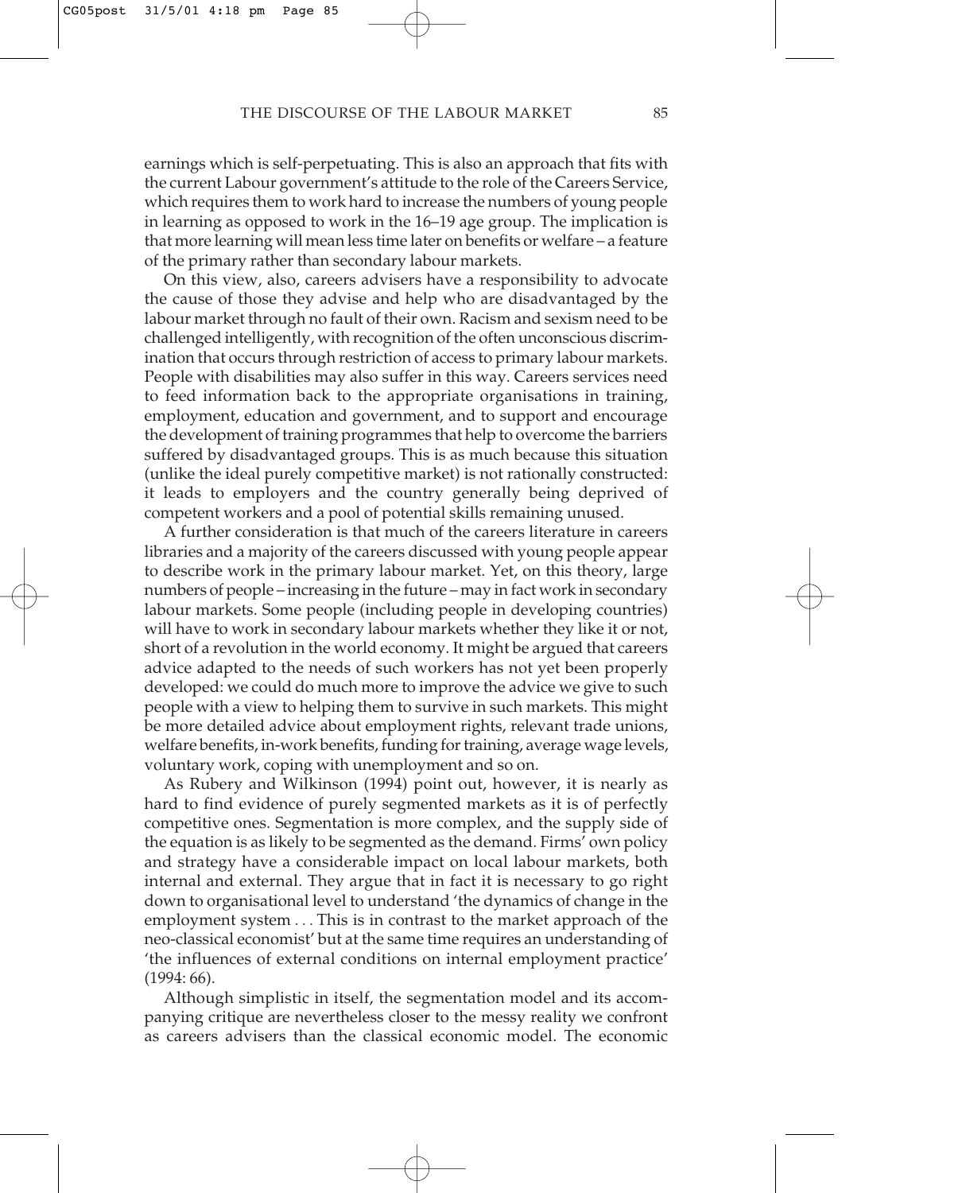earnings which is self-perpetuating. This is also an approach that fits with the current Labour government's attitude to the role of the Careers Service, which requires them to work hard to increase the numbers of young people in learning as opposed to work in the 16–19 age group. The implication is that more learning will mean less time later on benefits or welfare – a feature of the primary rather than secondary labour markets.

On this view, also, careers advisers have a responsibility to advocate the cause of those they advise and help who are disadvantaged by the labour market through no fault of their own. Racism and sexism need to be challenged intelligently, with recognition of the often unconscious discrimination that occurs through restriction of access to primary labour markets. People with disabilities may also suffer in this way. Careers services need to feed information back to the appropriate organisations in training, employment, education and government, and to support and encourage the development of training programmes that help to overcome the barriers suffered by disadvantaged groups. This is as much because this situation (unlike the ideal purely competitive market) is not rationally constructed: it leads to employers and the country generally being deprived of competent workers and a pool of potential skills remaining unused.

A further consideration is that much of the careers literature in careers libraries and a majority of the careers discussed with young people appear to describe work in the primary labour market. Yet, on this theory, large numbers of people – increasing in the future – may in fact work in secondary labour markets. Some people (including people in developing countries) will have to work in secondary labour markets whether they like it or not, short of a revolution in the world economy. It might be argued that careers advice adapted to the needs of such workers has not yet been properly developed: we could do much more to improve the advice we give to such people with a view to helping them to survive in such markets. This might be more detailed advice about employment rights, relevant trade unions, welfare benefits, in-work benefits, funding for training, average wage levels, voluntary work, coping with unemployment and so on.

As Rubery and Wilkinson (1994) point out, however, it is nearly as hard to find evidence of purely segmented markets as it is of perfectly competitive ones. Segmentation is more complex, and the supply side of the equation is as likely to be segmented as the demand. Firms' own policy and strategy have a considerable impact on local labour markets, both internal and external. They argue that in fact it is necessary to go right down to organisational level to understand 'the dynamics of change in the employment system . . . This is in contrast to the market approach of the neo-classical economist' but at the same time requires an understanding of 'the influences of external conditions on internal employment practice' (1994: 66).

Although simplistic in itself, the segmentation model and its accompanying critique are nevertheless closer to the messy reality we confront as careers advisers than the classical economic model. The economic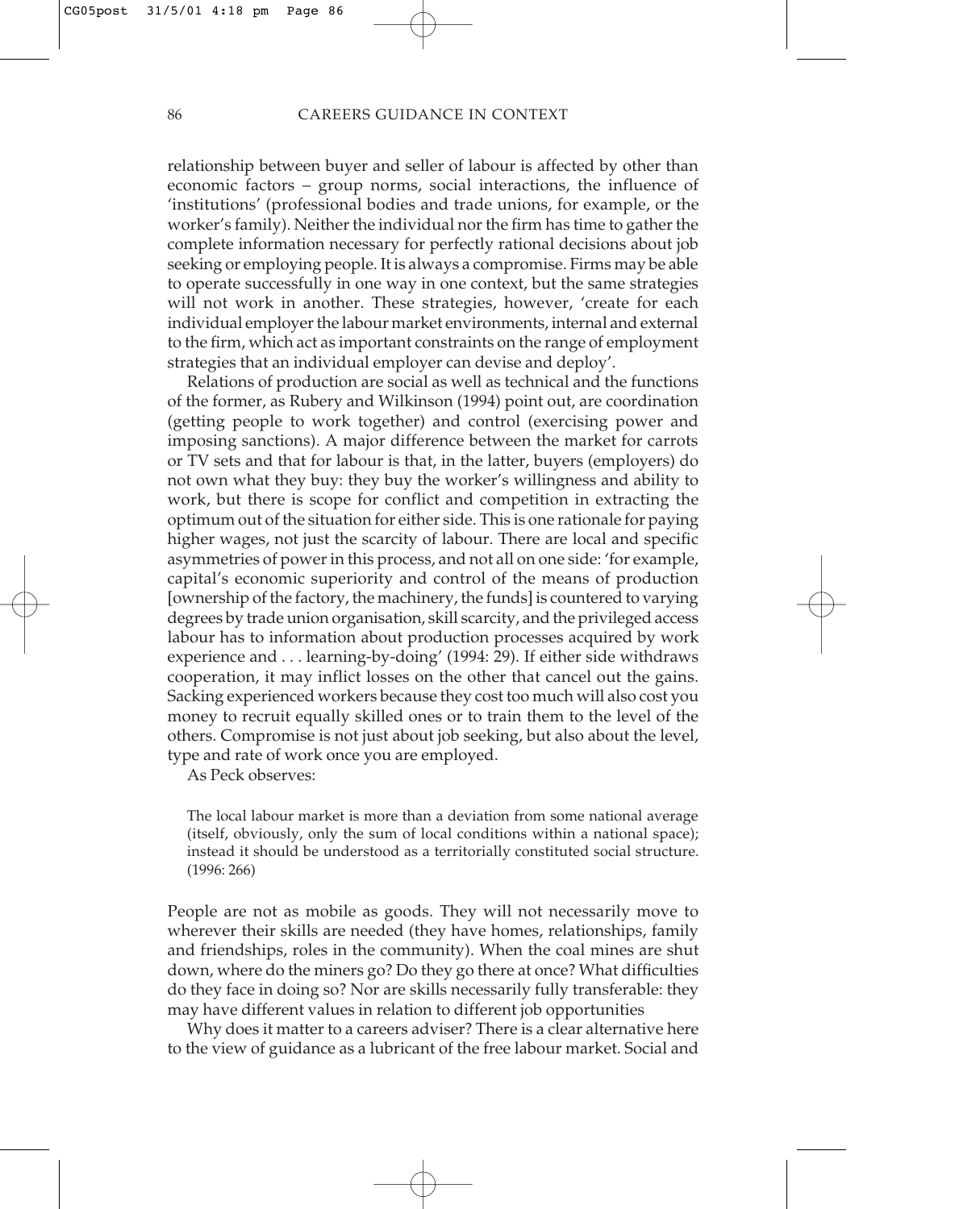relationship between buyer and seller of labour is affected by other than economic factors – group norms, social interactions, the influence of 'institutions' (professional bodies and trade unions, for example, or the worker's family). Neither the individual nor the firm has time to gather the complete information necessary for perfectly rational decisions about job seeking or employing people. It is always a compromise. Firms may be able to operate successfully in one way in one context, but the same strategies will not work in another. These strategies, however, 'create for each individual employer the labour market environments, internal and external to the firm, which act as important constraints on the range of employment strategies that an individual employer can devise and deploy'.

Relations of production are social as well as technical and the functions of the former, as Rubery and Wilkinson (1994) point out, are coordination (getting people to work together) and control (exercising power and imposing sanctions). A major difference between the market for carrots or TV sets and that for labour is that, in the latter, buyers (employers) do not own what they buy: they buy the worker's willingness and ability to work, but there is scope for conflict and competition in extracting the optimum out of the situation for either side. This is one rationale for paying higher wages, not just the scarcity of labour. There are local and specific asymmetries of power in this process, and not all on one side: 'for example, capital's economic superiority and control of the means of production [ownership of the factory, the machinery, the funds] is countered to varying degrees by trade union organisation, skill scarcity, and the privileged access labour has to information about production processes acquired by work experience and . . . learning-by-doing' (1994: 29). If either side withdraws cooperation, it may inflict losses on the other that cancel out the gains. Sacking experienced workers because they cost too much will also cost you money to recruit equally skilled ones or to train them to the level of the others. Compromise is not just about job seeking, but also about the level, type and rate of work once you are employed.

As Peck observes:

> The local labour market is more than a deviation from some national average (itself, obviously, only the sum of local conditions within a national space); instead it should be understood as a territorially constituted social structure. (1996: 266)

People are not as mobile as goods. They will not necessarily move to wherever their skills are needed (they have homes, relationships, family and friendships, roles in the community). When the coal mines are shut down, where do the miners go? Do they go there at once? What difficulties do they face in doing so? Nor are skills necessarily fully transferable: they may have different values in relation to different job opportunities

Why does it matter to a careers adviser? There is a clear alternative here to the view of guidance as a lubricant of the free labour market. Social and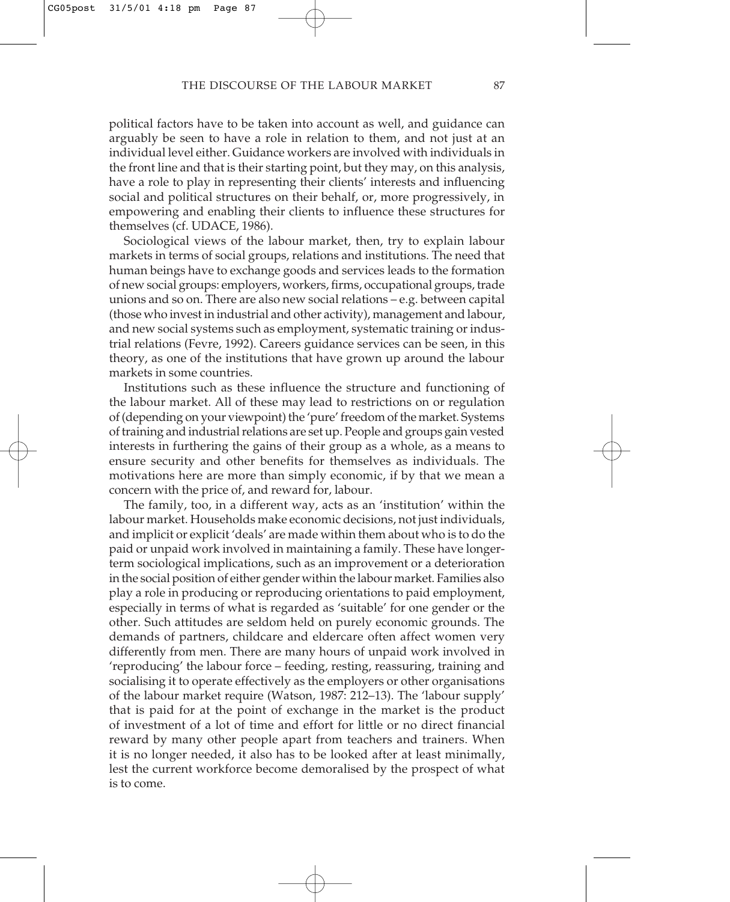political factors have to be taken into account as well, and guidance can arguably be seen to have a role in relation to them, and not just at an individual level either. Guidance workers are involved with individuals in the front line and that is their starting point, but they may, on this analysis, have a role to play in representing their clients' interests and influencing social and political structures on their behalf, or, more progressively, in empowering and enabling their clients to influence these structures for themselves (cf. UDACE, 1986).

Sociological views of the labour market, then, try to explain labour markets in terms of social groups, relations and institutions. The need that human beings have to exchange goods and services leads to the formation of new social groups: employers, workers, firms, occupational groups, trade unions and so on. There are also new social relations – e.g. between capital (those who invest in industrial and other activity), management and labour, and new social systems such as employment, systematic training or industrial relations (Fevre, 1992). Careers guidance services can be seen, in this theory, as one of the institutions that have grown up around the labour markets in some countries.

Institutions such as these influence the structure and functioning of the labour market. All of these may lead to restrictions on or regulation of (depending on your viewpoint) the 'pure' freedom of the market. Systems of training and industrial relations are set up. People and groups gain vested interests in furthering the gains of their group as a whole, as a means to ensure security and other benefits for themselves as individuals. The motivations here are more than simply economic, if by that we mean a concern with the price of, and reward for, labour.

The family, too, in a different way, acts as an 'institution' within the labour market. Households make economic decisions, not just individuals, and implicit or explicit 'deals' are made within them about who is to do the paid or unpaid work involved in maintaining a family. These have longer-term sociological implications, such as an improvement or a deterioration in the social position of either gender within the labour market. Families also play a role in producing or reproducing orientations to paid employment, especially in terms of what is regarded as 'suitable' for one gender or the other. Such attitudes are seldom held on purely economic grounds. The demands of partners, childcare and eldercare often affect women very differently from men. There are many hours of unpaid work involved in 'reproducing' the labour force – feeding, resting, reassuring, training and socialising it to operate effectively as the employers or other organisations of the labour market require (Watson, 1987: 212–13). The 'labour supply' that is paid for at the point of exchange in the market is the product of investment of a lot of time and effort for little or no direct financial reward by many other people apart from teachers and trainers. When it is no longer needed, it also has to be looked after at least minimally, lest the current workforce become demoralised by the prospect of what is to come.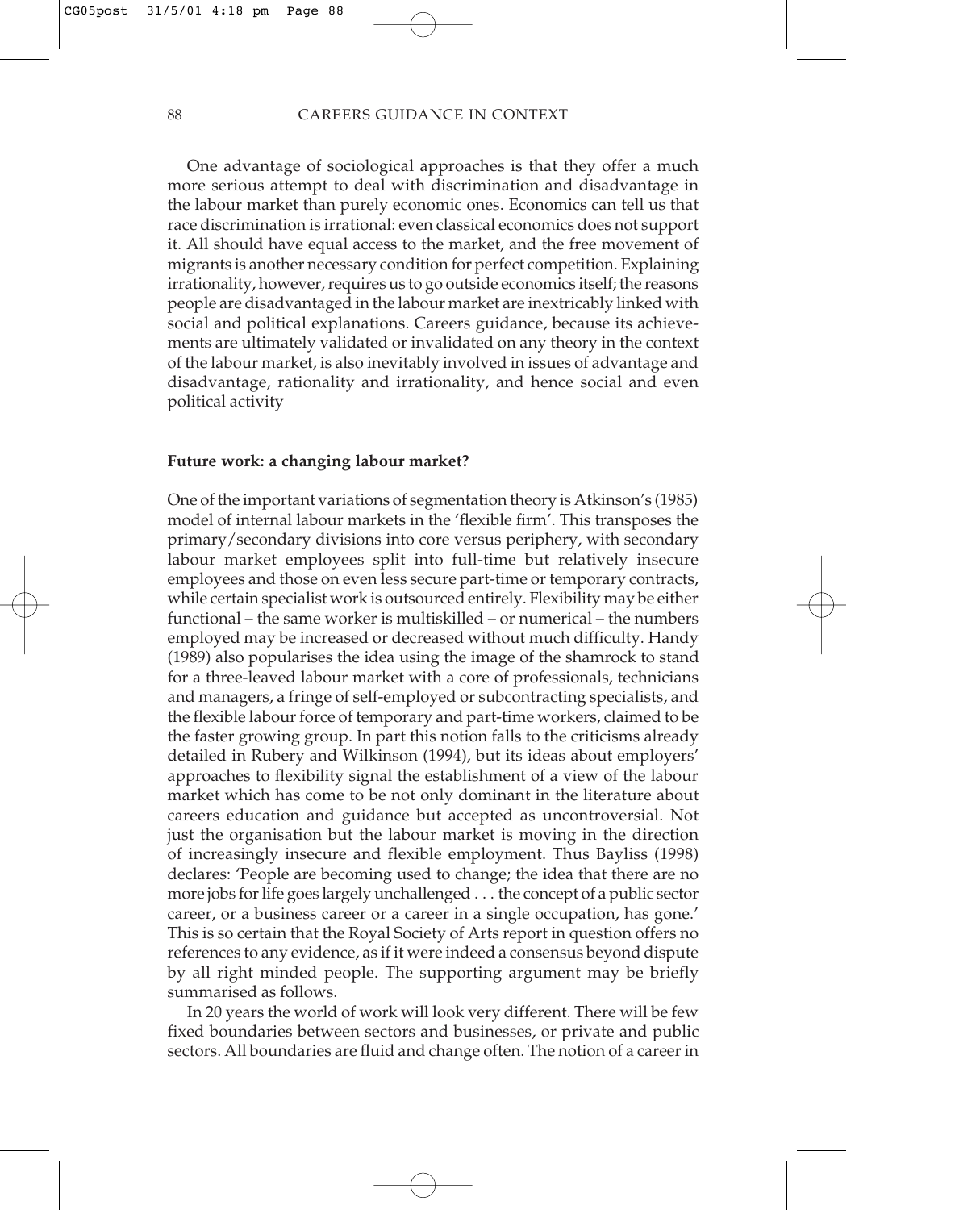One advantage of sociological approaches is that they offer a much more serious attempt to deal with discrimination and disadvantage in the labour market than purely economic ones. Economics can tell us that race discrimination is irrational: even classical economics does not support it. All should have equal access to the market, and the free movement of migrants is another necessary condition for perfect competition. Explaining irrationality, however, requires us to go outside economics itself; the reasons people are disadvantaged in the labour market are inextricably linked with social and political explanations. Careers guidance, because its achievements are ultimately validated or invalidated on any theory in the context of the labour market, is also inevitably involved in issues of advantage and disadvantage, rationality and irrationality, and hence social and even political activity

**Future work: a changing labour market?**

One of the important variations of segmentation theory is Atkinson's (1985) model of internal labour markets in the 'flexible firm'. This transposes the primary/secondary divisions into core versus periphery, with secondary labour market employees split into full-time but relatively insecure employees and those on even less secure part-time or temporary contracts, while certain specialist work is outsourced entirely. Flexibility may be either functional – the same worker is multiskilled – or numerical – the numbers employed may be increased or decreased without much difficulty. Handy (1989) also popularises the idea using the image of the shamrock to stand for a three-leaved labour market with a core of professionals, technicians and managers, a fringe of self-employed or subcontracting specialists, and the flexible labour force of temporary and part-time workers, claimed to be the faster growing group. In part this notion falls to the criticisms already detailed in Rubery and Wilkinson (1994), but its ideas about employers' approaches to flexibility signal the establishment of a view of the labour market which has come to be not only dominant in the literature about careers education and guidance but accepted as uncontroversial. Not just the organisation but the labour market is moving in the direction of increasingly insecure and flexible employment. Thus Bayliss (1998) declares: 'People are becoming used to change; the idea that there are no more jobs for life goes largely unchallenged . . . the concept of a public sector career, or a business career or a career in a single occupation, has gone.' This is so certain that the Royal Society of Arts report in question offers no references to any evidence, as if it were indeed a consensus beyond dispute by all right minded people. The supporting argument may be briefly summarised as follows.

In 20 years the world of work will look very different. There will be few fixed boundaries between sectors and businesses, or private and public sectors. All boundaries are fluid and change often. The notion of a career in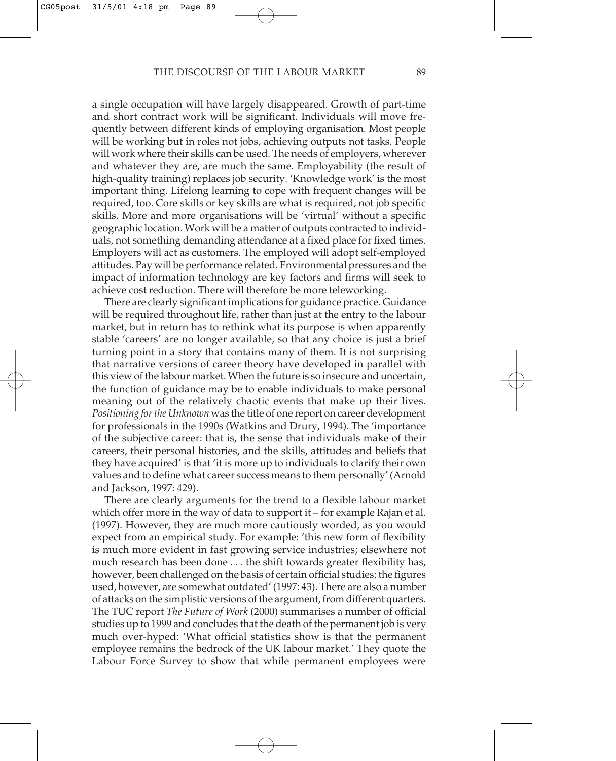a single occupation will have largely disappeared. Growth of part-time and short contract work will be significant. Individuals will move frequently between different kinds of employing organisation. Most people will be working but in roles not jobs, achieving outputs not tasks. People will work where their skills can be used. The needs of employers, wherever and whatever they are, are much the same. Employability (the result of high-quality training) replaces job security. 'Knowledge work' is the most important thing. Lifelong learning to cope with frequent changes will be required, too. Core skills or key skills are what is required, not job specific skills. More and more organisations will be 'virtual' without a specific geographic location. Work will be a matter of outputs contracted to individuals, not something demanding attendance at a fixed place for fixed times. Employers will act as customers. The employed will adopt self-employed attitudes. Pay will be performance related. Environmental pressures and the impact of information technology are key factors and firms will seek to achieve cost reduction. There will therefore be more teleworking.

There are clearly significant implications for guidance practice. Guidance will be required throughout life, rather than just at the entry to the labour market, but in return has to rethink what its purpose is when apparently stable 'careers' are no longer available, so that any choice is just a brief turning point in a story that contains many of them. It is not surprising that narrative versions of career theory have developed in parallel with this view of the labour market. When the future is so insecure and uncertain, the function of guidance may be to enable individuals to make personal meaning out of the relatively chaotic events that make up their lives. *Positioning for the Unknown* was the title of one report on career development for professionals in the 1990s (Watkins and Drury, 1994). The 'importance of the subjective career: that is, the sense that individuals make of their careers, their personal histories, and the skills, attitudes and beliefs that they have acquired' is that 'it is more up to individuals to clarify their own values and to define what career success means to them personally' (Arnold and Jackson, 1997: 429).

There are clearly arguments for the trend to a flexible labour market which offer more in the way of data to support it – for example Rajan et al. (1997). However, they are much more cautiously worded, as you would expect from an empirical study. For example: 'this new form of flexibility is much more evident in fast growing service industries; elsewhere not much research has been done . . . the shift towards greater flexibility has, however, been challenged on the basis of certain official studies; the figures used, however, are somewhat outdated' (1997: 43). There are also a number of attacks on the simplistic versions of the argument, from different quarters. The TUC report *The Future of Work* (2000) summarises a number of official studies up to 1999 and concludes that the death of the permanent job is very much over-hyped: 'What official statistics show is that the permanent employee remains the bedrock of the UK labour market.' They quote the Labour Force Survey to show that while permanent employees were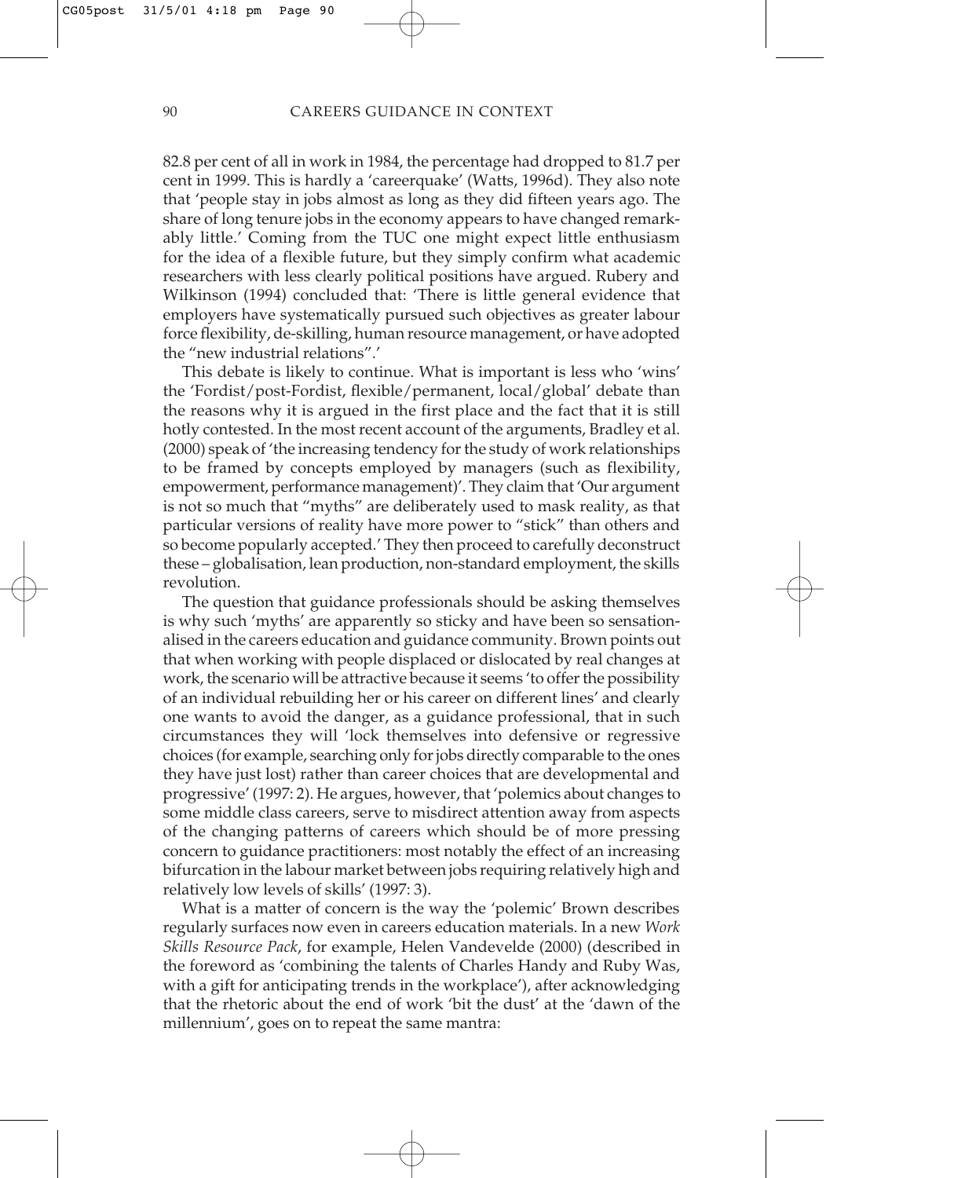82.8 per cent of all in work in 1984, the percentage had dropped to 81.7 per cent in 1999. This is hardly a 'careerquake' (Watts, 1996d). They also note that 'people stay in jobs almost as long as they did fifteen years ago. The share of long tenure jobs in the economy appears to have changed remarkably little.' Coming from the TUC one might expect little enthusiasm for the idea of a flexible future, but they simply confirm what academic researchers with less clearly political positions have argued. Rubery and Wilkinson (1994) concluded that: 'There is little general evidence that employers have systematically pursued such objectives as greater labour force flexibility, de-skilling, human resource management, or have adopted the "new industrial relations".'

This debate is likely to continue. What is important is less who 'wins' the 'Fordist/post-Fordist, flexible/permanent, local/global' debate than the reasons why it is argued in the first place and the fact that it is still hotly contested. In the most recent account of the arguments, Bradley et al. (2000) speak of 'the increasing tendency for the study of work relationships to be framed by concepts employed by managers (such as flexibility, empowerment, performance management)'. They claim that 'Our argument is not so much that "myths" are deliberately used to mask reality, as that particular versions of reality have more power to "stick" than others and so become popularly accepted.' They then proceed to carefully deconstruct these – globalisation, lean production, non-standard employment, the skills revolution.

The question that guidance professionals should be asking themselves is why such 'myths' are apparently so sticky and have been so sensationalised in the careers education and guidance community. Brown points out that when working with people displaced or dislocated by real changes at work, the scenario will be attractive because it seems 'to offer the possibility of an individual rebuilding her or his career on different lines' and clearly one wants to avoid the danger, as a guidance professional, that in such circumstances they will 'lock themselves into defensive or regressive choices (for example, searching only for jobs directly comparable to the ones they have just lost) rather than career choices that are developmental and progressive' (1997: 2). He argues, however, that 'polemics about changes to some middle class careers, serve to misdirect attention away from aspects of the changing patterns of careers which should be of more pressing concern to guidance practitioners: most notably the effect of an increasing bifurcation in the labour market between jobs requiring relatively high and relatively low levels of skills' (1997: 3).

What is a matter of concern is the way the 'polemic' Brown describes regularly surfaces now even in careers education materials. In a new *Work Skills Resource Pack*, for example, Helen Vandevelde (2000) (described in the foreword as 'combining the talents of Charles Handy and Ruby Was, with a gift for anticipating trends in the workplace'), after acknowledging that the rhetoric about the end of work 'bit the dust' at the 'dawn of the millennium', goes on to repeat the same mantra: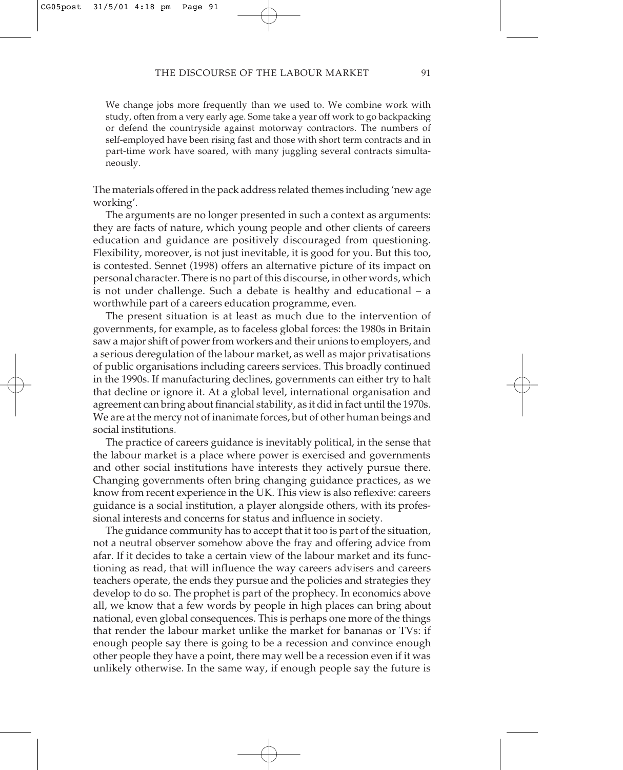> We change jobs more frequently than we used to. We combine work with study, often from a very early age. Some take a year off work to go backpacking or defend the countryside against motorway contractors. The numbers of self-employed have been rising fast and those with short term contracts and in part-time work have soared, with many juggling several contracts simultaneously.

The materials offered in the pack address related themes including 'new age working'.

The arguments are no longer presented in such a context as arguments: they are facts of nature, which young people and other clients of careers education and guidance are positively discouraged from questioning. Flexibility, moreover, is not just inevitable, it is good for you. But this too, is contested. Sennet (1998) offers an alternative picture of its impact on personal character. There is no part of this discourse, in other words, which is not under challenge. Such a debate is healthy and educational – a worthwhile part of a careers education programme, even.

The present situation is at least as much due to the intervention of governments, for example, as to faceless global forces: the 1980s in Britain saw a major shift of power from workers and their unions to employers, and a serious deregulation of the labour market, as well as major privatisations of public organisations including careers services. This broadly continued in the 1990s. If manufacturing declines, governments can either try to halt that decline or ignore it. At a global level, international organisation and agreement can bring about financial stability, as it did in fact until the 1970s. We are at the mercy not of inanimate forces, but of other human beings and social institutions.

The practice of careers guidance is inevitably political, in the sense that the labour market is a place where power is exercised and governments and other social institutions have interests they actively pursue there. Changing governments often bring changing guidance practices, as we know from recent experience in the UK. This view is also reflexive: careers guidance is a social institution, a player alongside others, with its professional interests and concerns for status and influence in society.

The guidance community has to accept that it too is part of the situation, not a neutral observer somehow above the fray and offering advice from afar. If it decides to take a certain view of the labour market and its functioning as read, that will influence the way careers advisers and careers teachers operate, the ends they pursue and the policies and strategies they develop to do so. The prophet is part of the prophecy. In economics above all, we know that a few words by people in high places can bring about national, even global consequences. This is perhaps one more of the things that render the labour market unlike the market for bananas or TVs: if enough people say there is going to be a recession and convince enough other people they have a point, there may well be a recession even if it was unlikely otherwise. In the same way, if enough people say the future is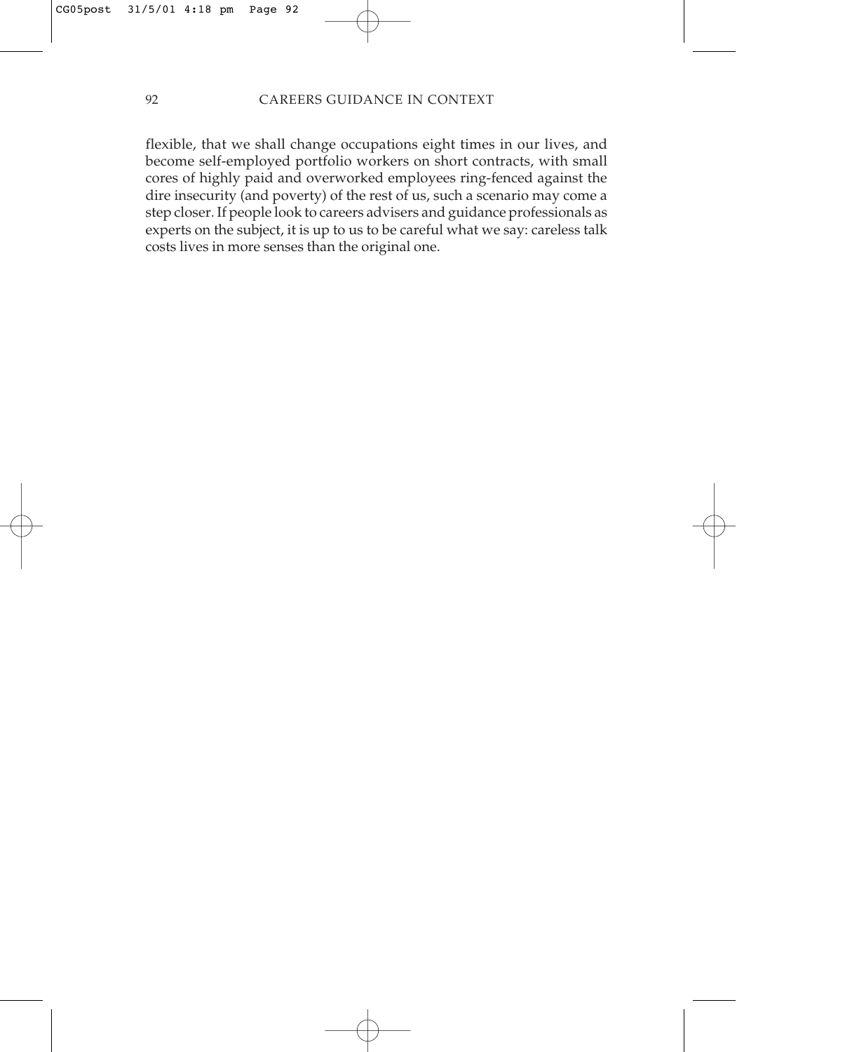flexible, that we shall change occupations eight times in our lives, and become self-employed portfolio workers on short contracts, with small cores of highly paid and overworked employees ring-fenced against the dire insecurity (and poverty) of the rest of us, such a scenario may come a step closer. If people look to careers advisers and guidance professionals as experts on the subject, it is up to us to be careful what we say: careless talk costs lives in more senses than the original one.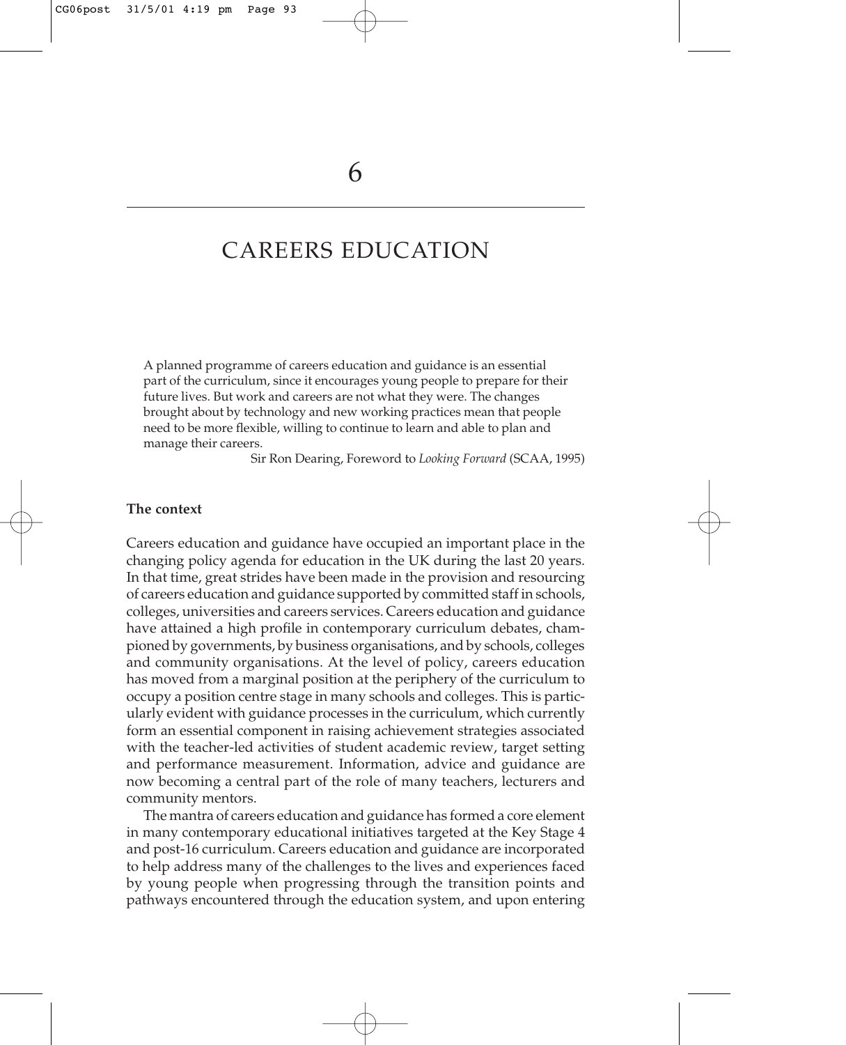# 6

# CAREERS EDUCATION

> A planned programme of careers education and guidance is an essential part of the curriculum, since it encourages young people to prepare for their future lives. But work and careers are not what they were. The changes brought about by technology and new working practices mean that people need to be more flexible, willing to continue to learn and able to plan and manage their careers.
>
> Sir Ron Dearing, Foreword to *Looking Forward* (SCAA, 1995)

**The context**

Careers education and guidance have occupied an important place in the changing policy agenda for education in the UK during the last 20 years. In that time, great strides have been made in the provision and resourcing of careers education and guidance supported by committed staff in schools, colleges, universities and careers services. Careers education and guidance have attained a high profile in contemporary curriculum debates, championed by governments, by business organisations, and by schools, colleges and community organisations. At the level of policy, careers education has moved from a marginal position at the periphery of the curriculum to occupy a position centre stage in many schools and colleges. This is particularly evident with guidance processes in the curriculum, which currently form an essential component in raising achievement strategies associated with the teacher-led activities of student academic review, target setting and performance measurement. Information, advice and guidance are now becoming a central part of the role of many teachers, lecturers and community mentors.

The mantra of careers education and guidance has formed a core element in many contemporary educational initiatives targeted at the Key Stage 4 and post-16 curriculum. Careers education and guidance are incorporated to help address many of the challenges to the lives and experiences faced by young people when progressing through the transition points and pathways encountered through the education system, and upon entering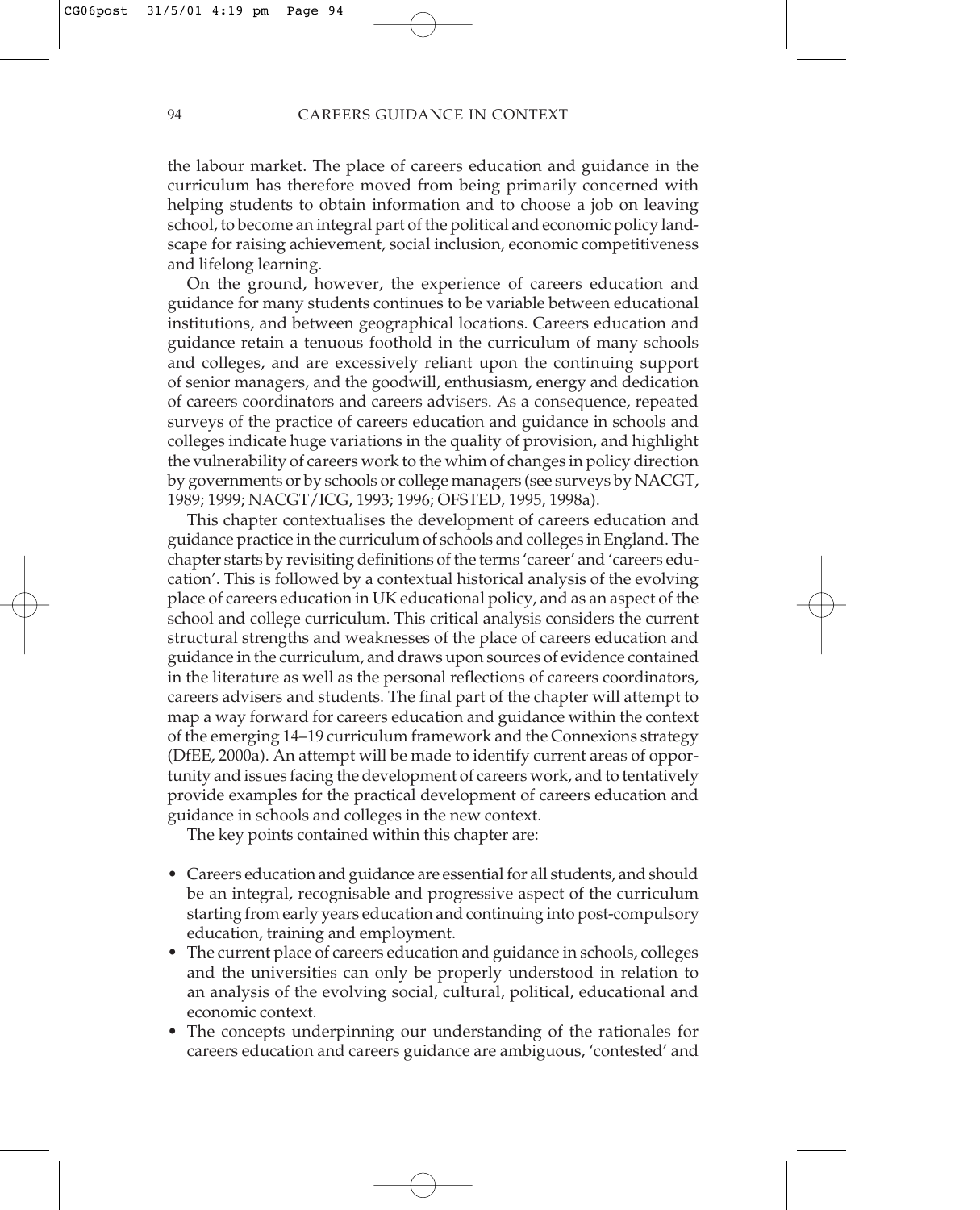the labour market. The place of careers education and guidance in the curriculum has therefore moved from being primarily concerned with helping students to obtain information and to choose a job on leaving school, to become an integral part of the political and economic policy landscape for raising achievement, social inclusion, economic competitiveness and lifelong learning.

On the ground, however, the experience of careers education and guidance for many students continues to be variable between educational institutions, and between geographical locations. Careers education and guidance retain a tenuous foothold in the curriculum of many schools and colleges, and are excessively reliant upon the continuing support of senior managers, and the goodwill, enthusiasm, energy and dedication of careers coordinators and careers advisers. As a consequence, repeated surveys of the practice of careers education and guidance in schools and colleges indicate huge variations in the quality of provision, and highlight the vulnerability of careers work to the whim of changes in policy direction by governments or by schools or college managers (see surveys by NACGT, 1989; 1999; NACGT/ICG, 1993; 1996; OFSTED, 1995, 1998a).

This chapter contextualises the development of careers education and guidance practice in the curriculum of schools and colleges in England. The chapter starts by revisiting definitions of the terms 'career' and 'careers education'. This is followed by a contextual historical analysis of the evolving place of careers education in UK educational policy, and as an aspect of the school and college curriculum. This critical analysis considers the current structural strengths and weaknesses of the place of careers education and guidance in the curriculum, and draws upon sources of evidence contained in the literature as well as the personal reflections of careers coordinators, careers advisers and students. The final part of the chapter will attempt to map a way forward for careers education and guidance within the context of the emerging 14–19 curriculum framework and the Connexions strategy (DfEE, 2000a). An attempt will be made to identify current areas of opportunity and issues facing the development of careers work, and to tentatively provide examples for the practical development of careers education and guidance in schools and colleges in the new context.

The key points contained within this chapter are:

- Careers education and guidance are essential for all students, and should be an integral, recognisable and progressive aspect of the curriculum starting from early years education and continuing into post-compulsory education, training and employment.
- The current place of careers education and guidance in schools, colleges and the universities can only be properly understood in relation to an analysis of the evolving social, cultural, political, educational and economic context.
- The concepts underpinning our understanding of the rationales for careers education and careers guidance are ambiguous, 'contested' and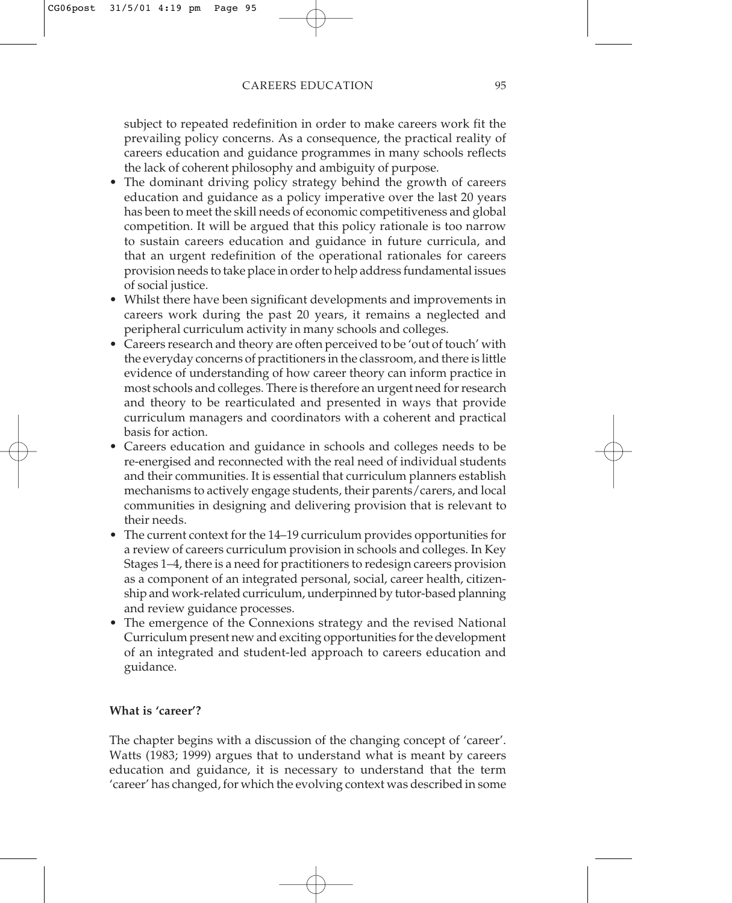subject to repeated redefinition in order to make careers work fit the prevailing policy concerns. As a consequence, the practical reality of careers education and guidance programmes in many schools reflects the lack of coherent philosophy and ambiguity of purpose.

- The dominant driving policy strategy behind the growth of careers education and guidance as a policy imperative over the last 20 years has been to meet the skill needs of economic competitiveness and global competition. It will be argued that this policy rationale is too narrow to sustain careers education and guidance in future curricula, and that an urgent redefinition of the operational rationales for careers provision needs to take place in order to help address fundamental issues of social justice.
- Whilst there have been significant developments and improvements in careers work during the past 20 years, it remains a neglected and peripheral curriculum activity in many schools and colleges.
- Careers research and theory are often perceived to be 'out of touch' with the everyday concerns of practitioners in the classroom, and there is little evidence of understanding of how career theory can inform practice in most schools and colleges. There is therefore an urgent need for research and theory to be rearticulated and presented in ways that provide curriculum managers and coordinators with a coherent and practical basis for action.
- Careers education and guidance in schools and colleges needs to be re-energised and reconnected with the real need of individual students and their communities. It is essential that curriculum planners establish mechanisms to actively engage students, their parents/carers, and local communities in designing and delivering provision that is relevant to their needs.
- The current context for the 14–19 curriculum provides opportunities for a review of careers curriculum provision in schools and colleges. In Key Stages 1–4, there is a need for practitioners to redesign careers provision as a component of an integrated personal, social, career health, citizenship and work-related curriculum, underpinned by tutor-based planning and review guidance processes.
- The emergence of the Connexions strategy and the revised National Curriculum present new and exciting opportunities for the development of an integrated and student-led approach to careers education and guidance.

**What is 'career'?**

The chapter begins with a discussion of the changing concept of 'career'. Watts (1983; 1999) argues that to understand what is meant by careers education and guidance, it is necessary to understand that the term 'career' has changed, for which the evolving context was described in some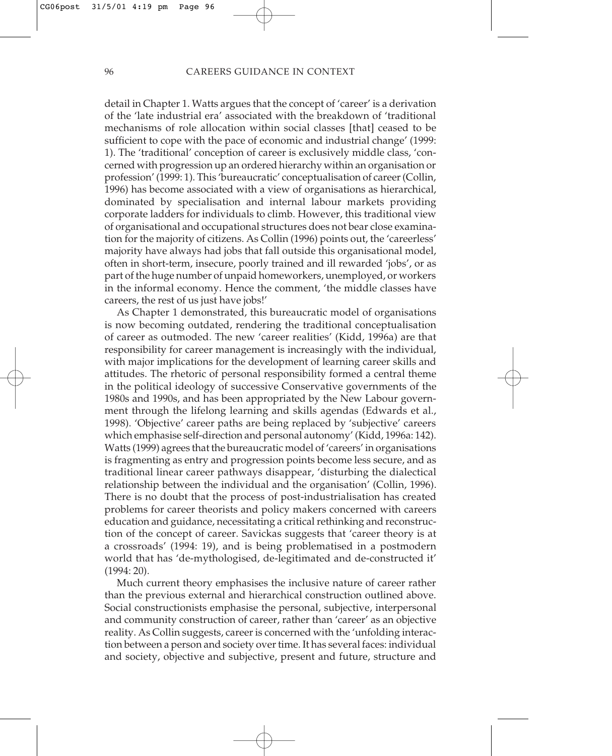detail in Chapter 1. Watts argues that the concept of 'career' is a derivation of the 'late industrial era' associated with the breakdown of 'traditional mechanisms of role allocation within social classes [that] ceased to be sufficient to cope with the pace of economic and industrial change' (1999: 1). The 'traditional' conception of career is exclusively middle class, 'concerned with progression up an ordered hierarchy within an organisation or profession' (1999: 1). This 'bureaucratic' conceptualisation of career (Collin, 1996) has become associated with a view of organisations as hierarchical, dominated by specialisation and internal labour markets providing corporate ladders for individuals to climb. However, this traditional view of organisational and occupational structures does not bear close examination for the majority of citizens. As Collin (1996) points out, the 'careerless' majority have always had jobs that fall outside this organisational model, often in short-term, insecure, poorly trained and ill rewarded 'jobs', or as part of the huge number of unpaid homeworkers, unemployed, or workers in the informal economy. Hence the comment, 'the middle classes have careers, the rest of us just have jobs!'

As Chapter 1 demonstrated, this bureaucratic model of organisations is now becoming outdated, rendering the traditional conceptualisation of career as outmoded. The new 'career realities' (Kidd, 1996a) are that responsibility for career management is increasingly with the individual, with major implications for the development of learning career skills and attitudes. The rhetoric of personal responsibility formed a central theme in the political ideology of successive Conservative governments of the 1980s and 1990s, and has been appropriated by the New Labour government through the lifelong learning and skills agendas (Edwards et al., 1998). 'Objective' career paths are being replaced by 'subjective' careers which emphasise self-direction and personal autonomy' (Kidd, 1996a: 142). Watts (1999) agrees that the bureaucratic model of 'careers' in organisations is fragmenting as entry and progression points become less secure, and as traditional linear career pathways disappear, 'disturbing the dialectical relationship between the individual and the organisation' (Collin, 1996). There is no doubt that the process of post-industrialisation has created problems for career theorists and policy makers concerned with careers education and guidance, necessitating a critical rethinking and reconstruction of the concept of career. Savickas suggests that 'career theory is at a crossroads' (1994: 19), and is being problematised in a postmodern world that has 'de-mythologised, de-legitimated and de-constructed it' (1994: 20).

Much current theory emphasises the inclusive nature of career rather than the previous external and hierarchical construction outlined above. Social constructionists emphasise the personal, subjective, interpersonal and community construction of career, rather than 'career' as an objective reality. As Collin suggests, career is concerned with the 'unfolding interaction between a person and society over time. It has several faces: individual and society, objective and subjective, present and future, structure and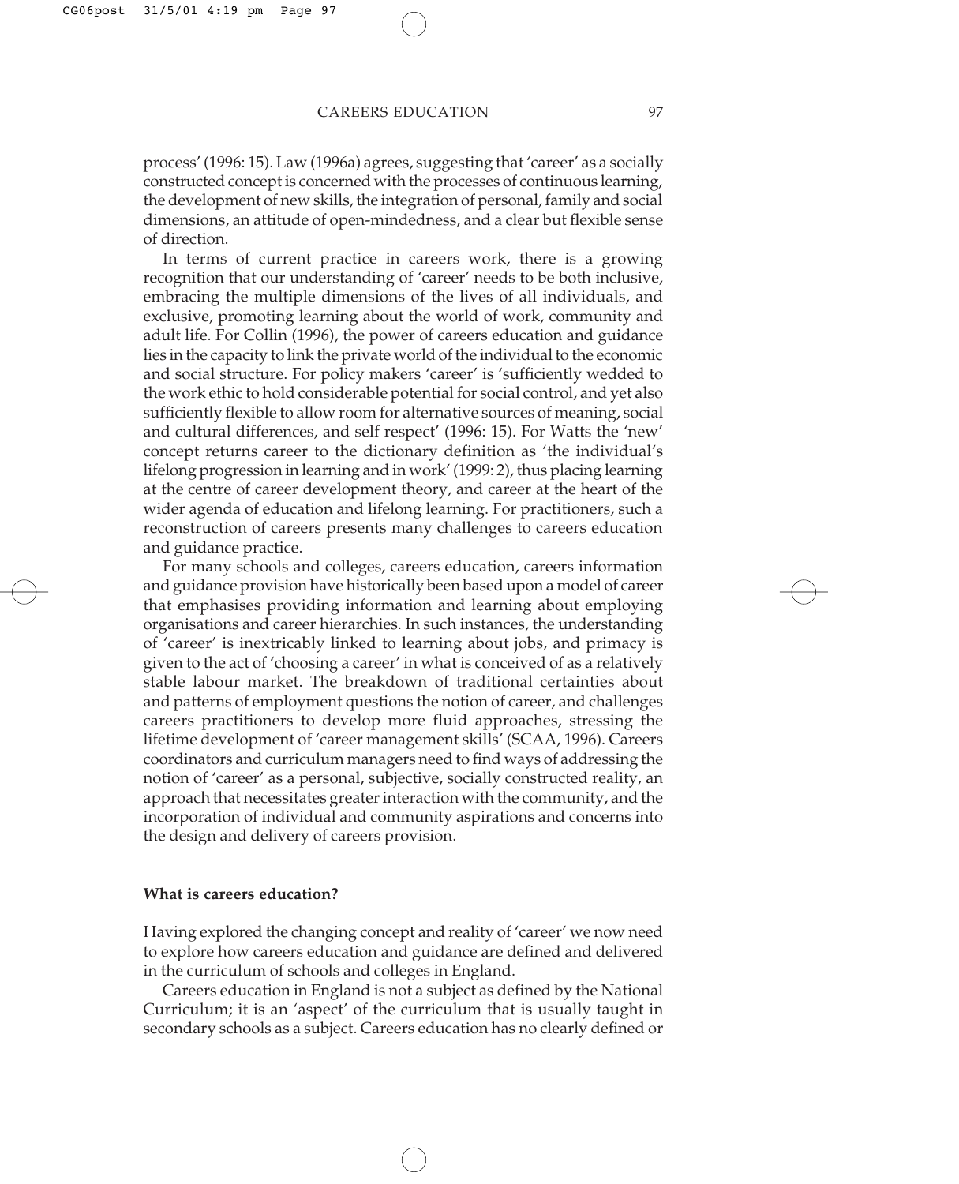process' (1996: 15). Law (1996a) agrees, suggesting that 'career' as a socially constructed concept is concerned with the processes of continuous learning, the development of new skills, the integration of personal, family and social dimensions, an attitude of open-mindedness, and a clear but flexible sense of direction.

In terms of current practice in careers work, there is a growing recognition that our understanding of 'career' needs to be both inclusive, embracing the multiple dimensions of the lives of all individuals, and exclusive, promoting learning about the world of work, community and adult life. For Collin (1996), the power of careers education and guidance lies in the capacity to link the private world of the individual to the economic and social structure. For policy makers 'career' is 'sufficiently wedded to the work ethic to hold considerable potential for social control, and yet also sufficiently flexible to allow room for alternative sources of meaning, social and cultural differences, and self respect' (1996: 15). For Watts the 'new' concept returns career to the dictionary definition as 'the individual's lifelong progression in learning and in work' (1999: 2), thus placing learning at the centre of career development theory, and career at the heart of the wider agenda of education and lifelong learning. For practitioners, such a reconstruction of careers presents many challenges to careers education and guidance practice.

For many schools and colleges, careers education, careers information and guidance provision have historically been based upon a model of career that emphasises providing information and learning about employing organisations and career hierarchies. In such instances, the understanding of 'career' is inextricably linked to learning about jobs, and primacy is given to the act of 'choosing a career' in what is conceived of as a relatively stable labour market. The breakdown of traditional certainties about and patterns of employment questions the notion of career, and challenges careers practitioners to develop more fluid approaches, stressing the lifetime development of 'career management skills' (SCAA, 1996). Careers coordinators and curriculum managers need to find ways of addressing the notion of 'career' as a personal, subjective, socially constructed reality, an approach that necessitates greater interaction with the community, and the incorporation of individual and community aspirations and concerns into the design and delivery of careers provision.

### What is careers education?

Having explored the changing concept and reality of 'career' we now need to explore how careers education and guidance are defined and delivered in the curriculum of schools and colleges in England.

Careers education in England is not a subject as defined by the National Curriculum; it is an 'aspect' of the curriculum that is usually taught in secondary schools as a subject. Careers education has no clearly defined or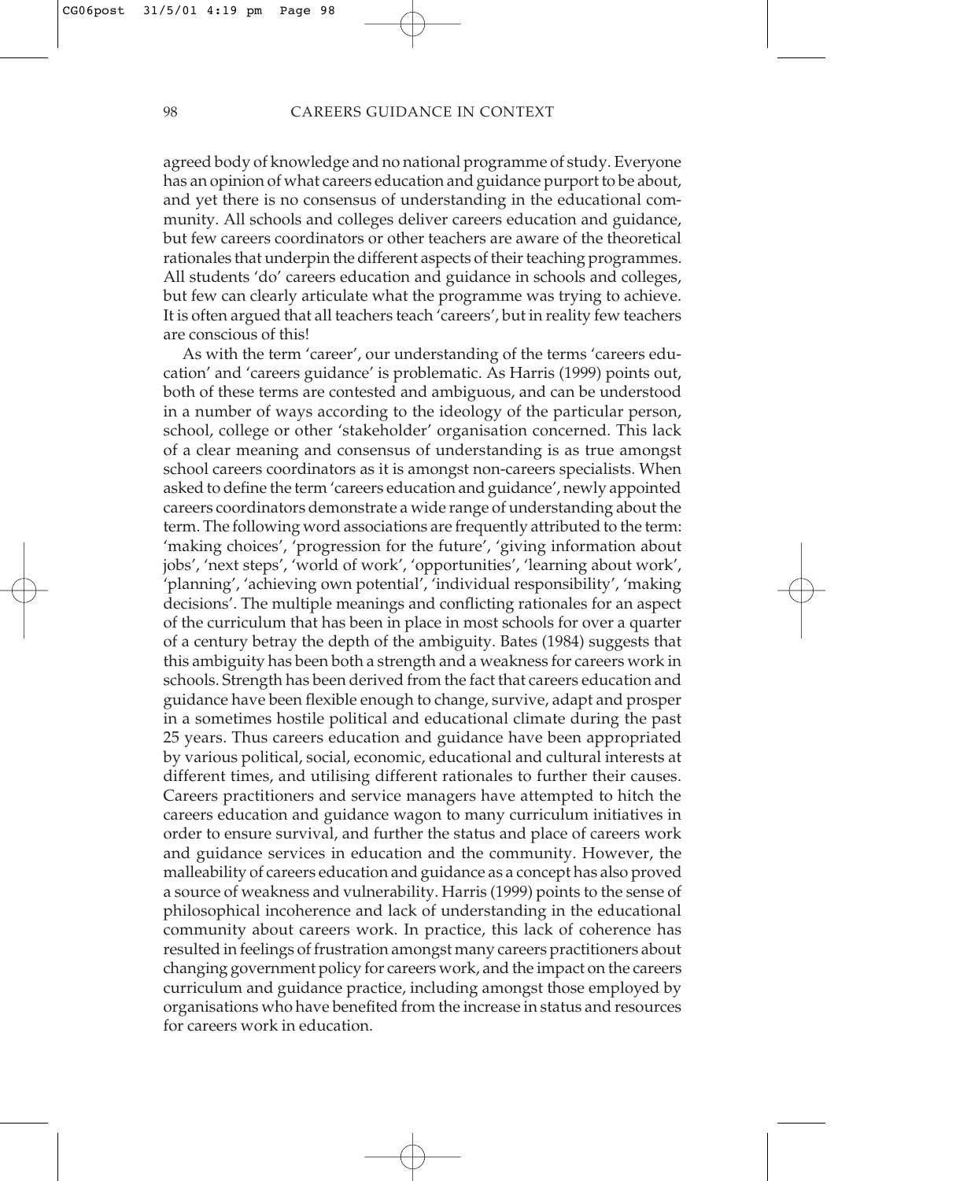agreed body of knowledge and no national programme of study. Everyone has an opinion of what careers education and guidance purport to be about, and yet there is no consensus of understanding in the educational community. All schools and colleges deliver careers education and guidance, but few careers coordinators or other teachers are aware of the theoretical rationales that underpin the different aspects of their teaching programmes. All students 'do' careers education and guidance in schools and colleges, but few can clearly articulate what the programme was trying to achieve. It is often argued that all teachers teach 'careers', but in reality few teachers are conscious of this!

As with the term 'career', our understanding of the terms 'careers education' and 'careers guidance' is problematic. As Harris (1999) points out, both of these terms are contested and ambiguous, and can be understood in a number of ways according to the ideology of the particular person, school, college or other 'stakeholder' organisation concerned. This lack of a clear meaning and consensus of understanding is as true amongst school careers coordinators as it is amongst non-careers specialists. When asked to define the term 'careers education and guidance', newly appointed careers coordinators demonstrate a wide range of understanding about the term. The following word associations are frequently attributed to the term: 'making choices', 'progression for the future', 'giving information about jobs', 'next steps', 'world of work', 'opportunities', 'learning about work', 'planning', 'achieving own potential', 'individual responsibility', 'making decisions'. The multiple meanings and conflicting rationales for an aspect of the curriculum that has been in place in most schools for over a quarter of a century betray the depth of the ambiguity. Bates (1984) suggests that this ambiguity has been both a strength and a weakness for careers work in schools. Strength has been derived from the fact that careers education and guidance have been flexible enough to change, survive, adapt and prosper in a sometimes hostile political and educational climate during the past 25 years. Thus careers education and guidance have been appropriated by various political, social, economic, educational and cultural interests at different times, and utilising different rationales to further their causes. Careers practitioners and service managers have attempted to hitch the careers education and guidance wagon to many curriculum initiatives in order to ensure survival, and further the status and place of careers work and guidance services in education and the community. However, the malleability of careers education and guidance as a concept has also proved a source of weakness and vulnerability. Harris (1999) points to the sense of philosophical incoherence and lack of understanding in the educational community about careers work. In practice, this lack of coherence has resulted in feelings of frustration amongst many careers practitioners about changing government policy for careers work, and the impact on the careers curriculum and guidance practice, including amongst those employed by organisations who have benefited from the increase in status and resources for careers work in education.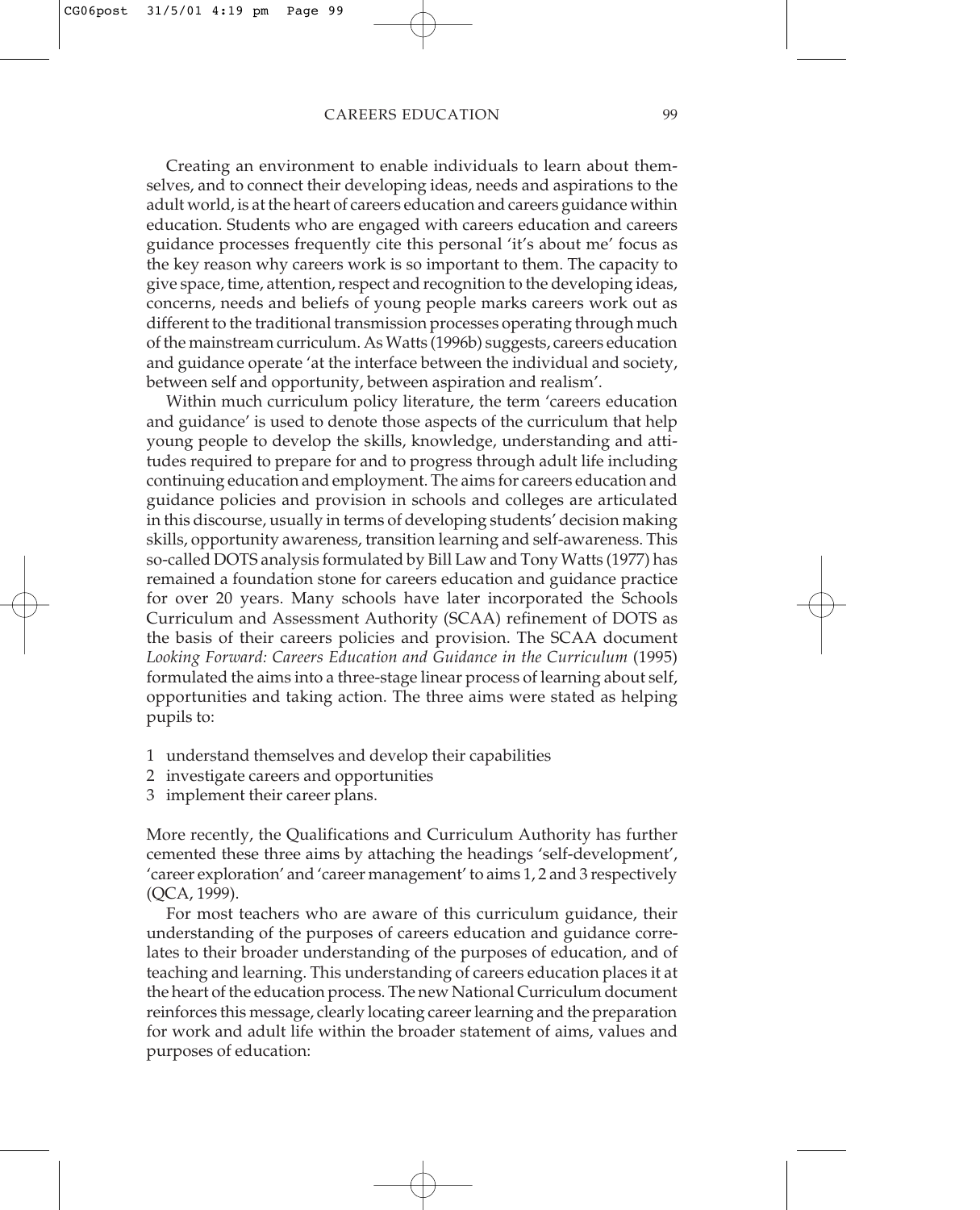Creating an environment to enable individuals to learn about themselves, and to connect their developing ideas, needs and aspirations to the adult world, is at the heart of careers education and careers guidance within education. Students who are engaged with careers education and careers guidance processes frequently cite this personal 'it's about me' focus as the key reason why careers work is so important to them. The capacity to give space, time, attention, respect and recognition to the developing ideas, concerns, needs and beliefs of young people marks careers work out as different to the traditional transmission processes operating through much of the mainstream curriculum. As Watts (1996b) suggests, careers education and guidance operate 'at the interface between the individual and society, between self and opportunity, between aspiration and realism'.

Within much curriculum policy literature, the term 'careers education and guidance' is used to denote those aspects of the curriculum that help young people to develop the skills, knowledge, understanding and attitudes required to prepare for and to progress through adult life including continuing education and employment. The aims for careers education and guidance policies and provision in schools and colleges are articulated in this discourse, usually in terms of developing students' decision making skills, opportunity awareness, transition learning and self-awareness. This so-called DOTS analysis formulated by Bill Law and Tony Watts (1977) has remained a foundation stone for careers education and guidance practice for over 20 years. Many schools have later incorporated the Schools Curriculum and Assessment Authority (SCAA) refinement of DOTS as the basis of their careers policies and provision. The SCAA document *Looking Forward: Careers Education and Guidance in the Curriculum* (1995) formulated the aims into a three-stage linear process of learning about self, opportunities and taking action. The three aims were stated as helping pupils to:

1. understand themselves and develop their capabilities
2. investigate careers and opportunities
3. implement their career plans.

More recently, the Qualifications and Curriculum Authority has further cemented these three aims by attaching the headings 'self-development', 'career exploration' and 'career management' to aims 1, 2 and 3 respectively (QCA, 1999).

For most teachers who are aware of this curriculum guidance, their understanding of the purposes of careers education and guidance correlates to their broader understanding of the purposes of education, and of teaching and learning. This understanding of careers education places it at the heart of the education process. The new National Curriculum document reinforces this message, clearly locating career learning and the preparation for work and adult life within the broader statement of aims, values and purposes of education: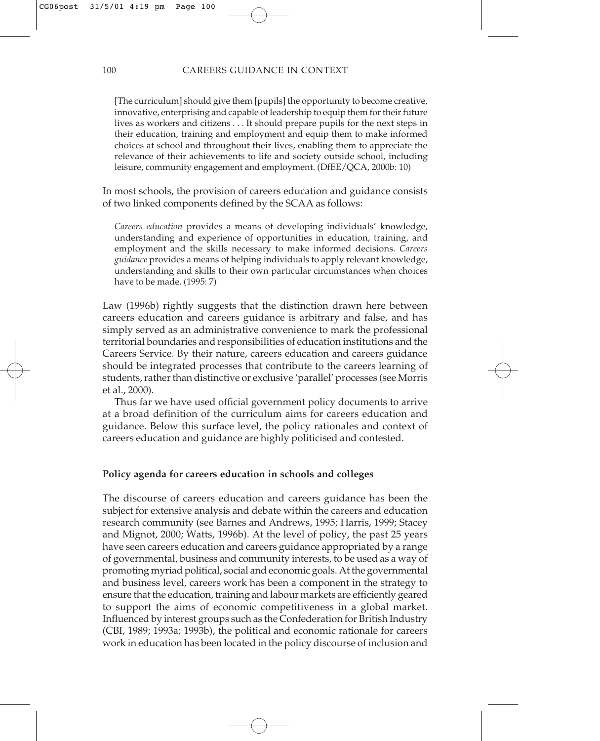> [The curriculum] should give them [pupils] the opportunity to become creative, innovative, enterprising and capable of leadership to equip them for their future lives as workers and citizens . . . It should prepare pupils for the next steps in their education, training and employment and equip them to make informed choices at school and throughout their lives, enabling them to appreciate the relevance of their achievements to life and society outside school, including leisure, community engagement and employment. (DfEE/QCA, 2000b: 10)

In most schools, the provision of careers education and guidance consists of two linked components defined by the SCAA as follows:

> *Careers education* provides a means of developing individuals' knowledge, understanding and experience of opportunities in education, training, and employment and the skills necessary to make informed decisions. *Careers guidance* provides a means of helping individuals to apply relevant knowledge, understanding and skills to their own particular circumstances when choices have to be made. (1995: 7)

Law (1996b) rightly suggests that the distinction drawn here between careers education and careers guidance is arbitrary and false, and has simply served as an administrative convenience to mark the professional territorial boundaries and responsibilities of education institutions and the Careers Service. By their nature, careers education and careers guidance should be integrated processes that contribute to the careers learning of students, rather than distinctive or exclusive 'parallel' processes (see Morris et al., 2000).

Thus far we have used official government policy documents to arrive at a broad definition of the curriculum aims for careers education and guidance. Below this surface level, the policy rationales and context of careers education and guidance are highly politicised and contested.

### Policy agenda for careers education in schools and colleges

The discourse of careers education and careers guidance has been the subject for extensive analysis and debate within the careers and education research community (see Barnes and Andrews, 1995; Harris, 1999; Stacey and Mignot, 2000; Watts, 1996b). At the level of policy, the past 25 years have seen careers education and careers guidance appropriated by a range of governmental, business and community interests, to be used as a way of promoting myriad political, social and economic goals. At the governmental and business level, careers work has been a component in the strategy to ensure that the education, training and labour markets are efficiently geared to support the aims of economic competitiveness in a global market. Influenced by interest groups such as the Confederation for British Industry (CBI, 1989; 1993a; 1993b), the political and economic rationale for careers work in education has been located in the policy discourse of inclusion and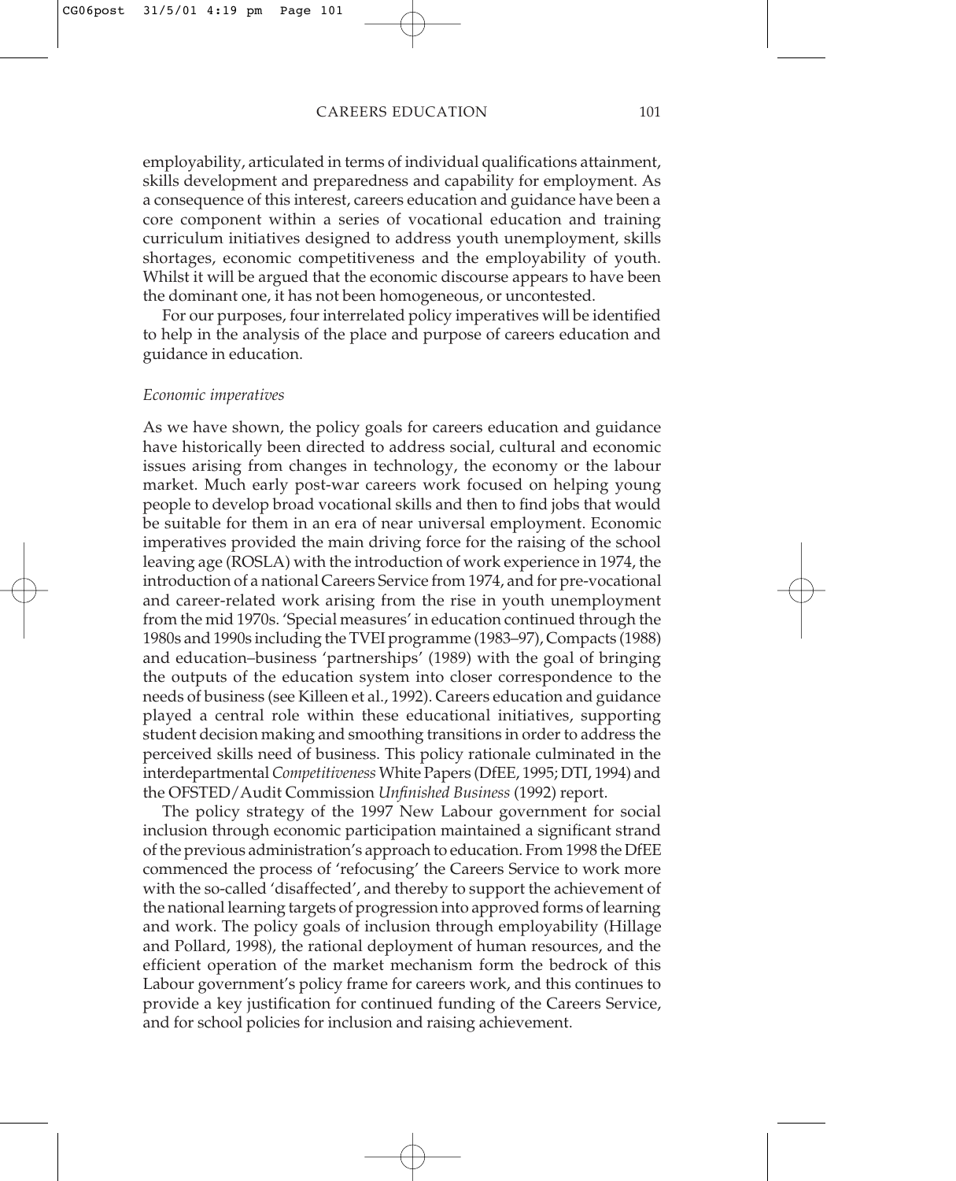employability, articulated in terms of individual qualifications attainment, skills development and preparedness and capability for employment. As a consequence of this interest, careers education and guidance have been a core component within a series of vocational education and training curriculum initiatives designed to address youth unemployment, skills shortages, economic competitiveness and the employability of youth. Whilst it will be argued that the economic discourse appears to have been the dominant one, it has not been homogeneous, or uncontested.

For our purposes, four interrelated policy imperatives will be identified to help in the analysis of the place and purpose of careers education and guidance in education.

*Economic imperatives*

As we have shown, the policy goals for careers education and guidance have historically been directed to address social, cultural and economic issues arising from changes in technology, the economy or the labour market. Much early post-war careers work focused on helping young people to develop broad vocational skills and then to find jobs that would be suitable for them in an era of near universal employment. Economic imperatives provided the main driving force for the raising of the school leaving age (ROSLA) with the introduction of work experience in 1974, the introduction of a national Careers Service from 1974, and for pre-vocational and career-related work arising from the rise in youth unemployment from the mid 1970s. 'Special measures' in education continued through the 1980s and 1990s including the TVEI programme (1983–97), Compacts (1988) and education–business 'partnerships' (1989) with the goal of bringing the outputs of the education system into closer correspondence to the needs of business (see Killeen et al., 1992). Careers education and guidance played a central role within these educational initiatives, supporting student decision making and smoothing transitions in order to address the perceived skills need of business. This policy rationale culminated in the interdepartmental *Competitiveness* White Papers (DfEE, 1995; DTI, 1994) and the OFSTED/Audit Commission *Unfinished Business* (1992) report.

The policy strategy of the 1997 New Labour government for social inclusion through economic participation maintained a significant strand of the previous administration's approach to education. From 1998 the DfEE commenced the process of 'refocusing' the Careers Service to work more with the so-called 'disaffected', and thereby to support the achievement of the national learning targets of progression into approved forms of learning and work. The policy goals of inclusion through employability (Hillage and Pollard, 1998), the rational deployment of human resources, and the efficient operation of the market mechanism form the bedrock of this Labour government's policy frame for careers work, and this continues to provide a key justification for continued funding of the Careers Service, and for school policies for inclusion and raising achievement.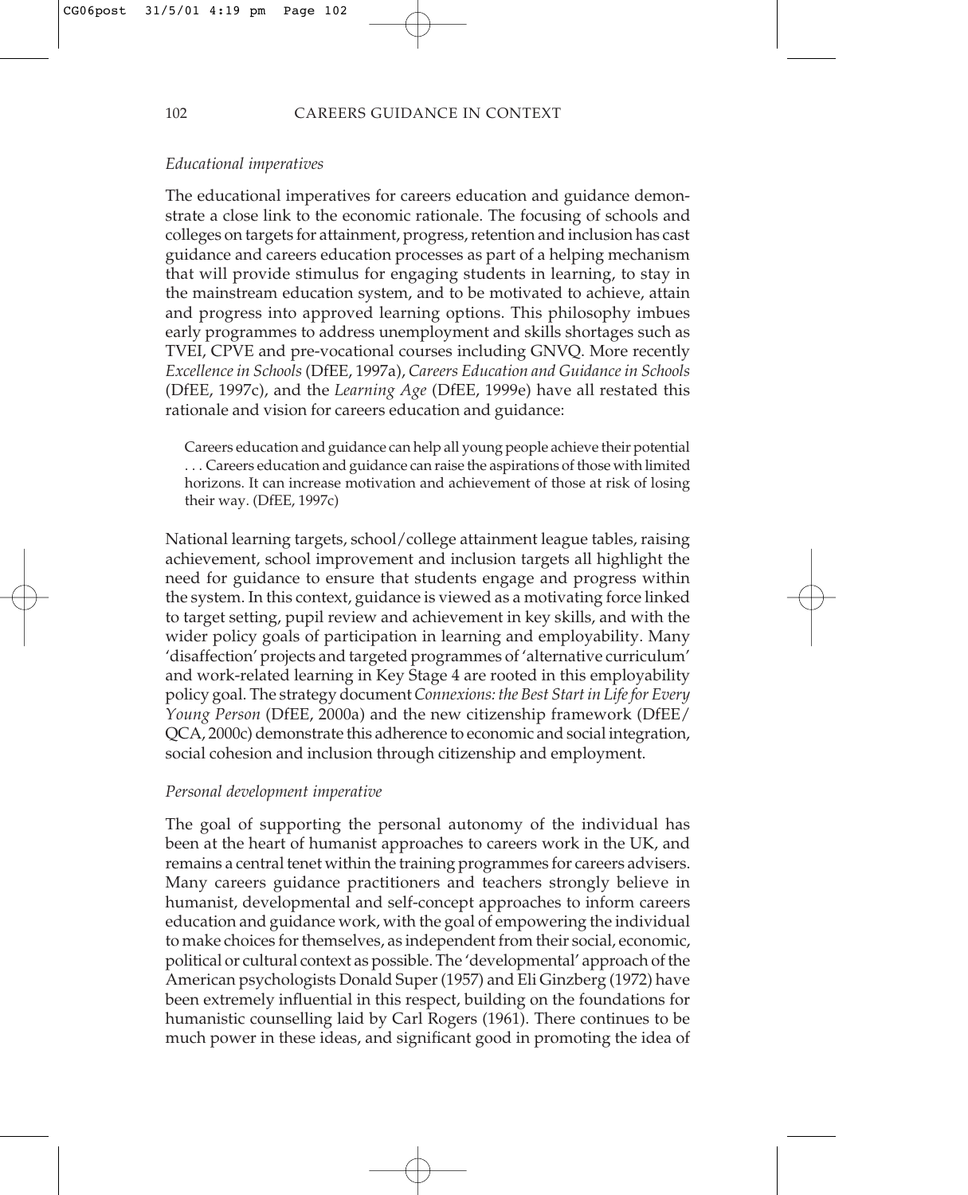*Educational imperatives*

The educational imperatives for careers education and guidance demonstrate a close link to the economic rationale. The focusing of schools and colleges on targets for attainment, progress, retention and inclusion has cast guidance and careers education processes as part of a helping mechanism that will provide stimulus for engaging students in learning, to stay in the mainstream education system, and to be motivated to achieve, attain and progress into approved learning options. This philosophy imbues early programmes to address unemployment and skills shortages such as TVEI, CPVE and pre-vocational courses including GNVQ. More recently *Excellence in Schools* (DfEE, 1997a), *Careers Education and Guidance in Schools* (DfEE, 1997c), and the *Learning Age* (DfEE, 1999e) have all restated this rationale and vision for careers education and guidance:

> Careers education and guidance can help all young people achieve their potential . . . Careers education and guidance can raise the aspirations of those with limited horizons. It can increase motivation and achievement of those at risk of losing their way. (DfEE, 1997c)

National learning targets, school/college attainment league tables, raising achievement, school improvement and inclusion targets all highlight the need for guidance to ensure that students engage and progress within the system. In this context, guidance is viewed as a motivating force linked to target setting, pupil review and achievement in key skills, and with the wider policy goals of participation in learning and employability. Many 'disaffection' projects and targeted programmes of 'alternative curriculum' and work-related learning in Key Stage 4 are rooted in this employability policy goal. The strategy document *Connexions: the Best Start in Life for Every Young Person* (DfEE, 2000a) and the new citizenship framework (DfEE/QCA, 2000c) demonstrate this adherence to economic and social integration, social cohesion and inclusion through citizenship and employment.

*Personal development imperative*

The goal of supporting the personal autonomy of the individual has been at the heart of humanist approaches to careers work in the UK, and remains a central tenet within the training programmes for careers advisers. Many careers guidance practitioners and teachers strongly believe in humanist, developmental and self-concept approaches to inform careers education and guidance work, with the goal of empowering the individual to make choices for themselves, as independent from their social, economic, political or cultural context as possible. The 'developmental' approach of the American psychologists Donald Super (1957) and Eli Ginzberg (1972) have been extremely influential in this respect, building on the foundations for humanistic counselling laid by Carl Rogers (1961). There continues to be much power in these ideas, and significant good in promoting the idea of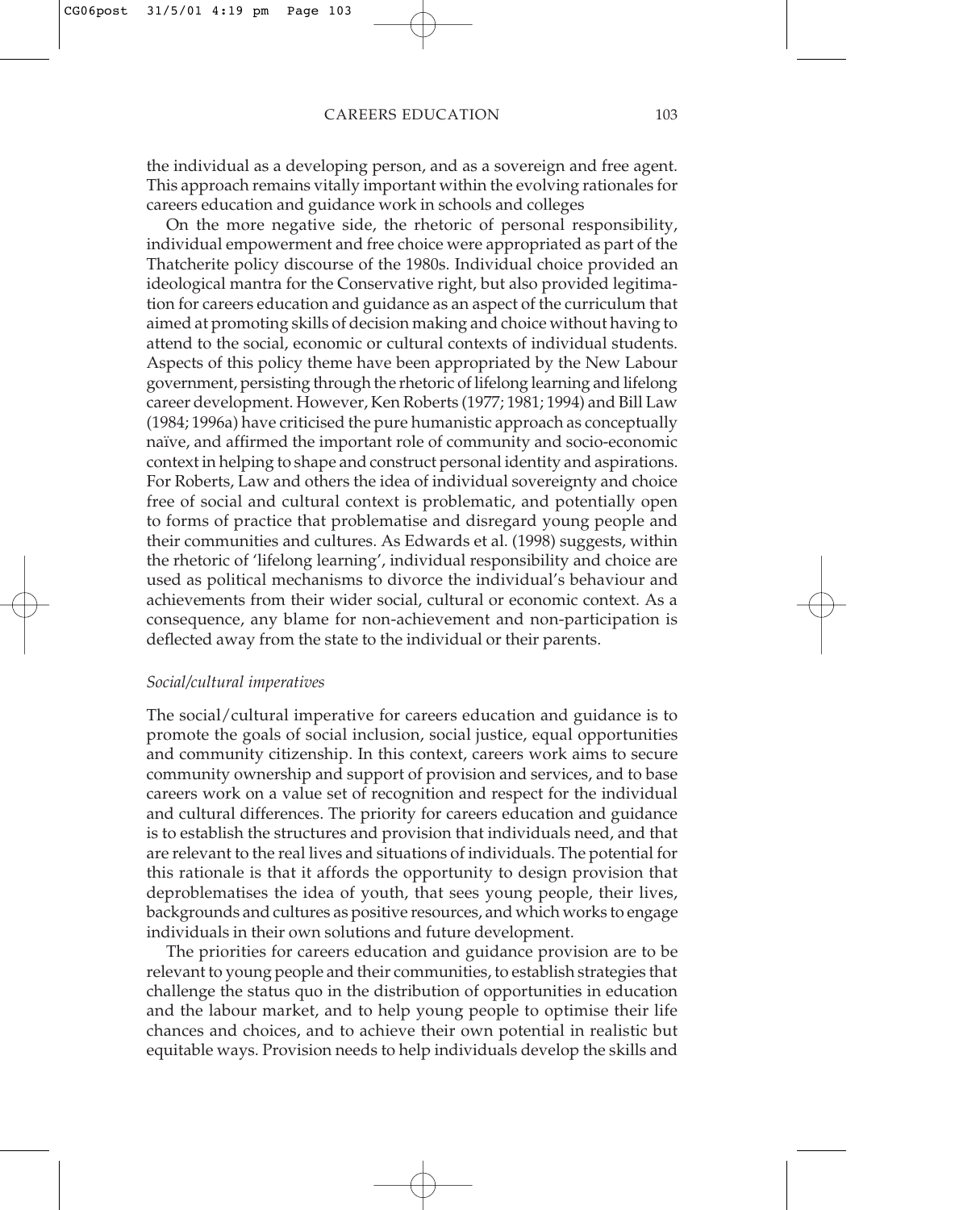the individual as a developing person, and as a sovereign and free agent. This approach remains vitally important within the evolving rationales for careers education and guidance work in schools and colleges

On the more negative side, the rhetoric of personal responsibility, individual empowerment and free choice were appropriated as part of the Thatcherite policy discourse of the 1980s. Individual choice provided an ideological mantra for the Conservative right, but also provided legitimation for careers education and guidance as an aspect of the curriculum that aimed at promoting skills of decision making and choice without having to attend to the social, economic or cultural contexts of individual students. Aspects of this policy theme have been appropriated by the New Labour government, persisting through the rhetoric of lifelong learning and lifelong career development. However, Ken Roberts (1977; 1981; 1994) and Bill Law (1984; 1996a) have criticised the pure humanistic approach as conceptually naïve, and affirmed the important role of community and socio-economic context in helping to shape and construct personal identity and aspirations. For Roberts, Law and others the idea of individual sovereignty and choice free of social and cultural context is problematic, and potentially open to forms of practice that problematise and disregard young people and their communities and cultures. As Edwards et al. (1998) suggests, within the rhetoric of 'lifelong learning', individual responsibility and choice are used as political mechanisms to divorce the individual's behaviour and achievements from their wider social, cultural or economic context. As a consequence, any blame for non-achievement and non-participation is deflected away from the state to the individual or their parents.

*Social/cultural imperatives*

The social/cultural imperative for careers education and guidance is to promote the goals of social inclusion, social justice, equal opportunities and community citizenship. In this context, careers work aims to secure community ownership and support of provision and services, and to base careers work on a value set of recognition and respect for the individual and cultural differences. The priority for careers education and guidance is to establish the structures and provision that individuals need, and that are relevant to the real lives and situations of individuals. The potential for this rationale is that it affords the opportunity to design provision that deproblematises the idea of youth, that sees young people, their lives, backgrounds and cultures as positive resources, and which works to engage individuals in their own solutions and future development.

The priorities for careers education and guidance provision are to be relevant to young people and their communities, to establish strategies that challenge the status quo in the distribution of opportunities in education and the labour market, and to help young people to optimise their life chances and choices, and to achieve their own potential in realistic but equitable ways. Provision needs to help individuals develop the skills and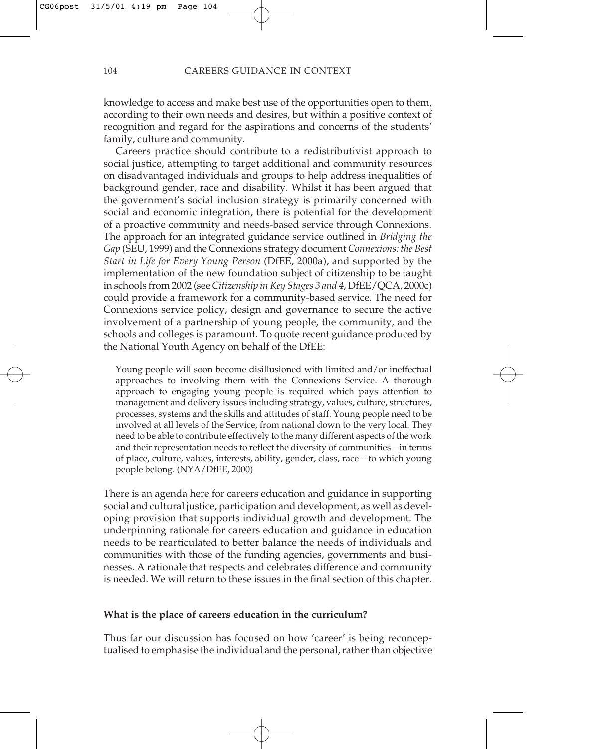knowledge to access and make best use of the opportunities open to them, according to their own needs and desires, but within a positive context of recognition and regard for the aspirations and concerns of the students' family, culture and community.

Careers practice should contribute to a redistributivist approach to social justice, attempting to target additional and community resources on disadvantaged individuals and groups to help address inequalities of background gender, race and disability. Whilst it has been argued that the government's social inclusion strategy is primarily concerned with social and economic integration, there is potential for the development of a proactive community and needs-based service through Connexions. The approach for an integrated guidance service outlined in *Bridging the Gap* (SEU, 1999) and the Connexions strategy document *Connexions: the Best Start in Life for Every Young Person* (DfEE, 2000a), and supported by the implementation of the new foundation subject of citizenship to be taught in schools from 2002 (see *Citizenship in Key Stages 3 and 4*, DfEE/QCA, 2000c) could provide a framework for a community-based service. The need for Connexions service policy, design and governance to secure the active involvement of a partnership of young people, the community, and the schools and colleges is paramount. To quote recent guidance produced by the National Youth Agency on behalf of the DfEE:

> Young people will soon become disillusioned with limited and/or ineffectual approaches to involving them with the Connexions Service. A thorough approach to engaging young people is required which pays attention to management and delivery issues including strategy, values, culture, structures, processes, systems and the skills and attitudes of staff. Young people need to be involved at all levels of the Service, from national down to the very local. They need to be able to contribute effectively to the many different aspects of the work and their representation needs to reflect the diversity of communities – in terms of place, culture, values, interests, ability, gender, class, race – to which young people belong. (NYA/DfEE, 2000)

There is an agenda here for careers education and guidance in supporting social and cultural justice, participation and development, as well as developing provision that supports individual growth and development. The underpinning rationale for careers education and guidance in education needs to be rearticulated to better balance the needs of individuals and communities with those of the funding agencies, governments and businesses. A rationale that respects and celebrates difference and community is needed. We will return to these issues in the final section of this chapter.

**What is the place of careers education in the curriculum?**

Thus far our discussion has focused on how 'career' is being reconceptualised to emphasise the individual and the personal, rather than objective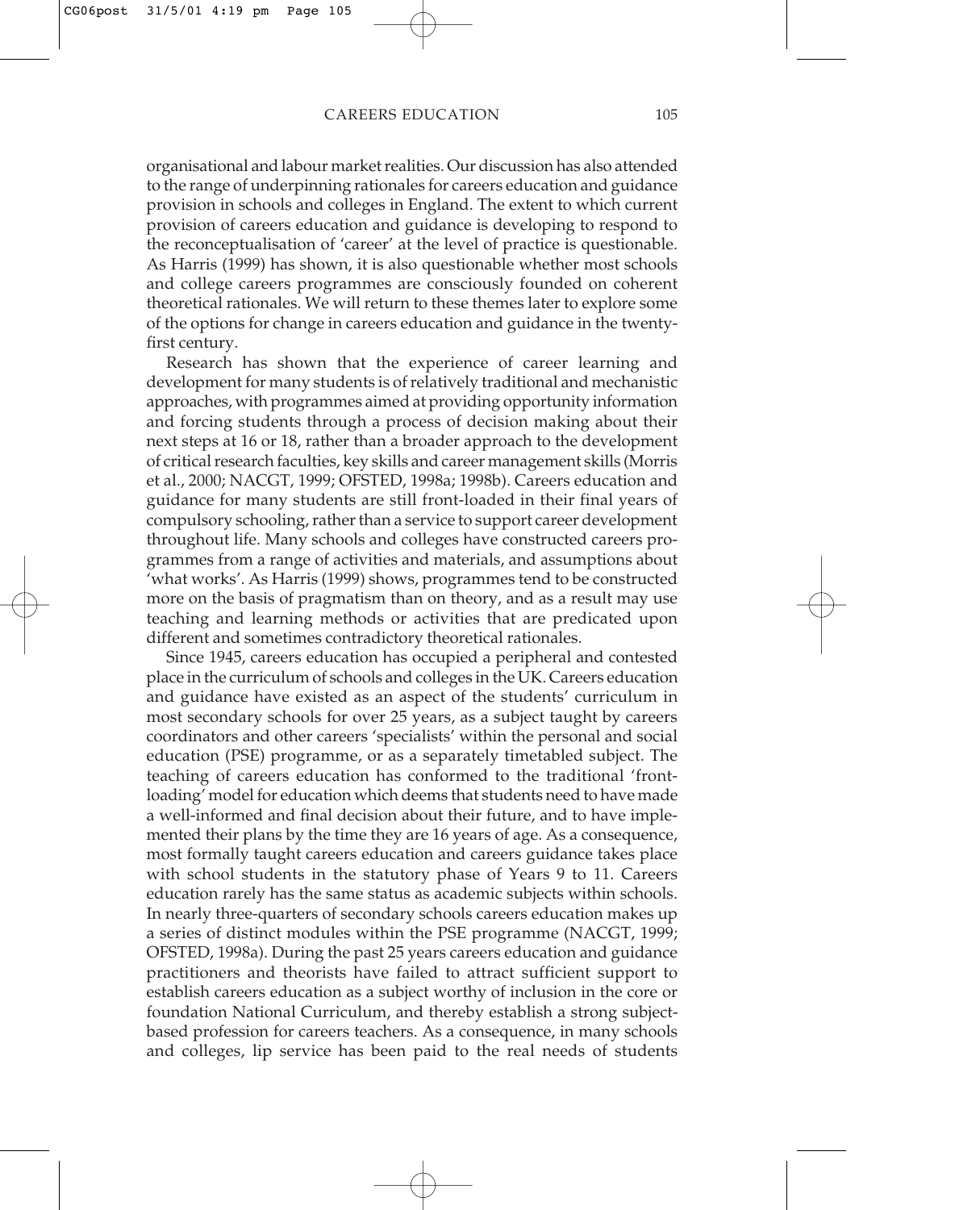organisational and labour market realities. Our discussion has also attended to the range of underpinning rationales for careers education and guidance provision in schools and colleges in England. The extent to which current provision of careers education and guidance is developing to respond to the reconceptualisation of 'career' at the level of practice is questionable. As Harris (1999) has shown, it is also questionable whether most schools and college careers programmes are consciously founded on coherent theoretical rationales. We will return to these themes later to explore some of the options for change in careers education and guidance in the twenty-first century.

Research has shown that the experience of career learning and development for many students is of relatively traditional and mechanistic approaches, with programmes aimed at providing opportunity information and forcing students through a process of decision making about their next steps at 16 or 18, rather than a broader approach to the development of critical research faculties, key skills and career management skills (Morris et al., 2000; NACGT, 1999; OFSTED, 1998a; 1998b). Careers education and guidance for many students are still front-loaded in their final years of compulsory schooling, rather than a service to support career development throughout life. Many schools and colleges have constructed careers programmes from a range of activities and materials, and assumptions about 'what works'. As Harris (1999) shows, programmes tend to be constructed more on the basis of pragmatism than on theory, and as a result may use teaching and learning methods or activities that are predicated upon different and sometimes contradictory theoretical rationales.

Since 1945, careers education has occupied a peripheral and contested place in the curriculum of schools and colleges in the UK. Careers education and guidance have existed as an aspect of the students' curriculum in most secondary schools for over 25 years, as a subject taught by careers coordinators and other careers 'specialists' within the personal and social education (PSE) programme, or as a separately timetabled subject. The teaching of careers education has conformed to the traditional 'front-loading' model for education which deems that students need to have made a well-informed and final decision about their future, and to have implemented their plans by the time they are 16 years of age. As a consequence, most formally taught careers education and careers guidance takes place with school students in the statutory phase of Years 9 to 11. Careers education rarely has the same status as academic subjects within schools. In nearly three-quarters of secondary schools careers education makes up a series of distinct modules within the PSE programme (NACGT, 1999; OFSTED, 1998a). During the past 25 years careers education and guidance practitioners and theorists have failed to attract sufficient support to establish careers education as a subject worthy of inclusion in the core or foundation National Curriculum, and thereby establish a strong subject-based profession for careers teachers. As a consequence, in many schools and colleges, lip service has been paid to the real needs of students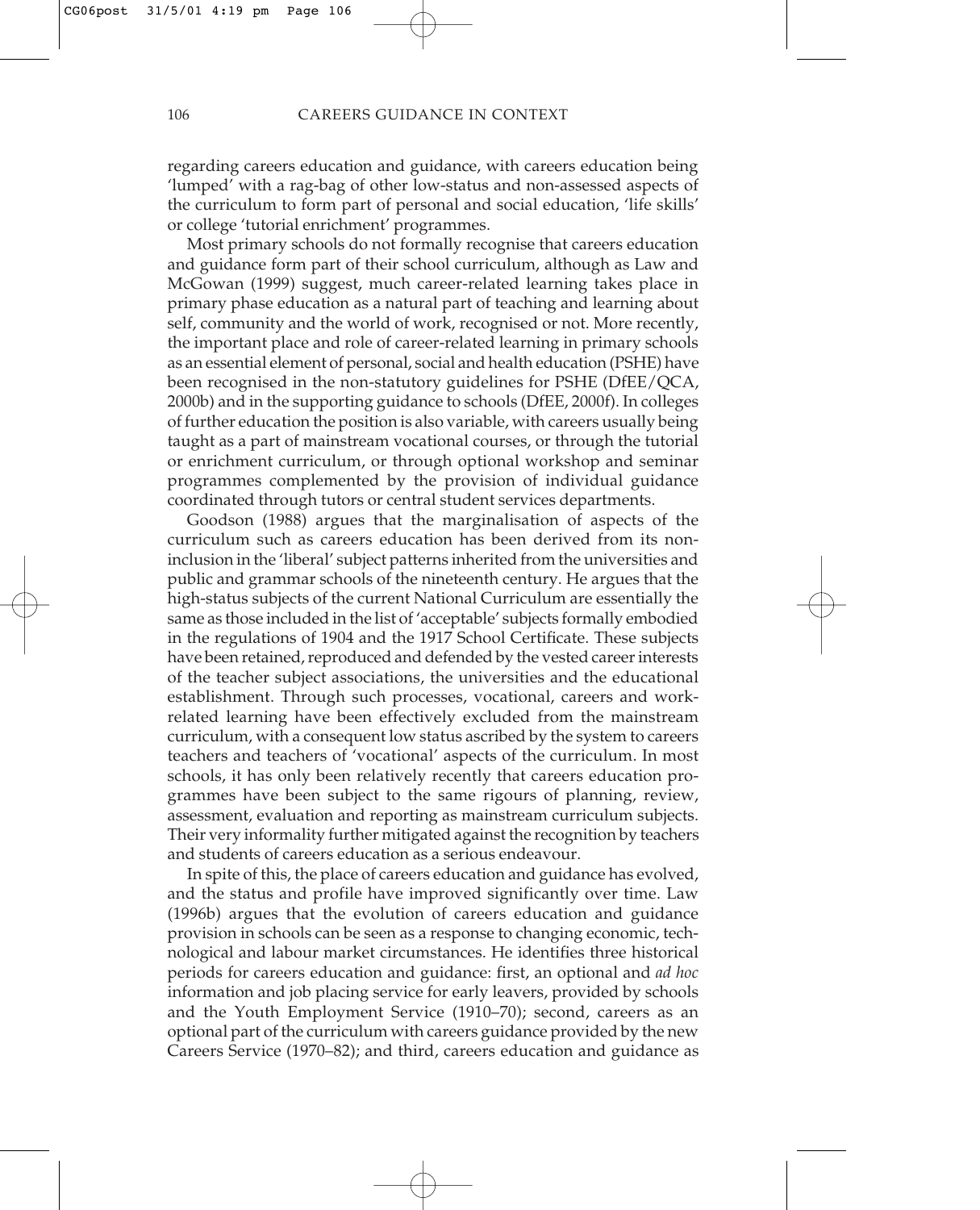regarding careers education and guidance, with careers education being 'lumped' with a rag-bag of other low-status and non-assessed aspects of the curriculum to form part of personal and social education, 'life skills' or college 'tutorial enrichment' programmes.

Most primary schools do not formally recognise that careers education and guidance form part of their school curriculum, although as Law and McGowan (1999) suggest, much career-related learning takes place in primary phase education as a natural part of teaching and learning about self, community and the world of work, recognised or not. More recently, the important place and role of career-related learning in primary schools as an essential element of personal, social and health education (PSHE) have been recognised in the non-statutory guidelines for PSHE (DfEE/QCA, 2000b) and in the supporting guidance to schools (DfEE, 2000f). In colleges of further education the position is also variable, with careers usually being taught as a part of mainstream vocational courses, or through the tutorial or enrichment curriculum, or through optional workshop and seminar programmes complemented by the provision of individual guidance coordinated through tutors or central student services departments.

Goodson (1988) argues that the marginalisation of aspects of the curriculum such as careers education has been derived from its non-inclusion in the 'liberal' subject patterns inherited from the universities and public and grammar schools of the nineteenth century. He argues that the high-status subjects of the current National Curriculum are essentially the same as those included in the list of 'acceptable' subjects formally embodied in the regulations of 1904 and the 1917 School Certificate. These subjects have been retained, reproduced and defended by the vested career interests of the teacher subject associations, the universities and the educational establishment. Through such processes, vocational, careers and work-related learning have been effectively excluded from the mainstream curriculum, with a consequent low status ascribed by the system to careers teachers and teachers of 'vocational' aspects of the curriculum. In most schools, it has only been relatively recently that careers education programmes have been subject to the same rigours of planning, review, assessment, evaluation and reporting as mainstream curriculum subjects. Their very informality further mitigated against the recognition by teachers and students of careers education as a serious endeavour.

In spite of this, the place of careers education and guidance has evolved, and the status and profile have improved significantly over time. Law (1996b) argues that the evolution of careers education and guidance provision in schools can be seen as a response to changing economic, technological and labour market circumstances. He identifies three historical periods for careers education and guidance: first, an optional and *ad hoc* information and job placing service for early leavers, provided by schools and the Youth Employment Service (1910–70); second, careers as an optional part of the curriculum with careers guidance provided by the new Careers Service (1970–82); and third, careers education and guidance as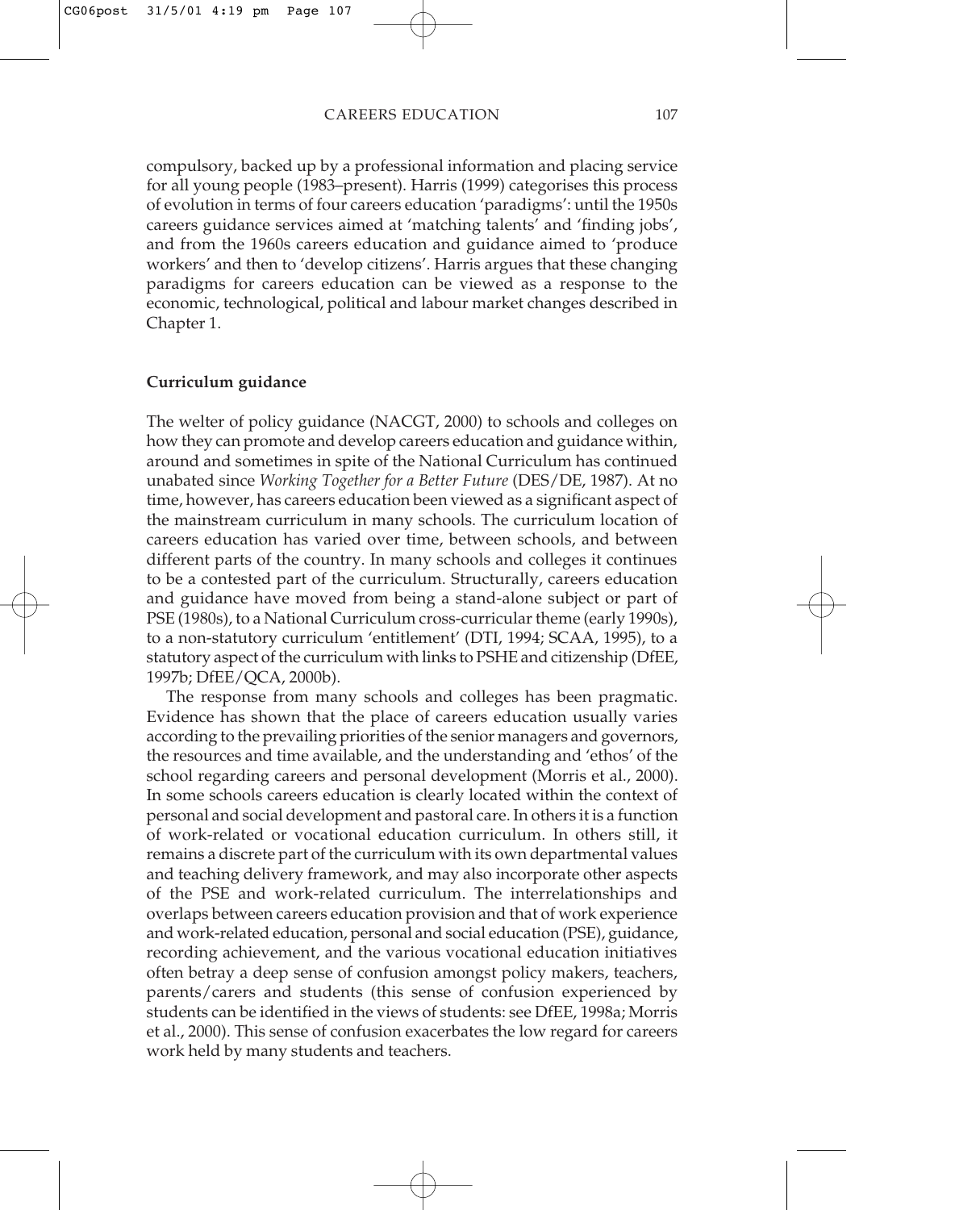compulsory, backed up by a professional information and placing service for all young people (1983–present). Harris (1999) categorises this process of evolution in terms of four careers education 'paradigms': until the 1950s careers guidance services aimed at 'matching talents' and 'finding jobs', and from the 1960s careers education and guidance aimed to 'produce workers' and then to 'develop citizens'. Harris argues that these changing paradigms for careers education can be viewed as a response to the economic, technological, political and labour market changes described in Chapter 1.

**Curriculum guidance**

The welter of policy guidance (NACGT, 2000) to schools and colleges on how they can promote and develop careers education and guidance within, around and sometimes in spite of the National Curriculum has continued unabated since *Working Together for a Better Future* (DES/DE, 1987). At no time, however, has careers education been viewed as a significant aspect of the mainstream curriculum in many schools. The curriculum location of careers education has varied over time, between schools, and between different parts of the country. In many schools and colleges it continues to be a contested part of the curriculum. Structurally, careers education and guidance have moved from being a stand-alone subject or part of PSE (1980s), to a National Curriculum cross-curricular theme (early 1990s), to a non-statutory curriculum 'entitlement' (DTI, 1994; SCAA, 1995), to a statutory aspect of the curriculum with links to PSHE and citizenship (DfEE, 1997b; DfEE/QCA, 2000b).

The response from many schools and colleges has been pragmatic. Evidence has shown that the place of careers education usually varies according to the prevailing priorities of the senior managers and governors, the resources and time available, and the understanding and 'ethos' of the school regarding careers and personal development (Morris et al., 2000). In some schools careers education is clearly located within the context of personal and social development and pastoral care. In others it is a function of work-related or vocational education curriculum. In others still, it remains a discrete part of the curriculum with its own departmental values and teaching delivery framework, and may also incorporate other aspects of the PSE and work-related curriculum. The interrelationships and overlaps between careers education provision and that of work experience and work-related education, personal and social education (PSE), guidance, recording achievement, and the various vocational education initiatives often betray a deep sense of confusion amongst policy makers, teachers, parents/carers and students (this sense of confusion experienced by students can be identified in the views of students: see DfEE, 1998a; Morris et al., 2000). This sense of confusion exacerbates the low regard for careers work held by many students and teachers.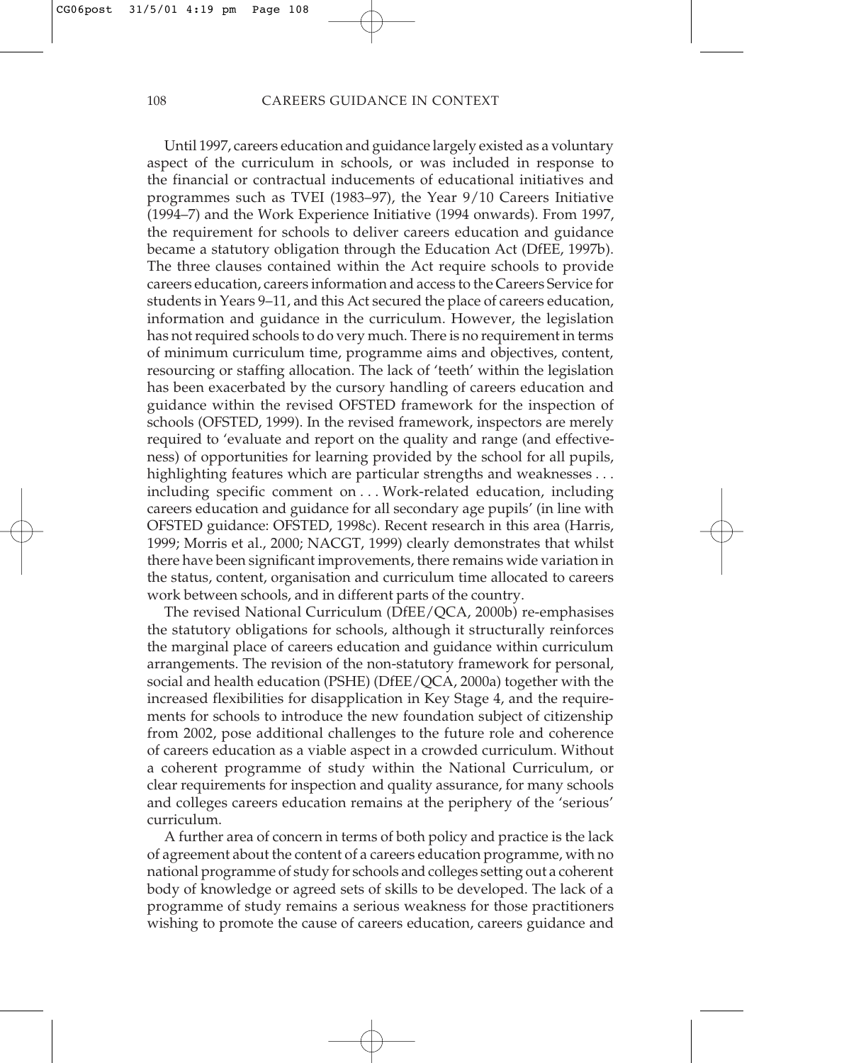Until 1997, careers education and guidance largely existed as a voluntary aspect of the curriculum in schools, or was included in response to the financial or contractual inducements of educational initiatives and programmes such as TVEI (1983–97), the Year 9/10 Careers Initiative (1994–7) and the Work Experience Initiative (1994 onwards). From 1997, the requirement for schools to deliver careers education and guidance became a statutory obligation through the Education Act (DfEE, 1997b). The three clauses contained within the Act require schools to provide careers education, careers information and access to the Careers Service for students in Years 9–11, and this Act secured the place of careers education, information and guidance in the curriculum. However, the legislation has not required schools to do very much. There is no requirement in terms of minimum curriculum time, programme aims and objectives, content, resourcing or staffing allocation. The lack of 'teeth' within the legislation has been exacerbated by the cursory handling of careers education and guidance within the revised OFSTED framework for the inspection of schools (OFSTED, 1999). In the revised framework, inspectors are merely required to 'evaluate and report on the quality and range (and effectiveness) of opportunities for learning provided by the school for all pupils, highlighting features which are particular strengths and weaknesses . . . including specific comment on . . . Work-related education, including careers education and guidance for all secondary age pupils' (in line with OFSTED guidance: OFSTED, 1998c). Recent research in this area (Harris, 1999; Morris et al., 2000; NACGT, 1999) clearly demonstrates that whilst there have been significant improvements, there remains wide variation in the status, content, organisation and curriculum time allocated to careers work between schools, and in different parts of the country.

The revised National Curriculum (DfEE/QCA, 2000b) re-emphasises the statutory obligations for schools, although it structurally reinforces the marginal place of careers education and guidance within curriculum arrangements. The revision of the non-statutory framework for personal, social and health education (PSHE) (DfEE/QCA, 2000a) together with the increased flexibilities for disapplication in Key Stage 4, and the requirements for schools to introduce the new foundation subject of citizenship from 2002, pose additional challenges to the future role and coherence of careers education as a viable aspect in a crowded curriculum. Without a coherent programme of study within the National Curriculum, or clear requirements for inspection and quality assurance, for many schools and colleges careers education remains at the periphery of the 'serious' curriculum.

A further area of concern in terms of both policy and practice is the lack of agreement about the content of a careers education programme, with no national programme of study for schools and colleges setting out a coherent body of knowledge or agreed sets of skills to be developed. The lack of a programme of study remains a serious weakness for those practitioners wishing to promote the cause of careers education, careers guidance and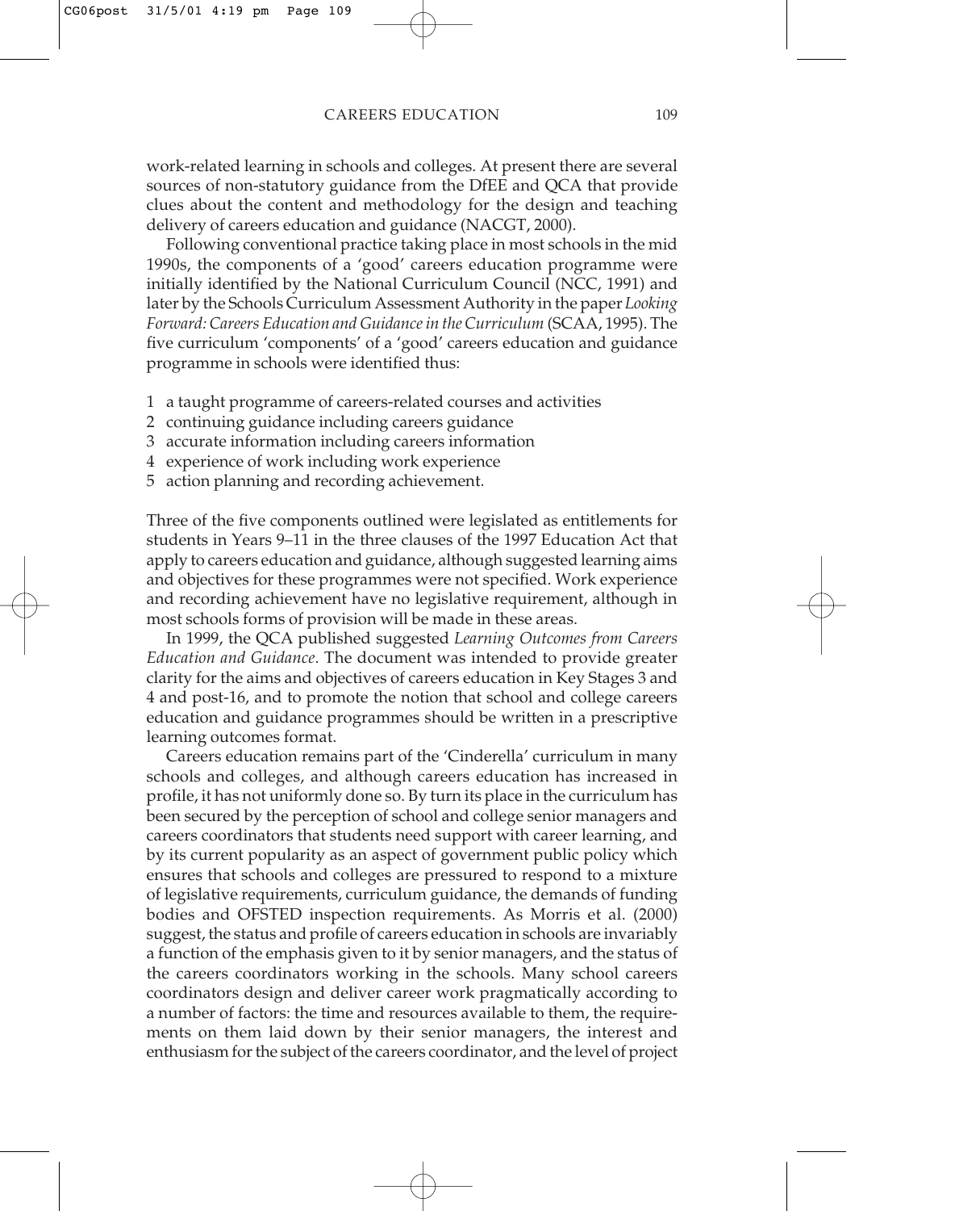work-related learning in schools and colleges. At present there are several sources of non-statutory guidance from the DfEE and QCA that provide clues about the content and methodology for the design and teaching delivery of careers education and guidance (NACGT, 2000).

Following conventional practice taking place in most schools in the mid 1990s, the components of a 'good' careers education programme were initially identified by the National Curriculum Council (NCC, 1991) and later by the Schools Curriculum Assessment Authority in the paper *Looking Forward: Careers Education and Guidance in the Curriculum* (SCAA, 1995). The five curriculum 'components' of a 'good' careers education and guidance programme in schools were identified thus:

1 a taught programme of careers-related courses and activities
2 continuing guidance including careers guidance
3 accurate information including careers information
4 experience of work including work experience
5 action planning and recording achievement.

Three of the five components outlined were legislated as entitlements for students in Years 9–11 in the three clauses of the 1997 Education Act that apply to careers education and guidance, although suggested learning aims and objectives for these programmes were not specified. Work experience and recording achievement have no legislative requirement, although in most schools forms of provision will be made in these areas.

In 1999, the QCA published suggested *Learning Outcomes from Careers Education and Guidance*. The document was intended to provide greater clarity for the aims and objectives of careers education in Key Stages 3 and 4 and post-16, and to promote the notion that school and college careers education and guidance programmes should be written in a prescriptive learning outcomes format.

Careers education remains part of the 'Cinderella' curriculum in many schools and colleges, and although careers education has increased in profile, it has not uniformly done so. By turn its place in the curriculum has been secured by the perception of school and college senior managers and careers coordinators that students need support with career learning, and by its current popularity as an aspect of government public policy which ensures that schools and colleges are pressured to respond to a mixture of legislative requirements, curriculum guidance, the demands of funding bodies and OFSTED inspection requirements. As Morris et al. (2000) suggest, the status and profile of careers education in schools are invariably a function of the emphasis given to it by senior managers, and the status of the careers coordinators working in the schools. Many school careers coordinators design and deliver career work pragmatically according to a number of factors: the time and resources available to them, the requirements on them laid down by their senior managers, the interest and enthusiasm for the subject of the careers coordinator, and the level of project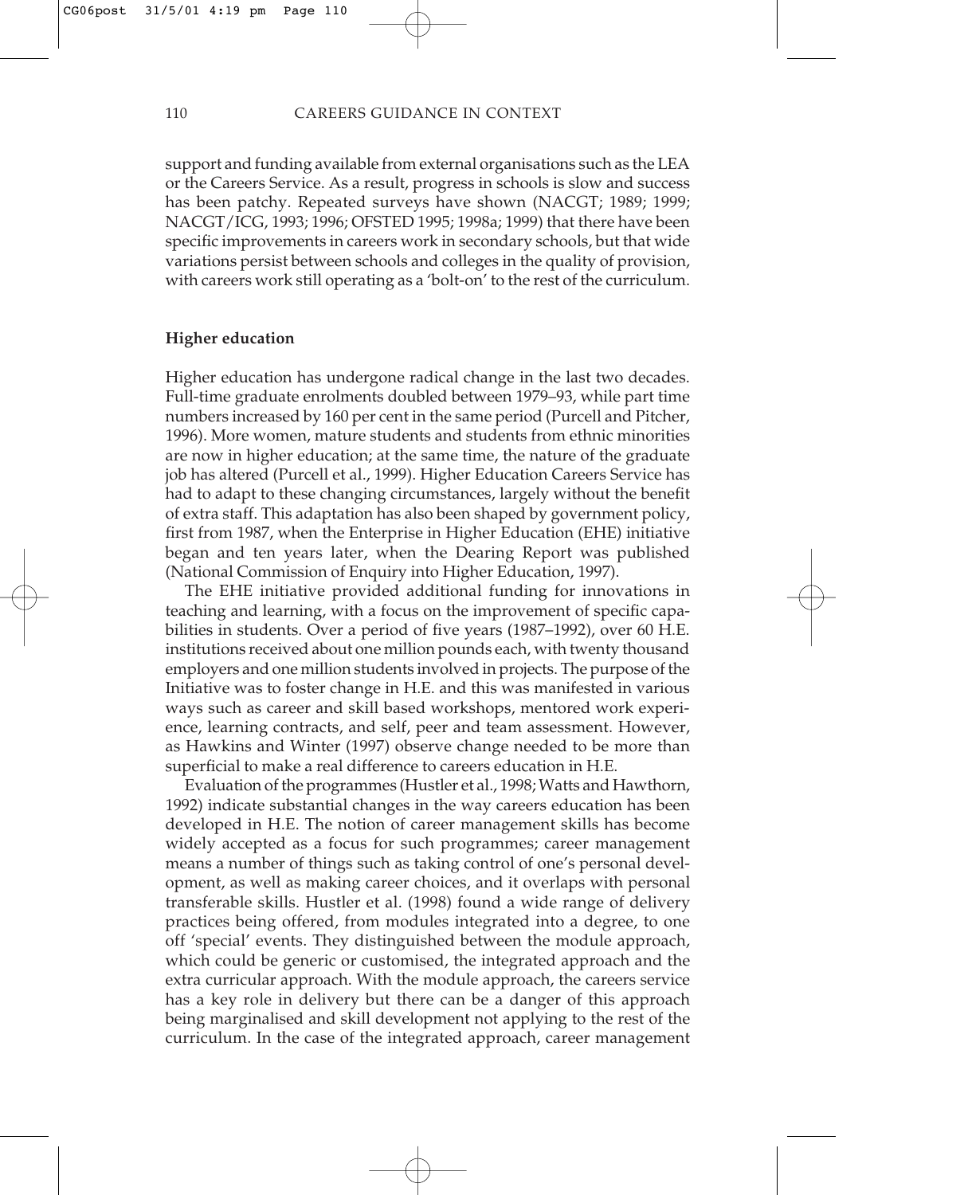support and funding available from external organisations such as the LEA or the Careers Service. As a result, progress in schools is slow and success has been patchy. Repeated surveys have shown (NACGT; 1989; 1999; NACGT/ICG, 1993; 1996; OFSTED 1995; 1998a; 1999) that there have been specific improvements in careers work in secondary schools, but that wide variations persist between schools and colleges in the quality of provision, with careers work still operating as a 'bolt-on' to the rest of the curriculum.

### Higher education

Higher education has undergone radical change in the last two decades. Full-time graduate enrolments doubled between 1979–93, while part time numbers increased by 160 per cent in the same period (Purcell and Pitcher, 1996). More women, mature students and students from ethnic minorities are now in higher education; at the same time, the nature of the graduate job has altered (Purcell et al., 1999). Higher Education Careers Service has had to adapt to these changing circumstances, largely without the benefit of extra staff. This adaptation has also been shaped by government policy, first from 1987, when the Enterprise in Higher Education (EHE) initiative began and ten years later, when the Dearing Report was published (National Commission of Enquiry into Higher Education, 1997).

The EHE initiative provided additional funding for innovations in teaching and learning, with a focus on the improvement of specific capabilities in students. Over a period of five years (1987–1992), over 60 H.E. institutions received about one million pounds each, with twenty thousand employers and one million students involved in projects. The purpose of the Initiative was to foster change in H.E. and this was manifested in various ways such as career and skill based workshops, mentored work experience, learning contracts, and self, peer and team assessment. However, as Hawkins and Winter (1997) observe change needed to be more than superficial to make a real difference to careers education in H.E.

Evaluation of the programmes (Hustler et al., 1998; Watts and Hawthorn, 1992) indicate substantial changes in the way careers education has been developed in H.E. The notion of career management skills has become widely accepted as a focus for such programmes; career management means a number of things such as taking control of one's personal development, as well as making career choices, and it overlaps with personal transferable skills. Hustler et al. (1998) found a wide range of delivery practices being offered, from modules integrated into a degree, to one off 'special' events. They distinguished between the module approach, which could be generic or customised, the integrated approach and the extra curricular approach. With the module approach, the careers service has a key role in delivery but there can be a danger of this approach being marginalised and skill development not applying to the rest of the curriculum. In the case of the integrated approach, career management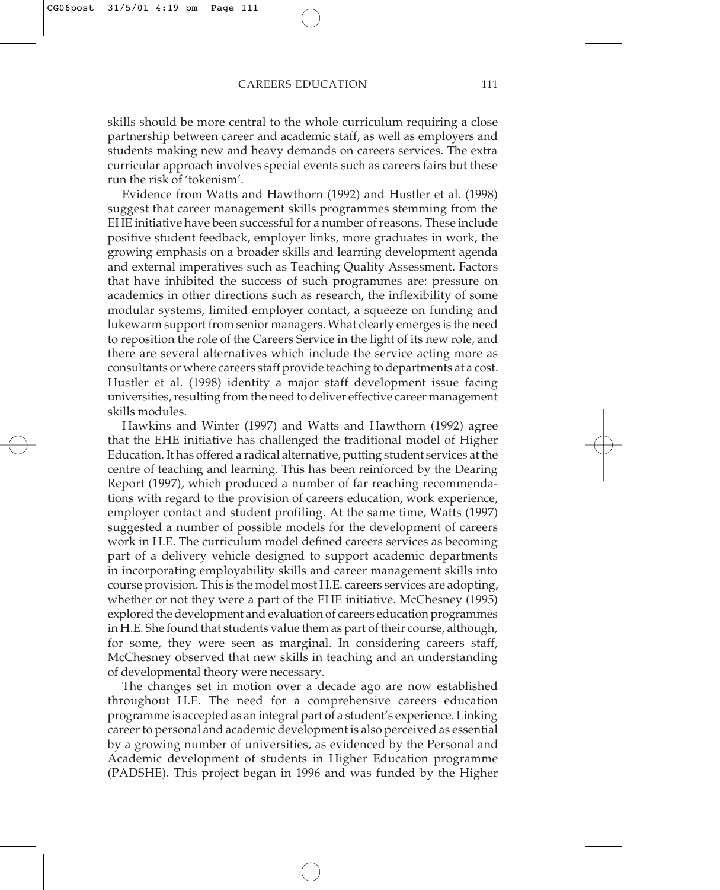skills should be more central to the whole curriculum requiring a close partnership between career and academic staff, as well as employers and students making new and heavy demands on careers services. The extra curricular approach involves special events such as careers fairs but these run the risk of 'tokenism'.

Evidence from Watts and Hawthorn (1992) and Hustler et al. (1998) suggest that career management skills programmes stemming from the EHE initiative have been successful for a number of reasons. These include positive student feedback, employer links, more graduates in work, the growing emphasis on a broader skills and learning development agenda and external imperatives such as Teaching Quality Assessment. Factors that have inhibited the success of such programmes are: pressure on academics in other directions such as research, the inflexibility of some modular systems, limited employer contact, a squeeze on funding and lukewarm support from senior managers. What clearly emerges is the need to reposition the role of the Careers Service in the light of its new role, and there are several alternatives which include the service acting more as consultants or where careers staff provide teaching to departments at a cost. Hustler et al. (1998) identity a major staff development issue facing universities, resulting from the need to deliver effective career management skills modules.

Hawkins and Winter (1997) and Watts and Hawthorn (1992) agree that the EHE initiative has challenged the traditional model of Higher Education. It has offered a radical alternative, putting student services at the centre of teaching and learning. This has been reinforced by the Dearing Report (1997), which produced a number of far reaching recommendations with regard to the provision of careers education, work experience, employer contact and student profiling. At the same time, Watts (1997) suggested a number of possible models for the development of careers work in H.E. The curriculum model defined careers services as becoming part of a delivery vehicle designed to support academic departments in incorporating employability skills and career management skills into course provision. This is the model most H.E. careers services are adopting, whether or not they were a part of the EHE initiative. McChesney (1995) explored the development and evaluation of careers education programmes in H.E. She found that students value them as part of their course, although, for some, they were seen as marginal. In considering careers staff, McChesney observed that new skills in teaching and an understanding of developmental theory were necessary.

The changes set in motion over a decade ago are now established throughout H.E. The need for a comprehensive careers education programme is accepted as an integral part of a student's experience. Linking career to personal and academic development is also perceived as essential by a growing number of universities, as evidenced by the Personal and Academic development of students in Higher Education programme (PADSHE). This project began in 1996 and was funded by the Higher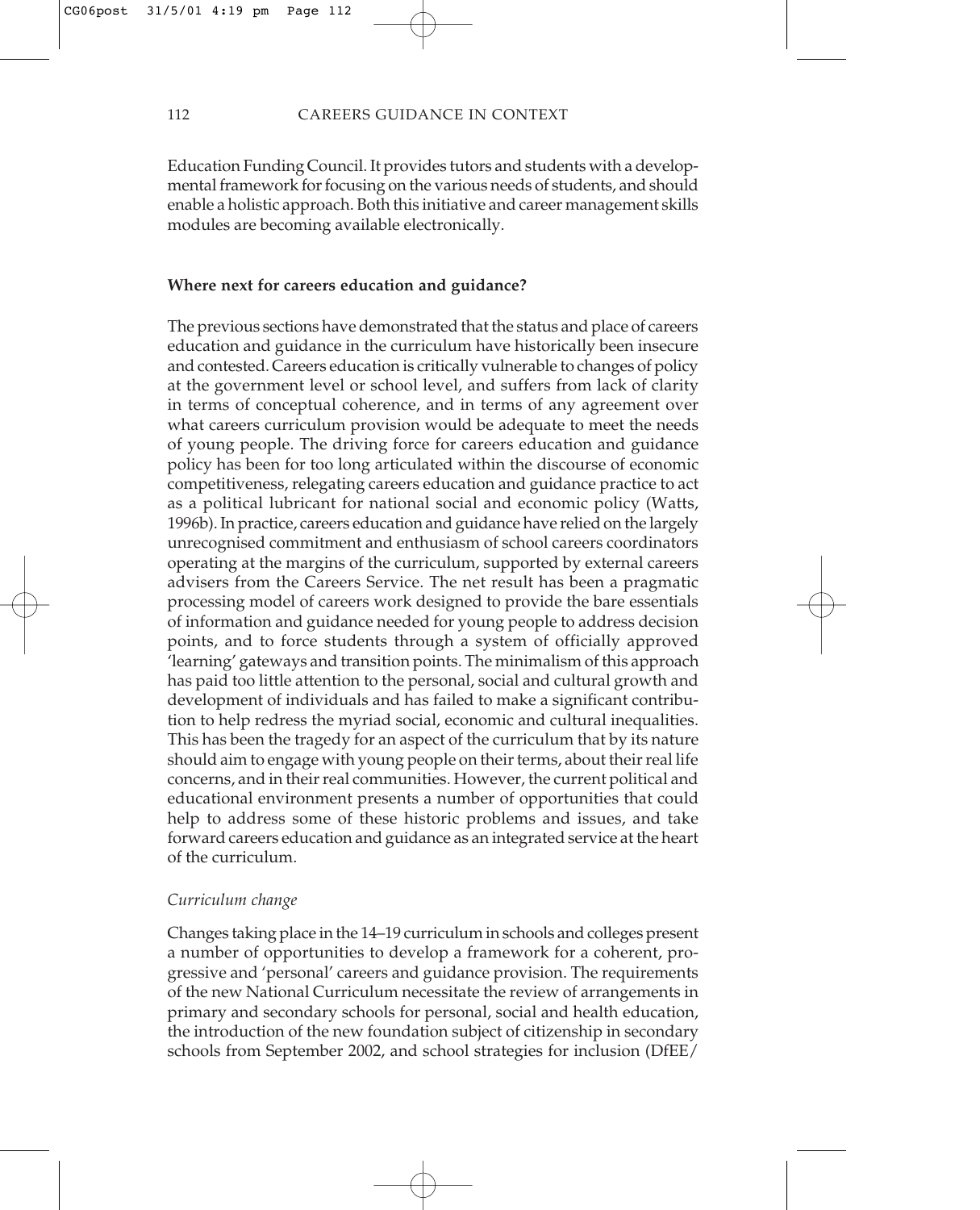Education Funding Council. It provides tutors and students with a developmental framework for focusing on the various needs of students, and should enable a holistic approach. Both this initiative and career management skills modules are becoming available electronically.

### Where next for careers education and guidance?

The previous sections have demonstrated that the status and place of careers education and guidance in the curriculum have historically been insecure and contested. Careers education is critically vulnerable to changes of policy at the government level or school level, and suffers from lack of clarity in terms of conceptual coherence, and in terms of any agreement over what careers curriculum provision would be adequate to meet the needs of young people. The driving force for careers education and guidance policy has been for too long articulated within the discourse of economic competitiveness, relegating careers education and guidance practice to act as a political lubricant for national social and economic policy (Watts, 1996b). In practice, careers education and guidance have relied on the largely unrecognised commitment and enthusiasm of school careers coordinators operating at the margins of the curriculum, supported by external careers advisers from the Careers Service. The net result has been a pragmatic processing model of careers work designed to provide the bare essentials of information and guidance needed for young people to address decision points, and to force students through a system of officially approved 'learning' gateways and transition points. The minimalism of this approach has paid too little attention to the personal, social and cultural growth and development of individuals and has failed to make a significant contribution to help redress the myriad social, economic and cultural inequalities. This has been the tragedy for an aspect of the curriculum that by its nature should aim to engage with young people on their terms, about their real life concerns, and in their real communities. However, the current political and educational environment presents a number of opportunities that could help to address some of these historic problems and issues, and take forward careers education and guidance as an integrated service at the heart of the curriculum.

#### *Curriculum change*

Changes taking place in the 14–19 curriculum in schools and colleges present a number of opportunities to develop a framework for a coherent, progressive and 'personal' careers and guidance provision. The requirements of the new National Curriculum necessitate the review of arrangements in primary and secondary schools for personal, social and health education, the introduction of the new foundation subject of citizenship in secondary schools from September 2002, and school strategies for inclusion (DfEE/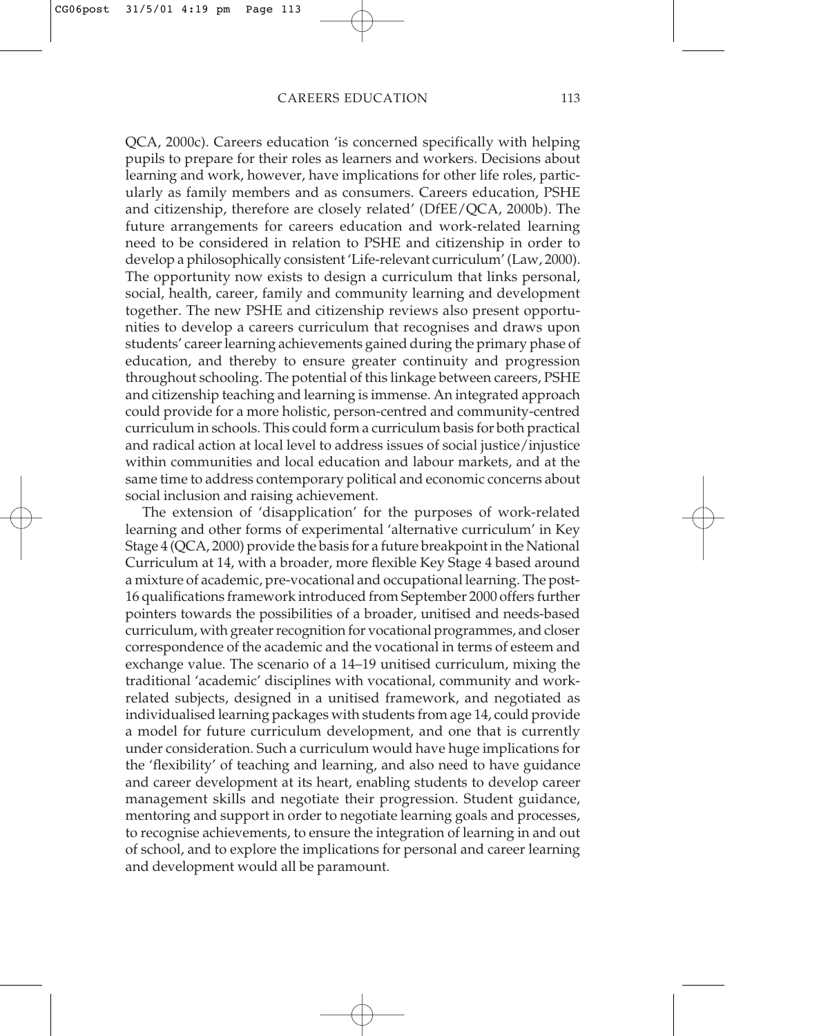QCA, 2000c). Careers education 'is concerned specifically with helping pupils to prepare for their roles as learners and workers. Decisions about learning and work, however, have implications for other life roles, particularly as family members and as consumers. Careers education, PSHE and citizenship, therefore are closely related' (DfEE/QCA, 2000b). The future arrangements for careers education and work-related learning need to be considered in relation to PSHE and citizenship in order to develop a philosophically consistent 'Life-relevant curriculum' (Law, 2000). The opportunity now exists to design a curriculum that links personal, social, health, career, family and community learning and development together. The new PSHE and citizenship reviews also present opportunities to develop a careers curriculum that recognises and draws upon students' career learning achievements gained during the primary phase of education, and thereby to ensure greater continuity and progression throughout schooling. The potential of this linkage between careers, PSHE and citizenship teaching and learning is immense. An integrated approach could provide for a more holistic, person-centred and community-centred curriculum in schools. This could form a curriculum basis for both practical and radical action at local level to address issues of social justice/injustice within communities and local education and labour markets, and at the same time to address contemporary political and economic concerns about social inclusion and raising achievement.

The extension of 'disapplication' for the purposes of work-related learning and other forms of experimental 'alternative curriculum' in Key Stage 4 (QCA, 2000) provide the basis for a future breakpoint in the National Curriculum at 14, with a broader, more flexible Key Stage 4 based around a mixture of academic, pre-vocational and occupational learning. The post-16 qualifications framework introduced from September 2000 offers further pointers towards the possibilities of a broader, unitised and needs-based curriculum, with greater recognition for vocational programmes, and closer correspondence of the academic and the vocational in terms of esteem and exchange value. The scenario of a 14–19 unitised curriculum, mixing the traditional 'academic' disciplines with vocational, community and work-related subjects, designed in a unitised framework, and negotiated as individualised learning packages with students from age 14, could provide a model for future curriculum development, and one that is currently under consideration. Such a curriculum would have huge implications for the 'flexibility' of teaching and learning, and also need to have guidance and career development at its heart, enabling students to develop career management skills and negotiate their progression. Student guidance, mentoring and support in order to negotiate learning goals and processes, to recognise achievements, to ensure the integration of learning in and out of school, and to explore the implications for personal and career learning and development would all be paramount.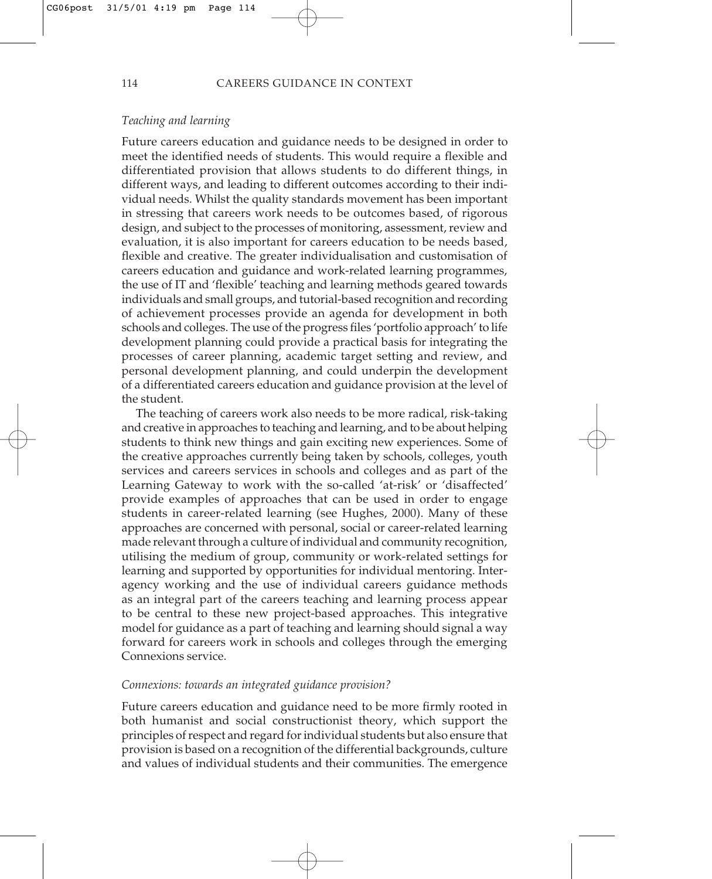### *Teaching and learning*

Future careers education and guidance needs to be designed in order to meet the identified needs of students. This would require a flexible and differentiated provision that allows students to do different things, in different ways, and leading to different outcomes according to their individual needs. Whilst the quality standards movement has been important in stressing that careers work needs to be outcomes based, of rigorous design, and subject to the processes of monitoring, assessment, review and evaluation, it is also important for careers education to be needs based, flexible and creative. The greater individualisation and customisation of careers education and guidance and work-related learning programmes, the use of IT and 'flexible' teaching and learning methods geared towards individuals and small groups, and tutorial-based recognition and recording of achievement processes provide an agenda for development in both schools and colleges. The use of the progress files 'portfolio approach' to life development planning could provide a practical basis for integrating the processes of career planning, academic target setting and review, and personal development planning, and could underpin the development of a differentiated careers education and guidance provision at the level of the student.

The teaching of careers work also needs to be more radical, risk-taking and creative in approaches to teaching and learning, and to be about helping students to think new things and gain exciting new experiences. Some of the creative approaches currently being taken by schools, colleges, youth services and careers services in schools and colleges and as part of the Learning Gateway to work with the so-called 'at-risk' or 'disaffected' provide examples of approaches that can be used in order to engage students in career-related learning (see Hughes, 2000). Many of these approaches are concerned with personal, social or career-related learning made relevant through a culture of individual and community recognition, utilising the medium of group, community or work-related settings for learning and supported by opportunities for individual mentoring. Inter-agency working and the use of individual careers guidance methods as an integral part of the careers teaching and learning process appear to be central to these new project-based approaches. This integrative model for guidance as a part of teaching and learning should signal a way forward for careers work in schools and colleges through the emerging Connexions service.

### *Connexions: towards an integrated guidance provision?*

Future careers education and guidance need to be more firmly rooted in both humanist and social constructionist theory, which support the principles of respect and regard for individual students but also ensure that provision is based on a recognition of the differential backgrounds, culture and values of individual students and their communities. The emergence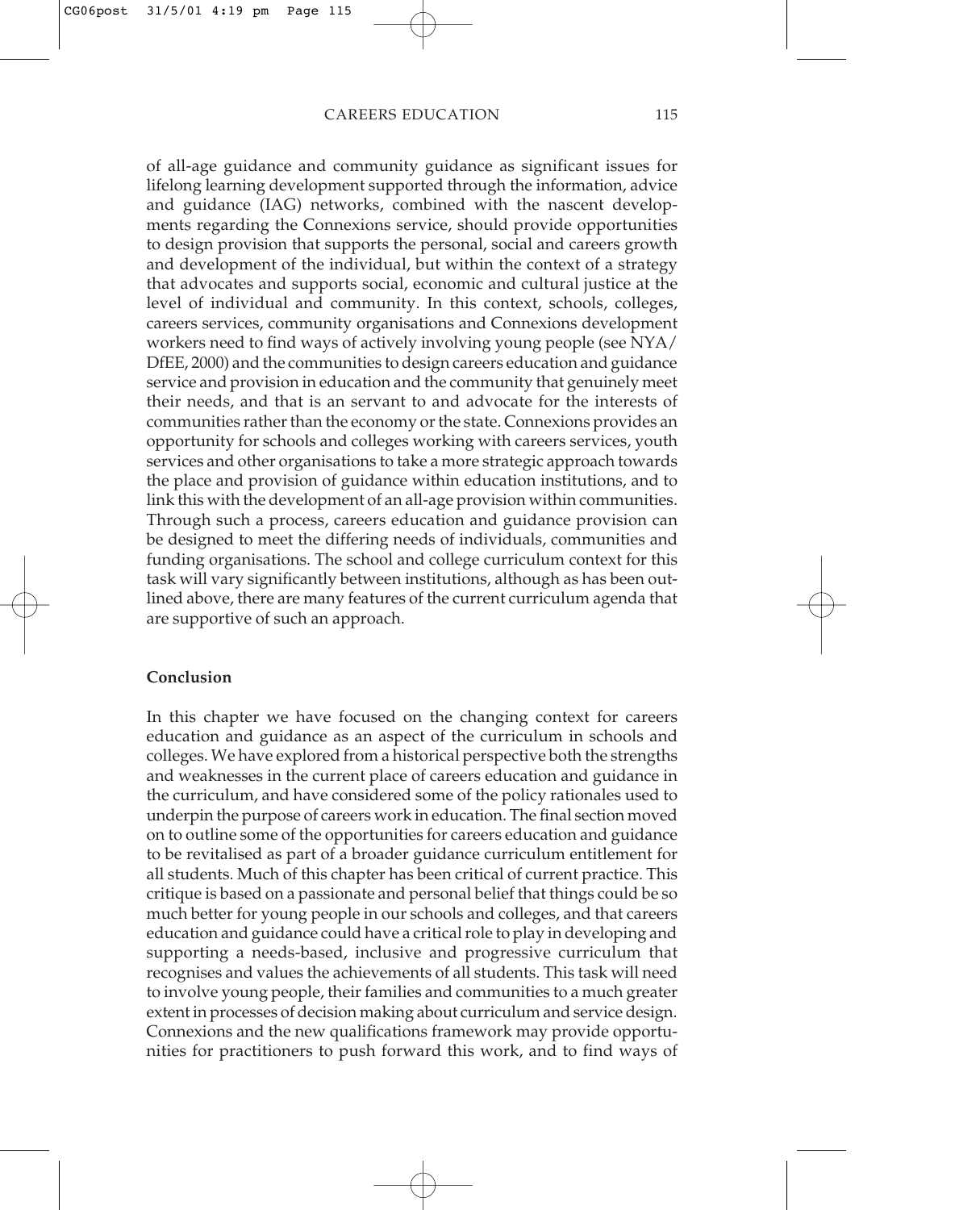of all-age guidance and community guidance as significant issues for lifelong learning development supported through the information, advice and guidance (IAG) networks, combined with the nascent developments regarding the Connexions service, should provide opportunities to design provision that supports the personal, social and careers growth and development of the individual, but within the context of a strategy that advocates and supports social, economic and cultural justice at the level of individual and community. In this context, schools, colleges, careers services, community organisations and Connexions development workers need to find ways of actively involving young people (see NYA/DfEE, 2000) and the communities to design careers education and guidance service and provision in education and the community that genuinely meet their needs, and that is an servant to and advocate for the interests of communities rather than the economy or the state. Connexions provides an opportunity for schools and colleges working with careers services, youth services and other organisations to take a more strategic approach towards the place and provision of guidance within education institutions, and to link this with the development of an all-age provision within communities. Through such a process, careers education and guidance provision can be designed to meet the differing needs of individuals, communities and funding organisations. The school and college curriculum context for this task will vary significantly between institutions, although as has been outlined above, there are many features of the current curriculum agenda that are supportive of such an approach.

**Conclusion**

In this chapter we have focused on the changing context for careers education and guidance as an aspect of the curriculum in schools and colleges. We have explored from a historical perspective both the strengths and weaknesses in the current place of careers education and guidance in the curriculum, and have considered some of the policy rationales used to underpin the purpose of careers work in education. The final section moved on to outline some of the opportunities for careers education and guidance to be revitalised as part of a broader guidance curriculum entitlement for all students. Much of this chapter has been critical of current practice. This critique is based on a passionate and personal belief that things could be so much better for young people in our schools and colleges, and that careers education and guidance could have a critical role to play in developing and supporting a needs-based, inclusive and progressive curriculum that recognises and values the achievements of all students. This task will need to involve young people, their families and communities to a much greater extent in processes of decision making about curriculum and service design. Connexions and the new qualifications framework may provide opportunities for practitioners to push forward this work, and to find ways of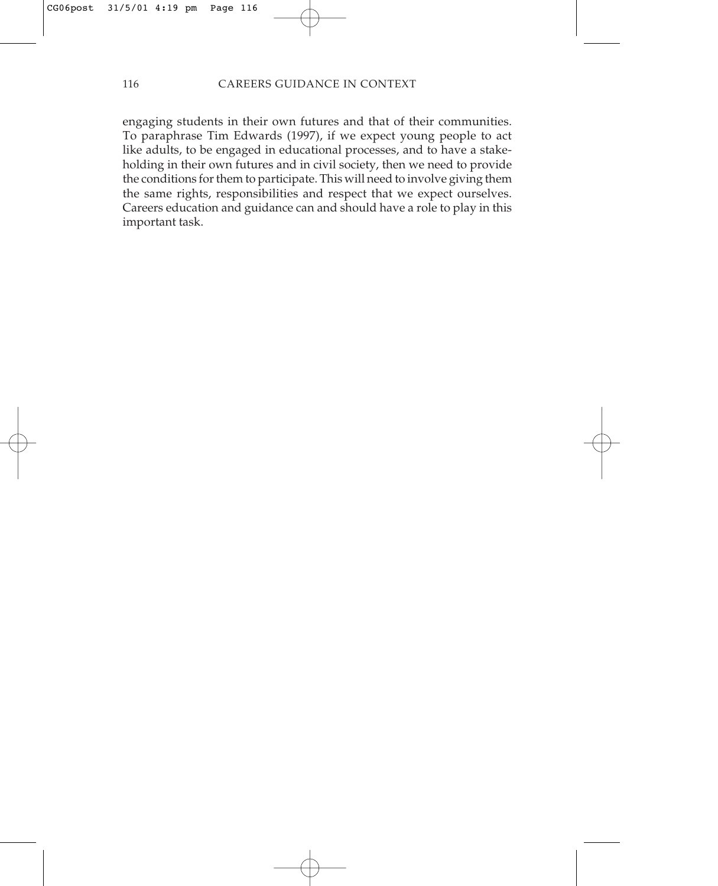engaging students in their own futures and that of their communities. To paraphrase Tim Edwards (1997), if we expect young people to act like adults, to be engaged in educational processes, and to have a stake-holding in their own futures and in civil society, then we need to provide the conditions for them to participate. This will need to involve giving them the same rights, responsibilities and respect that we expect ourselves. Careers education and guidance can and should have a role to play in this important task.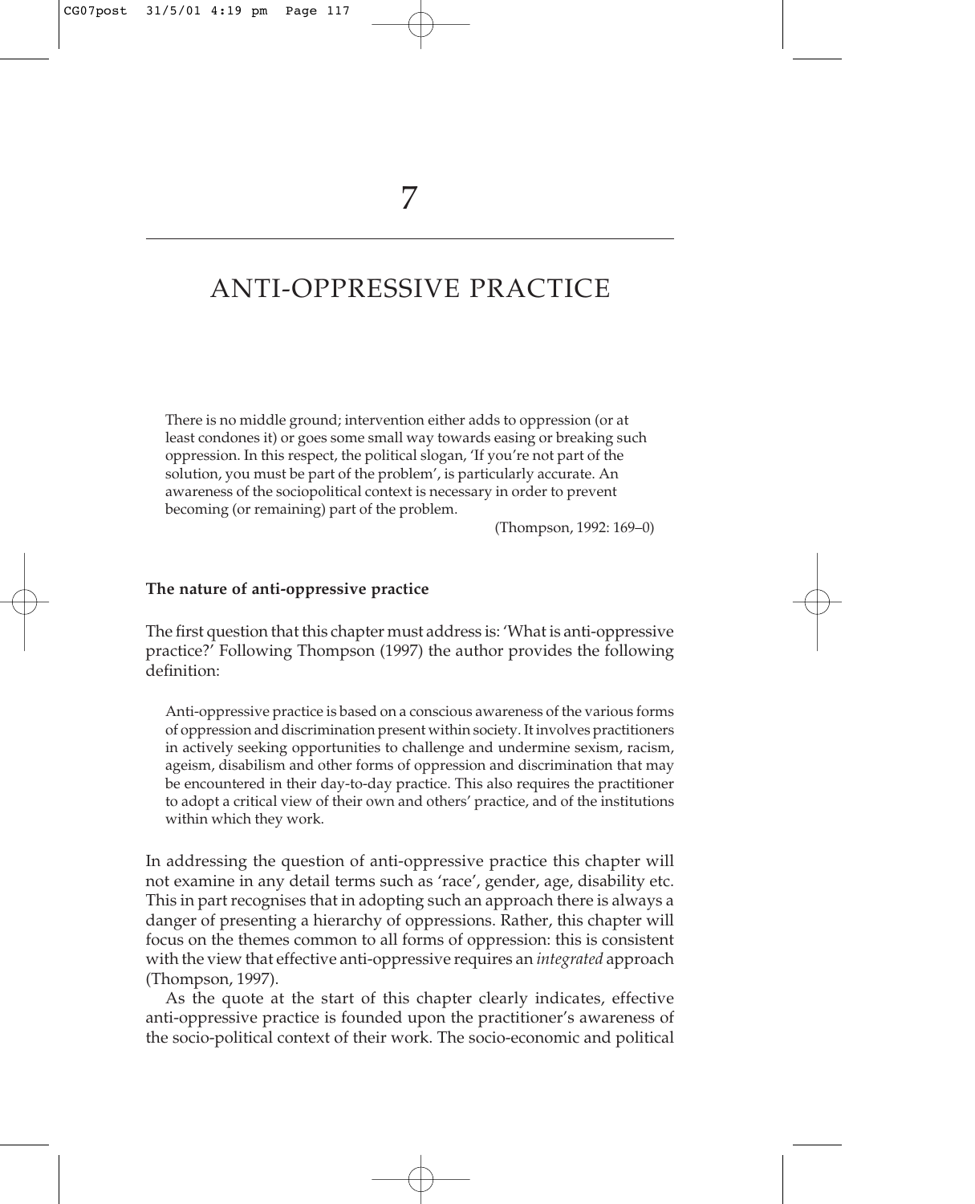# 7

# ANTI-OPPRESSIVE PRACTICE

> There is no middle ground; intervention either adds to oppression (or at least condones it) or goes some small way towards easing or breaking such oppression. In this respect, the political slogan, 'If you're not part of the solution, you must be part of the problem', is particularly accurate. An awareness of the sociopolitical context is necessary in order to prevent becoming (or remaining) part of the problem.
>
> (Thompson, 1992: 169–0)

### The nature of anti-oppressive practice

The first question that this chapter must address is: 'What is anti-oppressive practice?' Following Thompson (1997) the author provides the following definition:

> Anti-oppressive practice is based on a conscious awareness of the various forms of oppression and discrimination present within society. It involves practitioners in actively seeking opportunities to challenge and undermine sexism, racism, ageism, disabilism and other forms of oppression and discrimination that may be encountered in their day-to-day practice. This also requires the practitioner to adopt a critical view of their own and others' practice, and of the institutions within which they work.

In addressing the question of anti-oppressive practice this chapter will not examine in any detail terms such as 'race', gender, age, disability etc. This in part recognises that in adopting such an approach there is always a danger of presenting a hierarchy of oppressions. Rather, this chapter will focus on the themes common to all forms of oppression: this is consistent with the view that effective anti-oppressive requires an *integrated* approach (Thompson, 1997).

As the quote at the start of this chapter clearly indicates, effective anti-oppressive practice is founded upon the practitioner's awareness of the socio-political context of their work. The socio-economic and political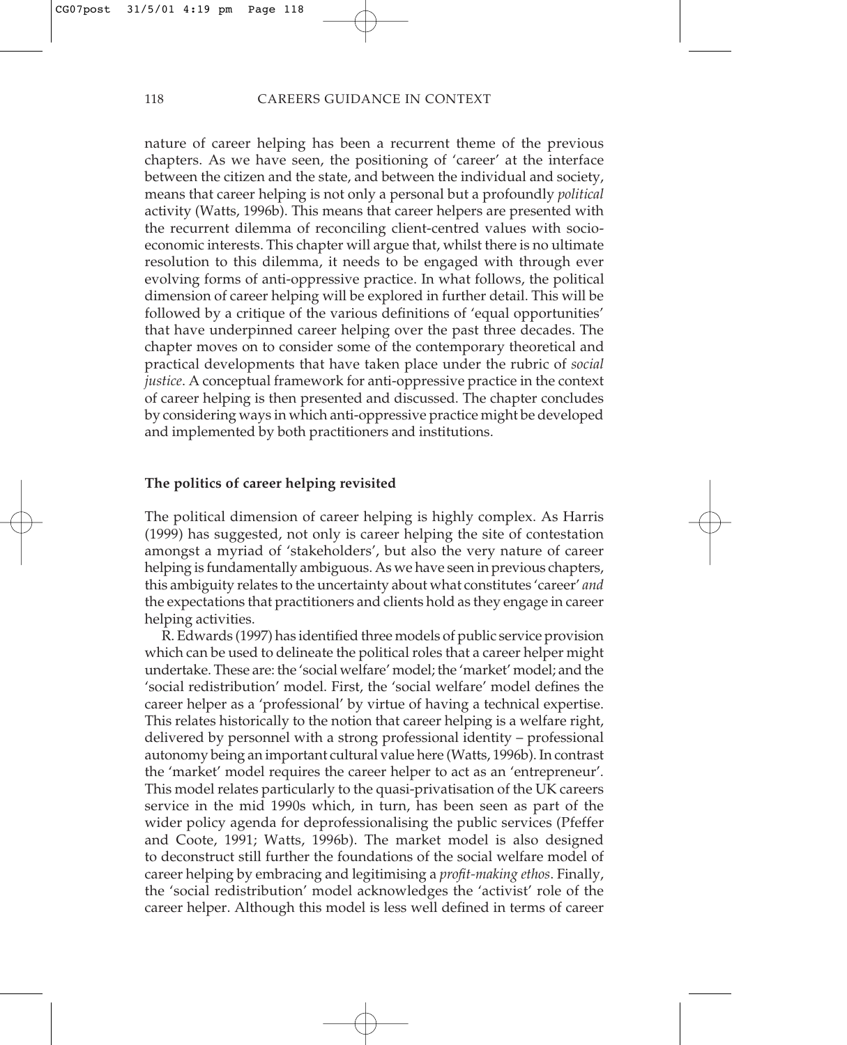nature of career helping has been a recurrent theme of the previous chapters. As we have seen, the positioning of 'career' at the interface between the citizen and the state, and between the individual and society, means that career helping is not only a personal but a profoundly *political* activity (Watts, 1996b). This means that career helpers are presented with the recurrent dilemma of reconciling client-centred values with socio-economic interests. This chapter will argue that, whilst there is no ultimate resolution to this dilemma, it needs to be engaged with through ever evolving forms of anti-oppressive practice. In what follows, the political dimension of career helping will be explored in further detail. This will be followed by a critique of the various definitions of 'equal opportunities' that have underpinned career helping over the past three decades. The chapter moves on to consider some of the contemporary theoretical and practical developments that have taken place under the rubric of *social justice*. A conceptual framework for anti-oppressive practice in the context of career helping is then presented and discussed. The chapter concludes by considering ways in which anti-oppressive practice might be developed and implemented by both practitioners and institutions.

## The politics of career helping revisited

The political dimension of career helping is highly complex. As Harris (1999) has suggested, not only is career helping the site of contestation amongst a myriad of 'stakeholders', but also the very nature of career helping is fundamentally ambiguous. As we have seen in previous chapters, this ambiguity relates to the uncertainty about what constitutes 'career' *and* the expectations that practitioners and clients hold as they engage in career helping activities.

R. Edwards (1997) has identified three models of public service provision which can be used to delineate the political roles that a career helper might undertake. These are: the 'social welfare' model; the 'market' model; and the 'social redistribution' model. First, the 'social welfare' model defines the career helper as a 'professional' by virtue of having a technical expertise. This relates historically to the notion that career helping is a welfare right, delivered by personnel with a strong professional identity – professional autonomy being an important cultural value here (Watts, 1996b). In contrast the 'market' model requires the career helper to act as an 'entrepreneur'. This model relates particularly to the quasi-privatisation of the UK careers service in the mid 1990s which, in turn, has been seen as part of the wider policy agenda for deprofessionalising the public services (Pfeffer and Coote, 1991; Watts, 1996b). The market model is also designed to deconstruct still further the foundations of the social welfare model of career helping by embracing and legitimising a *profit-making ethos*. Finally, the 'social redistribution' model acknowledges the 'activist' role of the career helper. Although this model is less well defined in terms of career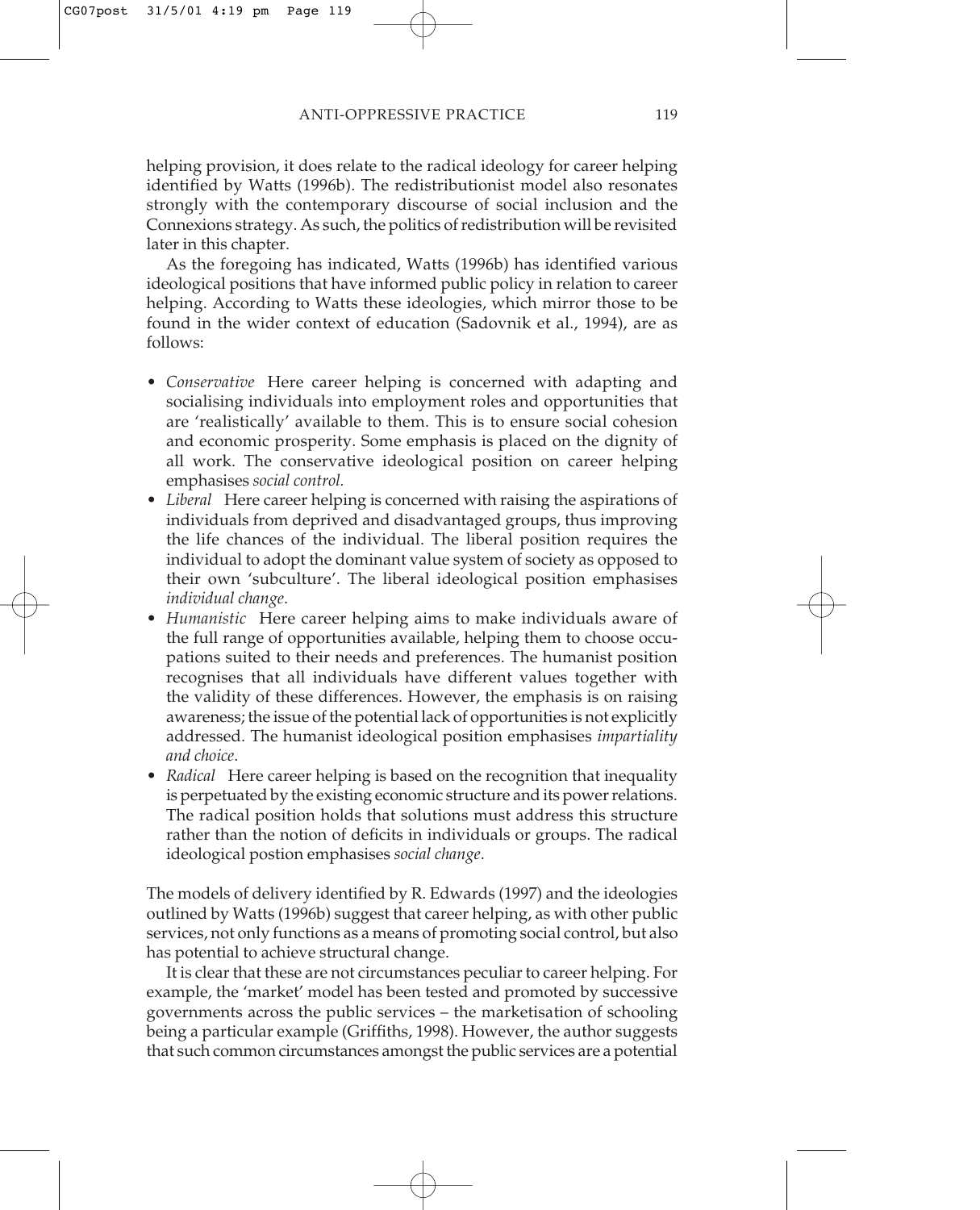helping provision, it does relate to the radical ideology for career helping identified by Watts (1996b). The redistributionist model also resonates strongly with the contemporary discourse of social inclusion and the Connexions strategy. As such, the politics of redistribution will be revisited later in this chapter.

As the foregoing has indicated, Watts (1996b) has identified various ideological positions that have informed public policy in relation to career helping. According to Watts these ideologies, which mirror those to be found in the wider context of education (Sadovnik et al., 1994), are as follows:

- *Conservative* Here career helping is concerned with adapting and socialising individuals into employment roles and opportunities that are 'realistically' available to them. This is to ensure social cohesion and economic prosperity. Some emphasis is placed on the dignity of all work. The conservative ideological position on career helping emphasises *social control.*
- *Liberal* Here career helping is concerned with raising the aspirations of individuals from deprived and disadvantaged groups, thus improving the life chances of the individual. The liberal position requires the individual to adopt the dominant value system of society as opposed to their own 'subculture'. The liberal ideological position emphasises *individual change*.
- *Humanistic* Here career helping aims to make individuals aware of the full range of opportunities available, helping them to choose occupations suited to their needs and preferences. The humanist position recognises that all individuals have different values together with the validity of these differences. However, the emphasis is on raising awareness; the issue of the potential lack of opportunities is not explicitly addressed. The humanist ideological position emphasises *impartiality and choice*.
- *Radical* Here career helping is based on the recognition that inequality is perpetuated by the existing economic structure and its power relations. The radical position holds that solutions must address this structure rather than the notion of deficits in individuals or groups. The radical ideological postion emphasises *social change*.

The models of delivery identified by R. Edwards (1997) and the ideologies outlined by Watts (1996b) suggest that career helping, as with other public services, not only functions as a means of promoting social control, but also has potential to achieve structural change.

It is clear that these are not circumstances peculiar to career helping. For example, the 'market' model has been tested and promoted by successive governments across the public services – the marketisation of schooling being a particular example (Griffiths, 1998). However, the author suggests that such common circumstances amongst the public services are a potential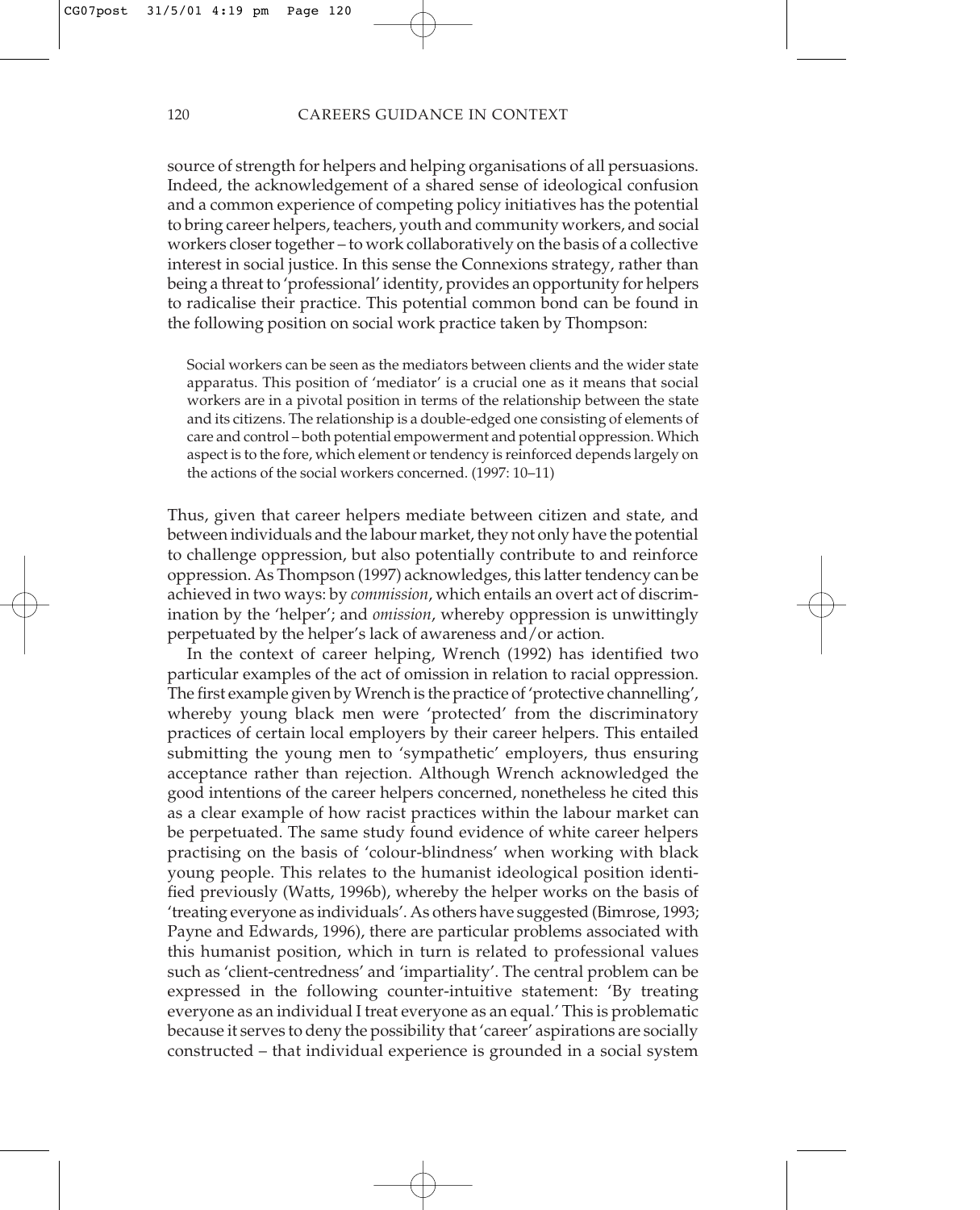source of strength for helpers and helping organisations of all persuasions. Indeed, the acknowledgement of a shared sense of ideological confusion and a common experience of competing policy initiatives has the potential to bring career helpers, teachers, youth and community workers, and social workers closer together – to work collaboratively on the basis of a collective interest in social justice. In this sense the Connexions strategy, rather than being a threat to 'professional' identity, provides an opportunity for helpers to radicalise their practice. This potential common bond can be found in the following position on social work practice taken by Thompson:

> Social workers can be seen as the mediators between clients and the wider state apparatus. This position of 'mediator' is a crucial one as it means that social workers are in a pivotal position in terms of the relationship between the state and its citizens. The relationship is a double-edged one consisting of elements of care and control – both potential empowerment and potential oppression. Which aspect is to the fore, which element or tendency is reinforced depends largely on the actions of the social workers concerned. (1997: 10–11)

Thus, given that career helpers mediate between citizen and state, and between individuals and the labour market, they not only have the potential to challenge oppression, but also potentially contribute to and reinforce oppression. As Thompson (1997) acknowledges, this latter tendency can be achieved in two ways: by *commission*, which entails an overt act of discrimination by the 'helper'; and *omission*, whereby oppression is unwittingly perpetuated by the helper's lack of awareness and/or action.

In the context of career helping, Wrench (1992) has identified two particular examples of the act of omission in relation to racial oppression. The first example given by Wrench is the practice of 'protective channelling', whereby young black men were 'protected' from the discriminatory practices of certain local employers by their career helpers. This entailed submitting the young men to 'sympathetic' employers, thus ensuring acceptance rather than rejection. Although Wrench acknowledged the good intentions of the career helpers concerned, nonetheless he cited this as a clear example of how racist practices within the labour market can be perpetuated. The same study found evidence of white career helpers practising on the basis of 'colour-blindness' when working with black young people. This relates to the humanist ideological position identified previously (Watts, 1996b), whereby the helper works on the basis of 'treating everyone as individuals'. As others have suggested (Bimrose, 1993; Payne and Edwards, 1996), there are particular problems associated with this humanist position, which in turn is related to professional values such as 'client-centredness' and 'impartiality'. The central problem can be expressed in the following counter-intuitive statement: 'By treating everyone as an individual I treat everyone as an equal.' This is problematic because it serves to deny the possibility that 'career' aspirations are socially constructed – that individual experience is grounded in a social system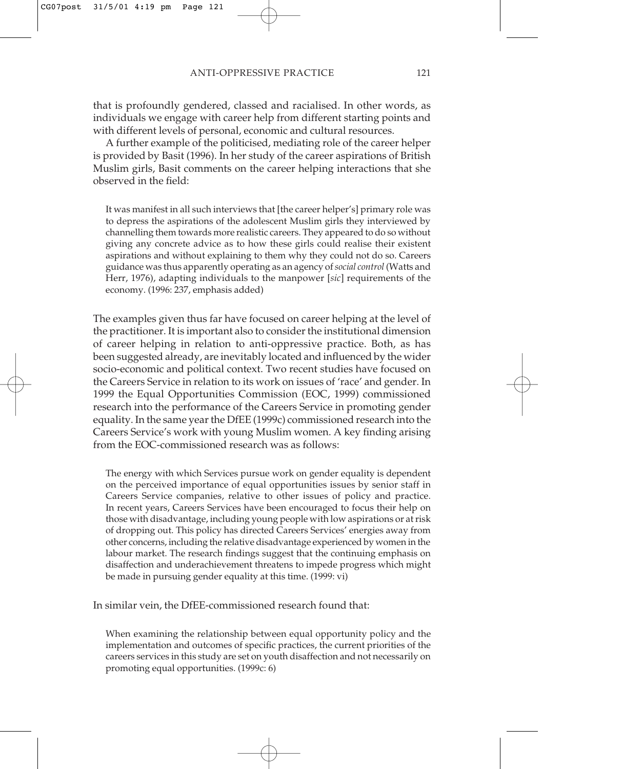that is profoundly gendered, classed and racialised. In other words, as individuals we engage with career help from different starting points and with different levels of personal, economic and cultural resources.

A further example of the politicised, mediating role of the career helper is provided by Basit (1996). In her study of the career aspirations of British Muslim girls, Basit comments on the career helping interactions that she observed in the field:

> It was manifest in all such interviews that [the career helper's] primary role was to depress the aspirations of the adolescent Muslim girls they interviewed by channelling them towards more realistic careers. They appeared to do so without giving any concrete advice as to how these girls could realise their existent aspirations and without explaining to them why they could not do so. Careers guidance was thus apparently operating as an agency of *social control* (Watts and Herr, 1976), adapting individuals to the manpower [*sic*] requirements of the economy. (1996: 237, emphasis added)

The examples given thus far have focused on career helping at the level of the practitioner. It is important also to consider the institutional dimension of career helping in relation to anti-oppressive practice. Both, as has been suggested already, are inevitably located and influenced by the wider socio-economic and political context. Two recent studies have focused on the Careers Service in relation to its work on issues of 'race' and gender. In 1999 the Equal Opportunities Commission (EOC, 1999) commissioned research into the performance of the Careers Service in promoting gender equality. In the same year the DfEE (1999c) commissioned research into the Careers Service's work with young Muslim women. A key finding arising from the EOC-commissioned research was as follows:

> The energy with which Services pursue work on gender equality is dependent on the perceived importance of equal opportunities issues by senior staff in Careers Service companies, relative to other issues of policy and practice. In recent years, Careers Services have been encouraged to focus their help on those with disadvantage, including young people with low aspirations or at risk of dropping out. This policy has directed Careers Services' energies away from other concerns, including the relative disadvantage experienced by women in the labour market. The research findings suggest that the continuing emphasis on disaffection and underachievement threatens to impede progress which might be made in pursuing gender equality at this time. (1999: vi)

In similar vein, the DfEE-commissioned research found that:

> When examining the relationship between equal opportunity policy and the implementation and outcomes of specific practices, the current priorities of the careers services in this study are set on youth disaffection and not necessarily on promoting equal opportunities. (1999c: 6)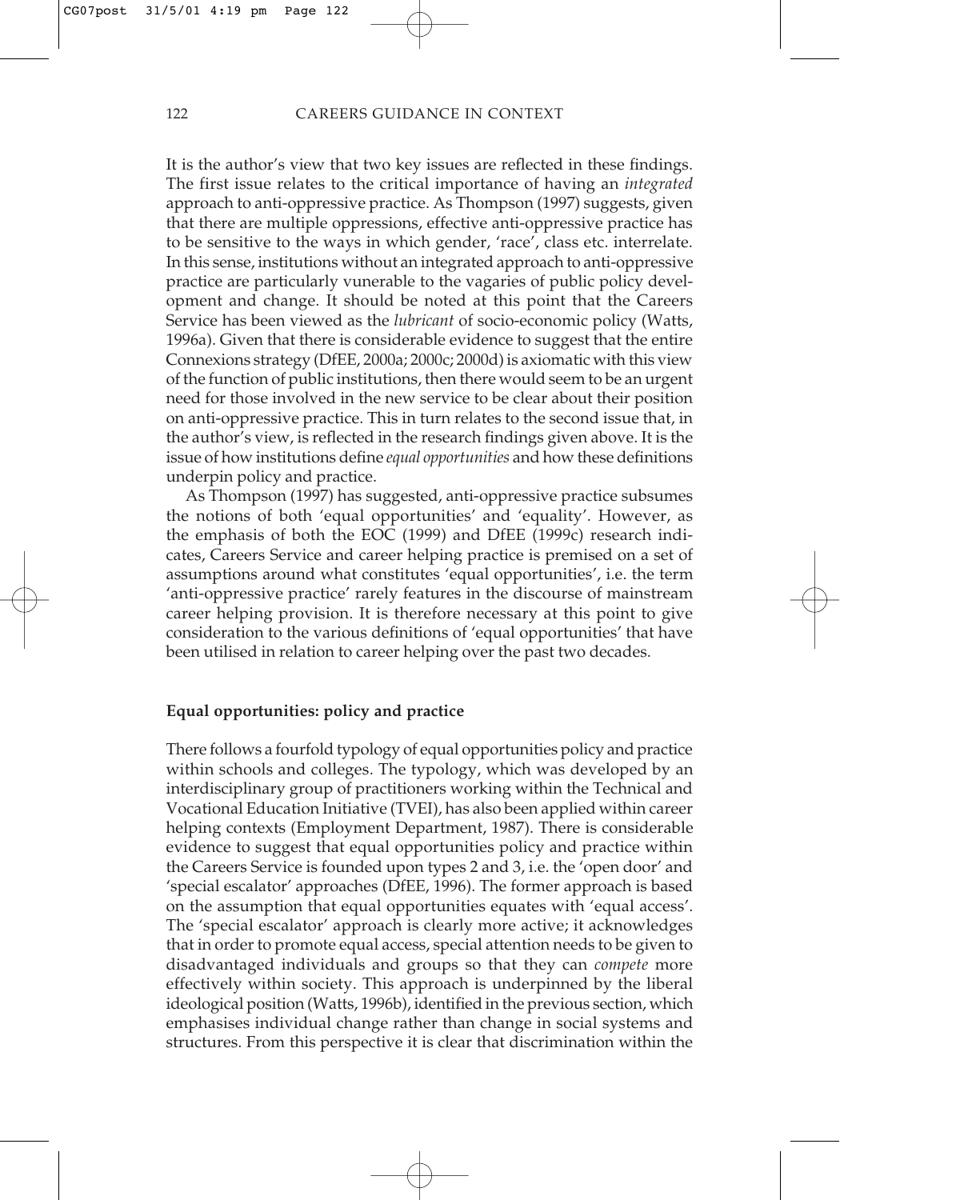It is the author's view that two key issues are reflected in these findings. The first issue relates to the critical importance of having an *integrated* approach to anti-oppressive practice. As Thompson (1997) suggests, given that there are multiple oppressions, effective anti-oppressive practice has to be sensitive to the ways in which gender, 'race', class etc. interrelate. In this sense, institutions without an integrated approach to anti-oppressive practice are particularly vunerable to the vagaries of public policy development and change. It should be noted at this point that the Careers Service has been viewed as the *lubricant* of socio-economic policy (Watts, 1996a). Given that there is considerable evidence to suggest that the entire Connexions strategy (DfEE, 2000a; 2000c; 2000d) is axiomatic with this view of the function of public institutions, then there would seem to be an urgent need for those involved in the new service to be clear about their position on anti-oppressive practice. This in turn relates to the second issue that, in the author's view, is reflected in the research findings given above. It is the issue of how institutions define *equal opportunities* and how these definitions underpin policy and practice.

As Thompson (1997) has suggested, anti-oppressive practice subsumes the notions of both 'equal opportunities' and 'equality'. However, as the emphasis of both the EOC (1999) and DfEE (1999c) research indicates, Careers Service and career helping practice is premised on a set of assumptions around what constitutes 'equal opportunities', i.e. the term 'anti-oppressive practice' rarely features in the discourse of mainstream career helping provision. It is therefore necessary at this point to give consideration to the various definitions of 'equal opportunities' that have been utilised in relation to career helping over the past two decades.

### Equal opportunities: policy and practice

There follows a fourfold typology of equal opportunities policy and practice within schools and colleges. The typology, which was developed by an interdisciplinary group of practitioners working within the Technical and Vocational Education Initiative (TVEI), has also been applied within career helping contexts (Employment Department, 1987). There is considerable evidence to suggest that equal opportunities policy and practice within the Careers Service is founded upon types 2 and 3, i.e. the 'open door' and 'special escalator' approaches (DfEE, 1996). The former approach is based on the assumption that equal opportunities equates with 'equal access'. The 'special escalator' approach is clearly more active; it acknowledges that in order to promote equal access, special attention needs to be given to disadvantaged individuals and groups so that they can *compete* more effectively within society. This approach is underpinned by the liberal ideological position (Watts, 1996b), identified in the previous section, which emphasises individual change rather than change in social systems and structures. From this perspective it is clear that discrimination within the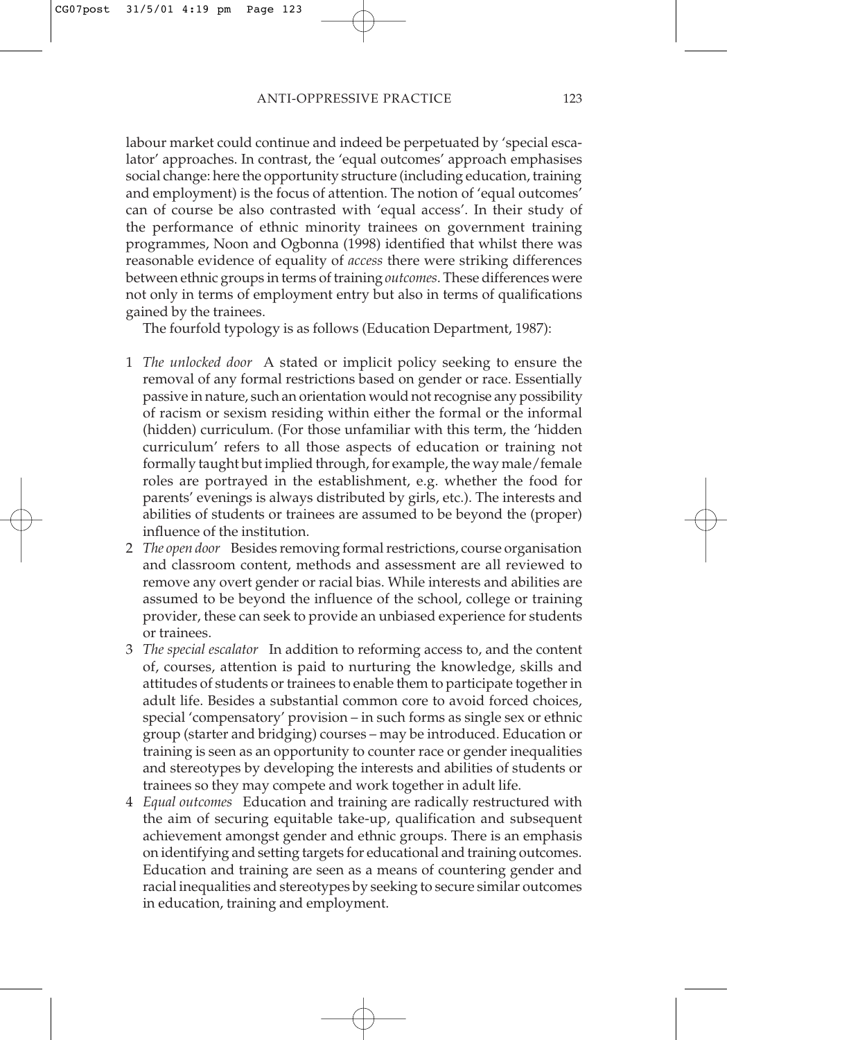labour market could continue and indeed be perpetuated by 'special escalator' approaches. In contrast, the 'equal outcomes' approach emphasises social change: here the opportunity structure (including education, training and employment) is the focus of attention. The notion of 'equal outcomes' can of course be also contrasted with 'equal access'. In their study of the performance of ethnic minority trainees on government training programmes, Noon and Ogbonna (1998) identified that whilst there was reasonable evidence of equality of *access* there were striking differences between ethnic groups in terms of training *outcomes*. These differences were not only in terms of employment entry but also in terms of qualifications gained by the trainees.

The fourfold typology is as follows (Education Department, 1987):

1. *The unlocked door* A stated or implicit policy seeking to ensure the removal of any formal restrictions based on gender or race. Essentially passive in nature, such an orientation would not recognise any possibility of racism or sexism residing within either the formal or the informal (hidden) curriculum. (For those unfamiliar with this term, the 'hidden curriculum' refers to all those aspects of education or training not formally taught but implied through, for example, the way male/female roles are portrayed in the establishment, e.g. whether the food for parents' evenings is always distributed by girls, etc.). The interests and abilities of students or trainees are assumed to be beyond the (proper) influence of the institution.
2. *The open door* Besides removing formal restrictions, course organisation and classroom content, methods and assessment are all reviewed to remove any overt gender or racial bias. While interests and abilities are assumed to be beyond the influence of the school, college or training provider, these can seek to provide an unbiased experience for students or trainees.
3. *The special escalator* In addition to reforming access to, and the content of, courses, attention is paid to nurturing the knowledge, skills and attitudes of students or trainees to enable them to participate together in adult life. Besides a substantial common core to avoid forced choices, special 'compensatory' provision – in such forms as single sex or ethnic group (starter and bridging) courses – may be introduced. Education or training is seen as an opportunity to counter race or gender inequalities and stereotypes by developing the interests and abilities of students or trainees so they may compete and work together in adult life.
4. *Equal outcomes* Education and training are radically restructured with the aim of securing equitable take-up, qualification and subsequent achievement amongst gender and ethnic groups. There is an emphasis on identifying and setting targets for educational and training outcomes. Education and training are seen as a means of countering gender and racial inequalities and stereotypes by seeking to secure similar outcomes in education, training and employment.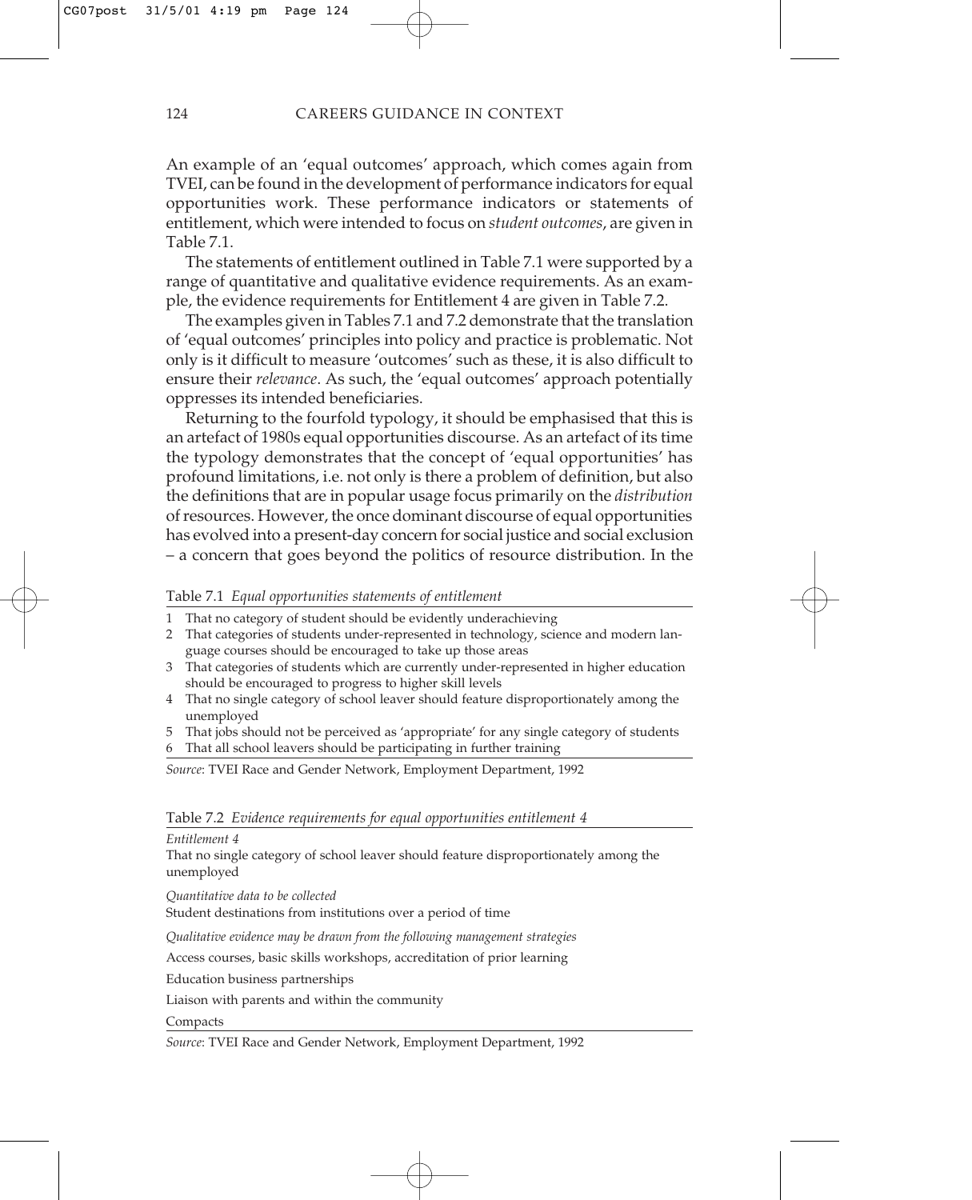An example of an 'equal outcomes' approach, which comes again from TVEI, can be found in the development of performance indicators for equal opportunities work. These performance indicators or statements of entitlement, which were intended to focus on *student outcomes*, are given in Table 7.1.

The statements of entitlement outlined in Table 7.1 were supported by a range of quantitative and qualitative evidence requirements. As an example, the evidence requirements for Entitlement 4 are given in Table 7.2.

The examples given in Tables 7.1 and 7.2 demonstrate that the translation of 'equal outcomes' principles into policy and practice is problematic. Not only is it difficult to measure 'outcomes' such as these, it is also difficult to ensure their *relevance*. As such, the 'equal outcomes' approach potentially oppresses its intended beneficiaries.

Returning to the fourfold typology, it should be emphasised that this is an artefact of 1980s equal opportunities discourse. As an artefact of its time the typology demonstrates that the concept of 'equal opportunities' has profound limitations, i.e. not only is there a problem of definition, but also the definitions that are in popular usage focus primarily on the *distribution* of resources. However, the once dominant discourse of equal opportunities has evolved into a present-day concern for social justice and social exclusion – a concern that goes beyond the politics of resource distribution. In the

Table 7.1 *Equal opportunities statements of entitlement*

1. That no category of student should be evidently underachieving
2. That categories of students under-represented in technology, science and modern language courses should be encouraged to take up those areas
3. That categories of students which are currently under-represented in higher education should be encouraged to progress to higher skill levels
4. That no single category of school leaver should feature disproportionately among the unemployed
5. That jobs should not be perceived as 'appropriate' for any single category of students
6. That all school leavers should be participating in further training

*Source*: TVEI Race and Gender Network, Employment Department, 1992

Table 7.2 *Evidence requirements for equal opportunities entitlement 4*

*Entitlement 4*

That no single category of school leaver should feature disproportionately among the unemployed

*Quantitative data to be collected*

Student destinations from institutions over a period of time

*Qualitative evidence may be drawn from the following management strategies*

Access courses, basic skills workshops, accreditation of prior learning

Education business partnerships

Liaison with parents and within the community

Compacts

*Source*: TVEI Race and Gender Network, Employment Department, 1992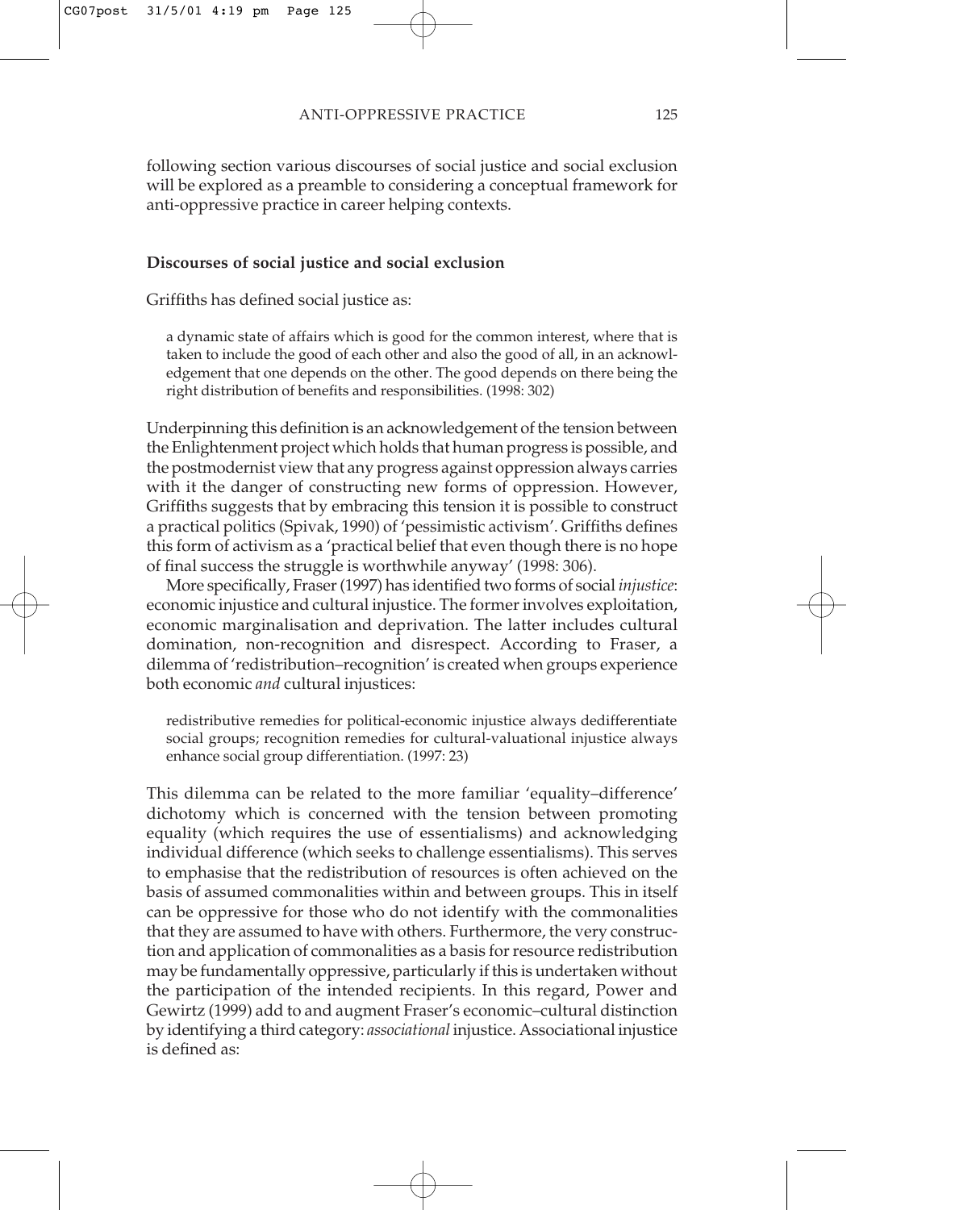following section various discourses of social justice and social exclusion will be explored as a preamble to considering a conceptual framework for anti-oppressive practice in career helping contexts.

### Discourses of social justice and social exclusion

Griffiths has defined social justice as:

> a dynamic state of affairs which is good for the common interest, where that is taken to include the good of each other and also the good of all, in an acknowledgement that one depends on the other. The good depends on there being the right distribution of benefits and responsibilities. (1998: 302)

Underpinning this definition is an acknowledgement of the tension between the Enlightenment project which holds that human progress is possible, and the postmodernist view that any progress against oppression always carries with it the danger of constructing new forms of oppression. However, Griffiths suggests that by embracing this tension it is possible to construct a practical politics (Spivak, 1990) of 'pessimistic activism'. Griffiths defines this form of activism as a 'practical belief that even though there is no hope of final success the struggle is worthwhile anyway' (1998: 306).

More specifically, Fraser (1997) has identified two forms of social *injustice*: economic injustice and cultural injustice. The former involves exploitation, economic marginalisation and deprivation. The latter includes cultural domination, non-recognition and disrespect. According to Fraser, a dilemma of 'redistribution–recognition' is created when groups experience both economic *and* cultural injustices:

> redistributive remedies for political-economic injustice always dedifferentiate social groups; recognition remedies for cultural-valuational injustice always enhance social group differentiation. (1997: 23)

This dilemma can be related to the more familiar 'equality–difference' dichotomy which is concerned with the tension between promoting equality (which requires the use of essentialisms) and acknowledging individual difference (which seeks to challenge essentialisms). This serves to emphasise that the redistribution of resources is often achieved on the basis of assumed commonalities within and between groups. This in itself can be oppressive for those who do not identify with the commonalities that they are assumed to have with others. Furthermore, the very construction and application of commonalities as a basis for resource redistribution may be fundamentally oppressive, particularly if this is undertaken without the participation of the intended recipients. In this regard, Power and Gewirtz (1999) add to and augment Fraser's economic–cultural distinction by identifying a third category: *associational* injustice. Associational injustice is defined as: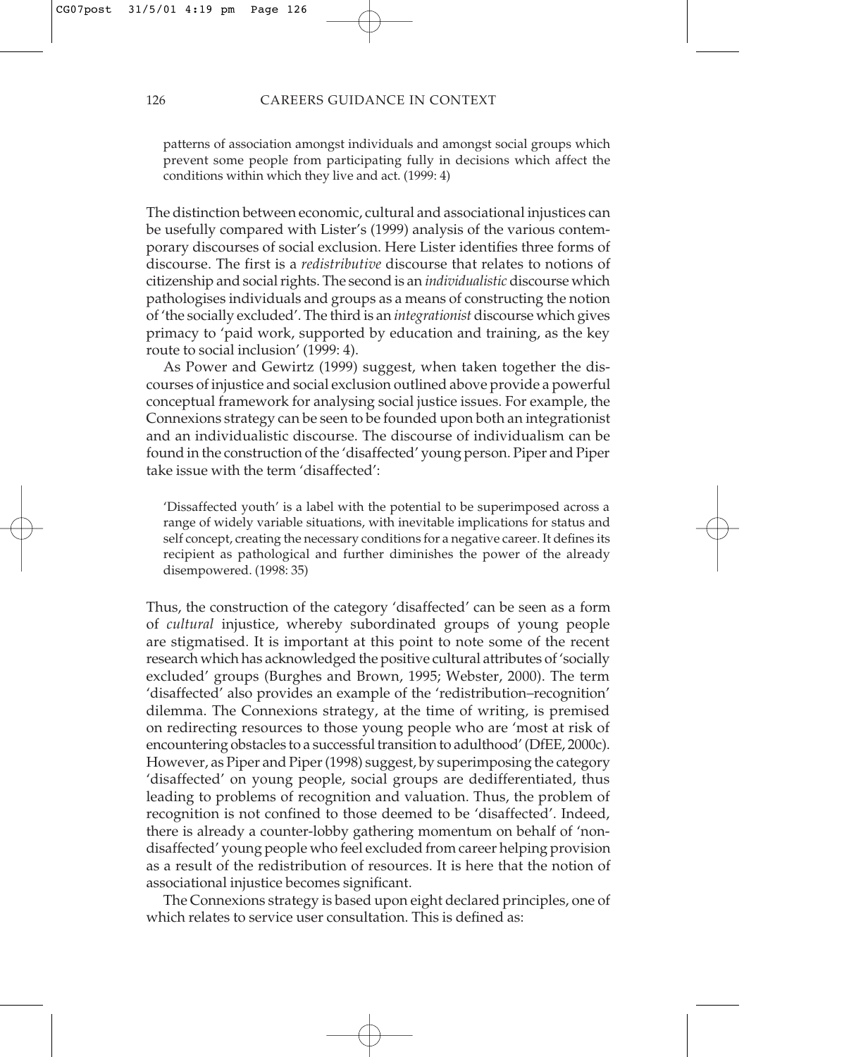> patterns of association amongst individuals and amongst social groups which prevent some people from participating fully in decisions which affect the conditions within which they live and act. (1999: 4)

The distinction between economic, cultural and associational injustices can be usefully compared with Lister's (1999) analysis of the various contemporary discourses of social exclusion. Here Lister identifies three forms of discourse. The first is a *redistributive* discourse that relates to notions of citizenship and social rights. The second is an *individualistic* discourse which pathologises individuals and groups as a means of constructing the notion of 'the socially excluded'. The third is an *integrationist* discourse which gives primacy to 'paid work, supported by education and training, as the key route to social inclusion' (1999: 4).

As Power and Gewirtz (1999) suggest, when taken together the discourses of injustice and social exclusion outlined above provide a powerful conceptual framework for analysing social justice issues. For example, the Connexions strategy can be seen to be founded upon both an integrationist and an individualistic discourse. The discourse of individualism can be found in the construction of the 'disaffected' young person. Piper and Piper take issue with the term 'disaffected':

> 'Dissaffected youth' is a label with the potential to be superimposed across a range of widely variable situations, with inevitable implications for status and self concept, creating the necessary conditions for a negative career. It defines its recipient as pathological and further diminishes the power of the already disempowered. (1998: 35)

Thus, the construction of the category 'disaffected' can be seen as a form of *cultural* injustice, whereby subordinated groups of young people are stigmatised. It is important at this point to note some of the recent research which has acknowledged the positive cultural attributes of 'socially excluded' groups (Burghes and Brown, 1995; Webster, 2000). The term 'disaffected' also provides an example of the 'redistribution–recognition' dilemma. The Connexions strategy, at the time of writing, is premised on redirecting resources to those young people who are 'most at risk of encountering obstacles to a successful transition to adulthood' (DfEE, 2000c). However, as Piper and Piper (1998) suggest, by superimposing the category 'disaffected' on young people, social groups are dedifferentiated, thus leading to problems of recognition and valuation. Thus, the problem of recognition is not confined to those deemed to be 'disaffected'. Indeed, there is already a counter-lobby gathering momentum on behalf of 'non-disaffected' young people who feel excluded from career helping provision as a result of the redistribution of resources. It is here that the notion of associational injustice becomes significant.

The Connexions strategy is based upon eight declared principles, one of which relates to service user consultation. This is defined as: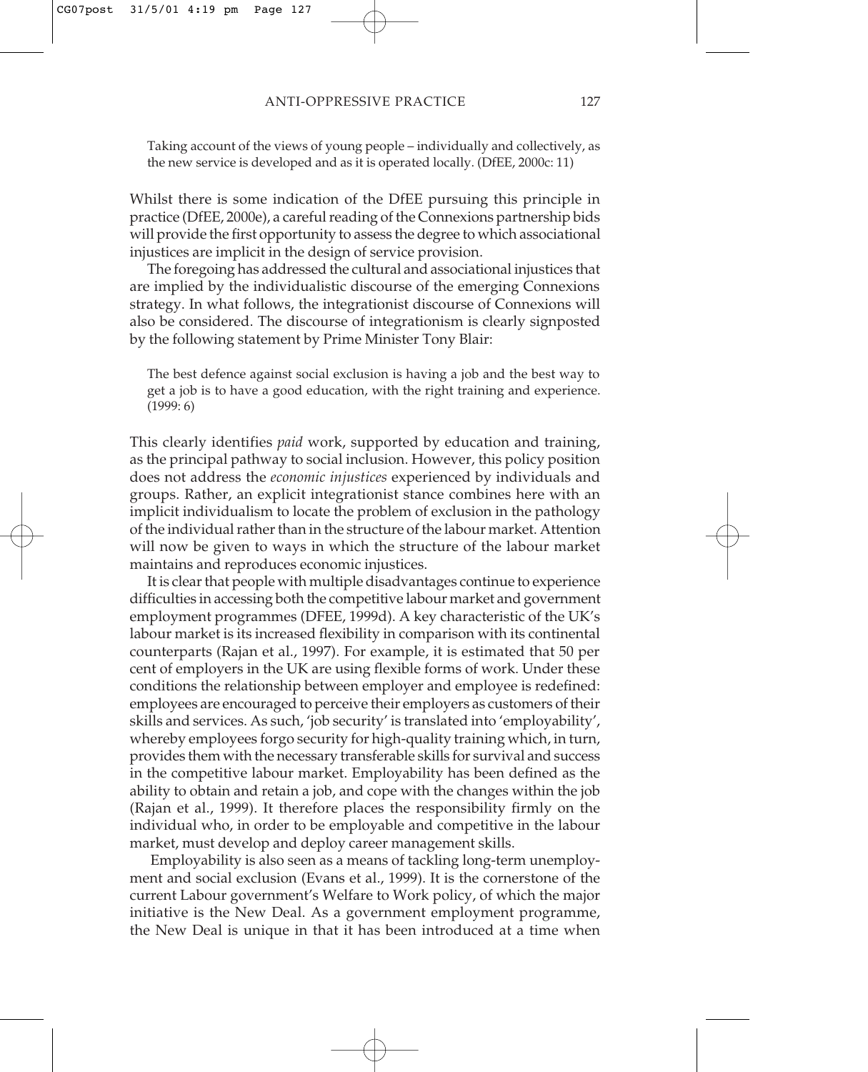> Taking account of the views of young people – individually and collectively, as the new service is developed and as it is operated locally. (DfEE, 2000c: 11)

Whilst there is some indication of the DfEE pursuing this principle in practice (DfEE, 2000e), a careful reading of the Connexions partnership bids will provide the first opportunity to assess the degree to which associational injustices are implicit in the design of service provision.

The foregoing has addressed the cultural and associational injustices that are implied by the individualistic discourse of the emerging Connexions strategy. In what follows, the integrationist discourse of Connexions will also be considered. The discourse of integrationism is clearly signposted by the following statement by Prime Minister Tony Blair:

> The best defence against social exclusion is having a job and the best way to get a job is to have a good education, with the right training and experience. (1999: 6)

This clearly identifies *paid* work, supported by education and training, as the principal pathway to social inclusion. However, this policy position does not address the *economic injustices* experienced by individuals and groups. Rather, an explicit integrationist stance combines here with an implicit individualism to locate the problem of exclusion in the pathology of the individual rather than in the structure of the labour market. Attention will now be given to ways in which the structure of the labour market maintains and reproduces economic injustices.

It is clear that people with multiple disadvantages continue to experience difficulties in accessing both the competitive labour market and government employment programmes (DFEE, 1999d). A key characteristic of the UK's labour market is its increased flexibility in comparison with its continental counterparts (Rajan et al., 1997). For example, it is estimated that 50 per cent of employers in the UK are using flexible forms of work. Under these conditions the relationship between employer and employee is redefined: employees are encouraged to perceive their employers as customers of their skills and services. As such, 'job security' is translated into 'employability', whereby employees forgo security for high-quality training which, in turn, provides them with the necessary transferable skills for survival and success in the competitive labour market. Employability has been defined as the ability to obtain and retain a job, and cope with the changes within the job (Rajan et al., 1999). It therefore places the responsibility firmly on the individual who, in order to be employable and competitive in the labour market, must develop and deploy career management skills.

Employability is also seen as a means of tackling long-term unemployment and social exclusion (Evans et al., 1999). It is the cornerstone of the current Labour government's Welfare to Work policy, of which the major initiative is the New Deal. As a government employment programme, the New Deal is unique in that it has been introduced at a time when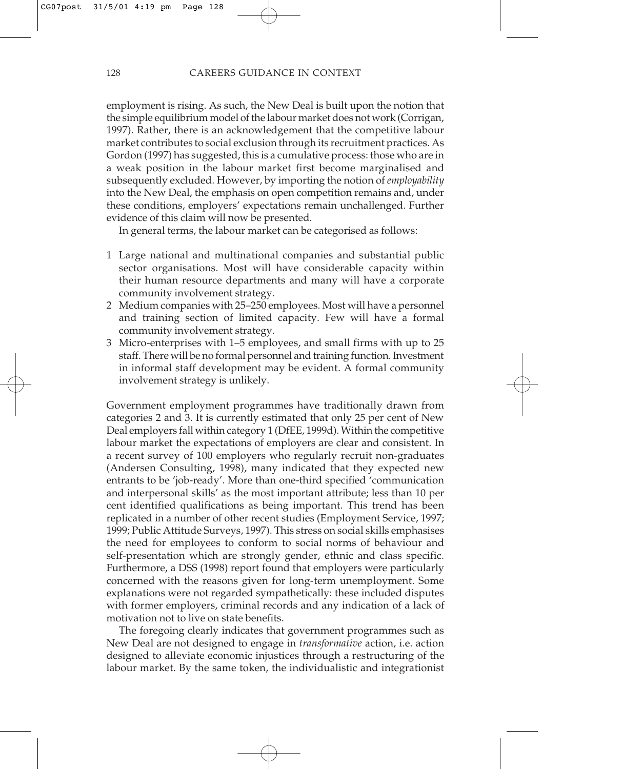employment is rising. As such, the New Deal is built upon the notion that the simple equilibrium model of the labour market does not work (Corrigan, 1997). Rather, there is an acknowledgement that the competitive labour market contributes to social exclusion through its recruitment practices. As Gordon (1997) has suggested, this is a cumulative process: those who are in a weak position in the labour market first become marginalised and subsequently excluded. However, by importing the notion of *employability* into the New Deal, the emphasis on open competition remains and, under these conditions, employers' expectations remain unchallenged. Further evidence of this claim will now be presented.

In general terms, the labour market can be categorised as follows:

1. Large national and multinational companies and substantial public sector organisations. Most will have considerable capacity within their human resource departments and many will have a corporate community involvement strategy.
2. Medium companies with 25–250 employees. Most will have a personnel and training section of limited capacity. Few will have a formal community involvement strategy.
3. Micro-enterprises with 1–5 employees, and small firms with up to 25 staff. There will be no formal personnel and training function. Investment in informal staff development may be evident. A formal community involvement strategy is unlikely.

Government employment programmes have traditionally drawn from categories 2 and 3. It is currently estimated that only 25 per cent of New Deal employers fall within category 1 (DfEE, 1999d). Within the competitive labour market the expectations of employers are clear and consistent. In a recent survey of 100 employers who regularly recruit non-graduates (Andersen Consulting, 1998), many indicated that they expected new entrants to be 'job-ready'. More than one-third specified 'communication and interpersonal skills' as the most important attribute; less than 10 per cent identified qualifications as being important. This trend has been replicated in a number of other recent studies (Employment Service, 1997; 1999; Public Attitude Surveys, 1997). This stress on social skills emphasises the need for employees to conform to social norms of behaviour and self-presentation which are strongly gender, ethnic and class specific. Furthermore, a DSS (1998) report found that employers were particularly concerned with the reasons given for long-term unemployment. Some explanations were not regarded sympathetically: these included disputes with former employers, criminal records and any indication of a lack of motivation not to live on state benefits.

The foregoing clearly indicates that government programmes such as New Deal are not designed to engage in *transformative* action, i.e. action designed to alleviate economic injustices through a restructuring of the labour market. By the same token, the individualistic and integrationist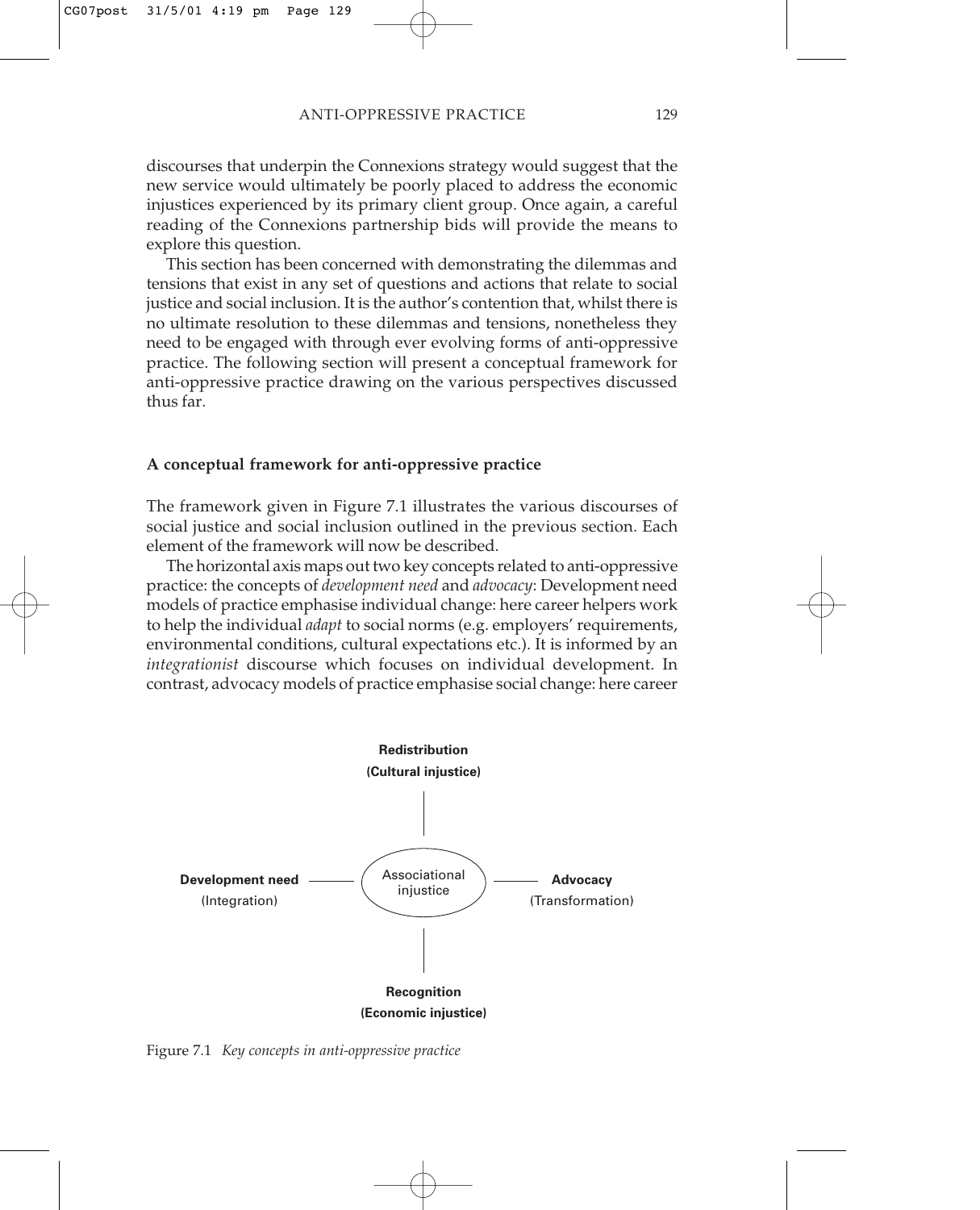discourses that underpin the Connexions strategy would suggest that the new service would ultimately be poorly placed to address the economic injustices experienced by its primary client group. Once again, a careful reading of the Connexions partnership bids will provide the means to explore this question.

This section has been concerned with demonstrating the dilemmas and tensions that exist in any set of questions and actions that relate to social justice and social inclusion. It is the author's contention that, whilst there is no ultimate resolution to these dilemmas and tensions, nonetheless they need to be engaged with through ever evolving forms of anti-oppressive practice. The following section will present a conceptual framework for anti-oppressive practice drawing on the various perspectives discussed thus far.

### A conceptual framework for anti-oppressive practice

The framework given in Figure 7.1 illustrates the various discourses of social justice and social inclusion outlined in the previous section. Each element of the framework will now be described.

The horizontal axis maps out two key concepts related to anti-oppressive practice: the concepts of *development need* and *advocacy*: Development need models of practice emphasise individual change: here career helpers work to help the individual *adapt* to social norms (e.g. employers' requirements, environmental conditions, cultural expectations etc.). It is informed by an *integrationist* discourse which focuses on individual development. In contrast, advocacy models of practice emphasise social change: here career

**Redistribution**
**(Cultural injustice)**

**Development need** (Integration) — Associational injustice — **Advocacy** (Transformation)

**Recognition**
**(Economic injustice)**

Figure 7.1 *Key concepts in anti-oppressive practice*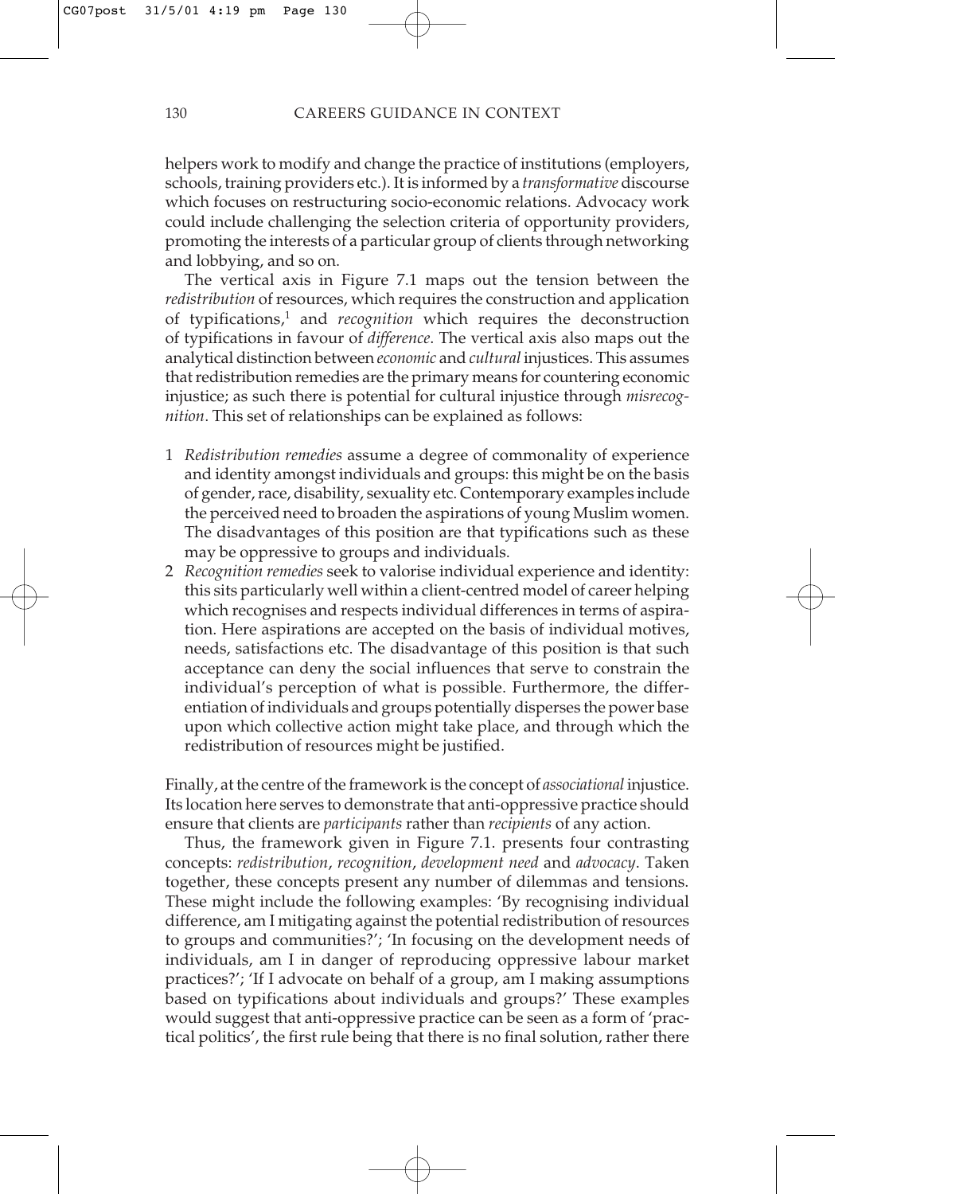helpers work to modify and change the practice of institutions (employers, schools, training providers etc.). It is informed by a *transformative* discourse which focuses on restructuring socio-economic relations. Advocacy work could include challenging the selection criteria of opportunity providers, promoting the interests of a particular group of clients through networking and lobbying, and so on.

The vertical axis in Figure 7.1 maps out the tension between the *redistribution* of resources, which requires the construction and application of typifications,[1] and *recognition* which requires the deconstruction of typifications in favour of *difference*. The vertical axis also maps out the analytical distinction between *economic* and *cultural* injustices. This assumes that redistribution remedies are the primary means for countering economic injustice; as such there is potential for cultural injustice through *misrecognition*. This set of relationships can be explained as follows:

1. *Redistribution remedies* assume a degree of commonality of experience and identity amongst individuals and groups: this might be on the basis of gender, race, disability, sexuality etc. Contemporary examples include the perceived need to broaden the aspirations of young Muslim women. The disadvantages of this position are that typifications such as these may be oppressive to groups and individuals.
2. *Recognition remedies* seek to valorise individual experience and identity: this sits particularly well within a client-centred model of career helping which recognises and respects individual differences in terms of aspiration. Here aspirations are accepted on the basis of individual motives, needs, satisfactions etc. The disadvantage of this position is that such acceptance can deny the social influences that serve to constrain the individual's perception of what is possible. Furthermore, the differentiation of individuals and groups potentially disperses the power base upon which collective action might take place, and through which the redistribution of resources might be justified.

Finally, at the centre of the framework is the concept of *associational* injustice. Its location here serves to demonstrate that anti-oppressive practice should ensure that clients are *participants* rather than *recipients* of any action.

Thus, the framework given in Figure 7.1. presents four contrasting concepts: *redistribution*, *recognition*, *development need* and *advocacy*. Taken together, these concepts present any number of dilemmas and tensions. These might include the following examples: 'By recognising individual difference, am I mitigating against the potential redistribution of resources to groups and communities?'; 'In focusing on the development needs of individuals, am I in danger of reproducing oppressive labour market practices?'; 'If I advocate on behalf of a group, am I making assumptions based on typifications about individuals and groups?' These examples would suggest that anti-oppressive practice can be seen as a form of 'practical politics', the first rule being that there is no final solution, rather there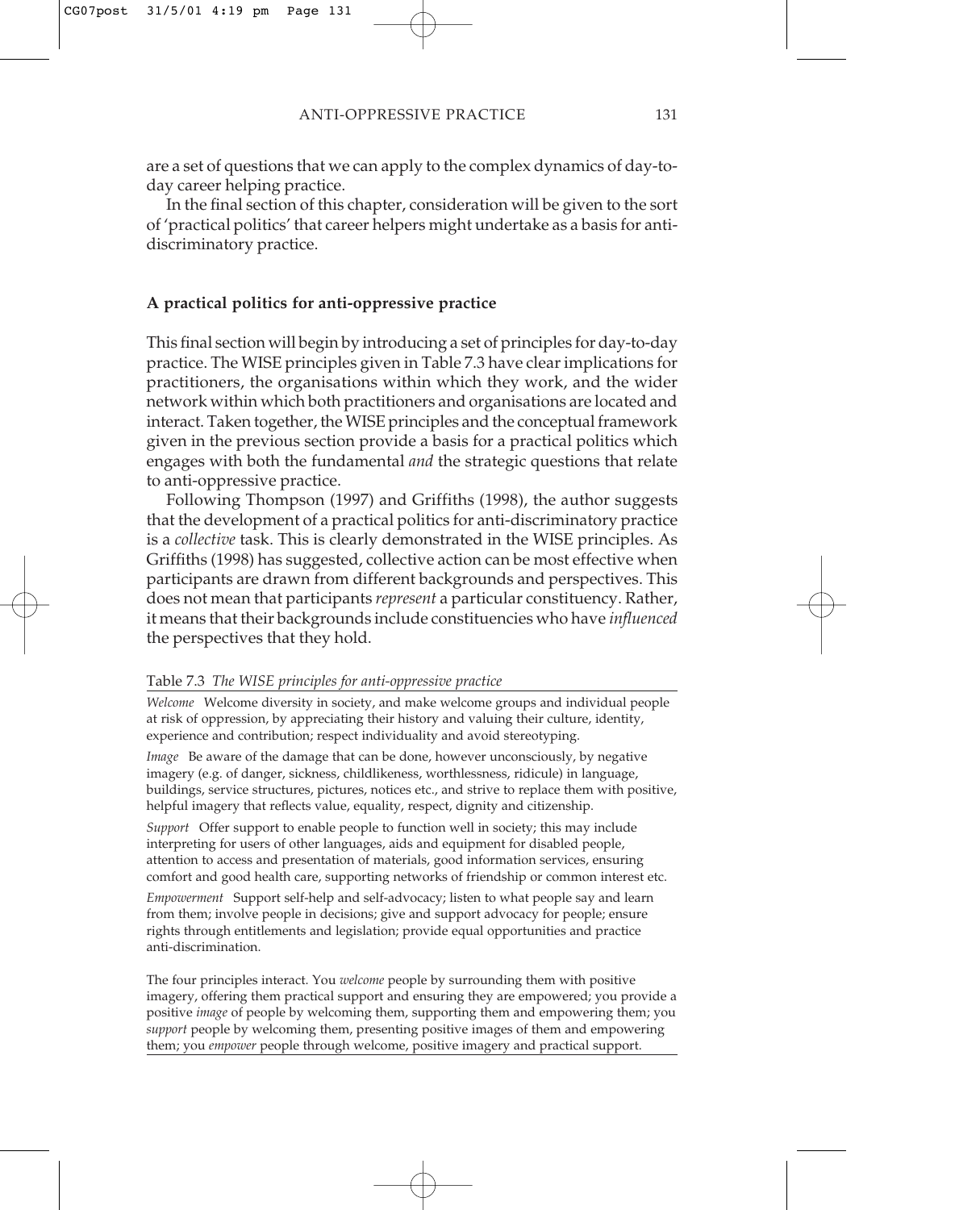are a set of questions that we can apply to the complex dynamics of day-to-day career helping practice.

In the final section of this chapter, consideration will be given to the sort of 'practical politics' that career helpers might undertake as a basis for anti-discriminatory practice.

### A practical politics for anti-oppressive practice

This final section will begin by introducing a set of principles for day-to-day practice. The WISE principles given in Table 7.3 have clear implications for practitioners, the organisations within which they work, and the wider network within which both practitioners and organisations are located and interact. Taken together, the WISE principles and the conceptual framework given in the previous section provide a basis for a practical politics which engages with both the fundamental *and* the strategic questions that relate to anti-oppressive practice.

Following Thompson (1997) and Griffiths (1998), the author suggests that the development of a practical politics for anti-discriminatory practice is a *collective* task. This is clearly demonstrated in the WISE principles. As Griffiths (1998) has suggested, collective action can be most effective when participants are drawn from different backgrounds and perspectives. This does not mean that participants *represent* a particular constituency. Rather, it means that their backgrounds include constituencies who have *influenced* the perspectives that they hold.

Table 7.3 *The WISE principles for anti-oppressive practice*

*Welcome* Welcome diversity in society, and make welcome groups and individual people at risk of oppression, by appreciating their history and valuing their culture, identity, experience and contribution; respect individuality and avoid stereotyping.

*Image* Be aware of the damage that can be done, however unconsciously, by negative imagery (e.g. of danger, sickness, childlikeness, worthlessness, ridicule) in language, buildings, service structures, pictures, notices etc., and strive to replace them with positive, helpful imagery that reflects value, equality, respect, dignity and citizenship.

*Support* Offer support to enable people to function well in society; this may include interpreting for users of other languages, aids and equipment for disabled people, attention to access and presentation of materials, good information services, ensuring comfort and good health care, supporting networks of friendship or common interest etc.

*Empowerment* Support self-help and self-advocacy; listen to what people say and learn from them; involve people in decisions; give and support advocacy for people; ensure rights through entitlements and legislation; provide equal opportunities and practice anti-discrimination.

The four principles interact. You *welcome* people by surrounding them with positive imagery, offering them practical support and ensuring they are empowered; you provide a positive *image* of people by welcoming them, supporting them and empowering them; you *support* people by welcoming them, presenting positive images of them and empowering them; you *empower* people through welcome, positive imagery and practical support.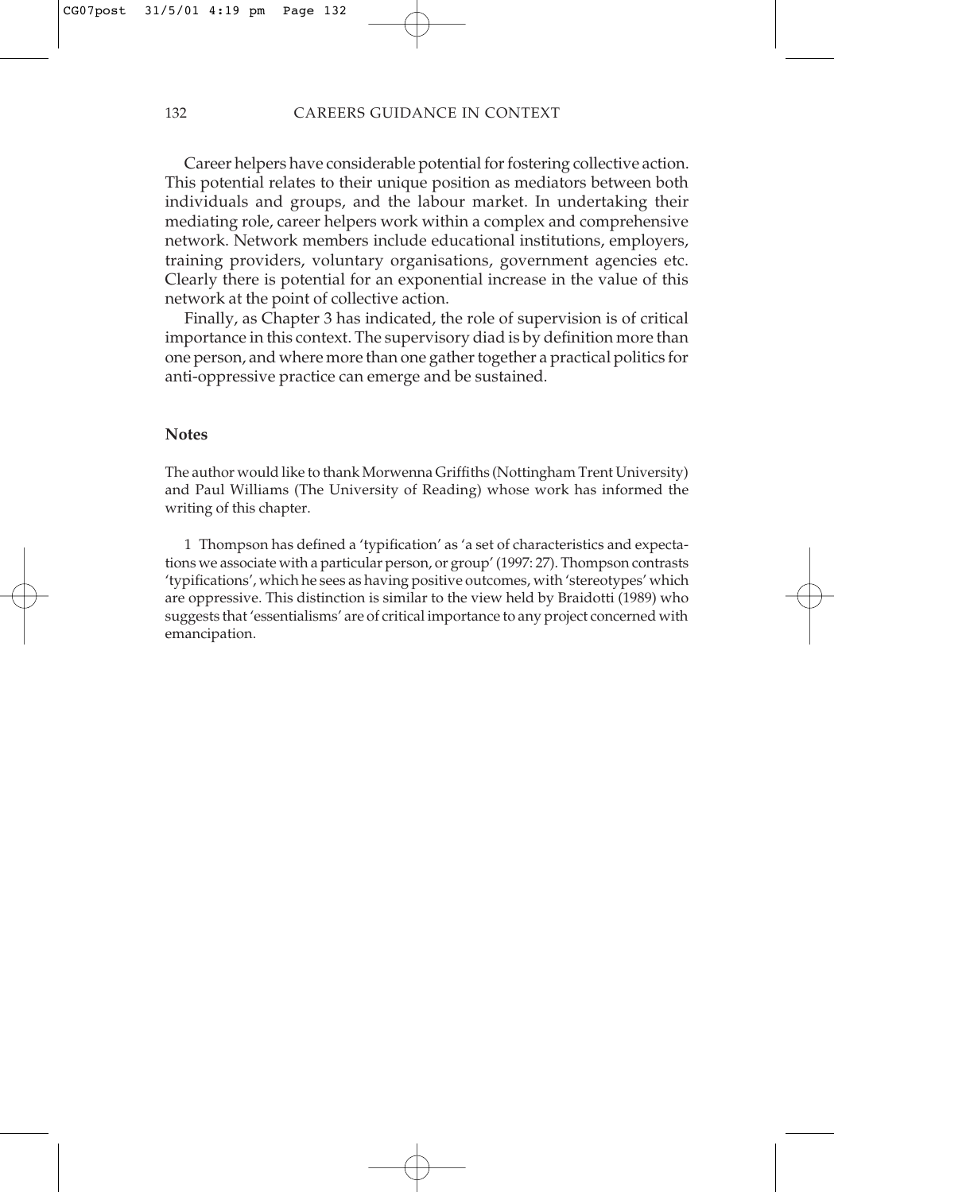Career helpers have considerable potential for fostering collective action. This potential relates to their unique position as mediators between both individuals and groups, and the labour market. In undertaking their mediating role, career helpers work within a complex and comprehensive network. Network members include educational institutions, employers, training providers, voluntary organisations, government agencies etc. Clearly there is potential for an exponential increase in the value of this network at the point of collective action.

Finally, as Chapter 3 has indicated, the role of supervision is of critical importance in this context. The supervisory diad is by definition more than one person, and where more than one gather together a practical politics for anti-oppressive practice can emerge and be sustained.

## Notes

The author would like to thank Morwenna Griffiths (Nottingham Trent University) and Paul Williams (The University of Reading) whose work has informed the writing of this chapter.

1 Thompson has defined a 'typification' as 'a set of characteristics and expectations we associate with a particular person, or group' (1997: 27). Thompson contrasts 'typifications', which he sees as having positive outcomes, with 'stereotypes' which are oppressive. This distinction is similar to the view held by Braidotti (1989) who suggests that 'essentialisms' are of critical importance to any project concerned with emancipation.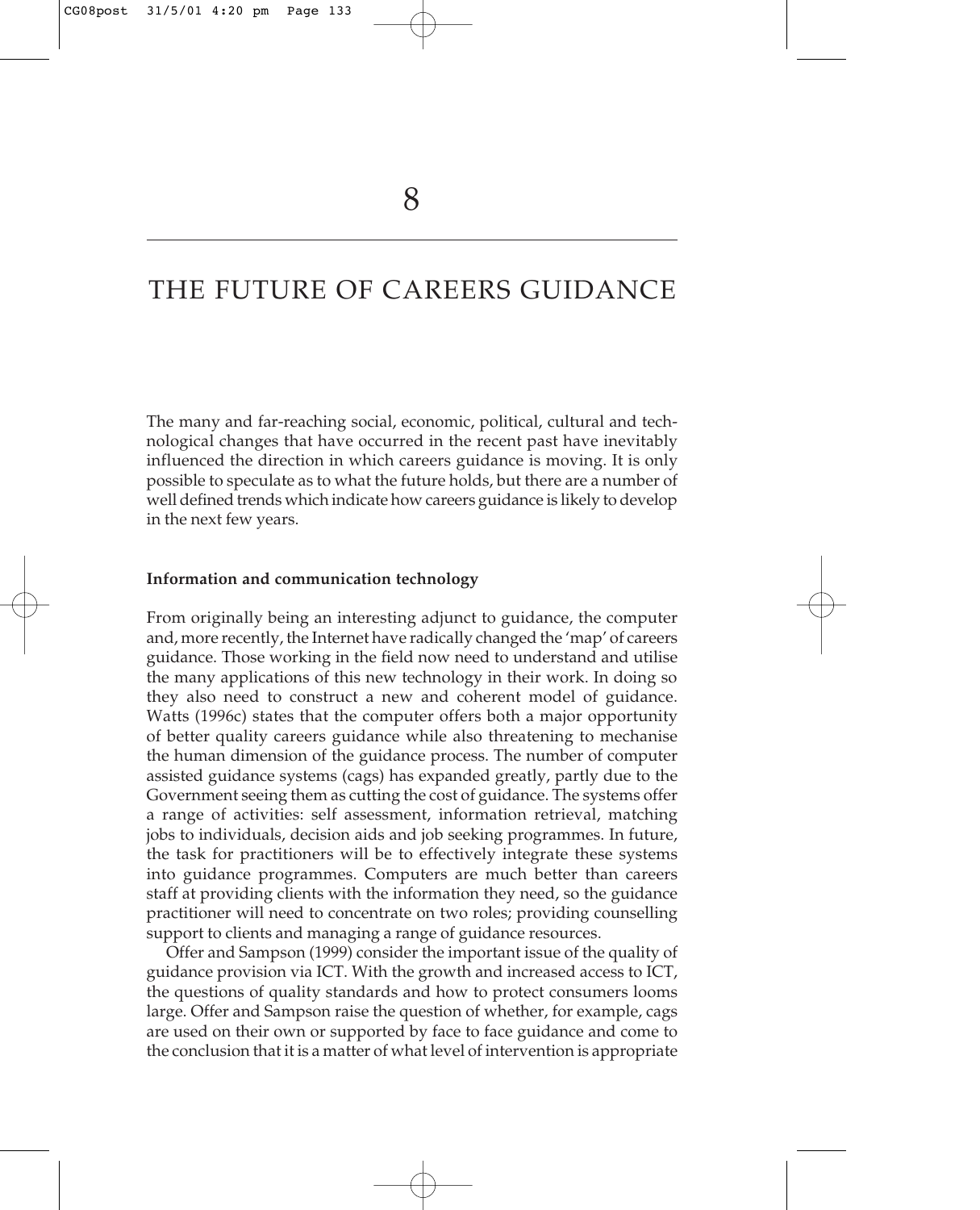# 8

# THE FUTURE OF CAREERS GUIDANCE

The many and far-reaching social, economic, political, cultural and technological changes that have occurred in the recent past have inevitably influenced the direction in which careers guidance is moving. It is only possible to speculate as to what the future holds, but there are a number of well defined trends which indicate how careers guidance is likely to develop in the next few years.

**Information and communication technology**

From originally being an interesting adjunct to guidance, the computer and, more recently, the Internet have radically changed the 'map' of careers guidance. Those working in the field now need to understand and utilise the many applications of this new technology in their work. In doing so they also need to construct a new and coherent model of guidance. Watts (1996c) states that the computer offers both a major opportunity of better quality careers guidance while also threatening to mechanise the human dimension of the guidance process. The number of computer assisted guidance systems (cags) has expanded greatly, partly due to the Government seeing them as cutting the cost of guidance. The systems offer a range of activities: self assessment, information retrieval, matching jobs to individuals, decision aids and job seeking programmes. In future, the task for practitioners will be to effectively integrate these systems into guidance programmes. Computers are much better than careers staff at providing clients with the information they need, so the guidance practitioner will need to concentrate on two roles; providing counselling support to clients and managing a range of guidance resources.

Offer and Sampson (1999) consider the important issue of the quality of guidance provision via ICT. With the growth and increased access to ICT, the questions of quality standards and how to protect consumers looms large. Offer and Sampson raise the question of whether, for example, cags are used on their own or supported by face to face guidance and come to the conclusion that it is a matter of what level of intervention is appropriate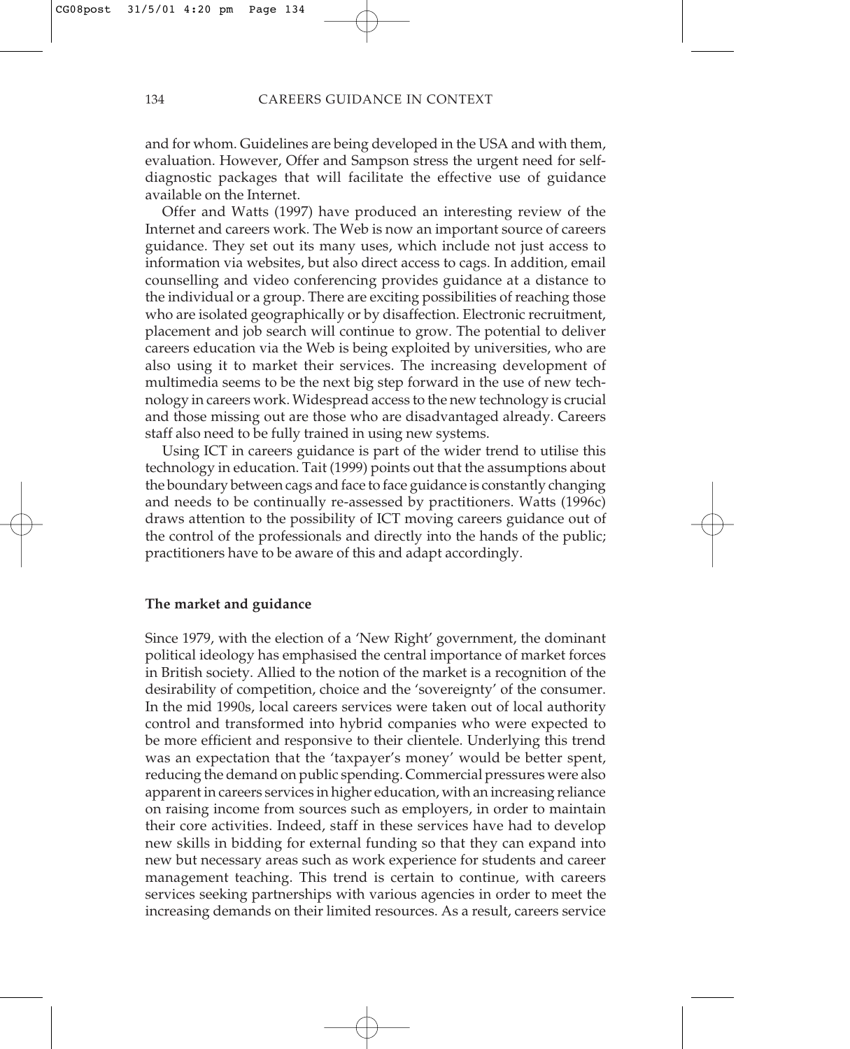and for whom. Guidelines are being developed in the USA and with them, evaluation. However, Offer and Sampson stress the urgent need for self-diagnostic packages that will facilitate the effective use of guidance available on the Internet.

Offer and Watts (1997) have produced an interesting review of the Internet and careers work. The Web is now an important source of careers guidance. They set out its many uses, which include not just access to information via websites, but also direct access to cags. In addition, email counselling and video conferencing provides guidance at a distance to the individual or a group. There are exciting possibilities of reaching those who are isolated geographically or by disaffection. Electronic recruitment, placement and job search will continue to grow. The potential to deliver careers education via the Web is being exploited by universities, who are also using it to market their services. The increasing development of multimedia seems to be the next big step forward in the use of new technology in careers work. Widespread access to the new technology is crucial and those missing out are those who are disadvantaged already. Careers staff also need to be fully trained in using new systems.

Using ICT in careers guidance is part of the wider trend to utilise this technology in education. Tait (1999) points out that the assumptions about the boundary between cags and face to face guidance is constantly changing and needs to be continually re-assessed by practitioners. Watts (1996c) draws attention to the possibility of ICT moving careers guidance out of the control of the professionals and directly into the hands of the public; practitioners have to be aware of this and adapt accordingly.

### The market and guidance

Since 1979, with the election of a 'New Right' government, the dominant political ideology has emphasised the central importance of market forces in British society. Allied to the notion of the market is a recognition of the desirability of competition, choice and the 'sovereignty' of the consumer. In the mid 1990s, local careers services were taken out of local authority control and transformed into hybrid companies who were expected to be more efficient and responsive to their clientele. Underlying this trend was an expectation that the 'taxpayer's money' would be better spent, reducing the demand on public spending. Commercial pressures were also apparent in careers services in higher education, with an increasing reliance on raising income from sources such as employers, in order to maintain their core activities. Indeed, staff in these services have had to develop new skills in bidding for external funding so that they can expand into new but necessary areas such as work experience for students and career management teaching. This trend is certain to continue, with careers services seeking partnerships with various agencies in order to meet the increasing demands on their limited resources. As a result, careers service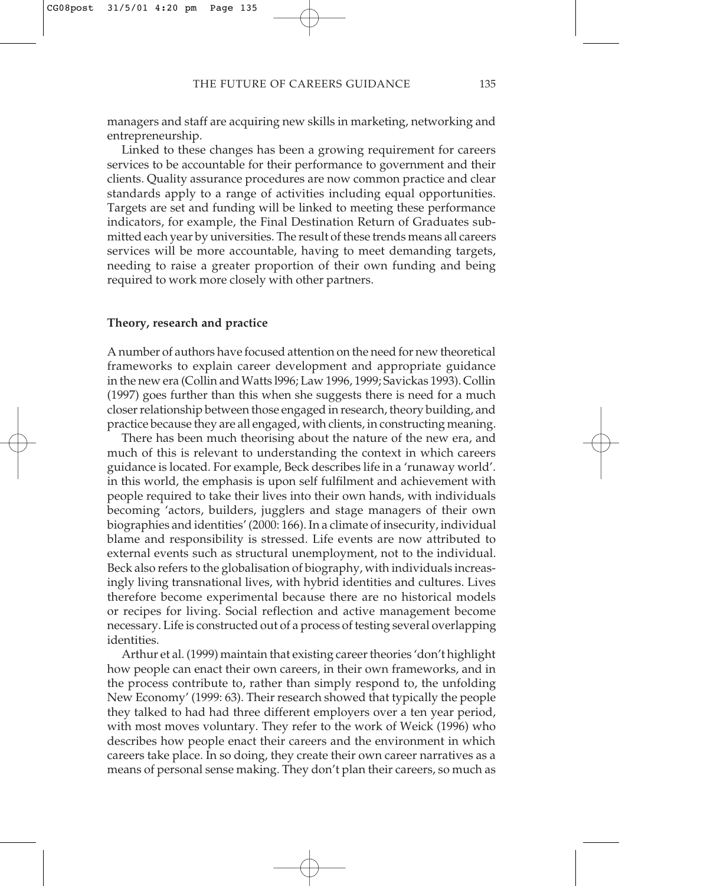managers and staff are acquiring new skills in marketing, networking and entrepreneurship.

Linked to these changes has been a growing requirement for careers services to be accountable for their performance to government and their clients. Quality assurance procedures are now common practice and clear standards apply to a range of activities including equal opportunities. Targets are set and funding will be linked to meeting these performance indicators, for example, the Final Destination Return of Graduates submitted each year by universities. The result of these trends means all careers services will be more accountable, having to meet demanding targets, needing to raise a greater proportion of their own funding and being required to work more closely with other partners.

**Theory, research and practice**

A number of authors have focused attention on the need for new theoretical frameworks to explain career development and appropriate guidance in the new era (Collin and Watts l996; Law 1996, 1999; Savickas 1993). Collin (1997) goes further than this when she suggests there is need for a much closer relationship between those engaged in research, theory building, and practice because they are all engaged, with clients, in constructing meaning.

There has been much theorising about the nature of the new era, and much of this is relevant to understanding the context in which careers guidance is located. For example, Beck describes life in a 'runaway world'. in this world, the emphasis is upon self fulfilment and achievement with people required to take their lives into their own hands, with individuals becoming 'actors, builders, jugglers and stage managers of their own biographies and identities' (2000: 166). In a climate of insecurity, individual blame and responsibility is stressed. Life events are now attributed to external events such as structural unemployment, not to the individual. Beck also refers to the globalisation of biography, with individuals increasingly living transnational lives, with hybrid identities and cultures. Lives therefore become experimental because there are no historical models or recipes for living. Social reflection and active management become necessary. Life is constructed out of a process of testing several overlapping identities.

Arthur et al. (1999) maintain that existing career theories 'don't highlight how people can enact their own careers, in their own frameworks, and in the process contribute to, rather than simply respond to, the unfolding New Economy' (1999: 63). Their research showed that typically the people they talked to had had three different employers over a ten year period, with most moves voluntary. They refer to the work of Weick (1996) who describes how people enact their careers and the environment in which careers take place. In so doing, they create their own career narratives as a means of personal sense making. They don't plan their careers, so much as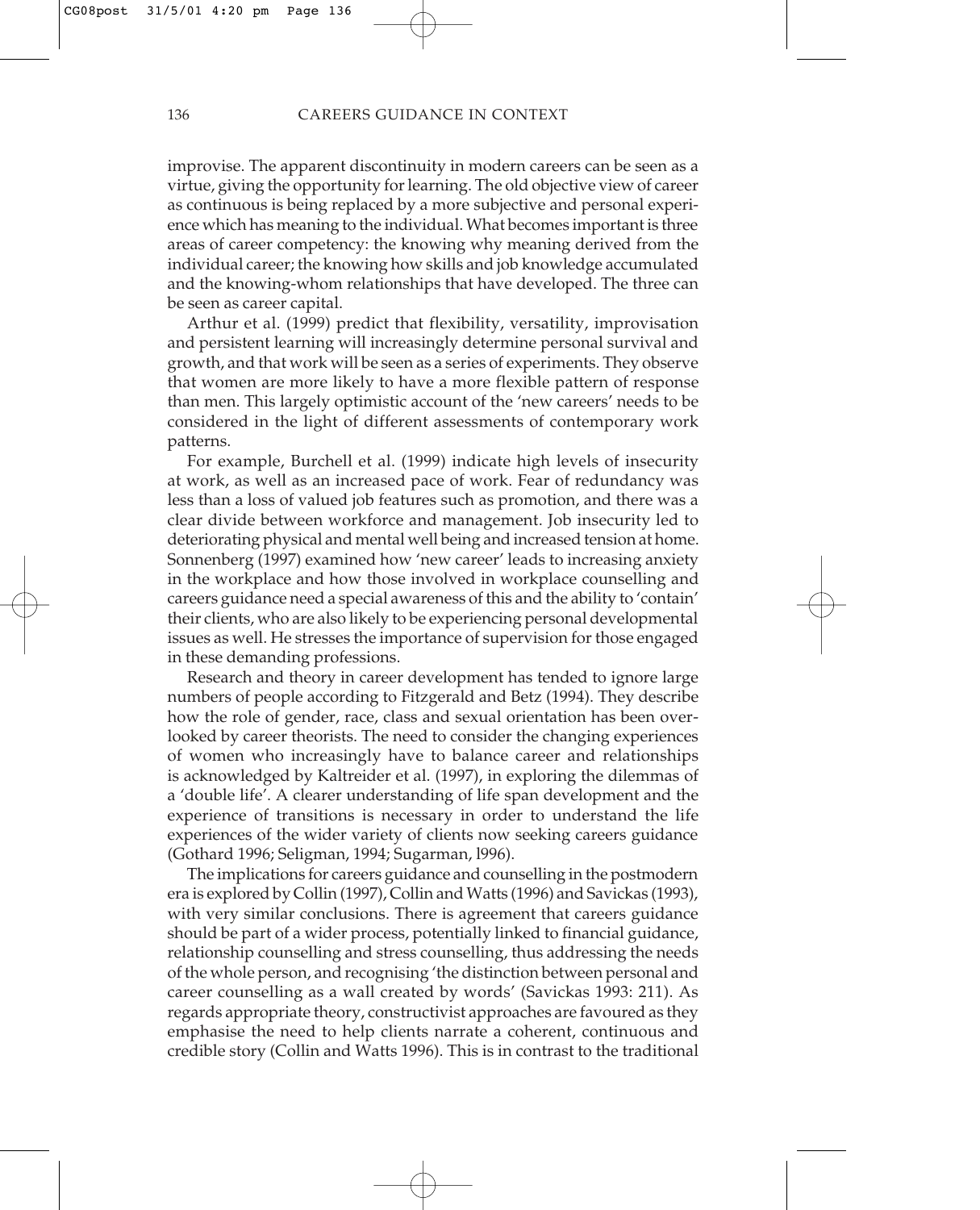improvise. The apparent discontinuity in modern careers can be seen as a virtue, giving the opportunity for learning. The old objective view of career as continuous is being replaced by a more subjective and personal experience which has meaning to the individual. What becomes important is three areas of career competency: the knowing why meaning derived from the individual career; the knowing how skills and job knowledge accumulated and the knowing-whom relationships that have developed. The three can be seen as career capital.

Arthur et al. (1999) predict that flexibility, versatility, improvisation and persistent learning will increasingly determine personal survival and growth, and that work will be seen as a series of experiments. They observe that women are more likely to have a more flexible pattern of response than men. This largely optimistic account of the 'new careers' needs to be considered in the light of different assessments of contemporary work patterns.

For example, Burchell et al. (1999) indicate high levels of insecurity at work, as well as an increased pace of work. Fear of redundancy was less than a loss of valued job features such as promotion, and there was a clear divide between workforce and management. Job insecurity led to deteriorating physical and mental well being and increased tension at home. Sonnenberg (1997) examined how 'new career' leads to increasing anxiety in the workplace and how those involved in workplace counselling and careers guidance need a special awareness of this and the ability to 'contain' their clients, who are also likely to be experiencing personal developmental issues as well. He stresses the importance of supervision for those engaged in these demanding professions.

Research and theory in career development has tended to ignore large numbers of people according to Fitzgerald and Betz (1994). They describe how the role of gender, race, class and sexual orientation has been overlooked by career theorists. The need to consider the changing experiences of women who increasingly have to balance career and relationships is acknowledged by Kaltreider et al. (1997), in exploring the dilemmas of a 'double life'. A clearer understanding of life span development and the experience of transitions is necessary in order to understand the life experiences of the wider variety of clients now seeking careers guidance (Gothard 1996; Seligman, 1994; Sugarman, l996).

The implications for careers guidance and counselling in the postmodern era is explored by Collin (1997), Collin and Watts (1996) and Savickas (1993), with very similar conclusions. There is agreement that careers guidance should be part of a wider process, potentially linked to financial guidance, relationship counselling and stress counselling, thus addressing the needs of the whole person, and recognising 'the distinction between personal and career counselling as a wall created by words' (Savickas 1993: 211). As regards appropriate theory, constructivist approaches are favoured as they emphasise the need to help clients narrate a coherent, continuous and credible story (Collin and Watts 1996). This is in contrast to the traditional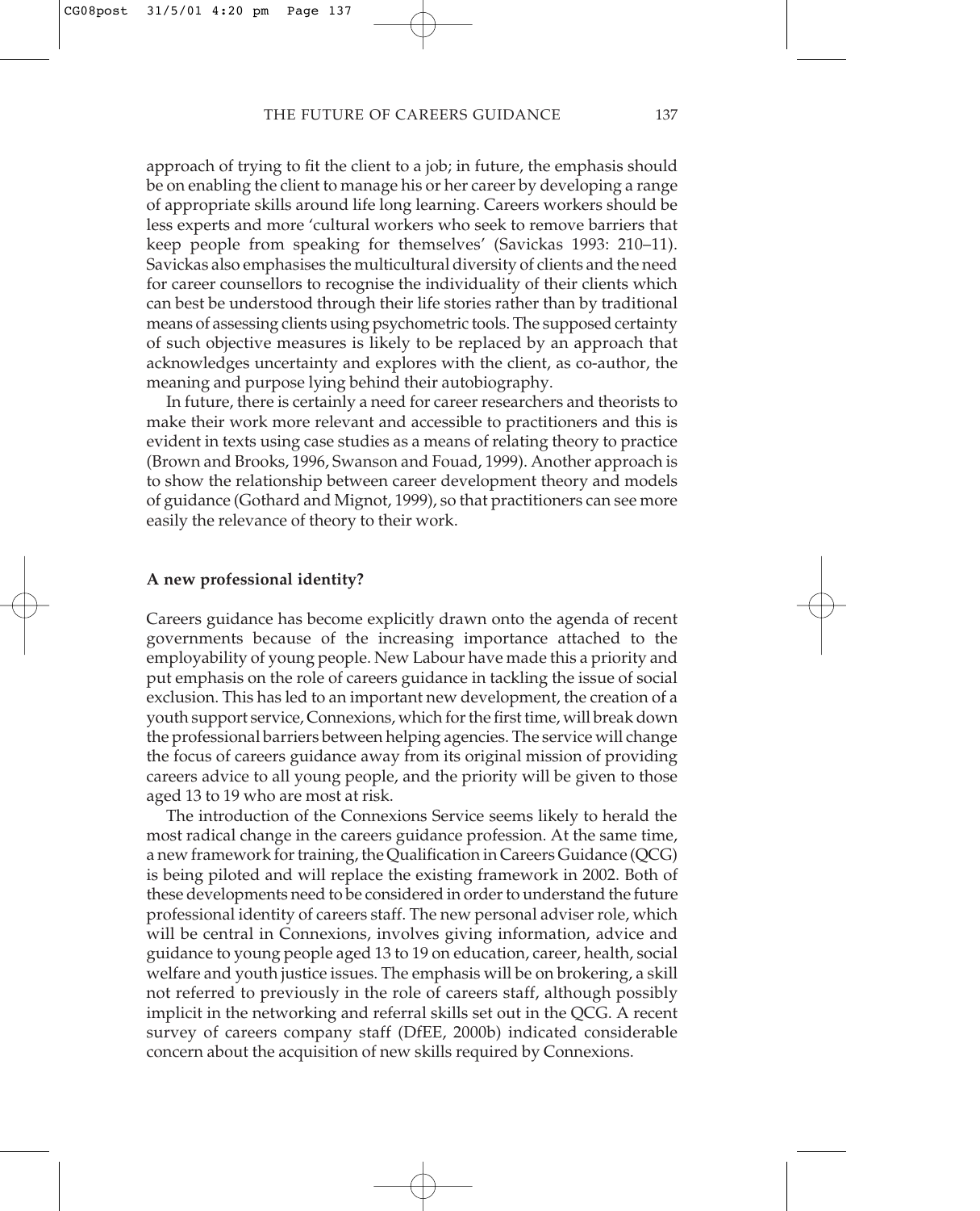approach of trying to fit the client to a job; in future, the emphasis should be on enabling the client to manage his or her career by developing a range of appropriate skills around life long learning. Careers workers should be less experts and more 'cultural workers who seek to remove barriers that keep people from speaking for themselves' (Savickas 1993: 210–11). Savickas also emphasises the multicultural diversity of clients and the need for career counsellors to recognise the individuality of their clients which can best be understood through their life stories rather than by traditional means of assessing clients using psychometric tools. The supposed certainty of such objective measures is likely to be replaced by an approach that acknowledges uncertainty and explores with the client, as co-author, the meaning and purpose lying behind their autobiography.

In future, there is certainly a need for career researchers and theorists to make their work more relevant and accessible to practitioners and this is evident in texts using case studies as a means of relating theory to practice (Brown and Brooks, 1996, Swanson and Fouad, 1999). Another approach is to show the relationship between career development theory and models of guidance (Gothard and Mignot, 1999), so that practitioners can see more easily the relevance of theory to their work.

**A new professional identity?**

Careers guidance has become explicitly drawn onto the agenda of recent governments because of the increasing importance attached to the employability of young people. New Labour have made this a priority and put emphasis on the role of careers guidance in tackling the issue of social exclusion. This has led to an important new development, the creation of a youth support service, Connexions, which for the first time, will break down the professional barriers between helping agencies. The service will change the focus of careers guidance away from its original mission of providing careers advice to all young people, and the priority will be given to those aged 13 to 19 who are most at risk.

The introduction of the Connexions Service seems likely to herald the most radical change in the careers guidance profession. At the same time, a new framework for training, the Qualification in Careers Guidance (QCG) is being piloted and will replace the existing framework in 2002. Both of these developments need to be considered in order to understand the future professional identity of careers staff. The new personal adviser role, which will be central in Connexions, involves giving information, advice and guidance to young people aged 13 to 19 on education, career, health, social welfare and youth justice issues. The emphasis will be on brokering, a skill not referred to previously in the role of careers staff, although possibly implicit in the networking and referral skills set out in the QCG. A recent survey of careers company staff (DfEE, 2000b) indicated considerable concern about the acquisition of new skills required by Connexions.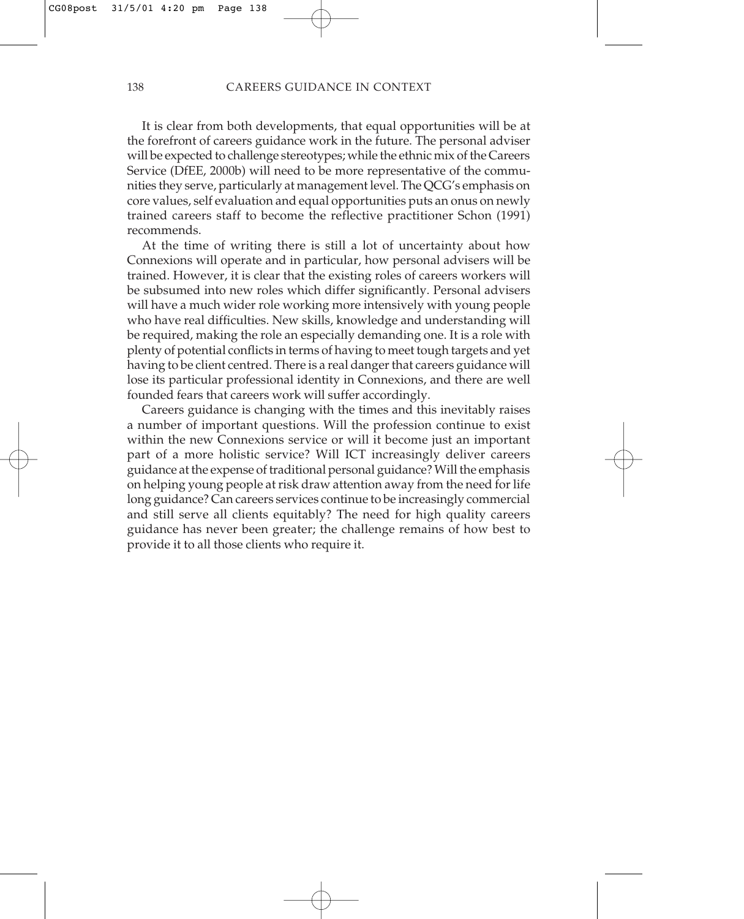It is clear from both developments, that equal opportunities will be at the forefront of careers guidance work in the future. The personal adviser will be expected to challenge stereotypes; while the ethnic mix of the Careers Service (DfEE, 2000b) will need to be more representative of the communities they serve, particularly at management level. The QCG's emphasis on core values, self evaluation and equal opportunities puts an onus on newly trained careers staff to become the reflective practitioner Schon (1991) recommends.

At the time of writing there is still a lot of uncertainty about how Connexions will operate and in particular, how personal advisers will be trained. However, it is clear that the existing roles of careers workers will be subsumed into new roles which differ significantly. Personal advisers will have a much wider role working more intensively with young people who have real difficulties. New skills, knowledge and understanding will be required, making the role an especially demanding one. It is a role with plenty of potential conflicts in terms of having to meet tough targets and yet having to be client centred. There is a real danger that careers guidance will lose its particular professional identity in Connexions, and there are well founded fears that careers work will suffer accordingly.

Careers guidance is changing with the times and this inevitably raises a number of important questions. Will the profession continue to exist within the new Connexions service or will it become just an important part of a more holistic service? Will ICT increasingly deliver careers guidance at the expense of traditional personal guidance? Will the emphasis on helping young people at risk draw attention away from the need for life long guidance? Can careers services continue to be increasingly commercial and still serve all clients equitably? The need for high quality careers guidance has never been greater; the challenge remains of how best to provide it to all those clients who require it.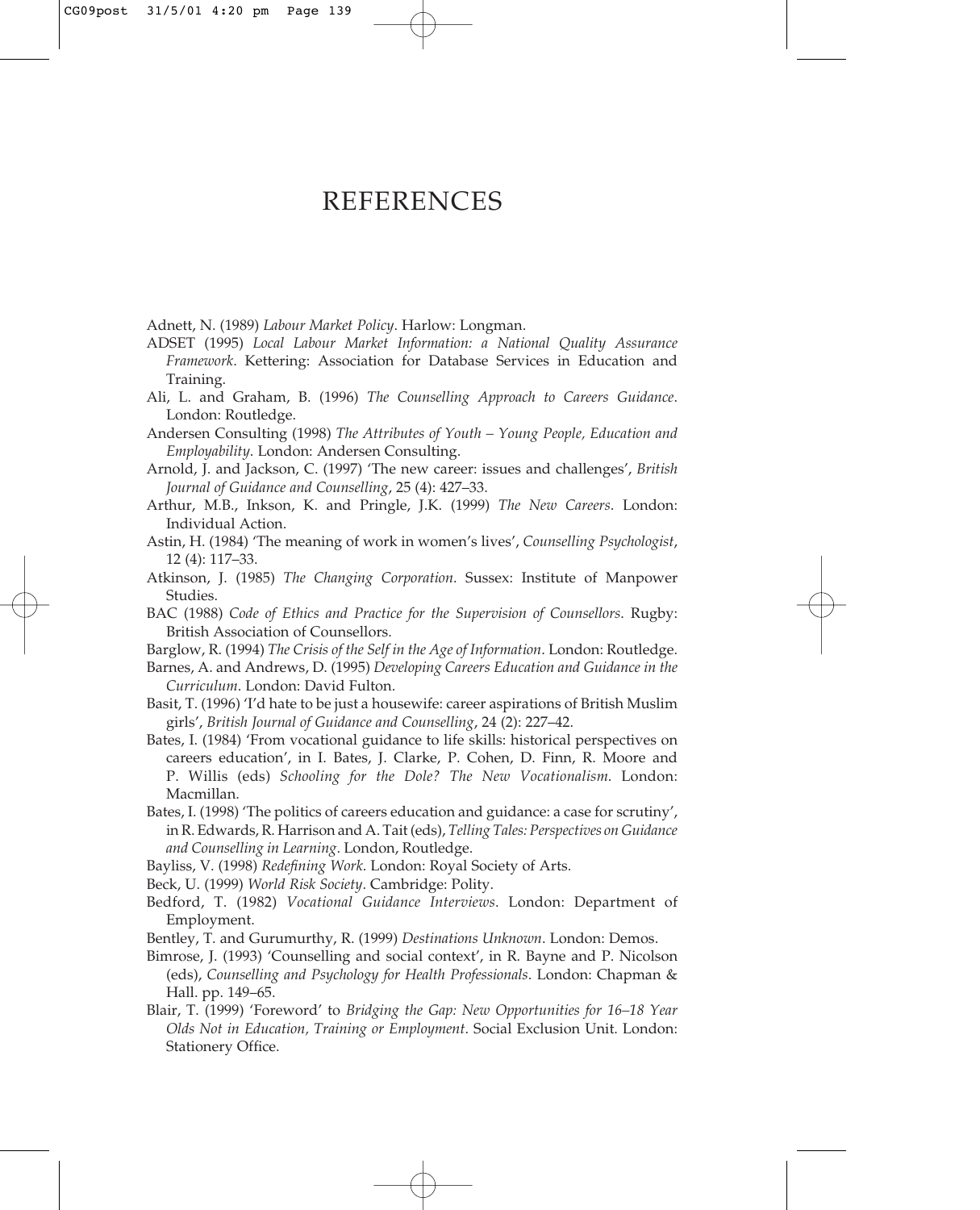# REFERENCES

Adnett, N. (1989) *Labour Market Policy*. Harlow: Longman.

ADSET (1995) *Local Labour Market Information: a National Quality Assurance Framework*. Kettering: Association for Database Services in Education and Training.

Ali, L. and Graham, B. (1996) *The Counselling Approach to Careers Guidance*. London: Routledge.

Andersen Consulting (1998) *The Attributes of Youth – Young People, Education and Employability*. London: Andersen Consulting.

Arnold, J. and Jackson, C. (1997) 'The new career: issues and challenges', *British Journal of Guidance and Counselling*, 25 (4): 427–33.

Arthur, M.B., Inkson, K. and Pringle, J.K. (1999) *The New Careers*. London: Individual Action.

Astin, H. (1984) 'The meaning of work in women's lives', *Counselling Psychologist*, 12 (4): 117–33.

Atkinson, J. (1985) *The Changing Corporation*. Sussex: Institute of Manpower Studies.

BAC (1988) *Code of Ethics and Practice for the Supervision of Counsellors*. Rugby: British Association of Counsellors.

Barglow, R. (1994) *The Crisis of the Self in the Age of Information*. London: Routledge.

Barnes, A. and Andrews, D. (1995) *Developing Careers Education and Guidance in the Curriculum*. London: David Fulton.

Basit, T. (1996) 'I'd hate to be just a housewife: career aspirations of British Muslim girls', *British Journal of Guidance and Counselling*, 24 (2): 227–42.

Bates, I. (1984) 'From vocational guidance to life skills: historical perspectives on careers education', in I. Bates, J. Clarke, P. Cohen, D. Finn, R. Moore and P. Willis (eds) *Schooling for the Dole? The New Vocationalism*. London: Macmillan.

Bates, I. (1998) 'The politics of careers education and guidance: a case for scrutiny', in R. Edwards, R. Harrison and A. Tait (eds), *Telling Tales: Perspectives on Guidance and Counselling in Learning*. London, Routledge.

Bayliss, V. (1998) *Redefining Work*. London: Royal Society of Arts.

Beck, U. (1999) *World Risk Society*. Cambridge: Polity.

Bedford, T. (1982) *Vocational Guidance Interviews*. London: Department of Employment.

Bentley, T. and Gurumurthy, R. (1999) *Destinations Unknown*. London: Demos.

Bimrose, J. (1993) 'Counselling and social context', in R. Bayne and P. Nicolson (eds), *Counselling and Psychology for Health Professionals*. London: Chapman & Hall. pp. 149–65.

Blair, T. (1999) 'Foreword' to *Bridging the Gap: New Opportunities for 16–18 Year Olds Not in Education, Training or Employment*. Social Exclusion Unit. London: Stationery Office.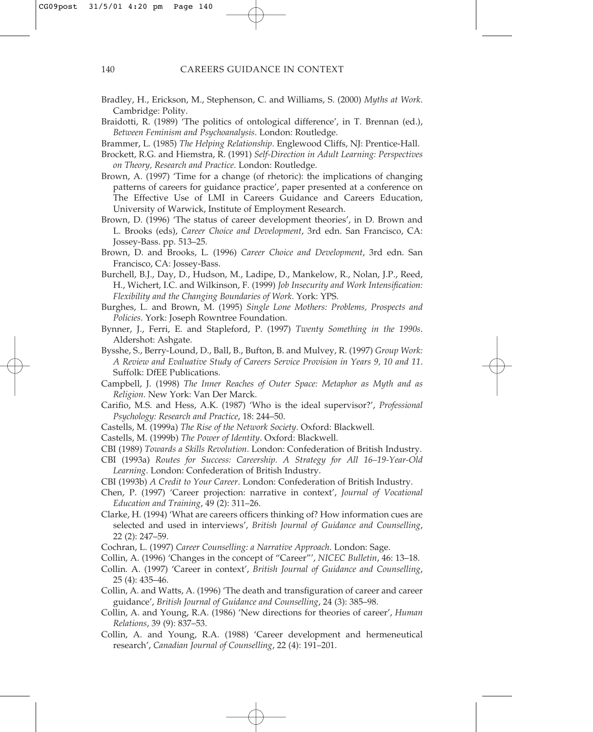Bradley, H., Erickson, M., Stephenson, C. and Williams, S. (2000) *Myths at Work*. Cambridge: Polity.

Braidotti, R. (1989) 'The politics of ontological difference', in T. Brennan (ed.), *Between Feminism and Psychoanalysis*. London: Routledge.

Brammer, L. (1985) *The Helping Relationship*. Englewood Cliffs, NJ: Prentice-Hall.

Brockett, R.G. and Hiemstra, R. (1991) *Self-Direction in Adult Learning: Perspectives on Theory, Research and Practice*. London: Routledge.

Brown, A. (1997) 'Time for a change (of rhetoric): the implications of changing patterns of careers for guidance practice', paper presented at a conference on The Effective Use of LMI in Careers Guidance and Careers Education, University of Warwick, Institute of Employment Research.

Brown, D. (1996) 'The status of career development theories', in D. Brown and L. Brooks (eds), *Career Choice and Development*, 3rd edn. San Francisco, CA: Jossey-Bass. pp. 513–25.

Brown, D. and Brooks, L. (1996) *Career Choice and Development*, 3rd edn. San Francisco, CA: Jossey-Bass.

Burchell, B.J., Day, D., Hudson, M., Ladipe, D., Mankelow, R., Nolan, J.P., Reed, H., Wichert, I.C. and Wilkinson, F. (1999) *Job Insecurity and Work Intensification: Flexibility and the Changing Boundaries of Work*. York: YPS.

Burghes, L. and Brown, M. (1995) *Single Lone Mothers: Problems, Prospects and Policies*. York: Joseph Rowntree Foundation.

Bynner, J., Ferri, E. and Stapleford, P. (1997) *Twenty Something in the 1990s*. Aldershot: Ashgate.

Bysshe, S., Berry-Lound, D., Ball, B., Bufton, B. and Mulvey, R. (1997) *Group Work: A Review and Evaluative Study of Careers Service Provision in Years 9, 10 and 11*. Suffolk: DfEE Publications.

Campbell, J. (1998) *The Inner Reaches of Outer Space: Metaphor as Myth and as Religion*. New York: Van Der Marck.

Carifio, M.S. and Hess, A.K. (1987) 'Who is the ideal supervisor?', *Professional Psychology: Research and Practice*, 18: 244–50.

Castells, M. (1999a) *The Rise of the Network Society*. Oxford: Blackwell.

Castells, M. (1999b) *The Power of Identity*. Oxford: Blackwell.

CBI (1989) *Towards a Skills Revolution*. London: Confederation of British Industry.

CBI (1993a) *Routes for Success: Careership. A Strategy for All 16–19-Year-Old Learning*. London: Confederation of British Industry.

CBI (1993b) *A Credit to Your Career*. London: Confederation of British Industry.

Chen, P. (1997) 'Career projection: narrative in context', *Journal of Vocational Education and Training*, 49 (2): 311–26.

Clarke, H. (1994) 'What are careers officers thinking of? How information cues are selected and used in interviews', *British Journal of Guidance and Counselling*, 22 (2): 247–59.

Cochran, L. (1997) *Career Counselling: a Narrative Approach*. London: Sage.

Collin, A. (1996) 'Changes in the concept of "Career"', *NICEC Bulletin*, 46: 13–18.

Collin. A. (1997) 'Career in context', *British Journal of Guidance and Counselling*, 25 (4): 435–46.

Collin, A. and Watts, A. (1996) 'The death and transfiguration of career and career guidance', *British Journal of Guidance and Counselling*, 24 (3): 385–98.

Collin, A. and Young, R.A. (1986) 'New directions for theories of career', *Human Relations*, 39 (9): 837–53.

Collin, A. and Young, R.A. (1988) 'Career development and hermeneutical research', *Canadian Journal of Counselling*, 22 (4): 191–201.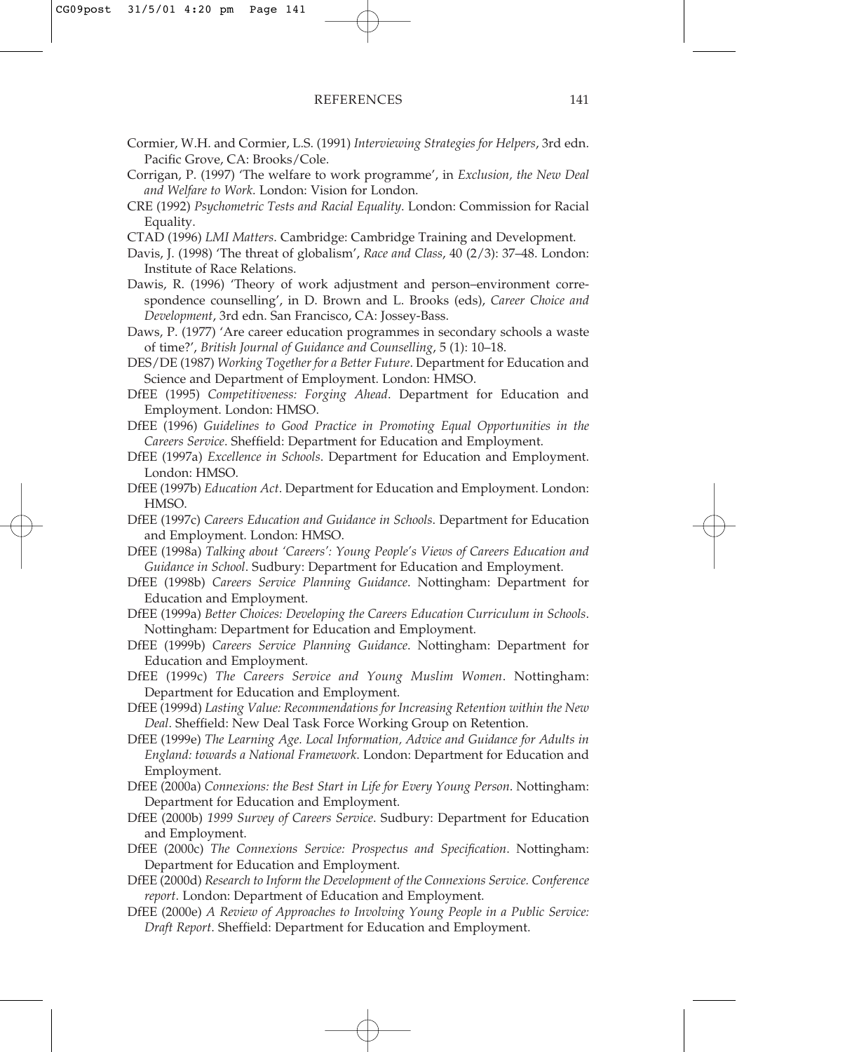Cormier, W.H. and Cormier, L.S. (1991) *Interviewing Strategies for Helpers*, 3rd edn. Pacific Grove, CA: Brooks/Cole.

Corrigan, P. (1997) 'The welfare to work programme', in *Exclusion, the New Deal and Welfare to Work*. London: Vision for London.

CRE (1992) *Psychometric Tests and Racial Equality*. London: Commission for Racial Equality.

CTAD (1996) *LMI Matters*. Cambridge: Cambridge Training and Development.

Davis, J. (1998) 'The threat of globalism', *Race and Class*, 40 (2/3): 37–48. London: Institute of Race Relations.

Dawis, R. (1996) 'Theory of work adjustment and person–environment correspondence counselling', in D. Brown and L. Brooks (eds), *Career Choice and Development*, 3rd edn. San Francisco, CA: Jossey-Bass.

Daws, P. (1977) 'Are career education programmes in secondary schools a waste of time?', *British Journal of Guidance and Counselling*, 5 (1): 10–18.

DES/DE (1987) *Working Together for a Better Future*. Department for Education and Science and Department of Employment. London: HMSO.

DfEE (1995) *Competitiveness: Forging Ahead*. Department for Education and Employment. London: HMSO.

DfEE (1996) *Guidelines to Good Practice in Promoting Equal Opportunities in the Careers Service*. Sheffield: Department for Education and Employment.

DfEE (1997a) *Excellence in Schools*. Department for Education and Employment. London: HMSO.

DfEE (1997b) *Education Act*. Department for Education and Employment. London: HMSO.

DfEE (1997c) *Careers Education and Guidance in Schools*. Department for Education and Employment. London: HMSO.

DfEE (1998a) *Talking about 'Careers': Young People's Views of Careers Education and Guidance in School*. Sudbury: Department for Education and Employment.

DfEE (1998b) *Careers Service Planning Guidance*. Nottingham: Department for Education and Employment.

DfEE (1999a) *Better Choices: Developing the Careers Education Curriculum in Schools*. Nottingham: Department for Education and Employment.

DfEE (1999b) *Careers Service Planning Guidance*. Nottingham: Department for Education and Employment.

DfEE (1999c) *The Careers Service and Young Muslim Women*. Nottingham: Department for Education and Employment.

DfEE (1999d) *Lasting Value: Recommendations for Increasing Retention within the New Deal*. Sheffield: New Deal Task Force Working Group on Retention.

DfEE (1999e) *The Learning Age. Local Information, Advice and Guidance for Adults in England: towards a National Framework*. London: Department for Education and Employment.

DfEE (2000a) *Connexions: the Best Start in Life for Every Young Person*. Nottingham: Department for Education and Employment.

DfEE (2000b) *1999 Survey of Careers Service*. Sudbury: Department for Education and Employment.

DfEE (2000c) *The Connexions Service: Prospectus and Specification*. Nottingham: Department for Education and Employment.

DfEE (2000d) *Research to Inform the Development of the Connexions Service. Conference report*. London: Department of Education and Employment.

DfEE (2000e) *A Review of Approaches to Involving Young People in a Public Service: Draft Report*. Sheffield: Department for Education and Employment.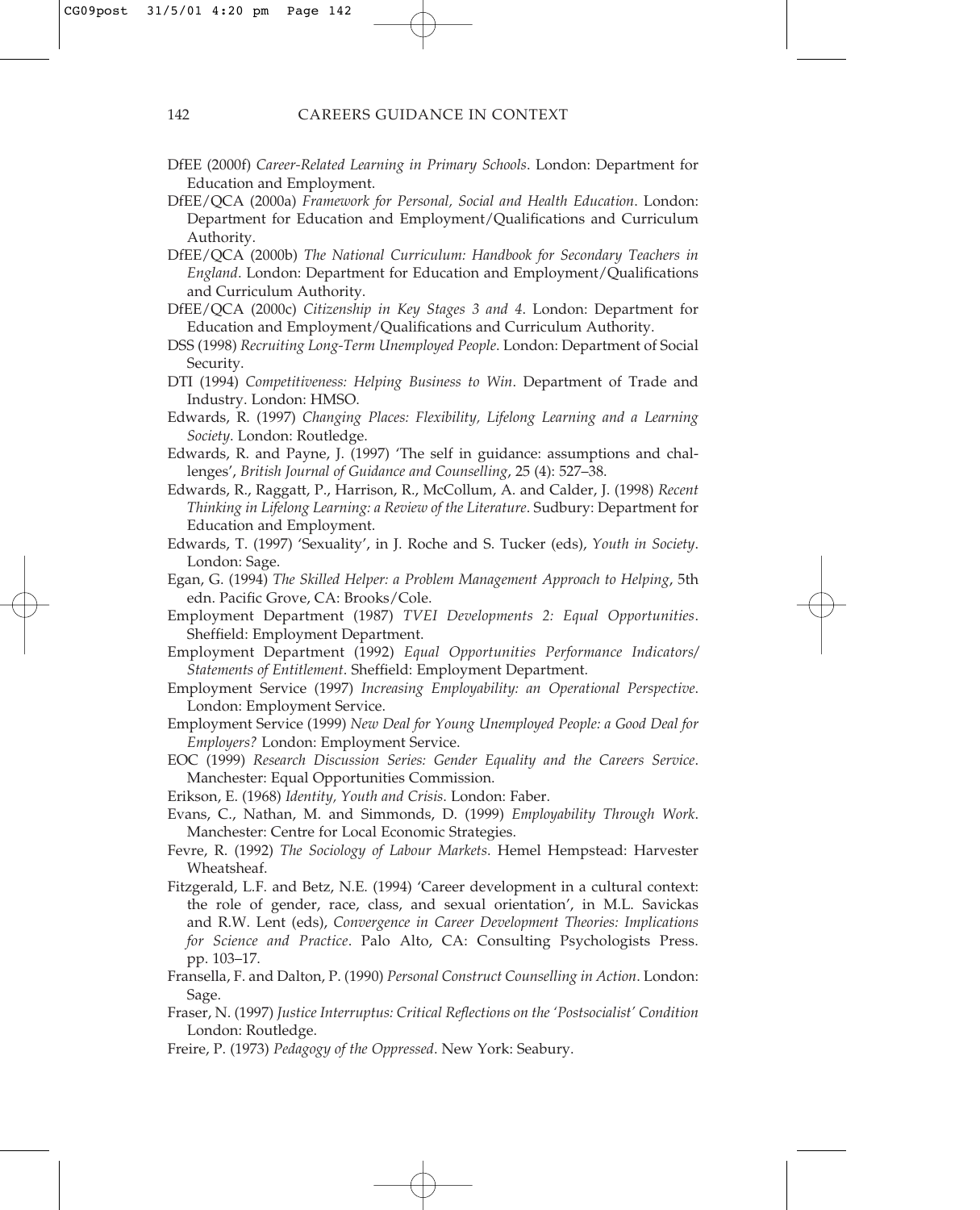DfEE (2000f) *Career-Related Learning in Primary Schools*. London: Department for Education and Employment.

DfEE/QCA (2000a) *Framework for Personal, Social and Health Education*. London: Department for Education and Employment/Qualifications and Curriculum Authority.

DfEE/QCA (2000b) *The National Curriculum: Handbook for Secondary Teachers in England*. London: Department for Education and Employment/Qualifications and Curriculum Authority.

DfEE/QCA (2000c) *Citizenship in Key Stages 3 and 4*. London: Department for Education and Employment/Qualifications and Curriculum Authority.

DSS (1998) *Recruiting Long-Term Unemployed People*. London: Department of Social Security.

DTI (1994) *Competitiveness: Helping Business to Win*. Department of Trade and Industry. London: HMSO.

Edwards, R. (1997) *Changing Places: Flexibility, Lifelong Learning and a Learning Society*. London: Routledge.

Edwards, R. and Payne, J. (1997) 'The self in guidance: assumptions and challenges', *British Journal of Guidance and Counselling*, 25 (4): 527–38.

Edwards, R., Raggatt, P., Harrison, R., McCollum, A. and Calder, J. (1998) *Recent Thinking in Lifelong Learning: a Review of the Literature*. Sudbury: Department for Education and Employment.

Edwards, T. (1997) 'Sexuality', in J. Roche and S. Tucker (eds), *Youth in Society*. London: Sage.

Egan, G. (1994) *The Skilled Helper: a Problem Management Approach to Helping*, 5th edn. Pacific Grove, CA: Brooks/Cole.

Employment Department (1987) *TVEI Developments 2: Equal Opportunities*. Sheffield: Employment Department.

Employment Department (1992) *Equal Opportunities Performance Indicators/Statements of Entitlement*. Sheffield: Employment Department.

Employment Service (1997) *Increasing Employability: an Operational Perspective*. London: Employment Service.

Employment Service (1999) *New Deal for Young Unemployed People: a Good Deal for Employers?* London: Employment Service.

EOC (1999) *Research Discussion Series: Gender Equality and the Careers Service*. Manchester: Equal Opportunities Commission.

Erikson, E. (1968) *Identity, Youth and Crisis*. London: Faber.

Evans, C., Nathan, M. and Simmonds, D. (1999) *Employability Through Work*. Manchester: Centre for Local Economic Strategies.

Fevre, R. (1992) *The Sociology of Labour Markets*. Hemel Hempstead: Harvester Wheatsheaf.

Fitzgerald, L.F. and Betz, N.E. (1994) 'Career development in a cultural context: the role of gender, race, class, and sexual orientation', in M.L. Savickas and R.W. Lent (eds), *Convergence in Career Development Theories: Implications for Science and Practice*. Palo Alto, CA: Consulting Psychologists Press. pp. 103–17.

Fransella, F. and Dalton, P. (1990) *Personal Construct Counselling in Action*. London: Sage.

Fraser, N. (1997) *Justice Interruptus: Critical Reflections on the 'Postsocialist' Condition* London: Routledge.

Freire, P. (1973) *Pedagogy of the Oppressed*. New York: Seabury.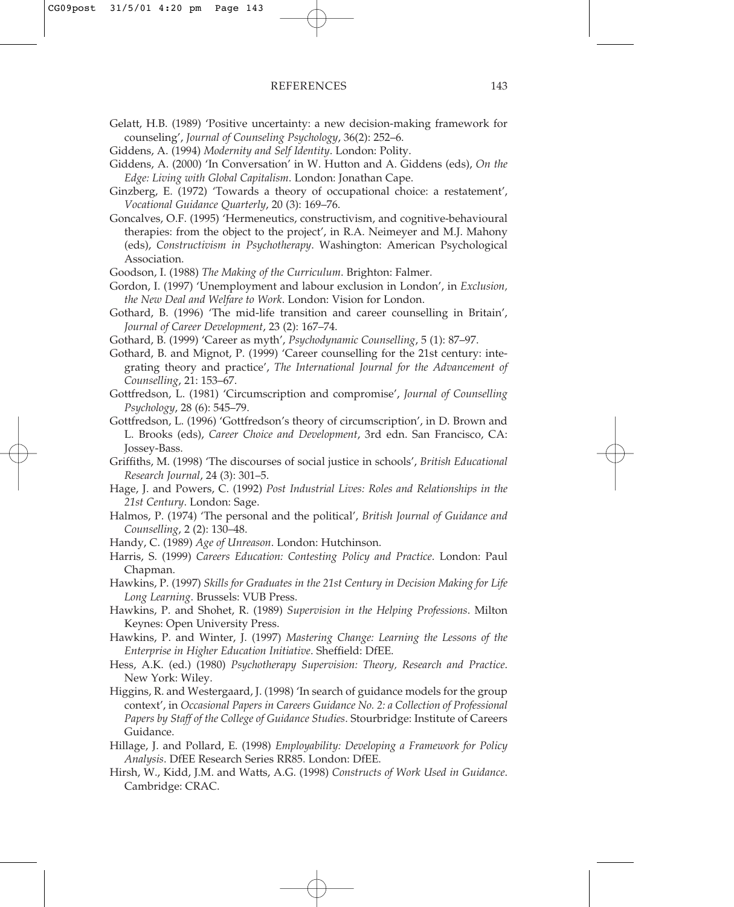Gelatt, H.B. (1989) 'Positive uncertainty: a new decision-making framework for counseling', *Journal of Counseling Psychology*, 36(2): 252–6.

Giddens, A. (1994) *Modernity and Self Identity*. London: Polity.

Giddens, A. (2000) 'In Conversation' in W. Hutton and A. Giddens (eds), *On the Edge: Living with Global Capitalism*. London: Jonathan Cape.

Ginzberg, E. (1972) 'Towards a theory of occupational choice: a restatement', *Vocational Guidance Quarterly*, 20 (3): 169–76.

Goncalves, O.F. (1995) 'Hermeneutics, constructivism, and cognitive-behavioural therapies: from the object to the project', in R.A. Neimeyer and M.J. Mahony (eds), *Constructivism in Psychotherapy*. Washington: American Psychological Association.

Goodson, I. (1988) *The Making of the Curriculum*. Brighton: Falmer.

Gordon, I. (1997) 'Unemployment and labour exclusion in London', in *Exclusion, the New Deal and Welfare to Work*. London: Vision for London.

Gothard, B. (1996) 'The mid-life transition and career counselling in Britain', *Journal of Career Development*, 23 (2): 167–74.

Gothard, B. (1999) 'Career as myth', *Psychodynamic Counselling*, 5 (1): 87–97.

Gothard, B. and Mignot, P. (1999) 'Career counselling for the 21st century: integrating theory and practice', *The International Journal for the Advancement of Counselling*, 21: 153–67.

Gottfredson, L. (1981) 'Circumscription and compromise', *Journal of Counselling Psychology*, 28 (6): 545–79.

Gottfredson, L. (1996) 'Gottfredson's theory of circumscription', in D. Brown and L. Brooks (eds), *Career Choice and Development*, 3rd edn. San Francisco, CA: Jossey-Bass.

Griffiths, M. (1998) 'The discourses of social justice in schools', *British Educational Research Journal*, 24 (3): 301–5.

Hage, J. and Powers, C. (1992) *Post Industrial Lives: Roles and Relationships in the 21st Century*. London: Sage.

Halmos, P. (1974) 'The personal and the political', *British Journal of Guidance and Counselling*, 2 (2): 130–48.

Handy, C. (1989) *Age of Unreason*. London: Hutchinson.

Harris, S. (1999) *Careers Education: Contesting Policy and Practice*. London: Paul Chapman.

Hawkins, P. (1997) *Skills for Graduates in the 21st Century in Decision Making for Life Long Learning*. Brussels: VUB Press.

Hawkins, P. and Shohet, R. (1989) *Supervision in the Helping Professions*. Milton Keynes: Open University Press.

Hawkins, P. and Winter, J. (1997) *Mastering Change: Learning the Lessons of the Enterprise in Higher Education Initiative*. Sheffield: DfEE.

Hess, A.K. (ed.) (1980) *Psychotherapy Supervision: Theory, Research and Practice*. New York: Wiley.

Higgins, R. and Westergaard, J. (1998) 'In search of guidance models for the group context', in *Occasional Papers in Careers Guidance No. 2: a Collection of Professional Papers by Staff of the College of Guidance Studies*. Stourbridge: Institute of Careers Guidance.

Hillage, J. and Pollard, E. (1998) *Employability: Developing a Framework for Policy Analysis*. DfEE Research Series RR85. London: DfEE.

Hirsh, W., Kidd, J.M. and Watts, A.G. (1998) *Constructs of Work Used in Guidance*. Cambridge: CRAC.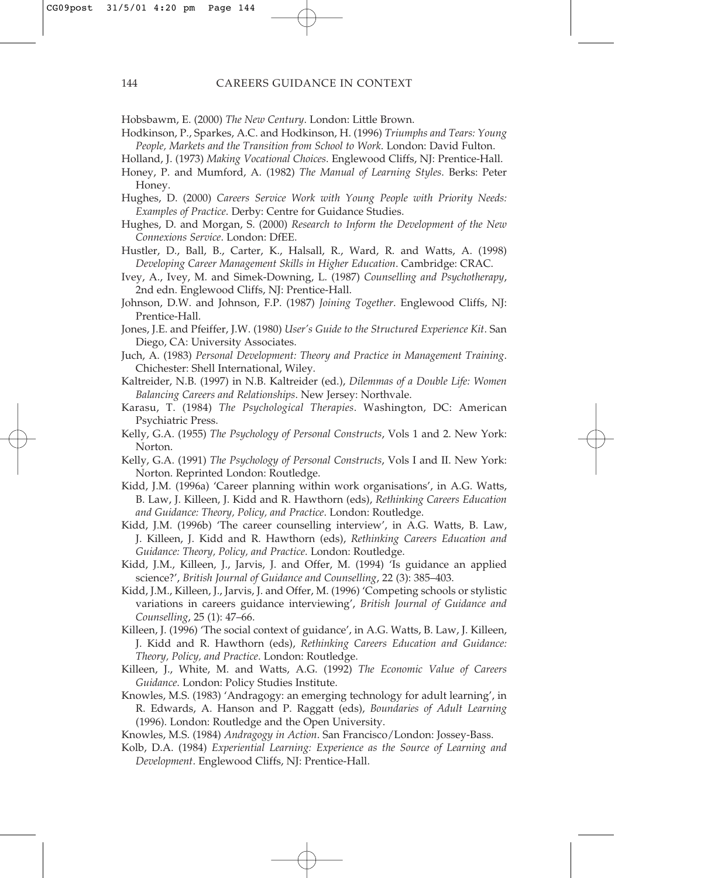Hobsbawm, E. (2000) *The New Century*. London: Little Brown.

Hodkinson, P., Sparkes, A.C. and Hodkinson, H. (1996) *Triumphs and Tears: Young People, Markets and the Transition from School to Work*. London: David Fulton.

Holland, J. (1973) *Making Vocational Choices*. Englewood Cliffs, NJ: Prentice-Hall.

Honey, P. and Mumford, A. (1982) *The Manual of Learning Styles*. Berks: Peter Honey.

Hughes, D. (2000) *Careers Service Work with Young People with Priority Needs: Examples of Practice*. Derby: Centre for Guidance Studies.

Hughes, D. and Morgan, S. (2000) *Research to Inform the Development of the New Connexions Service*. London: DfEE.

Hustler, D., Ball, B., Carter, K., Halsall, R., Ward, R. and Watts, A. (1998) *Developing Career Management Skills in Higher Education*. Cambridge: CRAC.

Ivey, A., Ivey, M. and Simek-Downing, L. (1987) *Counselling and Psychotherapy*, 2nd edn. Englewood Cliffs, NJ: Prentice-Hall.

Johnson, D.W. and Johnson, F.P. (1987) *Joining Together*. Englewood Cliffs, NJ: Prentice-Hall.

Jones, J.E. and Pfeiffer, J.W. (1980) *User's Guide to the Structured Experience Kit*. San Diego, CA: University Associates.

Juch, A. (1983) *Personal Development: Theory and Practice in Management Training*. Chichester: Shell International, Wiley.

Kaltreider, N.B. (1997) in N.B. Kaltreider (ed.), *Dilemmas of a Double Life: Women Balancing Careers and Relationships*. New Jersey: Northvale.

Karasu, T. (1984) *The Psychological Therapies*. Washington, DC: American Psychiatric Press.

Kelly, G.A. (1955) *The Psychology of Personal Constructs*, Vols 1 and 2. New York: Norton.

Kelly, G.A. (1991) *The Psychology of Personal Constructs*, Vols I and II. New York: Norton. Reprinted London: Routledge.

Kidd, J.M. (1996a) 'Career planning within work organisations', in A.G. Watts, B. Law, J. Killeen, J. Kidd and R. Hawthorn (eds), *Rethinking Careers Education and Guidance: Theory, Policy, and Practice*. London: Routledge.

Kidd, J.M. (1996b) 'The career counselling interview', in A.G. Watts, B. Law, J. Killeen, J. Kidd and R. Hawthorn (eds), *Rethinking Careers Education and Guidance: Theory, Policy, and Practice*. London: Routledge.

Kidd, J.M., Killeen, J., Jarvis, J. and Offer, M. (1994) 'Is guidance an applied science?', *British Journal of Guidance and Counselling*, 22 (3): 385–403.

Kidd, J.M., Killeen, J., Jarvis, J. and Offer, M. (1996) 'Competing schools or stylistic variations in careers guidance interviewing', *British Journal of Guidance and Counselling*, 25 (1): 47–66.

Killeen, J. (1996) 'The social context of guidance', in A.G. Watts, B. Law, J. Killeen, J. Kidd and R. Hawthorn (eds), *Rethinking Careers Education and Guidance: Theory, Policy, and Practice*. London: Routledge.

Killeen, J., White, M. and Watts, A.G. (1992) *The Economic Value of Careers Guidance*. London: Policy Studies Institute.

Knowles, M.S. (1983) 'Andragogy: an emerging technology for adult learning', in R. Edwards, A. Hanson and P. Raggatt (eds), *Boundaries of Adult Learning* (1996). London: Routledge and the Open University.

Knowles, M.S. (1984) *Andragogy in Action*. San Francisco/London: Jossey-Bass.

Kolb, D.A. (1984) *Experiential Learning: Experience as the Source of Learning and Development*. Englewood Cliffs, NJ: Prentice-Hall.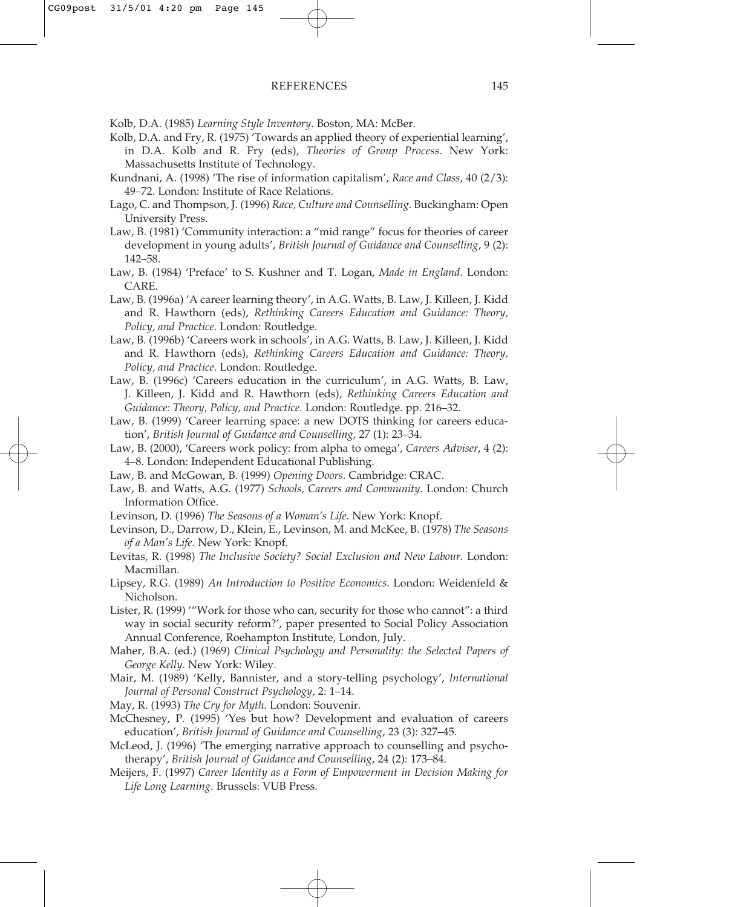Kolb, D.A. (1985) *Learning Style Inventory*. Boston, MA: McBer.

Kolb, D.A. and Fry, R. (1975) 'Towards an applied theory of experiential learning', in D.A. Kolb and R. Fry (eds), *Theories of Group Process*. New York: Massachusetts Institute of Technology.

Kundnani, A. (1998) 'The rise of information capitalism', *Race and Class*, 40 (2/3): 49–72. London: Institute of Race Relations.

Lago, C. and Thompson, J. (1996) *Race, Culture and Counselling*. Buckingham: Open University Press.

Law, B. (1981) 'Community interaction: a "mid range" focus for theories of career development in young adults', *British Journal of Guidance and Counselling*, 9 (2): 142–58.

Law, B. (1984) 'Preface' to S. Kushner and T. Logan, *Made in England*. London: CARE.

Law, B. (1996a) 'A career learning theory', in A.G. Watts, B. Law, J. Killeen, J. Kidd and R. Hawthorn (eds), *Rethinking Careers Education and Guidance: Theory, Policy, and Practice*. London: Routledge.

Law, B. (1996b) 'Careers work in schools', in A.G. Watts, B. Law, J. Killeen, J. Kidd and R. Hawthorn (eds), *Rethinking Careers Education and Guidance: Theory, Policy, and Practice*. London: Routledge.

Law, B. (1996c) 'Careers education in the curriculum', in A.G. Watts, B. Law, J. Killeen, J. Kidd and R. Hawthorn (eds), *Rethinking Careers Education and Guidance: Theory, Policy, and Practice*. London: Routledge. pp. 216–32.

Law, B. (1999) 'Career learning space: a new DOTS thinking for careers education', *British Journal of Guidance and Counselling*, 27 (1): 23–34.

Law, B. (2000), 'Careers work policy: from alpha to omega', *Careers Adviser*, 4 (2): 4–8. London: Independent Educational Publishing.

Law, B. and McGowan, B. (1999) *Opening Doors*. Cambridge: CRAC.

Law, B. and Watts, A.G. (1977) *Schools, Careers and Community*. London: Church Information Office.

Levinson, D. (1996) *The Seasons of a Woman's Life*. New York: Knopf.

Levinson, D., Darrow, D., Klein, E., Levinson, M. and McKee, B. (1978) *The Seasons of a Man's Life*. New York: Knopf.

Levitas, R. (1998) *The Inclusive Society? Social Exclusion and New Labour*. London: Macmillan.

Lipsey, R.G. (1989) *An Introduction to Positive Economics*. London: Weidenfeld & Nicholson.

Lister, R. (1999) '"Work for those who can, security for those who cannot": a third way in social security reform?', paper presented to Social Policy Association Annual Conference, Roehampton Institute, London, July.

Maher, B.A. (ed.) (1969) *Clinical Psychology and Personality: the Selected Papers of George Kelly*. New York: Wiley.

Mair, M. (1989) 'Kelly, Bannister, and a story-telling psychology', *International Journal of Personal Construct Psychology*, 2: 1–14.

May, R. (1993) *The Cry for Myth*. London: Souvenir.

McChesney, P. (1995) 'Yes but how? Development and evaluation of careers education', *British Journal of Guidance and Counselling*, 23 (3): 327–45.

McLeod, J. (1996) 'The emerging narrative approach to counselling and psychotherapy', *British Journal of Guidance and Counselling*, 24 (2): 173–84.

Meijers, F. (1997) *Career Identity as a Form of Empowerment in Decision Making for Life Long Learning*. Brussels: VUB Press.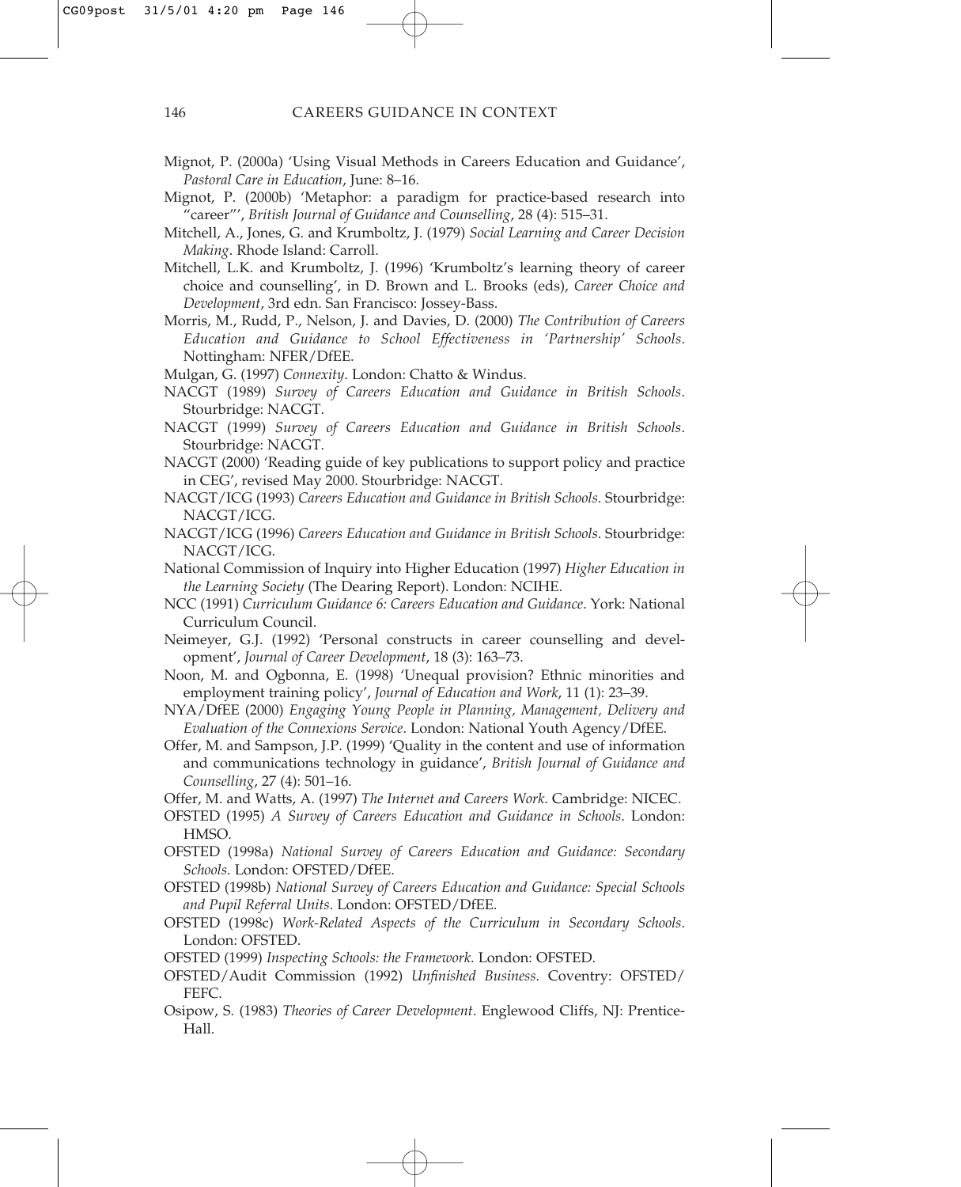Mignot, P. (2000a) 'Using Visual Methods in Careers Education and Guidance', *Pastoral Care in Education*, June: 8–16.

Mignot, P. (2000b) 'Metaphor: a paradigm for practice-based research into "career"', *British Journal of Guidance and Counselling*, 28 (4): 515–31.

Mitchell, A., Jones, G. and Krumboltz, J. (1979) *Social Learning and Career Decision Making*. Rhode Island: Carroll.

Mitchell, L.K. and Krumboltz, J. (1996) 'Krumboltz's learning theory of career choice and counselling', in D. Brown and L. Brooks (eds), *Career Choice and Development*, 3rd edn. San Francisco: Jossey-Bass.

Morris, M., Rudd, P., Nelson, J. and Davies, D. (2000) *The Contribution of Careers Education and Guidance to School Effectiveness in 'Partnership' Schools*. Nottingham: NFER/DfEE.

Mulgan, G. (1997) *Connexity*. London: Chatto & Windus.

NACGT (1989) *Survey of Careers Education and Guidance in British Schools*. Stourbridge: NACGT.

NACGT (1999) *Survey of Careers Education and Guidance in British Schools*. Stourbridge: NACGT.

NACGT (2000) 'Reading guide of key publications to support policy and practice in CEG', revised May 2000. Stourbridge: NACGT.

NACGT/ICG (1993) *Careers Education and Guidance in British Schools*. Stourbridge: NACGT/ICG.

NACGT/ICG (1996) *Careers Education and Guidance in British Schools*. Stourbridge: NACGT/ICG.

National Commission of Inquiry into Higher Education (1997) *Higher Education in the Learning Society* (The Dearing Report). London: NCIHE.

NCC (1991) *Curriculum Guidance 6: Careers Education and Guidance*. York: National Curriculum Council.

Neimeyer, G.J. (1992) 'Personal constructs in career counselling and development', *Journal of Career Development*, 18 (3): 163–73.

Noon, M. and Ogbonna, E. (1998) 'Unequal provision? Ethnic minorities and employment training policy', *Journal of Education and Work*, 11 (1): 23–39.

NYA/DfEE (2000) *Engaging Young People in Planning, Management, Delivery and Evaluation of the Connexions Service*. London: National Youth Agency/DfEE.

Offer, M. and Sampson, J.P. (1999) 'Quality in the content and use of information and communications technology in guidance', *British Journal of Guidance and Counselling*, 27 (4): 501–16.

Offer, M. and Watts, A. (1997) *The Internet and Careers Work*. Cambridge: NICEC.

OFSTED (1995) *A Survey of Careers Education and Guidance in Schools*. London: HMSO.

OFSTED (1998a) *National Survey of Careers Education and Guidance: Secondary Schools*. London: OFSTED/DfEE.

OFSTED (1998b) *National Survey of Careers Education and Guidance: Special Schools and Pupil Referral Units*. London: OFSTED/DfEE.

OFSTED (1998c) *Work-Related Aspects of the Curriculum in Secondary Schools*. London: OFSTED.

OFSTED (1999) *Inspecting Schools: the Framework*. London: OFSTED.

OFSTED/Audit Commission (1992) *Unfinished Business*. Coventry: OFSTED/FEFC.

Osipow, S. (1983) *Theories of Career Development*. Englewood Cliffs, NJ: Prentice-Hall.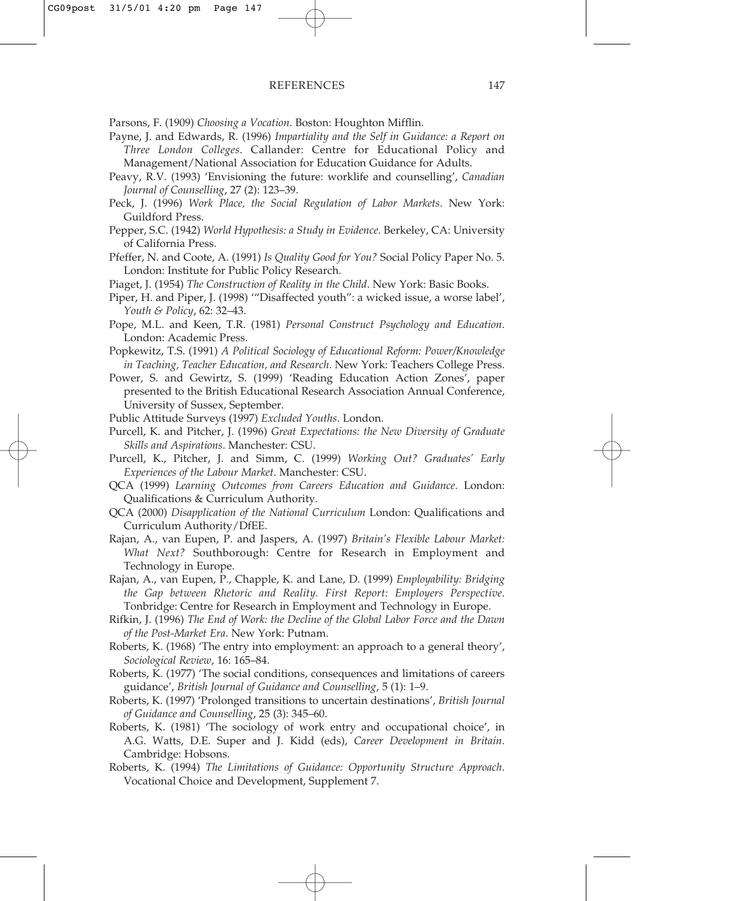Parsons, F. (1909) *Choosing a Vocation*. Boston: Houghton Mifflin.

Payne, J. and Edwards, R. (1996) *Impartiality and the Self in Guidance: a Report on Three London Colleges*. Callander: Centre for Educational Policy and Management/National Association for Education Guidance for Adults.

Peavy, R.V. (1993) 'Envisioning the future: worklife and counselling', *Canadian Journal of Counselling*, 27 (2): 123–39.

Peck, J. (1996) *Work Place, the Social Regulation of Labor Markets*. New York: Guildford Press.

Pepper, S.C. (1942) *World Hypothesis: a Study in Evidence*. Berkeley, CA: University of California Press.

Pfeffer, N. and Coote, A. (1991) *Is Quality Good for You?* Social Policy Paper No. 5. London: Institute for Public Policy Research.

Piaget, J. (1954) *The Construction of Reality in the Child*. New York: Basic Books.

Piper, H. and Piper, J. (1998) '"Disaffected youth": a wicked issue, a worse label', *Youth & Policy*, 62: 32–43.

Pope, M.L. and Keen, T.R. (1981) *Personal Construct Psychology and Education*. London: Academic Press.

Popkewitz, T.S. (1991) *A Political Sociology of Educational Reform: Power/Knowledge in Teaching, Teacher Education, and Research*. New York: Teachers College Press.

Power, S. and Gewirtz, S. (1999) 'Reading Education Action Zones', paper presented to the British Educational Research Association Annual Conference, University of Sussex, September.

Public Attitude Surveys (1997) *Excluded Youths*. London.

Purcell, K. and Pitcher, J. (1996) *Great Expectations: the New Diversity of Graduate Skills and Aspirations*. Manchester: CSU.

Purcell, K., Pitcher, J. and Simm, C. (1999) *Working Out? Graduates' Early Experiences of the Labour Market*. Manchester: CSU.

QCA (1999) *Learning Outcomes from Careers Education and Guidance*. London: Qualifications & Curriculum Authority.

QCA (2000) *Disapplication of the National Curriculum* London: Qualifications and Curriculum Authority/DfEE.

Rajan, A., van Eupen, P. and Jaspers, A. (1997) *Britain's Flexible Labour Market: What Next?* Southborough: Centre for Research in Employment and Technology in Europe.

Rajan, A., van Eupen, P., Chapple, K. and Lane, D. (1999) *Employability: Bridging the Gap between Rhetoric and Reality. First Report: Employers Perspective*. Tonbridge: Centre for Research in Employment and Technology in Europe.

Rifkin, J. (1996) *The End of Work: the Decline of the Global Labor Force and the Dawn of the Post-Market Era*. New York: Putnam.

Roberts, K. (1968) 'The entry into employment: an approach to a general theory', *Sociological Review*, 16: 165–84.

Roberts, K. (1977) 'The social conditions, consequences and limitations of careers guidance', *British Journal of Guidance and Counselling*, 5 (1): 1–9.

Roberts, K. (1997) 'Prolonged transitions to uncertain destinations', *British Journal of Guidance and Counselling*, 25 (3): 345–60.

Roberts, K. (1981) 'The sociology of work entry and occupational choice', in A.G. Watts, D.E. Super and J. Kidd (eds), *Career Development in Britain*. Cambridge: Hobsons.

Roberts, K. (1994) *The Limitations of Guidance: Opportunity Structure Approach*. Vocational Choice and Development, Supplement 7.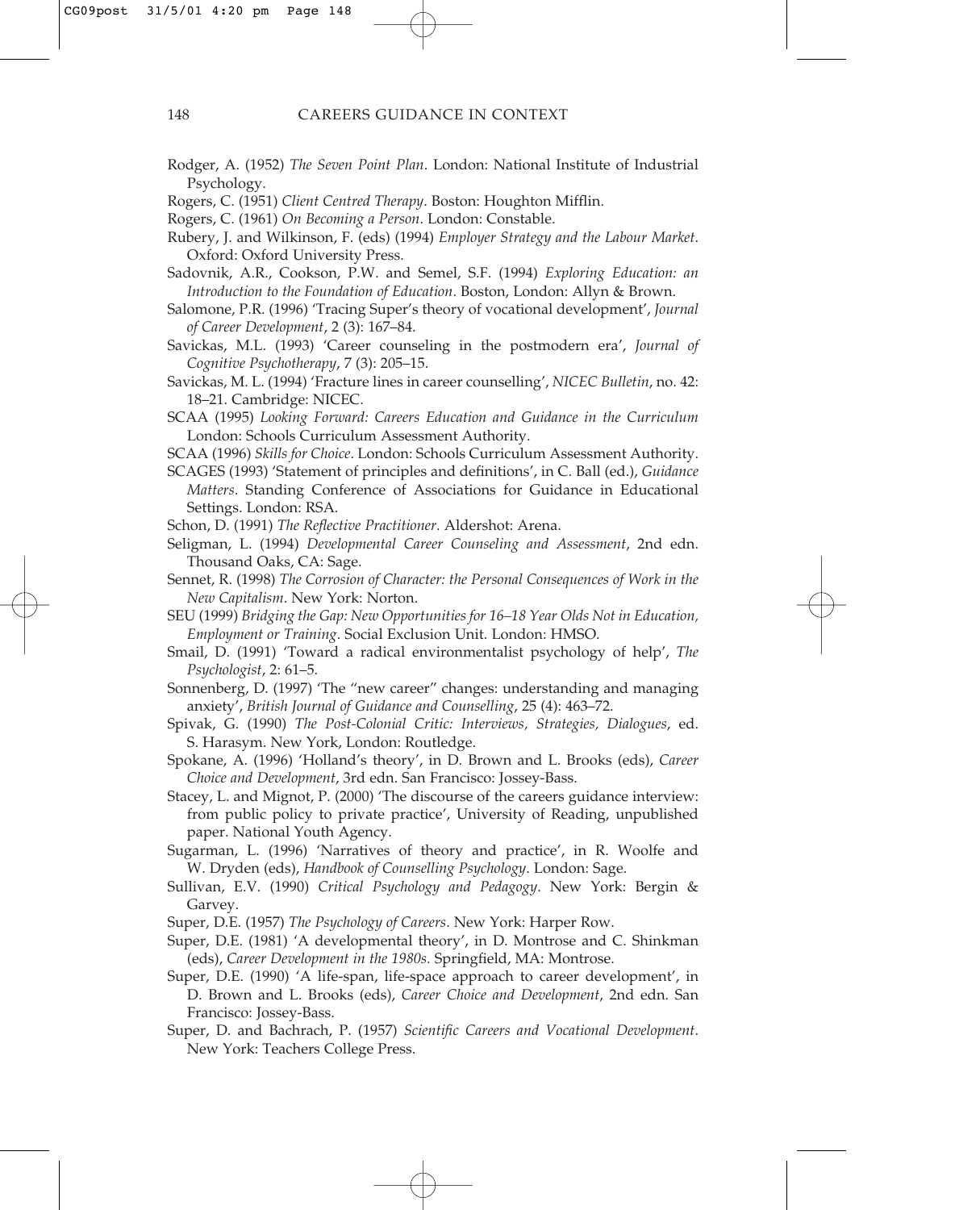Rodger, A. (1952) *The Seven Point Plan*. London: National Institute of Industrial Psychology.

Rogers, C. (1951) *Client Centred Therapy*. Boston: Houghton Mifflin.

Rogers, C. (1961) *On Becoming a Person*. London: Constable.

Rubery, J. and Wilkinson, F. (eds) (1994) *Employer Strategy and the Labour Market*. Oxford: Oxford University Press.

Sadovnik, A.R., Cookson, P.W. and Semel, S.F. (1994) *Exploring Education: an Introduction to the Foundation of Education*. Boston, London: Allyn & Brown.

Salomone, P.R. (1996) 'Tracing Super's theory of vocational development', *Journal of Career Development*, 2 (3): 167–84.

Savickas, M.L. (1993) 'Career counseling in the postmodern era', *Journal of Cognitive Psychotherapy*, 7 (3): 205–15.

Savickas, M. L. (1994) 'Fracture lines in career counselling', *NICEC Bulletin*, no. 42: 18–21. Cambridge: NICEC.

SCAA (1995) *Looking Forward: Careers Education and Guidance in the Curriculum* London: Schools Curriculum Assessment Authority.

SCAA (1996) *Skills for Choice*. London: Schools Curriculum Assessment Authority.

SCAGES (1993) 'Statement of principles and definitions', in C. Ball (ed.), *Guidance Matters*. Standing Conference of Associations for Guidance in Educational Settings. London: RSA.

Schon, D. (1991) *The Reflective Practitioner*. Aldershot: Arena.

Seligman, L. (1994) *Developmental Career Counseling and Assessment*, 2nd edn. Thousand Oaks, CA: Sage.

Sennet, R. (1998) *The Corrosion of Character: the Personal Consequences of Work in the New Capitalism*. New York: Norton.

SEU (1999) *Bridging the Gap: New Opportunities for 16–18 Year Olds Not in Education, Employment or Training*. Social Exclusion Unit. London: HMSO.

Smail, D. (1991) 'Toward a radical environmentalist psychology of help', *The Psychologist*, 2: 61–5.

Sonnenberg, D. (1997) 'The "new career" changes: understanding and managing anxiety', *British Journal of Guidance and Counselling*, 25 (4): 463–72.

Spivak, G. (1990) *The Post-Colonial Critic: Interviews, Strategies, Dialogues*, ed. S. Harasym. New York, London: Routledge.

Spokane, A. (1996) 'Holland's theory', in D. Brown and L. Brooks (eds), *Career Choice and Development*, 3rd edn. San Francisco: Jossey-Bass.

Stacey, L. and Mignot, P. (2000) 'The discourse of the careers guidance interview: from public policy to private practice', University of Reading, unpublished paper. National Youth Agency.

Sugarman, L. (1996) 'Narratives of theory and practice', in R. Woolfe and W. Dryden (eds), *Handbook of Counselling Psychology*. London: Sage.

Sullivan, E.V. (1990) *Critical Psychology and Pedagogy*. New York: Bergin & Garvey.

Super, D.E. (1957) *The Psychology of Careers*. New York: Harper Row.

Super, D.E. (1981) 'A developmental theory', in D. Montrose and C. Shinkman (eds), *Career Development in the 1980s*. Springfield, MA: Montrose.

Super, D.E. (1990) 'A life-span, life-space approach to career development', in D. Brown and L. Brooks (eds), *Career Choice and Development*, 2nd edn. San Francisco: Jossey-Bass.

Super, D. and Bachrach, P. (1957) *Scientific Careers and Vocational Development*. New York: Teachers College Press.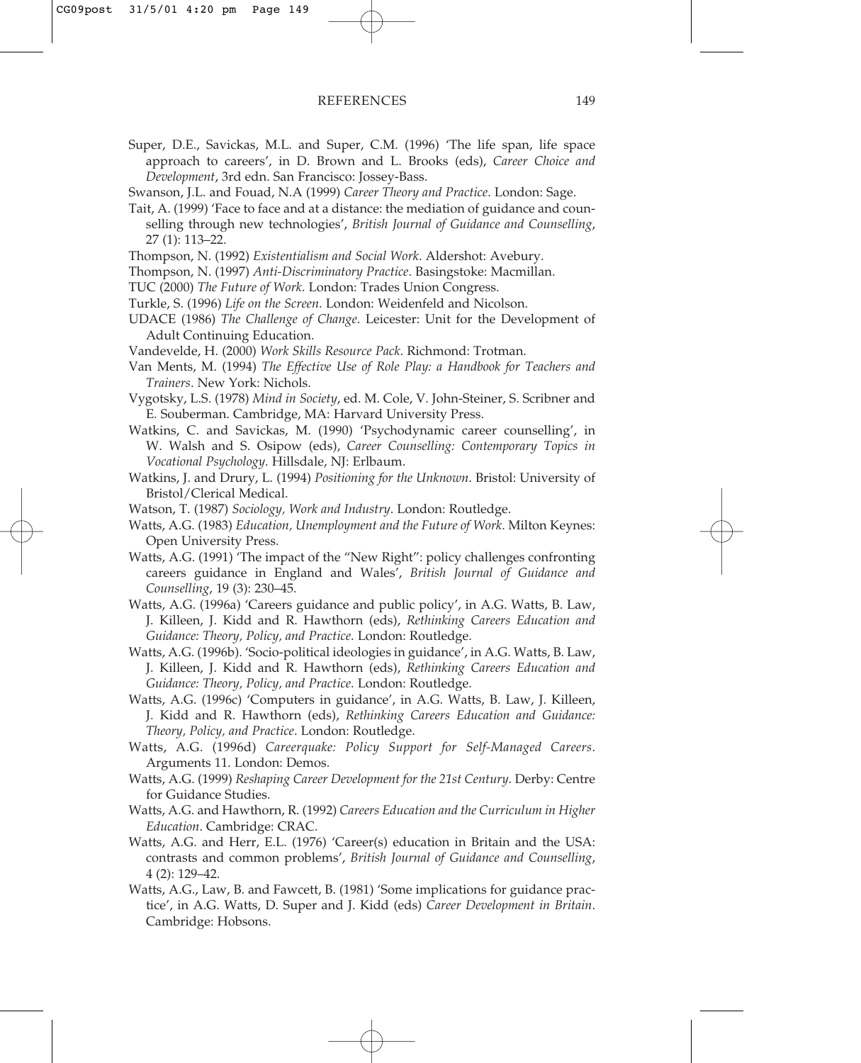Super, D.E., Savickas, M.L. and Super, C.M. (1996) 'The life span, life space approach to careers', in D. Brown and L. Brooks (eds), *Career Choice and Development*, 3rd edn. San Francisco: Jossey-Bass.

Swanson, J.L. and Fouad, N.A (1999) *Career Theory and Practice*. London: Sage.

Tait, A. (1999) 'Face to face and at a distance: the mediation of guidance and counselling through new technologies', *British Journal of Guidance and Counselling*, 27 (1): 113–22.

Thompson, N. (1992) *Existentialism and Social Work*. Aldershot: Avebury.

Thompson, N. (1997) *Anti-Discriminatory Practice*. Basingstoke: Macmillan.

TUC (2000) *The Future of Work*. London: Trades Union Congress.

Turkle, S. (1996) *Life on the Screen*. London: Weidenfeld and Nicolson.

UDACE (1986) *The Challenge of Change*. Leicester: Unit for the Development of Adult Continuing Education.

Vandevelde, H. (2000) *Work Skills Resource Pack*. Richmond: Trotman.

Van Ments, M. (1994) *The Effective Use of Role Play: a Handbook for Teachers and Trainers*. New York: Nichols.

Vygotsky, L.S. (1978) *Mind in Society*, ed. M. Cole, V. John-Steiner, S. Scribner and E. Souberman. Cambridge, MA: Harvard University Press.

Watkins, C. and Savickas, M. (1990) 'Psychodynamic career counselling', in W. Walsh and S. Osipow (eds), *Career Counselling: Contemporary Topics in Vocational Psychology*. Hillsdale, NJ: Erlbaum.

Watkins, J. and Drury, L. (1994) *Positioning for the Unknown*. Bristol: University of Bristol/Clerical Medical.

Watson, T. (1987) *Sociology, Work and Industry*. London: Routledge.

Watts, A.G. (1983) *Education, Unemployment and the Future of Work*. Milton Keynes: Open University Press.

Watts, A.G. (1991) 'The impact of the "New Right": policy challenges confronting careers guidance in England and Wales', *British Journal of Guidance and Counselling*, 19 (3): 230–45.

Watts, A.G. (1996a) 'Careers guidance and public policy', in A.G. Watts, B. Law, J. Killeen, J. Kidd and R. Hawthorn (eds), *Rethinking Careers Education and Guidance: Theory, Policy, and Practice*. London: Routledge.

Watts, A.G. (1996b). 'Socio-political ideologies in guidance', in A.G. Watts, B. Law, J. Killeen, J. Kidd and R. Hawthorn (eds), *Rethinking Careers Education and Guidance: Theory, Policy, and Practice*. London: Routledge.

Watts, A.G. (1996c) 'Computers in guidance', in A.G. Watts, B. Law, J. Killeen, J. Kidd and R. Hawthorn (eds), *Rethinking Careers Education and Guidance: Theory, Policy, and Practice*. London: Routledge.

Watts, A.G. (1996d) *Careerquake: Policy Support for Self-Managed Careers*. Arguments 11. London: Demos.

Watts, A.G. (1999) *Reshaping Career Development for the 21st Century*. Derby: Centre for Guidance Studies.

Watts, A.G. and Hawthorn, R. (1992) *Careers Education and the Curriculum in Higher Education*. Cambridge: CRAC.

Watts, A.G. and Herr, E.L. (1976) 'Career(s) education in Britain and the USA: contrasts and common problems', *British Journal of Guidance and Counselling*, 4 (2): 129–42.

Watts, A.G., Law, B. and Fawcett, B. (1981) 'Some implications for guidance practice', in A.G. Watts, D. Super and J. Kidd (eds) *Career Development in Britain*. Cambridge: Hobsons.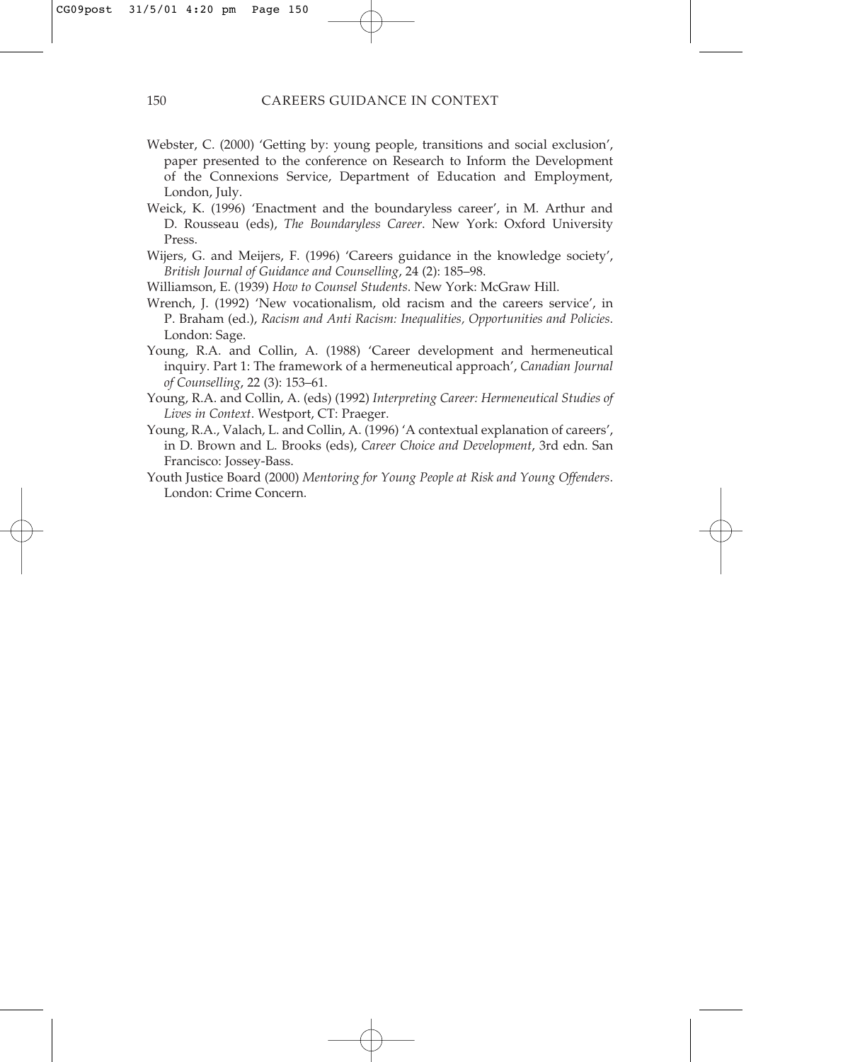Webster, C. (2000) 'Getting by: young people, transitions and social exclusion', paper presented to the conference on Research to Inform the Development of the Connexions Service, Department of Education and Employment, London, July.

Weick, K. (1996) 'Enactment and the boundaryless career', in M. Arthur and D. Rousseau (eds), *The Boundaryless Career*. New York: Oxford University Press.

Wijers, G. and Meijers, F. (1996) 'Careers guidance in the knowledge society', *British Journal of Guidance and Counselling*, 24 (2): 185–98.

Williamson, E. (1939) *How to Counsel Students*. New York: McGraw Hill.

Wrench, J. (1992) 'New vocationalism, old racism and the careers service', in P. Braham (ed.), *Racism and Anti Racism: Inequalities, Opportunities and Policies*. London: Sage.

Young, R.A. and Collin, A. (1988) 'Career development and hermeneutical inquiry. Part 1: The framework of a hermeneutical approach', *Canadian Journal of Counselling*, 22 (3): 153–61.

Young, R.A. and Collin, A. (eds) (1992) *Interpreting Career: Hermeneutical Studies of Lives in Context*. Westport, CT: Praeger.

Young, R.A., Valach, L. and Collin, A. (1996) 'A contextual explanation of careers', in D. Brown and L. Brooks (eds), *Career Choice and Development*, 3rd edn. San Francisco: Jossey-Bass.

Youth Justice Board (2000) *Mentoring for Young People at Risk and Young Offenders*. London: Crime Concern.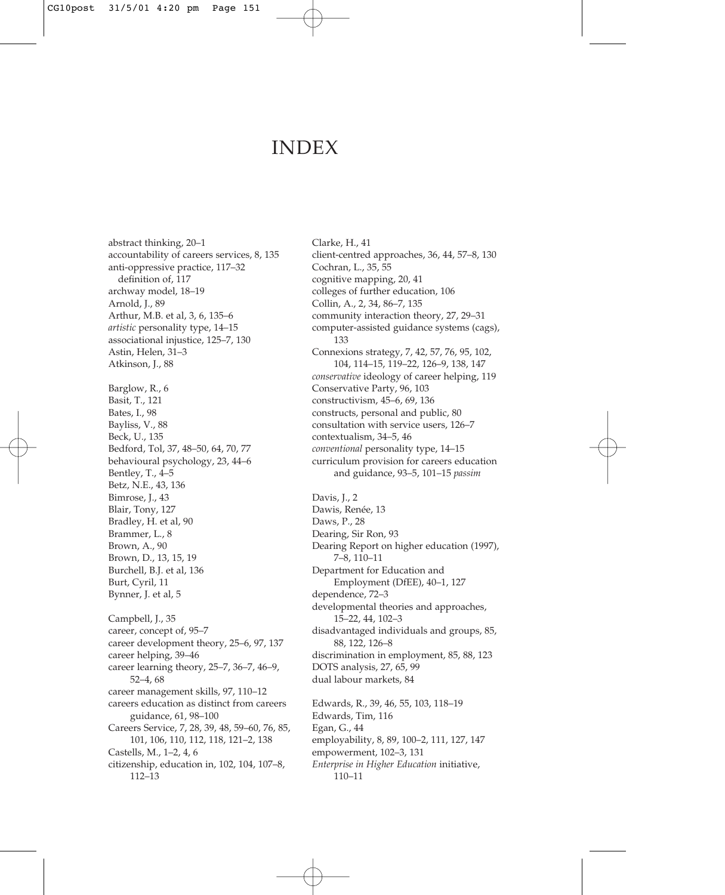# INDEX

abstract thinking, 20–1
accountability of careers services, 8, 135
anti-oppressive practice, 117–32
  definition of, 117
archway model, 18–19
Arnold, J., 89
Arthur, M.B. et al, 3, 6, 135–6
*artistic* personality type, 14–15
associational injustice, 125–7, 130
Astin, Helen, 31–3
Atkinson, J., 88

Barglow, R., 6
Basit, T., 121
Bates, I., 98
Bayliss, V., 88
Beck, U., 135
Bedford, Tol, 37, 48–50, 64, 70, 77
behavioural psychology, 23, 44–6
Bentley, T., 4–5
Betz, N.E., 43, 136
Bimrose, J., 43
Blair, Tony, 127
Bradley, H. et al, 90
Brammer, L., 8
Brown, A., 90
Brown, D., 13, 15, 19
Burchell, B.J. et al, 136
Burt, Cyril, 11
Bynner, J. et al, 5

Campbell, J., 35
career, concept of, 95–7
career development theory, 25–6, 97, 137
career helping, 39–46
career learning theory, 25–7, 36–7, 46–9, 52–4, 68
career management skills, 97, 110–12
careers education as distinct from careers guidance, 61, 98–100
Careers Service, 7, 28, 39, 48, 59–60, 76, 85, 101, 106, 110, 112, 118, 121–2, 138
Castells, M., 1–2, 4, 6
citizenship, education in, 102, 104, 107–8, 112–13

Clarke, H., 41
client-centred approaches, 36, 44, 57–8, 130
Cochran, L., 35, 55
cognitive mapping, 20, 41
colleges of further education, 106
Collin, A., 2, 34, 86–7, 135
community interaction theory, 27, 29–31
computer-assisted guidance systems (cags), 133
Connexions strategy, 7, 42, 57, 76, 95, 102, 104, 114–15, 119–22, 126–9, 138, 147
*conservative* ideology of career helping, 119
Conservative Party, 96, 103
constructivism, 45–6, 69, 136
constructs, personal and public, 80
consultation with service users, 126–7
contextualism, 34–5, 46
*conventional* personality type, 14–15
curriculum provision for careers education and guidance, 93–5, 101–15 *passim*

Davis, J., 2
Dawis, Renée, 13
Daws, P., 28
Dearing, Sir Ron, 93
Dearing Report on higher education (1997), 7–8, 110–11
Department for Education and Employment (DfEE), 40–1, 127
dependence, 72–3
developmental theories and approaches, 15–22, 44, 102–3
disadvantaged individuals and groups, 85, 88, 122, 126–8
discrimination in employment, 85, 88, 123
DOTS analysis, 27, 65, 99
dual labour markets, 84

Edwards, R., 39, 46, 55, 103, 118–19
Edwards, Tim, 116
Egan, G., 44
employability, 8, 89, 100–2, 111, 127, 147
empowerment, 102–3, 131
*Enterprise in Higher Education* initiative, 110–11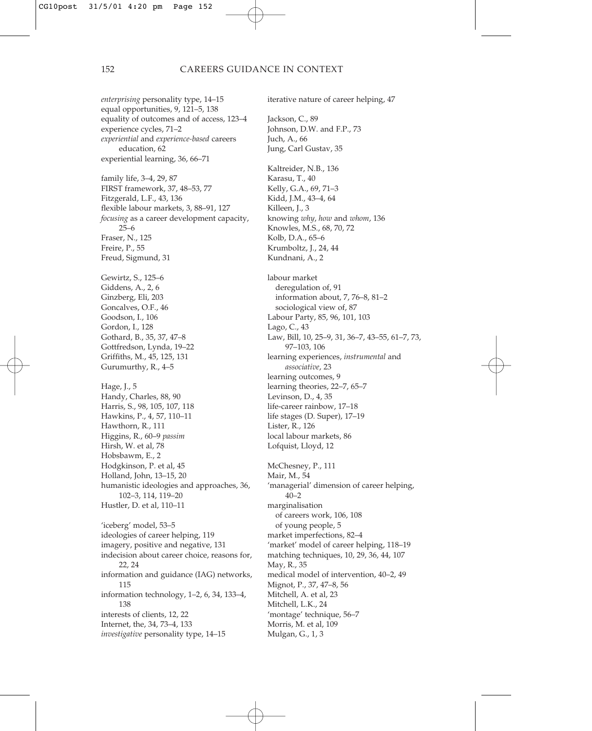*enterprising* personality type, 14–15
equal opportunities, 9, 121–5, 138
equality of outcomes and of access, 123–4
experience cycles, 71–2
*experiential* and *experience-based* careers education, 62
experiential learning, 36, 66–71

family life, 3–4, 29, 87
FIRST framework, 37, 48–53, 77
Fitzgerald, L.F., 43, 136
flexible labour markets, 3, 88–91, 127
*focusing* as a career development capacity, 25–6
Fraser, N., 125
Freire, P., 55
Freud, Sigmund, 31

Gewirtz, S., 125–6
Giddens, A., 2, 6
Ginzberg, Eli, 203
Goncalves, O.F., 46
Goodson, I., 106
Gordon, I., 128
Gothard, B., 35, 37, 47–8
Gottfredson, Lynda, 19–22
Griffiths, M., 45, 125, 131
Gurumurthy, R., 4–5

Hage, J., 5
Handy, Charles, 88, 90
Harris, S., 98, 105, 107, 118
Hawkins, P., 4, 57, 110–11
Hawthorn, R., 111
Higgins, R., 60–9 *passim*
Hirsh, W. et al, 78
Hobsbawm, E., 2
Hodgkinson, P. et al, 45
Holland, John, 13–15, 20
humanistic ideologies and approaches, 36, 102–3, 114, 119–20
Hustler, D. et al, 110–11

'iceberg' model, 53–5
ideologies of career helping, 119
imagery, positive and negative, 131
indecision about career choice, reasons for, 22, 24
information and guidance (IAG) networks, 115
information technology, 1–2, 6, 34, 133–4, 138
interests of clients, 12, 22
Internet, the, 34, 73–4, 133
*investigative* personality type, 14–15

iterative nature of career helping, 47

Jackson, C., 89
Johnson, D.W. and F.P., 73
Juch, A., 66
Jung, Carl Gustav, 35

Kaltreider, N.B., 136
Karasu, T., 40
Kelly, G.A., 69, 71–3
Kidd, J.M., 43–4, 64
Killeen, J., 3
knowing *why*, *how* and *whom*, 136
Knowles, M.S., 68, 70, 72
Kolb, D.A., 65–6
Krumboltz, J., 24, 44
Kundnani, A., 2

labour market
- deregulation of, 91
- information about, 7, 76–8, 81–2
- sociological view of, 87

Labour Party, 85, 96, 101, 103
Lago, C., 43
Law, Bill, 10, 25–9, 31, 36–7, 43–55, 61–7, 73, 97–103, 106
learning experiences, *instrumental* and *associative*, 23
learning outcomes, 9
learning theories, 22–7, 65–7
Levinson, D., 4, 35
life-career rainbow, 17–18
life stages (D. Super), 17–19
Lister, R., 126
local labour markets, 86
Lofquist, Lloyd, 12

McChesney, P., 111
Mair, M., 54
'managerial' dimension of career helping, 40–2
marginalisation
- of careers work, 106, 108
- of young people, 5

market imperfections, 82–4
'market' model of career helping, 118–19
matching techniques, 10, 29, 36, 44, 107
May, R., 35
medical model of intervention, 40–2, 49
Mignot, P., 37, 47–8, 56
Mitchell, A. et al, 23
Mitchell, L.K., 24
'montage' technique, 56–7
Morris, M. et al, 109
Mulgan, G., 1, 3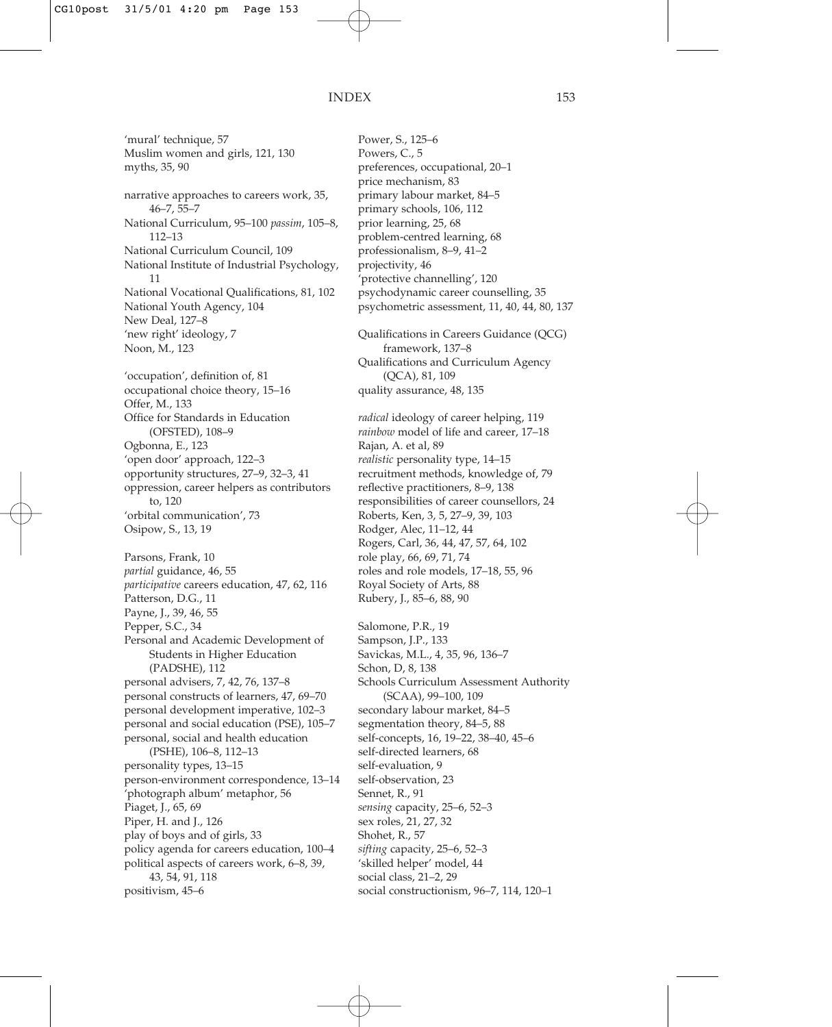'mural' technique, 57
Muslim women and girls, 121, 130
myths, 35, 90

narrative approaches to careers work, 35, 46–7, 55–7
National Curriculum, 95–100 *passim*, 105–8, 112–13
National Curriculum Council, 109
National Institute of Industrial Psychology, 11
National Vocational Qualifications, 81, 102
National Youth Agency, 104
New Deal, 127–8
'new right' ideology, 7
Noon, M., 123

'occupation', definition of, 81
occupational choice theory, 15–16
Offer, M., 133
Office for Standards in Education (OFSTED), 108–9
Ogbonna, E., 123
'open door' approach, 122–3
opportunity structures, 27–9, 32–3, 41
oppression, career helpers as contributors to, 120
'orbital communication', 73
Osipow, S., 13, 19

Parsons, Frank, 10
*partial* guidance, 46, 55
*participative* careers education, 47, 62, 116
Patterson, D.G., 11
Payne, J., 39, 46, 55
Pepper, S.C., 34
Personal and Academic Development of Students in Higher Education (PADSHE), 112
personal advisers, 7, 42, 76, 137–8
personal constructs of learners, 47, 69–70
personal development imperative, 102–3
personal and social education (PSE), 105–7
personal, social and health education (PSHE), 106–8, 112–13
personality types, 13–15
person-environment correspondence, 13–14
'photograph album' metaphor, 56
Piaget, J., 65, 69
Piper, H. and J., 126
play of boys and of girls, 33
policy agenda for careers education, 100–4
political aspects of careers work, 6–8, 39, 43, 54, 91, 118
positivism, 45–6

Power, S., 125–6
Powers, C., 5
preferences, occupational, 20–1
price mechanism, 83
primary labour market, 84–5
primary schools, 106, 112
prior learning, 25, 68
problem-centred learning, 68
professionalism, 8–9, 41–2
projectivity, 46
'protective channelling', 120
psychodynamic career counselling, 35
psychometric assessment, 11, 40, 44, 80, 137

Qualifications in Careers Guidance (QCG) framework, 137–8
Qualifications and Curriculum Agency (QCA), 81, 109
quality assurance, 48, 135

*radical* ideology of career helping, 119
*rainbow* model of life and career, 17–18
Rajan, A. et al, 89
*realistic* personality type, 14–15
recruitment methods, knowledge of, 79
reflective practitioners, 8–9, 138
responsibilities of career counsellors, 24
Roberts, Ken, 3, 5, 27–9, 39, 103
Rodger, Alec, 11–12, 44
Rogers, Carl, 36, 44, 47, 57, 64, 102
role play, 66, 69, 71, 74
roles and role models, 17–18, 55, 96
Royal Society of Arts, 88
Rubery, J., 85–6, 88, 90

Salomone, P.R., 19
Sampson, J.P., 133
Savickas, M.L., 4, 35, 96, 136–7
Schon, D, 8, 138
Schools Curriculum Assessment Authority (SCAA), 99–100, 109
secondary labour market, 84–5
segmentation theory, 84–5, 88
self-concepts, 16, 19–22, 38–40, 45–6
self-directed learners, 68
self-evaluation, 9
self-observation, 23
Sennet, R., 91
*sensing* capacity, 25–6, 52–3
sex roles, 21, 27, 32
Shohet, R., 57
*sifting* capacity, 25–6, 52–3
'skilled helper' model, 44
social class, 21–2, 29
social constructionism, 96–7, 114, 120–1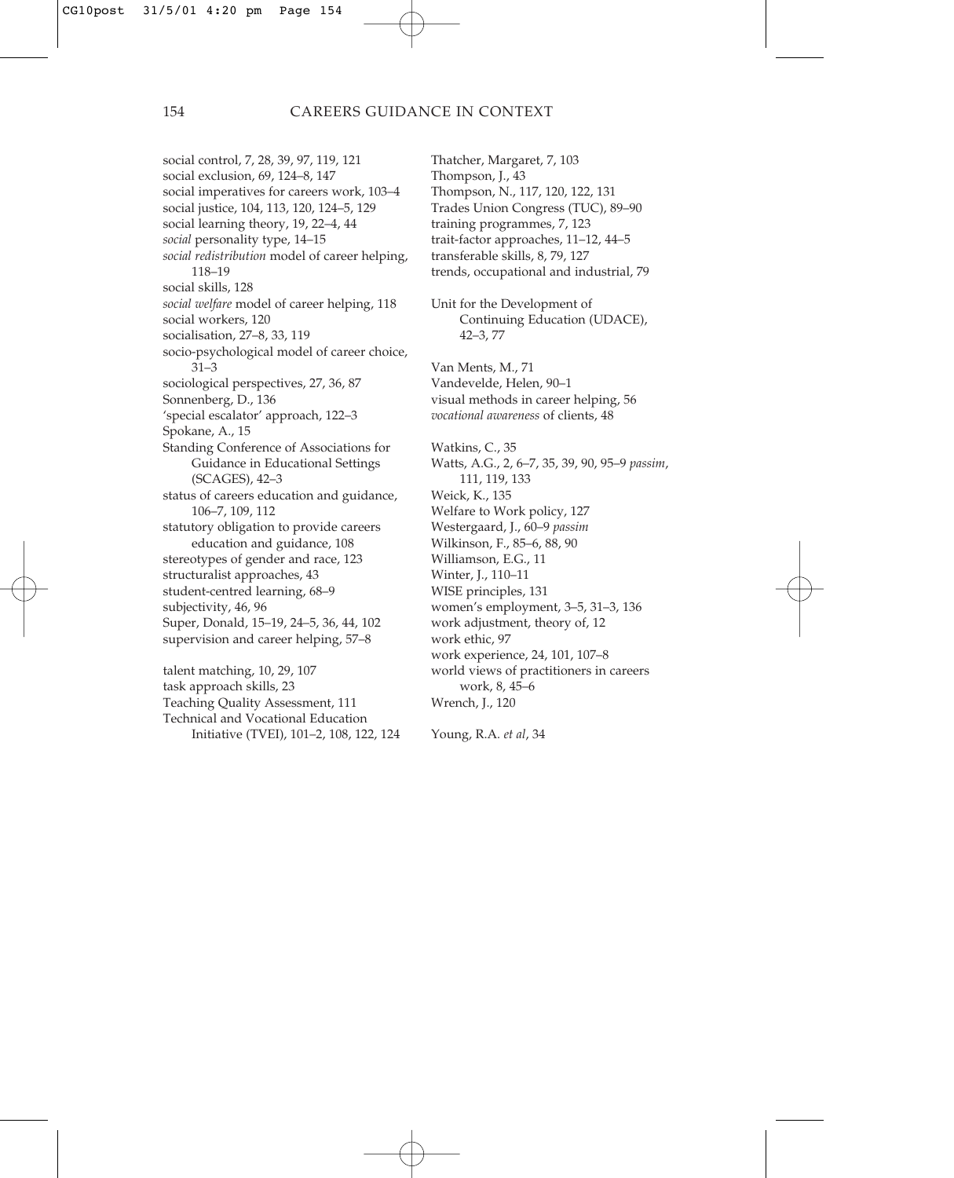social control, 7, 28, 39, 97, 119, 121
social exclusion, 69, 124–8, 147
social imperatives for careers work, 103–4
social justice, 104, 113, 120, 124–5, 129
social learning theory, 19, 22–4, 44
*social* personality type, 14–15
*social redistribution* model of career helping, 118–19
social skills, 128
*social welfare* model of career helping, 118
social workers, 120
socialisation, 27–8, 33, 119
socio-psychological model of career choice, 31–3
sociological perspectives, 27, 36, 87
Sonnenberg, D., 136
'special escalator' approach, 122–3
Spokane, A., 15
Standing Conference of Associations for Guidance in Educational Settings (SCAGES), 42–3
status of careers education and guidance, 106–7, 109, 112
statutory obligation to provide careers education and guidance, 108
stereotypes of gender and race, 123
structuralist approaches, 43
student-centred learning, 68–9
subjectivity, 46, 96
Super, Donald, 15–19, 24–5, 36, 44, 102
supervision and career helping, 57–8

talent matching, 10, 29, 107
task approach skills, 23
Teaching Quality Assessment, 111
Technical and Vocational Education Initiative (TVEI), 101–2, 108, 122, 124
Thatcher, Margaret, 7, 103
Thompson, J., 43
Thompson, N., 117, 120, 122, 131
Trades Union Congress (TUC), 89–90
training programmes, 7, 123
trait-factor approaches, 11–12, 44–5
transferable skills, 8, 79, 127
trends, occupational and industrial, 79

Unit for the Development of Continuing Education (UDACE), 42–3, 77

Van Ments, M., 71
Vandevelde, Helen, 90–1
visual methods in career helping, 56
*vocational awareness* of clients, 48

Watkins, C., 35
Watts, A.G., 2, 6–7, 35, 39, 90, 95–9 *passim*, 111, 119, 133
Weick, K., 135
Welfare to Work policy, 127
Westergaard, J., 60–9 *passim*
Wilkinson, F., 85–6, 88, 90
Williamson, E.G., 11
Winter, J., 110–11
WISE principles, 131
women's employment, 3–5, 31–3, 136
work adjustment, theory of, 12
work ethic, 97
work experience, 24, 101, 107–8
world views of practitioners in careers work, 8, 45–6
Wrench, J., 120

Young, R.A. *et al*, 34